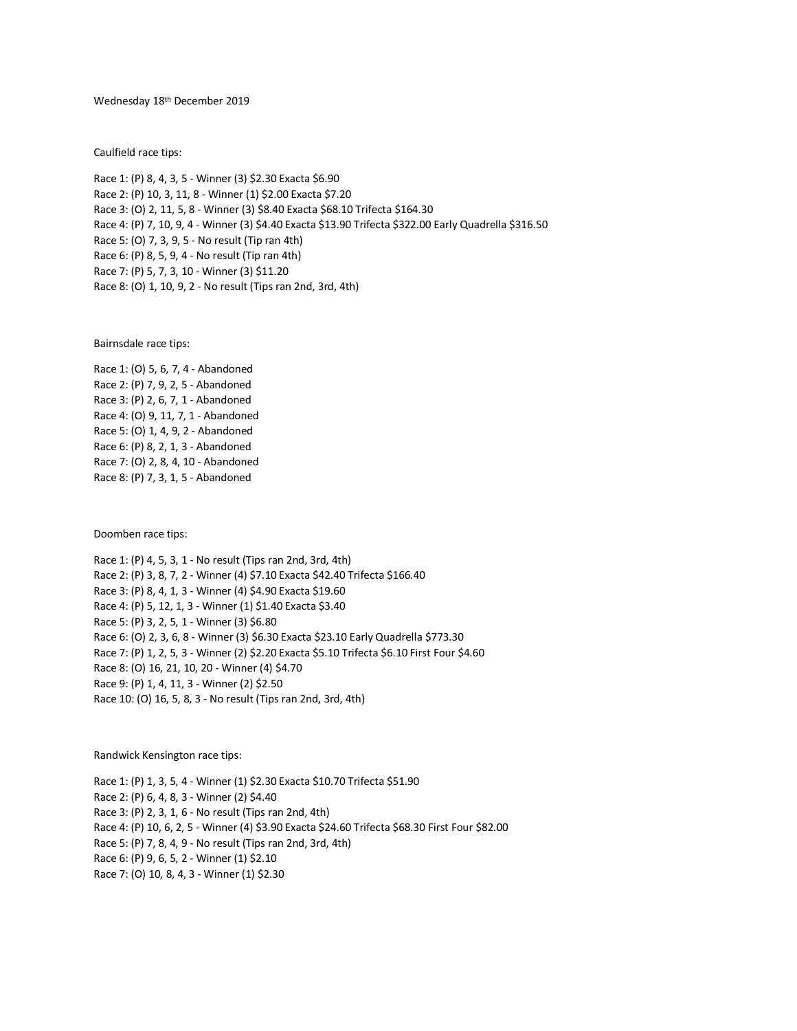Wednesday 18th December 2019

Caulfield race tips:

Race 1: (P) 8, 4, 3, 5 - Winner (3) $2.30 Exacta $6.90
Race 2: (P) 10, 3, 11, 8 - Winner (1) $2.00 Exacta $7.20
Race 3: (O) 2, 11, 5, 8 - Winner (3) $8.40 Exacta $68.10 Trifecta $164.30
Race 4: (P) 7, 10, 9, 4 - Winner (3) $4.40 Exacta $13.90 Trifecta $322.00 Early Quadrella $316.50
Race 5: (O) 7, 3, 9, 5 - No result (Tip ran 4th)
Race 6: (P) 8, 5, 9, 4 - No result (Tip ran 4th)
Race 7: (P) 5, 7, 3, 10 - Winner (3) $11.20
Race 8: (O) 1, 10, 9, 2 - No result (Tips ran 2nd, 3rd, 4th)

Bairnsdale race tips:

Race 1: (O) 5, 6, 7, 4 - Abandoned
Race 2: (P) 7, 9, 2, 5 - Abandoned
Race 3: (P) 2, 6, 7, 1 - Abandoned
Race 4: (O) 9, 11, 7, 1 - Abandoned
Race 5: (O) 1, 4, 9, 2 - Abandoned
Race 6: (P) 8, 2, 1, 3 - Abandoned
Race 7: (O) 2, 8, 4, 10 - Abandoned
Race 8: (P) 7, 3, 1, 5 - Abandoned

Doomben race tips:

Race 1: (P) 4, 5, 3, 1 - No result (Tips ran 2nd, 3rd, 4th)
Race 2: (P) 3, 8, 7, 2 - Winner (4) $7.10 Exacta $42.40 Trifecta $166.40
Race 3: (P) 8, 4, 1, 3 - Winner (4) $4.90 Exacta $19.60
Race 4: (P) 5, 12, 1, 3 - Winner (1) $1.40 Exacta $3.40
Race 5: (P) 3, 2, 5, 1 - Winner (3) $6.80
Race 6: (O) 2, 3, 6, 8 - Winner (3) $6.30 Exacta $23.10 Early Quadrella $773.30
Race 7: (P) 1, 2, 5, 3 - Winner (2) $2.20 Exacta $5.10 Trifecta $6.10 First Four $4.60
Race 8: (O) 16, 21, 10, 20 - Winner (4) $4.70
Race 9: (P) 1, 4, 11, 3 - Winner (2) $2.50
Race 10: (O) 16, 5, 8, 3 - No result (Tips ran 2nd, 3rd, 4th)

Randwick Kensington race tips:

Race 1: (P) 1, 3, 5, 4 - Winner (1) $2.30 Exacta $10.70 Trifecta $51.90
Race 2: (P) 6, 4, 8, 3 - Winner (2) $4.40
Race 3: (P) 2, 3, 1, 6 - No result (Tips ran 2nd, 4th)
Race 4: (P) 10, 6, 2, 5 - Winner (4) $3.90 Exacta $24.60 Trifecta $68.30 First Four $82.00
Race 5: (P) 7, 8, 4, 9 - No result (Tips ran 2nd, 3rd, 4th)
Race 6: (P) 9, 6, 5, 2 - Winner (1) $2.10
Race 7: (O) 10, 8, 4, 3 - Winner (1) $2.30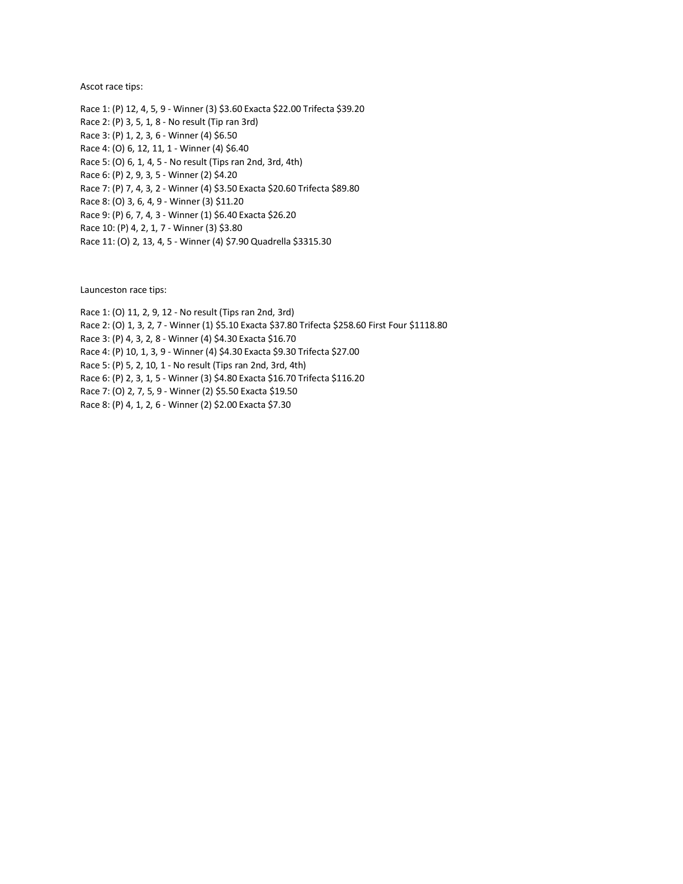Ascot race tips:

Race 1: (P) 12, 4, 5, 9 - Winner (3) $3.60 Exacta $22.00 Trifecta $39.20
Race 2: (P) 3, 5, 1, 8 - No result (Tip ran 3rd)
Race 3: (P) 1, 2, 3, 6 - Winner (4) $6.50
Race 4: (O) 6, 12, 11, 1 - Winner (4) $6.40
Race 5: (O) 6, 1, 4, 5 - No result (Tips ran 2nd, 3rd, 4th)
Race 6: (P) 2, 9, 3, 5 - Winner (2) $4.20
Race 7: (P) 7, 4, 3, 2 - Winner (4) $3.50 Exacta $20.60 Trifecta $89.80
Race 8: (O) 3, 6, 4, 9 - Winner (3) $11.20
Race 9: (P) 6, 7, 4, 3 - Winner (1) $6.40 Exacta $26.20
Race 10: (P) 4, 2, 1, 7 - Winner (3) $3.80
Race 11: (O) 2, 13, 4, 5 - Winner (4) $7.90 Quadrella $3315.30

Launceston race tips:

Race 1: (O) 11, 2, 9, 12 - No result (Tips ran 2nd, 3rd)
Race 2: (O) 1, 3, 2, 7 - Winner (1) $5.10 Exacta $37.80 Trifecta $258.60 First Four $1118.80
Race 3: (P) 4, 3, 2, 8 - Winner (4) $4.30 Exacta $16.70
Race 4: (P) 10, 1, 3, 9 - Winner (4) $4.30 Exacta $9.30 Trifecta $27.00
Race 5: (P) 5, 2, 10, 1 - No result (Tips ran 2nd, 3rd, 4th)
Race 6: (P) 2, 3, 1, 5 - Winner (3) $4.80 Exacta $16.70 Trifecta $116.20
Race 7: (O) 2, 7, 5, 9 - Winner (2) $5.50 Exacta $19.50
Race 8: (P) 4, 1, 2, 6 - Winner (2) $2.00 Exacta $7.30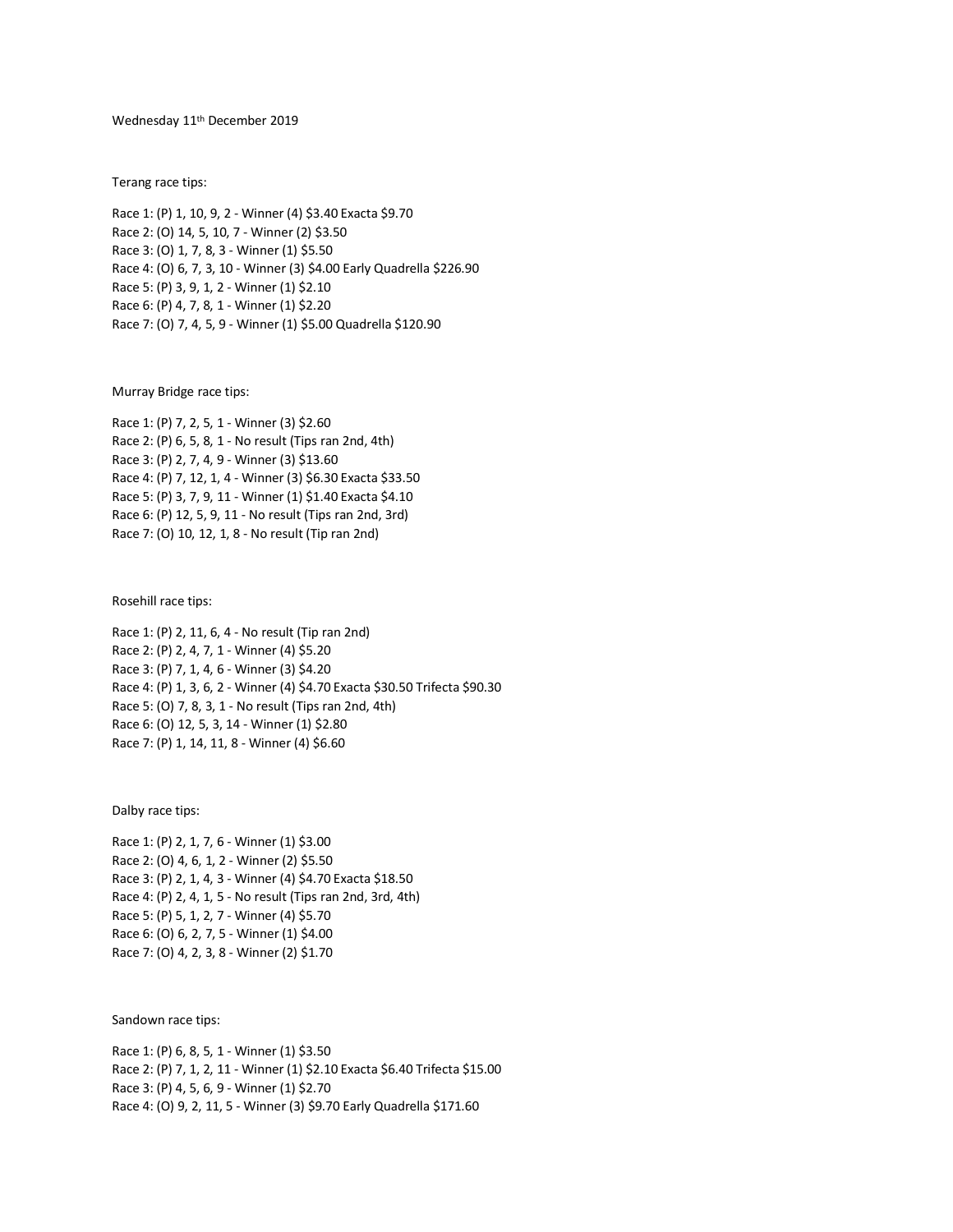Wednesday 11th December 2019

Terang race tips:

Race 1: (P) 1, 10, 9, 2 - Winner (4) $3.40 Exacta $9.70
Race 2: (O) 14, 5, 10, 7 - Winner (2) $3.50
Race 3: (O) 1, 7, 8, 3 - Winner (1) $5.50
Race 4: (O) 6, 7, 3, 10 - Winner (3) $4.00 Early Quadrella $226.90
Race 5: (P) 3, 9, 1, 2 - Winner (1) $2.10
Race 6: (P) 4, 7, 8, 1 - Winner (1) $2.20
Race 7: (O) 7, 4, 5, 9 - Winner (1) $5.00 Quadrella $120.90

Murray Bridge race tips:

Race 1: (P) 7, 2, 5, 1 - Winner (3) $2.60
Race 2: (P) 6, 5, 8, 1 - No result (Tips ran 2nd, 4th)
Race 3: (P) 2, 7, 4, 9 - Winner (3) $13.60
Race 4: (P) 7, 12, 1, 4 - Winner (3) $6.30 Exacta $33.50
Race 5: (P) 3, 7, 9, 11 - Winner (1) $1.40 Exacta $4.10
Race 6: (P) 12, 5, 9, 11 - No result (Tips ran 2nd, 3rd)
Race 7: (O) 10, 12, 1, 8 - No result (Tip ran 2nd)

Rosehill race tips:

Race 1: (P) 2, 11, 6, 4 - No result (Tip ran 2nd)
Race 2: (P) 2, 4, 7, 1 - Winner (4) $5.20
Race 3: (P) 7, 1, 4, 6 - Winner (3) $4.20
Race 4: (P) 1, 3, 6, 2 - Winner (4) $4.70 Exacta $30.50 Trifecta $90.30
Race 5: (O) 7, 8, 3, 1 - No result (Tips ran 2nd, 4th)
Race 6: (O) 12, 5, 3, 14 - Winner (1) $2.80
Race 7: (P) 1, 14, 11, 8 - Winner (4) $6.60

Dalby race tips:

Race 1: (P) 2, 1, 7, 6 - Winner (1) $3.00
Race 2: (O) 4, 6, 1, 2 - Winner (2) $5.50
Race 3: (P) 2, 1, 4, 3 - Winner (4) $4.70 Exacta $18.50
Race 4: (P) 2, 4, 1, 5 - No result (Tips ran 2nd, 3rd, 4th)
Race 5: (P) 5, 1, 2, 7 - Winner (4) $5.70
Race 6: (O) 6, 2, 7, 5 - Winner (1) $4.00
Race 7: (O) 4, 2, 3, 8 - Winner (2) $1.70

Sandown race tips:

Race 1: (P) 6, 8, 5, 1 - Winner (1) $3.50
Race 2: (P) 7, 1, 2, 11 - Winner (1) $2.10 Exacta $6.40 Trifecta $15.00
Race 3: (P) 4, 5, 6, 9 - Winner (1) $2.70
Race 4: (O) 9, 2, 11, 5 - Winner (3) $9.70 Early Quadrella $171.60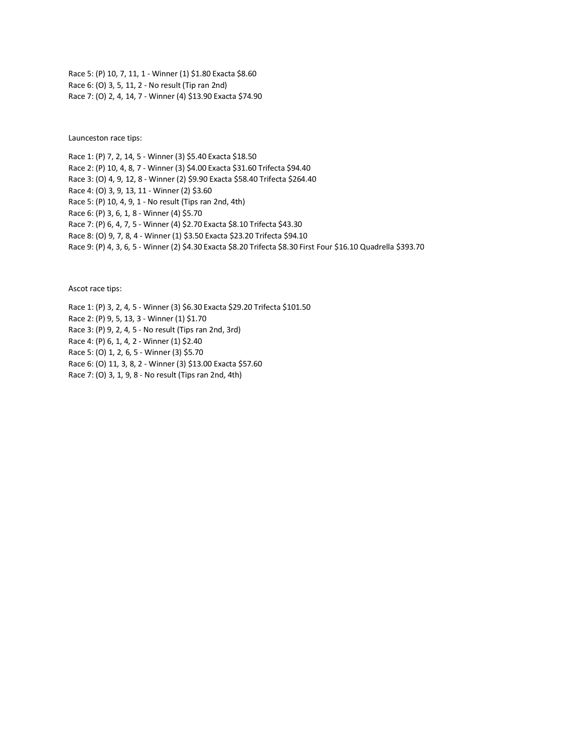Race 5: (P) 10, 7, 11, 1 - Winner (1) $1.80 Exacta $8.60
Race 6: (O) 3, 5, 11, 2 - No result (Tip ran 2nd)
Race 7: (O) 2, 4, 14, 7 - Winner (4) $13.90 Exacta $74.90

Launceston race tips:

Race 1: (P) 7, 2, 14, 5 - Winner (3) $5.40 Exacta $18.50
Race 2: (P) 10, 4, 8, 7 - Winner (3) $4.00 Exacta $31.60 Trifecta $94.40
Race 3: (O) 4, 9, 12, 8 - Winner (2) $9.90 Exacta $58.40 Trifecta $264.40
Race 4: (O) 3, 9, 13, 11 - Winner (2) $3.60
Race 5: (P) 10, 4, 9, 1 - No result (Tips ran 2nd, 4th)
Race 6: (P) 3, 6, 1, 8 - Winner (4) $5.70
Race 7: (P) 6, 4, 7, 5 - Winner (4) $2.70 Exacta $8.10 Trifecta $43.30
Race 8: (O) 9, 7, 8, 4 - Winner (1) $3.50 Exacta $23.20 Trifecta $94.10
Race 9: (P) 4, 3, 6, 5 - Winner (2) $4.30 Exacta $8.20 Trifecta $8.30 First Four $16.10 Quadrella $393.70

Ascot race tips:

Race 1: (P) 3, 2, 4, 5 - Winner (3) $6.30 Exacta $29.20 Trifecta $101.50
Race 2: (P) 9, 5, 13, 3 - Winner (1) $1.70
Race 3: (P) 9, 2, 4, 5 - No result (Tips ran 2nd, 3rd)
Race 4: (P) 6, 1, 4, 2 - Winner (1) $2.40
Race 5: (O) 1, 2, 6, 5 - Winner (3) $5.70
Race 6: (O) 11, 3, 8, 2 - Winner (3) $13.00 Exacta $57.60
Race 7: (O) 3, 1, 9, 8 - No result (Tips ran 2nd, 4th)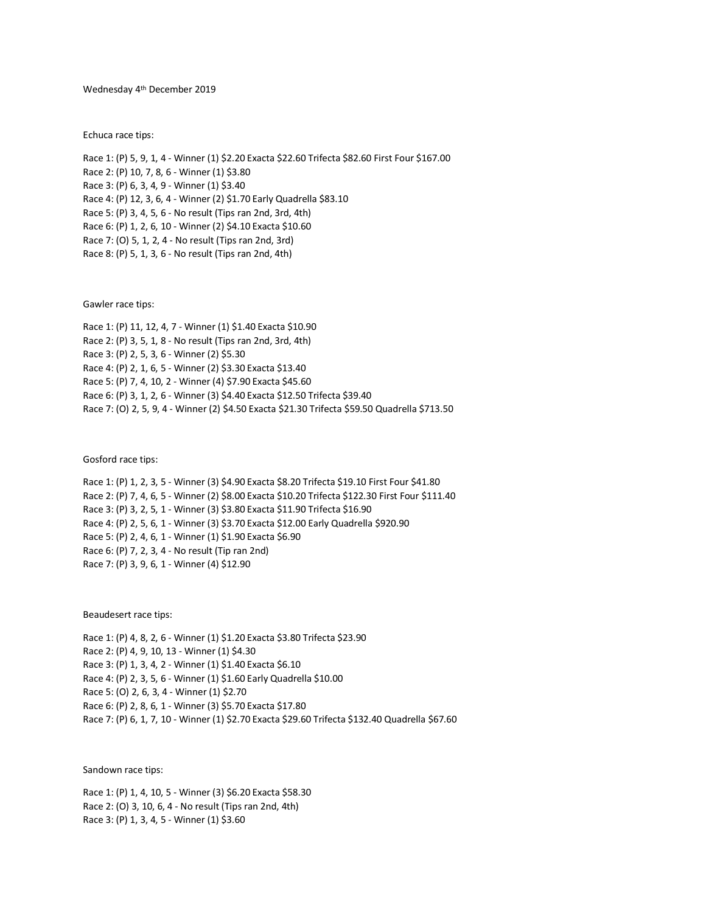Wednesday 4th December 2019

Echuca race tips:

Race 1: (P) 5, 9, 1, 4 - Winner (1) $2.20 Exacta $22.60 Trifecta $82.60 First Four $167.00
Race 2: (P) 10, 7, 8, 6 - Winner (1) $3.80
Race 3: (P) 6, 3, 4, 9 - Winner (1) $3.40
Race 4: (P) 12, 3, 6, 4 - Winner (2) $1.70 Early Quadrella $83.10
Race 5: (P) 3, 4, 5, 6 - No result (Tips ran 2nd, 3rd, 4th)
Race 6: (P) 1, 2, 6, 10 - Winner (2) $4.10 Exacta $10.60
Race 7: (O) 5, 1, 2, 4 - No result (Tips ran 2nd, 3rd)
Race 8: (P) 5, 1, 3, 6 - No result (Tips ran 2nd, 4th)

Gawler race tips:

Race 1: (P) 11, 12, 4, 7 - Winner (1) $1.40 Exacta $10.90
Race 2: (P) 3, 5, 1, 8 - No result (Tips ran 2nd, 3rd, 4th)
Race 3: (P) 2, 5, 3, 6 - Winner (2) $5.30
Race 4: (P) 2, 1, 6, 5 - Winner (2) $3.30 Exacta $13.40
Race 5: (P) 7, 4, 10, 2 - Winner (4) $7.90 Exacta $45.60
Race 6: (P) 3, 1, 2, 6 - Winner (3) $4.40 Exacta $12.50 Trifecta $39.40
Race 7: (O) 2, 5, 9, 4 - Winner (2) $4.50 Exacta $21.30 Trifecta $59.50 Quadrella $713.50

Gosford race tips:

Race 1: (P) 1, 2, 3, 5 - Winner (3) $4.90 Exacta $8.20 Trifecta $19.10 First Four $41.80
Race 2: (P) 7, 4, 6, 5 - Winner (2) $8.00 Exacta $10.20 Trifecta $122.30 First Four $111.40
Race 3: (P) 3, 2, 5, 1 - Winner (3) $3.80 Exacta $11.90 Trifecta $16.90
Race 4: (P) 2, 5, 6, 1 - Winner (3) $3.70 Exacta $12.00 Early Quadrella $920.90
Race 5: (P) 2, 4, 6, 1 - Winner (1) $1.90 Exacta $6.90
Race 6: (P) 7, 2, 3, 4 - No result (Tip ran 2nd)
Race 7: (P) 3, 9, 6, 1 - Winner (4) $12.90

Beaudesert race tips:

Race 1: (P) 4, 8, 2, 6 - Winner (1) $1.20 Exacta $3.80 Trifecta $23.90
Race 2: (P) 4, 9, 10, 13 - Winner (1) $4.30
Race 3: (P) 1, 3, 4, 2 - Winner (1) $1.40 Exacta $6.10
Race 4: (P) 2, 3, 5, 6 - Winner (1) $1.60 Early Quadrella $10.00
Race 5: (O) 2, 6, 3, 4 - Winner (1) $2.70
Race 6: (P) 2, 8, 6, 1 - Winner (3) $5.70 Exacta $17.80
Race 7: (P) 6, 1, 7, 10 - Winner (1) $2.70 Exacta $29.60 Trifecta $132.40 Quadrella $67.60

Sandown race tips:

Race 1: (P) 1, 4, 10, 5 - Winner (3) $6.20 Exacta $58.30
Race 2: (O) 3, 10, 6, 4 - No result (Tips ran 2nd, 4th)
Race 3: (P) 1, 3, 4, 5 - Winner (1) $3.60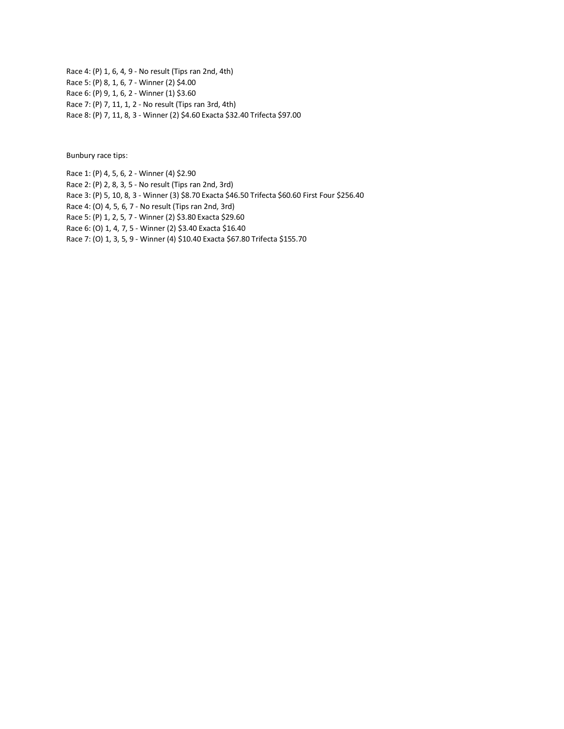Race 4: (P) 1, 6, 4, 9 - No result (Tips ran 2nd, 4th)
Race 5: (P) 8, 1, 6, 7 - Winner (2) $4.00
Race 6: (P) 9, 1, 6, 2 - Winner (1) $3.60
Race 7: (P) 7, 11, 1, 2 - No result (Tips ran 3rd, 4th)
Race 8: (P) 7, 11, 8, 3 - Winner (2) $4.60 Exacta $32.40 Trifecta $97.00

Bunbury race tips:

Race 1: (P) 4, 5, 6, 2 - Winner (4) $2.90
Race 2: (P) 2, 8, 3, 5 - No result (Tips ran 2nd, 3rd)
Race 3: (P) 5, 10, 8, 3 - Winner (3) $8.70 Exacta $46.50 Trifecta $60.60 First Four $256.40
Race 4: (O) 4, 5, 6, 7 - No result (Tips ran 2nd, 3rd)
Race 5: (P) 1, 2, 5, 7 - Winner (2) $3.80 Exacta $29.60
Race 6: (O) 1, 4, 7, 5 - Winner (2) $3.40 Exacta $16.40
Race 7: (O) 1, 3, 5, 9 - Winner (4) $10.40 Exacta $67.80 Trifecta $155.70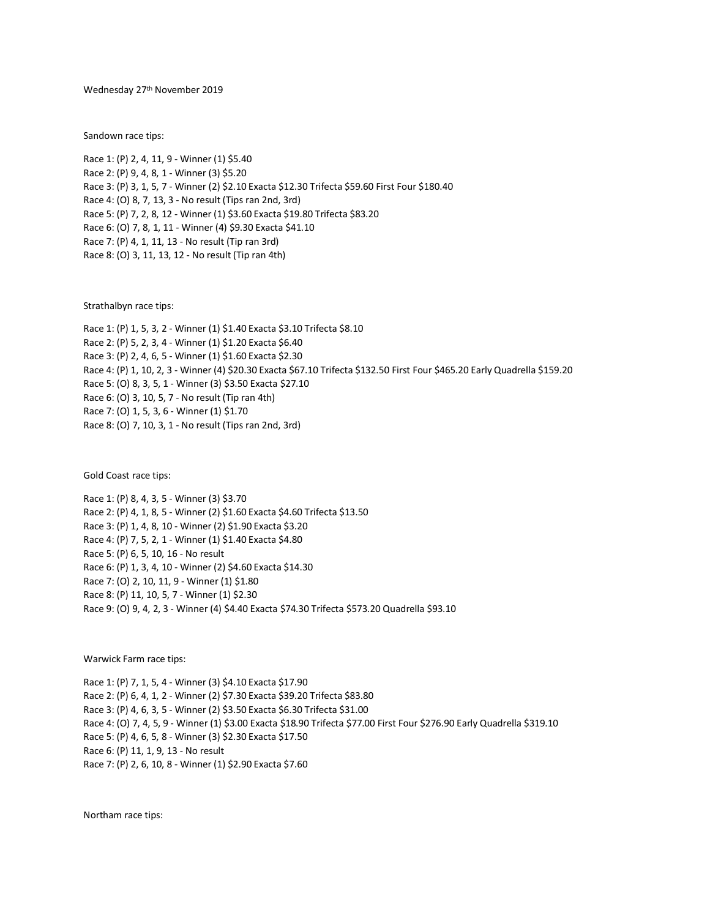Wednesday 27th November 2019

Sandown race tips:

Race 1: (P) 2, 4, 11, 9 - Winner (1) $5.40
Race 2: (P) 9, 4, 8, 1 - Winner (3) $5.20
Race 3: (P) 3, 1, 5, 7 - Winner (2) $2.10 Exacta $12.30 Trifecta $59.60 First Four $180.40
Race 4: (O) 8, 7, 13, 3 - No result (Tips ran 2nd, 3rd)
Race 5: (P) 7, 2, 8, 12 - Winner (1) $3.60 Exacta $19.80 Trifecta $83.20
Race 6: (O) 7, 8, 1, 11 - Winner (4) $9.30 Exacta $41.10
Race 7: (P) 4, 1, 11, 13 - No result (Tip ran 3rd)
Race 8: (O) 3, 11, 13, 12 - No result (Tip ran 4th)

Strathalbyn race tips:

Race 1: (P) 1, 5, 3, 2 - Winner (1) $1.40 Exacta $3.10 Trifecta $8.10
Race 2: (P) 5, 2, 3, 4 - Winner (1) $1.20 Exacta $6.40
Race 3: (P) 2, 4, 6, 5 - Winner (1) $1.60 Exacta $2.30
Race 4: (P) 1, 10, 2, 3 - Winner (4) $20.30 Exacta $67.10 Trifecta $132.50 First Four $465.20 Early Quadrella $159.20
Race 5: (O) 8, 3, 5, 1 - Winner (3) $3.50 Exacta $27.10
Race 6: (O) 3, 10, 5, 7 - No result (Tip ran 4th)
Race 7: (O) 1, 5, 3, 6 - Winner (1) $1.70
Race 8: (O) 7, 10, 3, 1 - No result (Tips ran 2nd, 3rd)

Gold Coast race tips:

Race 1: (P) 8, 4, 3, 5 - Winner (3) $3.70
Race 2: (P) 4, 1, 8, 5 - Winner (2) $1.60 Exacta $4.60 Trifecta $13.50
Race 3: (P) 1, 4, 8, 10 - Winner (2) $1.90 Exacta $3.20
Race 4: (P) 7, 5, 2, 1 - Winner (1) $1.40 Exacta $4.80
Race 5: (P) 6, 5, 10, 16 - No result
Race 6: (P) 1, 3, 4, 10 - Winner (2) $4.60 Exacta $14.30
Race 7: (O) 2, 10, 11, 9 - Winner (1) $1.80
Race 8: (P) 11, 10, 5, 7 - Winner (1) $2.30
Race 9: (O) 9, 4, 2, 3 - Winner (4) $4.40 Exacta $74.30 Trifecta $573.20 Quadrella $93.10

Warwick Farm race tips:

Race 1: (P) 7, 1, 5, 4 - Winner (3) $4.10 Exacta $17.90
Race 2: (P) 6, 4, 1, 2 - Winner (2) $7.30 Exacta $39.20 Trifecta $83.80
Race 3: (P) 4, 6, 3, 5 - Winner (2) $3.50 Exacta $6.30 Trifecta $31.00
Race 4: (O) 7, 4, 5, 9 - Winner (1) $3.00 Exacta $18.90 Trifecta $77.00 First Four $276.90 Early Quadrella $319.10
Race 5: (P) 4, 6, 5, 8 - Winner (3) $2.30 Exacta $17.50
Race 6: (P) 11, 1, 9, 13 - No result
Race 7: (P) 2, 6, 10, 8 - Winner (1) $2.90 Exacta $7.60

Northam race tips: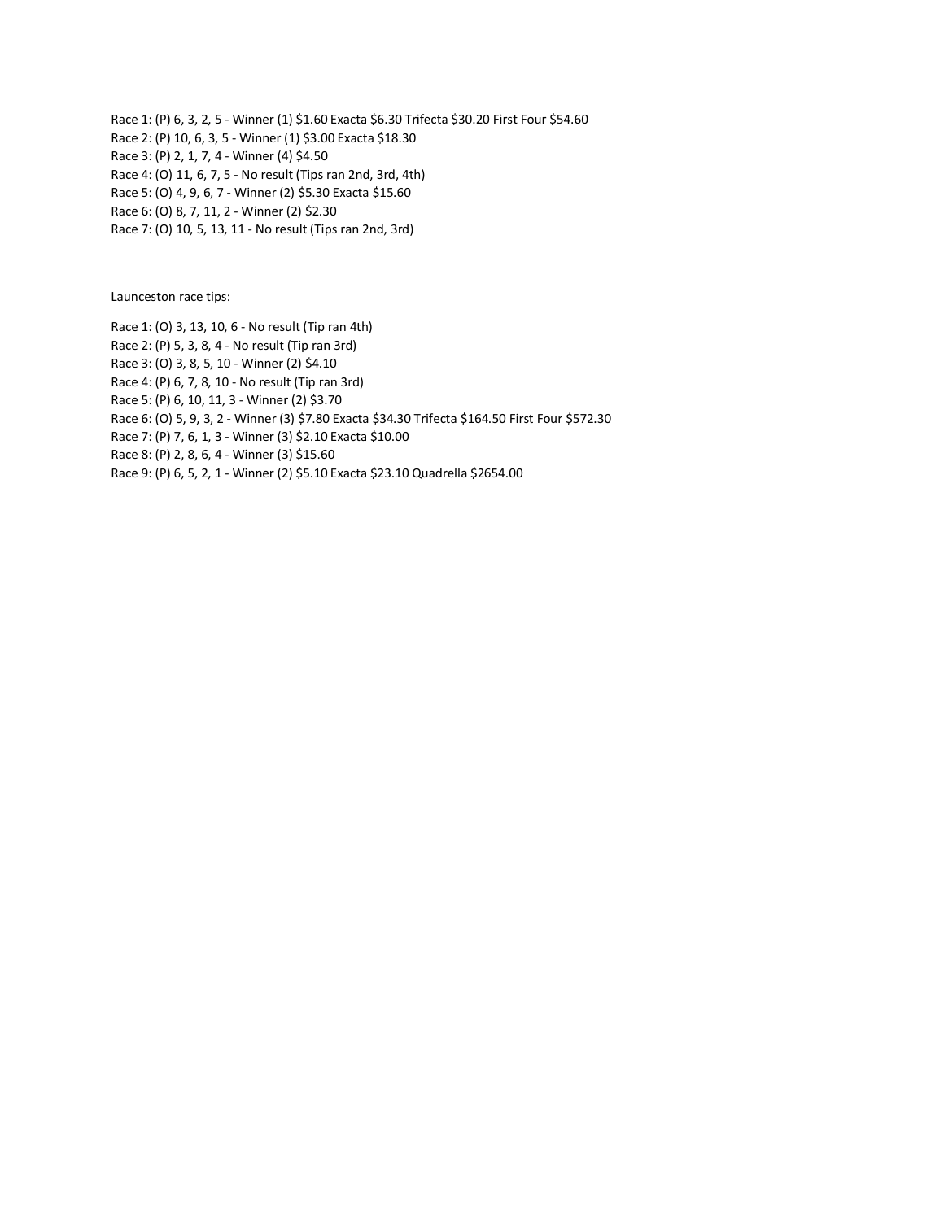Race 1: (P) 6, 3, 2, 5 - Winner (1) $1.60 Exacta $6.30 Trifecta $30.20 First Four $54.60
Race 2: (P) 10, 6, 3, 5 - Winner (1) $3.00 Exacta $18.30
Race 3: (P) 2, 1, 7, 4 - Winner (4) $4.50
Race 4: (O) 11, 6, 7, 5 - No result (Tips ran 2nd, 3rd, 4th)
Race 5: (O) 4, 9, 6, 7 - Winner (2) $5.30 Exacta $15.60
Race 6: (O) 8, 7, 11, 2 - Winner (2) $2.30
Race 7: (O) 10, 5, 13, 11 - No result (Tips ran 2nd, 3rd)

Launceston race tips:

Race 1: (O) 3, 13, 10, 6 - No result (Tip ran 4th)
Race 2: (P) 5, 3, 8, 4 - No result (Tip ran 3rd)
Race 3: (O) 3, 8, 5, 10 - Winner (2) $4.10
Race 4: (P) 6, 7, 8, 10 - No result (Tip ran 3rd)
Race 5: (P) 6, 10, 11, 3 - Winner (2) $3.70
Race 6: (O) 5, 9, 3, 2 - Winner (3) $7.80 Exacta $34.30 Trifecta $164.50 First Four $572.30
Race 7: (P) 7, 6, 1, 3 - Winner (3) $2.10 Exacta $10.00
Race 8: (P) 2, 8, 6, 4 - Winner (3) $15.60
Race 9: (P) 6, 5, 2, 1 - Winner (2) $5.10 Exacta $23.10 Quadrella $2654.00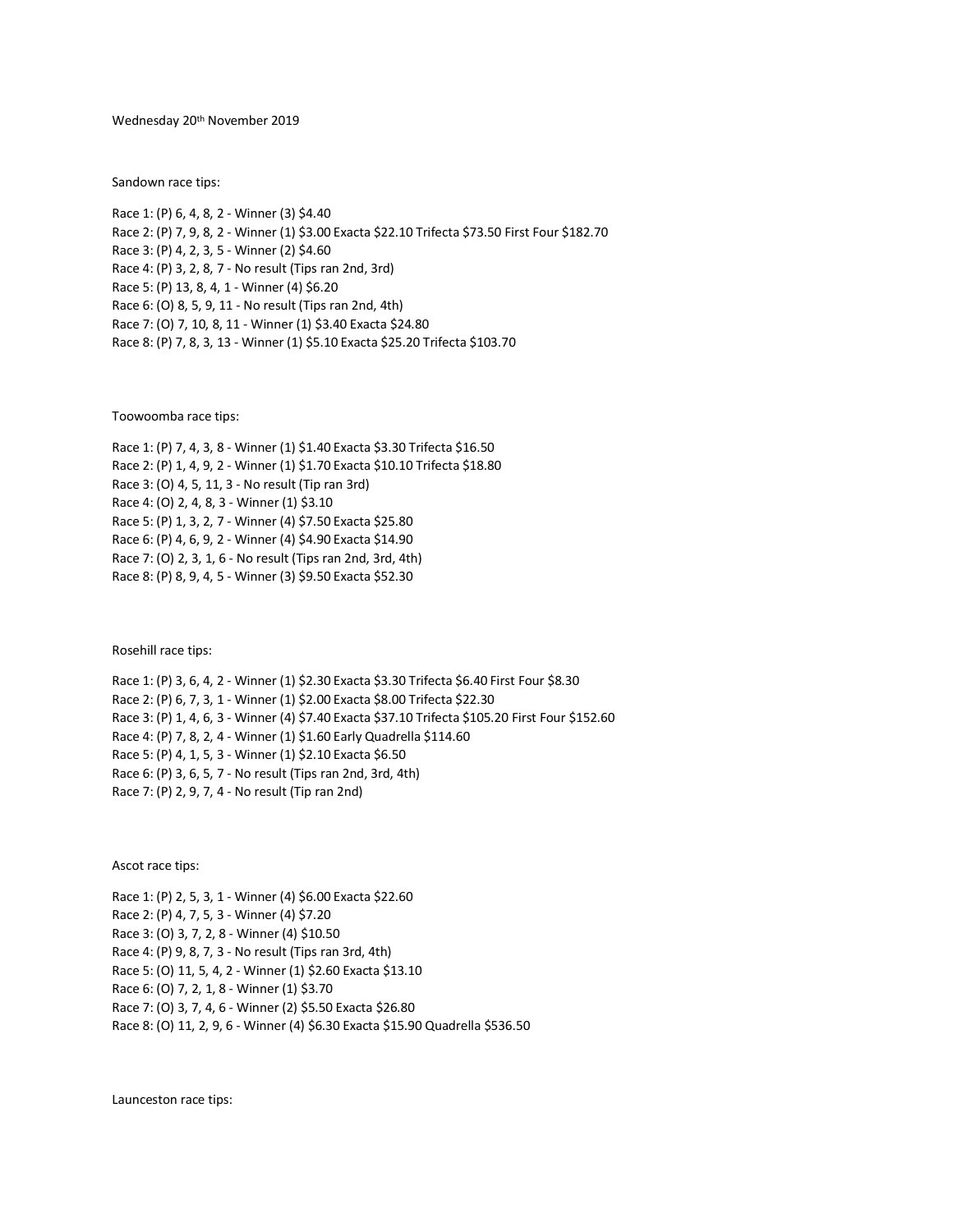Wednesday 20th November 2019

Sandown race tips:

Race 1: (P) 6, 4, 8, 2 - Winner (3) $4.40
Race 2: (P) 7, 9, 8, 2 - Winner (1) $3.00 Exacta $22.10 Trifecta $73.50 First Four $182.70
Race 3: (P) 4, 2, 3, 5 - Winner (2) $4.60
Race 4: (P) 3, 2, 8, 7 - No result (Tips ran 2nd, 3rd)
Race 5: (P) 13, 8, 4, 1 - Winner (4) $6.20
Race 6: (O) 8, 5, 9, 11 - No result (Tips ran 2nd, 4th)
Race 7: (O) 7, 10, 8, 11 - Winner (1) $3.40 Exacta $24.80
Race 8: (P) 7, 8, 3, 13 - Winner (1) $5.10 Exacta $25.20 Trifecta $103.70

Toowoomba race tips:

Race 1: (P) 7, 4, 3, 8 - Winner (1) $1.40 Exacta $3.30 Trifecta $16.50
Race 2: (P) 1, 4, 9, 2 - Winner (1) $1.70 Exacta $10.10 Trifecta $18.80
Race 3: (O) 4, 5, 11, 3 - No result (Tip ran 3rd)
Race 4: (O) 2, 4, 8, 3 - Winner (1) $3.10
Race 5: (P) 1, 3, 2, 7 - Winner (4) $7.50 Exacta $25.80
Race 6: (P) 4, 6, 9, 2 - Winner (4) $4.90 Exacta $14.90
Race 7: (O) 2, 3, 1, 6 - No result (Tips ran 2nd, 3rd, 4th)
Race 8: (P) 8, 9, 4, 5 - Winner (3) $9.50 Exacta $52.30

Rosehill race tips:

Race 1: (P) 3, 6, 4, 2 - Winner (1) $2.30 Exacta $3.30 Trifecta $6.40 First Four $8.30
Race 2: (P) 6, 7, 3, 1 - Winner (1) $2.00 Exacta $8.00 Trifecta $22.30
Race 3: (P) 1, 4, 6, 3 - Winner (4) $7.40 Exacta $37.10 Trifecta $105.20 First Four $152.60
Race 4: (P) 7, 8, 2, 4 - Winner (1) $1.60 Early Quadrella $114.60
Race 5: (P) 4, 1, 5, 3 - Winner (1) $2.10 Exacta $6.50
Race 6: (P) 3, 6, 5, 7 - No result (Tips ran 2nd, 3rd, 4th)
Race 7: (P) 2, 9, 7, 4 - No result (Tip ran 2nd)

Ascot race tips:

Race 1: (P) 2, 5, 3, 1 - Winner (4) $6.00 Exacta $22.60
Race 2: (P) 4, 7, 5, 3 - Winner (4) $7.20
Race 3: (O) 3, 7, 2, 8 - Winner (4) $10.50
Race 4: (P) 9, 8, 7, 3 - No result (Tips ran 3rd, 4th)
Race 5: (O) 11, 5, 4, 2 - Winner (1) $2.60 Exacta $13.10
Race 6: (O) 7, 2, 1, 8 - Winner (1) $3.70
Race 7: (O) 3, 7, 4, 6 - Winner (2) $5.50 Exacta $26.80
Race 8: (O) 11, 2, 9, 6 - Winner (4) $6.30 Exacta $15.90 Quadrella $536.50

Launceston race tips: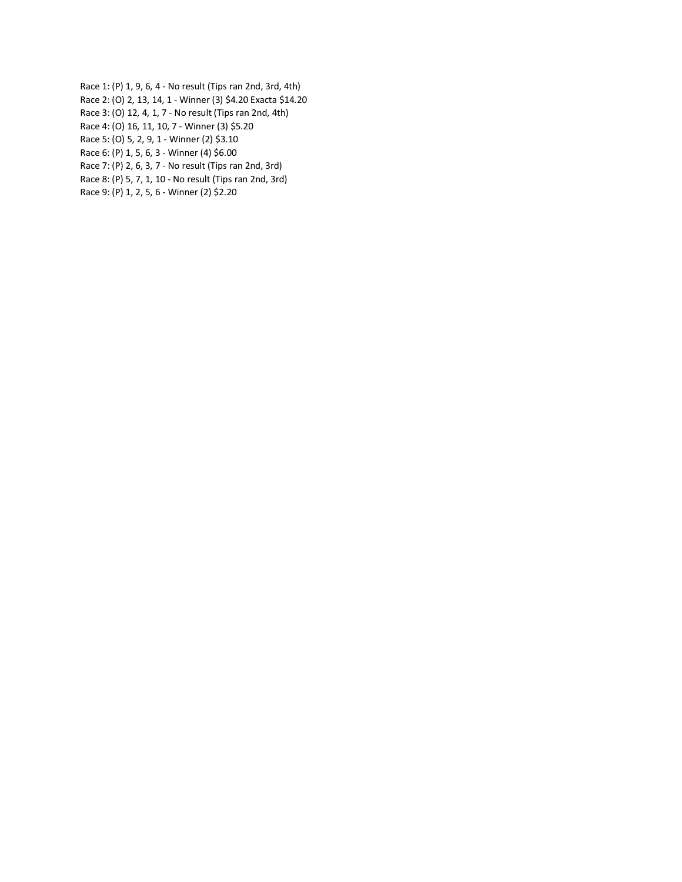Race 1: (P) 1, 9, 6, 4 - No result (Tips ran 2nd, 3rd, 4th)  
Race 2: (O) 2, 13, 14, 1 - Winner (3) $4.20 Exacta $14.20  
Race 3: (O) 12, 4, 1, 7 - No result (Tips ran 2nd, 4th)  
Race 4: (O) 16, 11, 10, 7 - Winner (3) $5.20  
Race 5: (O) 5, 2, 9, 1 - Winner (2) $3.10  
Race 6: (P) 1, 5, 6, 3 - Winner (4) $6.00  
Race 7: (P) 2, 6, 3, 7 - No result (Tips ran 2nd, 3rd)  
Race 8: (P) 5, 7, 1, 10 - No result (Tips ran 2nd, 3rd)  
Race 9: (P) 1, 2, 5, 6 - Winner (2) $2.20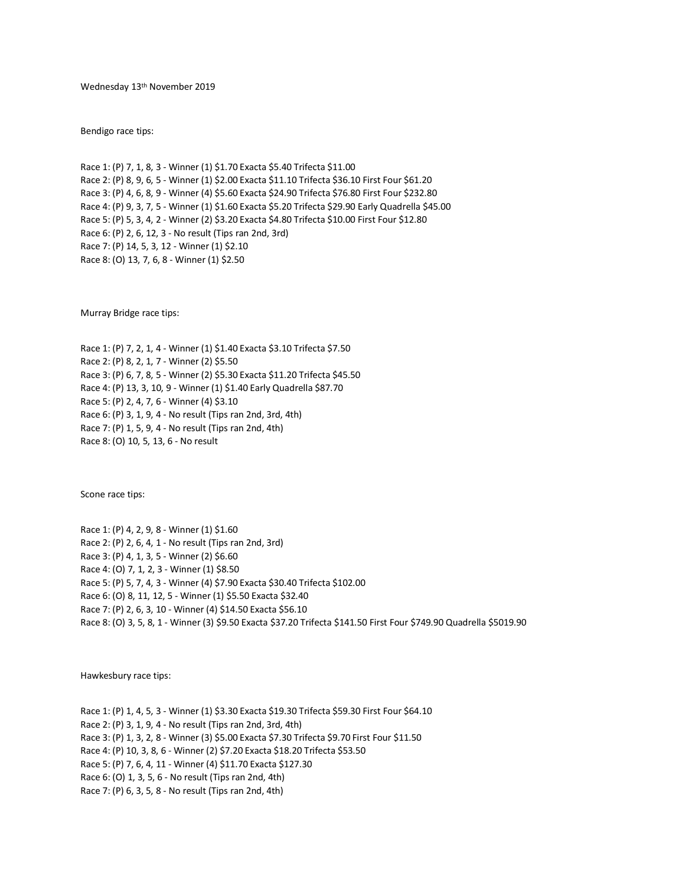Wednesday 13th November 2019

Bendigo race tips:

Race 1: (P) 7, 1, 8, 3 - Winner (1) $1.70 Exacta $5.40 Trifecta $11.00
Race 2: (P) 8, 9, 6, 5 - Winner (1) $2.00 Exacta $11.10 Trifecta $36.10 First Four $61.20
Race 3: (P) 4, 6, 8, 9 - Winner (4) $5.60 Exacta $24.90 Trifecta $76.80 First Four $232.80
Race 4: (P) 9, 3, 7, 5 - Winner (1) $1.60 Exacta $5.20 Trifecta $29.90 Early Quadrella $45.00
Race 5: (P) 5, 3, 4, 2 - Winner (2) $3.20 Exacta $4.80 Trifecta $10.00 First Four $12.80
Race 6: (P) 2, 6, 12, 3 - No result (Tips ran 2nd, 3rd)
Race 7: (P) 14, 5, 3, 12 - Winner (1) $2.10
Race 8: (O) 13, 7, 6, 8 - Winner (1) $2.50

Murray Bridge race tips:

Race 1: (P) 7, 2, 1, 4 - Winner (1) $1.40 Exacta $3.10 Trifecta $7.50
Race 2: (P) 8, 2, 1, 7 - Winner (2) $5.50
Race 3: (P) 6, 7, 8, 5 - Winner (2) $5.30 Exacta $11.20 Trifecta $45.50
Race 4: (P) 13, 3, 10, 9 - Winner (1) $1.40 Early Quadrella $87.70
Race 5: (P) 2, 4, 7, 6 - Winner (4) $3.10
Race 6: (P) 3, 1, 9, 4 - No result (Tips ran 2nd, 3rd, 4th)
Race 7: (P) 1, 5, 9, 4 - No result (Tips ran 2nd, 4th)
Race 8: (O) 10, 5, 13, 6 - No result

Scone race tips:

Race 1: (P) 4, 2, 9, 8 - Winner (1) $1.60
Race 2: (P) 2, 6, 4, 1 - No result (Tips ran 2nd, 3rd)
Race 3: (P) 4, 1, 3, 5 - Winner (2) $6.60
Race 4: (O) 7, 1, 2, 3 - Winner (1) $8.50
Race 5: (P) 5, 7, 4, 3 - Winner (4) $7.90 Exacta $30.40 Trifecta $102.00
Race 6: (O) 8, 11, 12, 5 - Winner (1) $5.50 Exacta $32.40
Race 7: (P) 2, 6, 3, 10 - Winner (4) $14.50 Exacta $56.10
Race 8: (O) 3, 5, 8, 1 - Winner (3) $9.50 Exacta $37.20 Trifecta $141.50 First Four $749.90 Quadrella $5019.90

Hawkesbury race tips:

Race 1: (P) 1, 4, 5, 3 - Winner (1) $3.30 Exacta $19.30 Trifecta $59.30 First Four $64.10
Race 2: (P) 3, 1, 9, 4 - No result (Tips ran 2nd, 3rd, 4th)
Race 3: (P) 1, 3, 2, 8 - Winner (3) $5.00 Exacta $7.30 Trifecta $9.70 First Four $11.50
Race 4: (P) 10, 3, 8, 6 - Winner (2) $7.20 Exacta $18.20 Trifecta $53.50
Race 5: (P) 7, 6, 4, 11 - Winner (4) $11.70 Exacta $127.30
Race 6: (O) 1, 3, 5, 6 - No result (Tips ran 2nd, 4th)
Race 7: (P) 6, 3, 5, 8 - No result (Tips ran 2nd, 4th)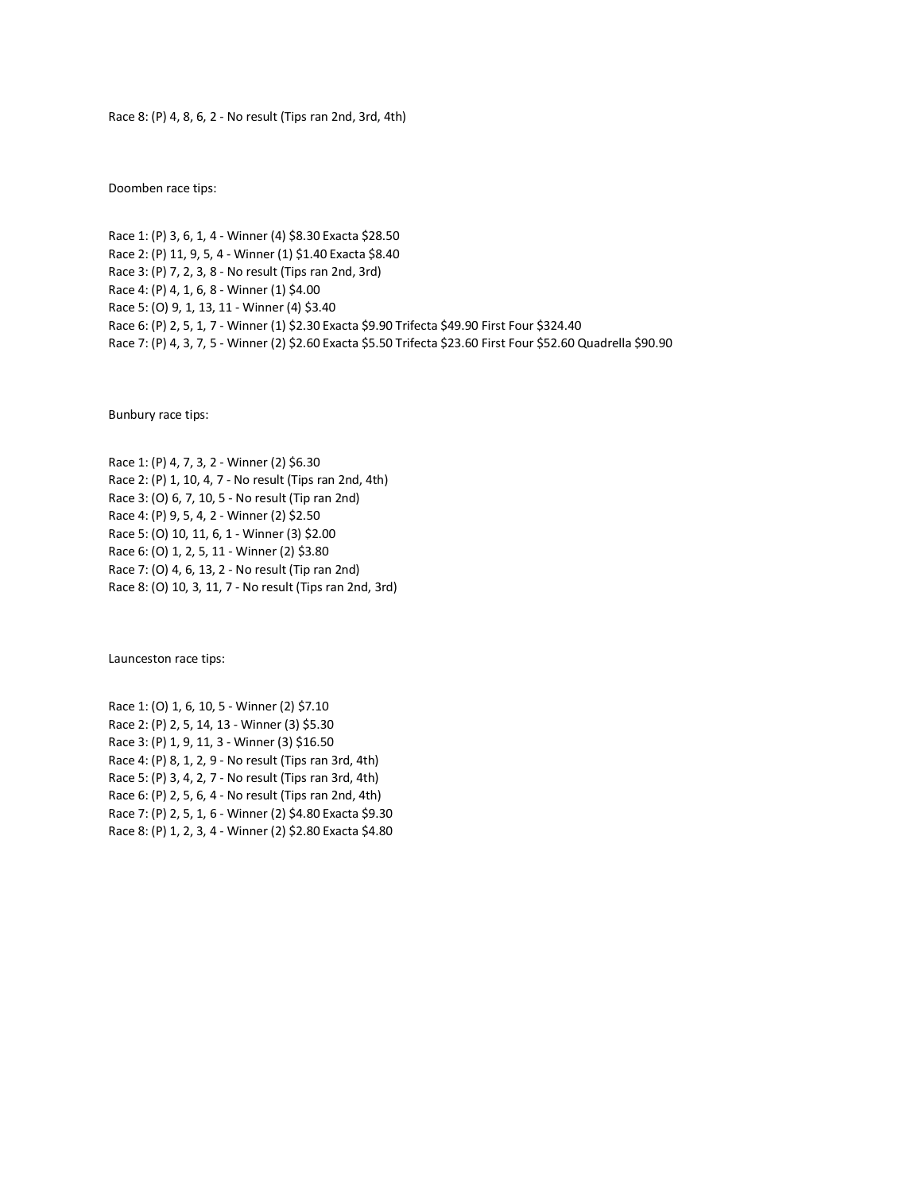Race 8: (P) 4, 8, 6, 2 - No result (Tips ran 2nd, 3rd, 4th)

Doomben race tips:

Race 1: (P) 3, 6, 1, 4 - Winner (4) $8.30 Exacta $28.50
Race 2: (P) 11, 9, 5, 4 - Winner (1) $1.40 Exacta $8.40
Race 3: (P) 7, 2, 3, 8 - No result (Tips ran 2nd, 3rd)
Race 4: (P) 4, 1, 6, 8 - Winner (1) $4.00
Race 5: (O) 9, 1, 13, 11 - Winner (4) $3.40
Race 6: (P) 2, 5, 1, 7 - Winner (1) $2.30 Exacta $9.90 Trifecta $49.90 First Four $324.40
Race 7: (P) 4, 3, 7, 5 - Winner (2) $2.60 Exacta $5.50 Trifecta $23.60 First Four $52.60 Quadrella $90.90

Bunbury race tips:

Race 1: (P) 4, 7, 3, 2 - Winner (2) $6.30
Race 2: (P) 1, 10, 4, 7 - No result (Tips ran 2nd, 4th)
Race 3: (O) 6, 7, 10, 5 - No result (Tip ran 2nd)
Race 4: (P) 9, 5, 4, 2 - Winner (2) $2.50
Race 5: (O) 10, 11, 6, 1 - Winner (3) $2.00
Race 6: (O) 1, 2, 5, 11 - Winner (2) $3.80
Race 7: (O) 4, 6, 13, 2 - No result (Tip ran 2nd)
Race 8: (O) 10, 3, 11, 7 - No result (Tips ran 2nd, 3rd)

Launceston race tips:

Race 1: (O) 1, 6, 10, 5 - Winner (2) $7.10
Race 2: (P) 2, 5, 14, 13 - Winner (3) $5.30
Race 3: (P) 1, 9, 11, 3 - Winner (3) $16.50
Race 4: (P) 8, 1, 2, 9 - No result (Tips ran 3rd, 4th)
Race 5: (P) 3, 4, 2, 7 - No result (Tips ran 3rd, 4th)
Race 6: (P) 2, 5, 6, 4 - No result (Tips ran 2nd, 4th)
Race 7: (P) 2, 5, 1, 6 - Winner (2) $4.80 Exacta $9.30
Race 8: (P) 1, 2, 3, 4 - Winner (2) $2.80 Exacta $4.80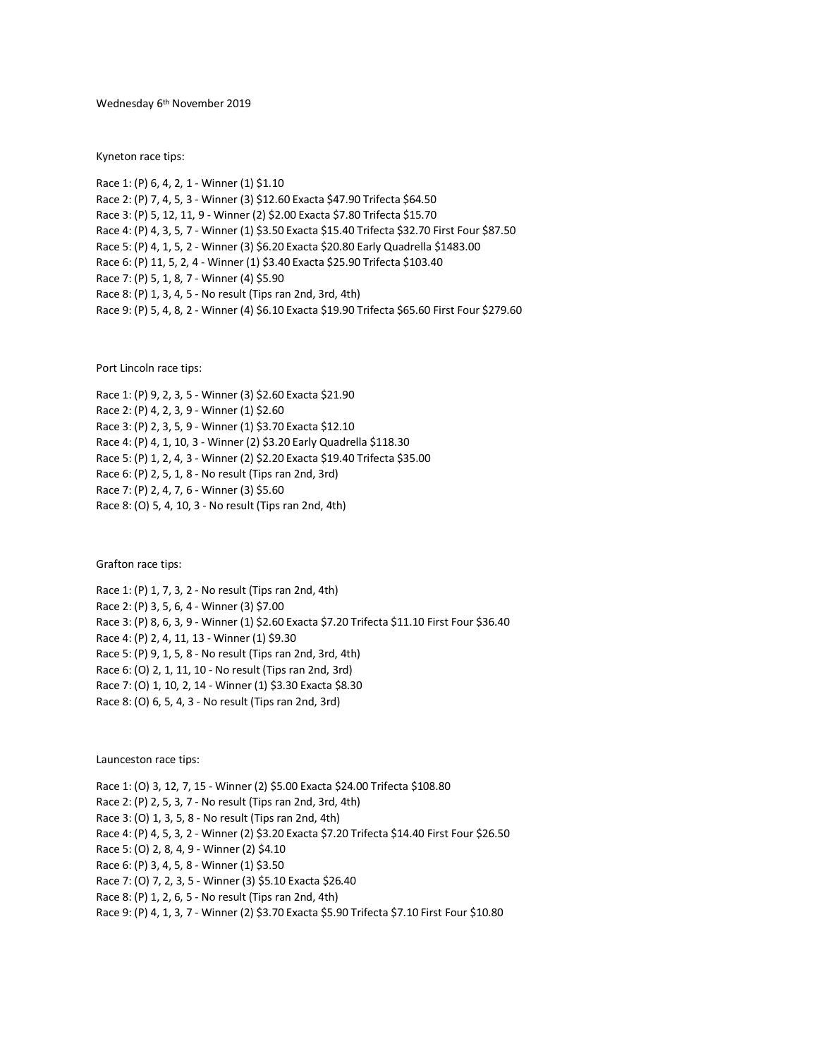Wednesday 6th November 2019

Kyneton race tips:

Race 1: (P) 6, 4, 2, 1 - Winner (1) $1.10
Race 2: (P) 7, 4, 5, 3 - Winner (3) $12.60 Exacta $47.90 Trifecta $64.50
Race 3: (P) 5, 12, 11, 9 - Winner (2) $2.00 Exacta $7.80 Trifecta $15.70
Race 4: (P) 4, 3, 5, 7 - Winner (1) $3.50 Exacta $15.40 Trifecta $32.70 First Four $87.50
Race 5: (P) 4, 1, 5, 2 - Winner (3) $6.20 Exacta $20.80 Early Quadrella $1483.00
Race 6: (P) 11, 5, 2, 4 - Winner (1) $3.40 Exacta $25.90 Trifecta $103.40
Race 7: (P) 5, 1, 8, 7 - Winner (4) $5.90
Race 8: (P) 1, 3, 4, 5 - No result (Tips ran 2nd, 3rd, 4th)
Race 9: (P) 5, 4, 8, 2 - Winner (4) $6.10 Exacta $19.90 Trifecta $65.60 First Four $279.60

Port Lincoln race tips:

Race 1: (P) 9, 2, 3, 5 - Winner (3) $2.60 Exacta $21.90
Race 2: (P) 4, 2, 3, 9 - Winner (1) $2.60
Race 3: (P) 2, 3, 5, 9 - Winner (1) $3.70 Exacta $12.10
Race 4: (P) 4, 1, 10, 3 - Winner (2) $3.20 Early Quadrella $118.30
Race 5: (P) 1, 2, 4, 3 - Winner (2) $2.20 Exacta $19.40 Trifecta $35.00
Race 6: (P) 2, 5, 1, 8 - No result (Tips ran 2nd, 3rd)
Race 7: (P) 2, 4, 7, 6 - Winner (3) $5.60
Race 8: (O) 5, 4, 10, 3 - No result (Tips ran 2nd, 4th)

Grafton race tips:

Race 1: (P) 1, 7, 3, 2 - No result (Tips ran 2nd, 4th)
Race 2: (P) 3, 5, 6, 4 - Winner (3) $7.00
Race 3: (P) 8, 6, 3, 9 - Winner (1) $2.60 Exacta $7.20 Trifecta $11.10 First Four $36.40
Race 4: (P) 2, 4, 11, 13 - Winner (1) $9.30
Race 5: (P) 9, 1, 5, 8 - No result (Tips ran 2nd, 3rd, 4th)
Race 6: (O) 2, 1, 11, 10 - No result (Tips ran 2nd, 3rd)
Race 7: (O) 1, 10, 2, 14 - Winner (1) $3.30 Exacta $8.30
Race 8: (O) 6, 5, 4, 3 - No result (Tips ran 2nd, 3rd)

Launceston race tips:

Race 1: (O) 3, 12, 7, 15 - Winner (2) $5.00 Exacta $24.00 Trifecta $108.80
Race 2: (P) 2, 5, 3, 7 - No result (Tips ran 2nd, 3rd, 4th)
Race 3: (O) 1, 3, 5, 8 - No result (Tips ran 2nd, 4th)
Race 4: (P) 4, 5, 3, 2 - Winner (2) $3.20 Exacta $7.20 Trifecta $14.40 First Four $26.50
Race 5: (O) 2, 8, 4, 9 - Winner (2) $4.10
Race 6: (P) 3, 4, 5, 8 - Winner (1) $3.50
Race 7: (O) 7, 2, 3, 5 - Winner (3) $5.10 Exacta $26.40
Race 8: (P) 1, 2, 6, 5 - No result (Tips ran 2nd, 4th)
Race 9: (P) 4, 1, 3, 7 - Winner (2) $3.70 Exacta $5.90 Trifecta $7.10 First Four $10.80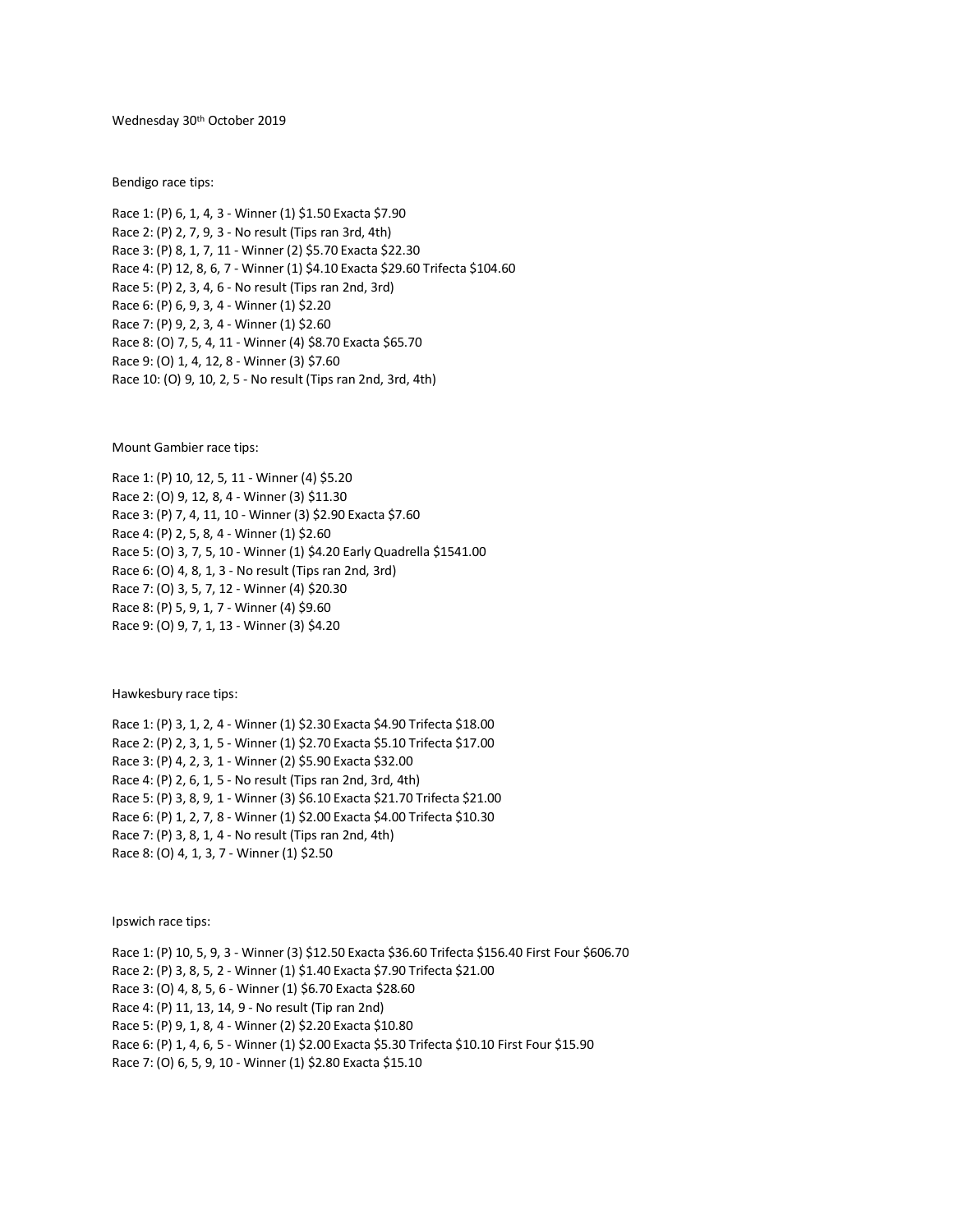Wednesday 30th October 2019

Bendigo race tips:

Race 1: (P) 6, 1, 4, 3 - Winner (1) $1.50 Exacta $7.90
Race 2: (P) 2, 7, 9, 3 - No result (Tips ran 3rd, 4th)
Race 3: (P) 8, 1, 7, 11 - Winner (2) $5.70 Exacta $22.30
Race 4: (P) 12, 8, 6, 7 - Winner (1) $4.10 Exacta $29.60 Trifecta $104.60
Race 5: (P) 2, 3, 4, 6 - No result (Tips ran 2nd, 3rd)
Race 6: (P) 6, 9, 3, 4 - Winner (1) $2.20
Race 7: (P) 9, 2, 3, 4 - Winner (1) $2.60
Race 8: (O) 7, 5, 4, 11 - Winner (4) $8.70 Exacta $65.70
Race 9: (O) 1, 4, 12, 8 - Winner (3) $7.60
Race 10: (O) 9, 10, 2, 5 - No result (Tips ran 2nd, 3rd, 4th)

Mount Gambier race tips:

Race 1: (P) 10, 12, 5, 11 - Winner (4) $5.20
Race 2: (O) 9, 12, 8, 4 - Winner (3) $11.30
Race 3: (P) 7, 4, 11, 10 - Winner (3) $2.90 Exacta $7.60
Race 4: (P) 2, 5, 8, 4 - Winner (1) $2.60
Race 5: (O) 3, 7, 5, 10 - Winner (1) $4.20 Early Quadrella $1541.00
Race 6: (O) 4, 8, 1, 3 - No result (Tips ran 2nd, 3rd)
Race 7: (O) 3, 5, 7, 12 - Winner (4) $20.30
Race 8: (P) 5, 9, 1, 7 - Winner (4) $9.60
Race 9: (O) 9, 7, 1, 13 - Winner (3) $4.20

Hawkesbury race tips:

Race 1: (P) 3, 1, 2, 4 - Winner (1) $2.30 Exacta $4.90 Trifecta $18.00
Race 2: (P) 2, 3, 1, 5 - Winner (1) $2.70 Exacta $5.10 Trifecta $17.00
Race 3: (P) 4, 2, 3, 1 - Winner (2) $5.90 Exacta $32.00
Race 4: (P) 2, 6, 1, 5 - No result (Tips ran 2nd, 3rd, 4th)
Race 5: (P) 3, 8, 9, 1 - Winner (3) $6.10 Exacta $21.70 Trifecta $21.00
Race 6: (P) 1, 2, 7, 8 - Winner (1) $2.00 Exacta $4.00 Trifecta $10.30
Race 7: (P) 3, 8, 1, 4 - No result (Tips ran 2nd, 4th)
Race 8: (O) 4, 1, 3, 7 - Winner (1) $2.50

Ipswich race tips:

Race 1: (P) 10, 5, 9, 3 - Winner (3) $12.50 Exacta $36.60 Trifecta $156.40 First Four $606.70
Race 2: (P) 3, 8, 5, 2 - Winner (1) $1.40 Exacta $7.90 Trifecta $21.00
Race 3: (O) 4, 8, 5, 6 - Winner (1) $6.70 Exacta $28.60
Race 4: (P) 11, 13, 14, 9 - No result (Tip ran 2nd)
Race 5: (P) 9, 1, 8, 4 - Winner (2) $2.20 Exacta $10.80
Race 6: (P) 1, 4, 6, 5 - Winner (1) $2.00 Exacta $5.30 Trifecta $10.10 First Four $15.90
Race 7: (O) 6, 5, 9, 10 - Winner (1) $2.80 Exacta $15.10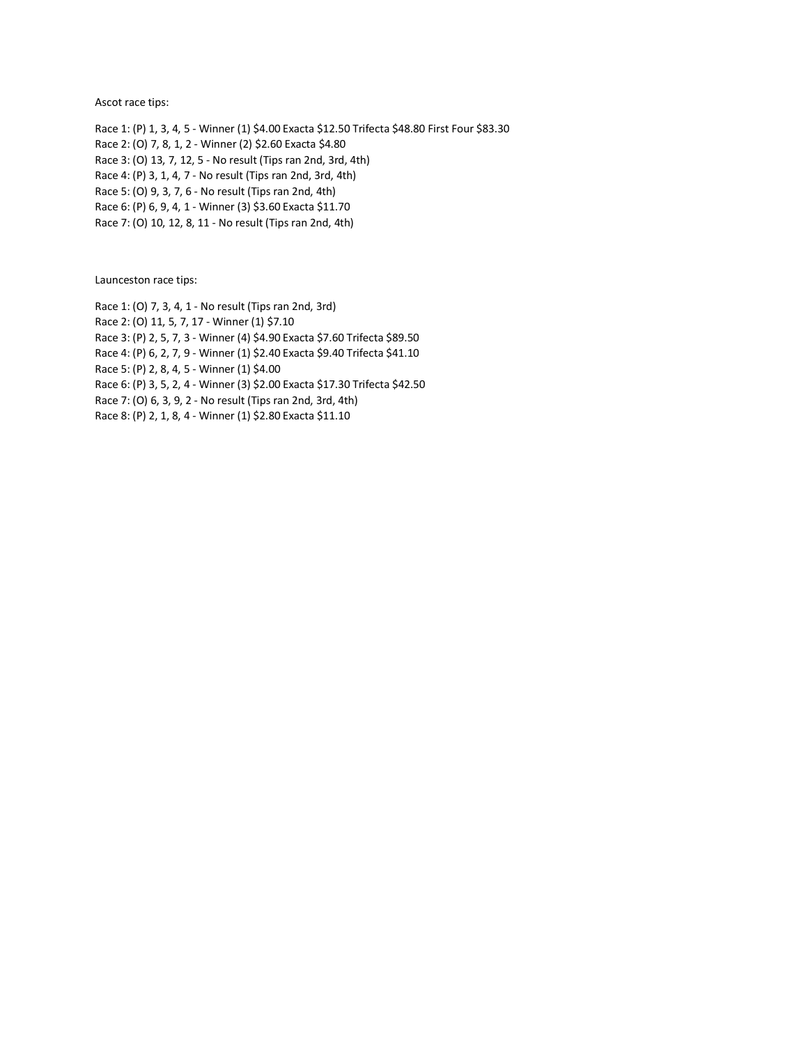Ascot race tips:

Race 1: (P) 1, 3, 4, 5 - Winner (1) $4.00 Exacta $12.50 Trifecta $48.80 First Four $83.30
Race 2: (O) 7, 8, 1, 2 - Winner (2) $2.60 Exacta $4.80
Race 3: (O) 13, 7, 12, 5 - No result (Tips ran 2nd, 3rd, 4th)
Race 4: (P) 3, 1, 4, 7 - No result (Tips ran 2nd, 3rd, 4th)
Race 5: (O) 9, 3, 7, 6 - No result (Tips ran 2nd, 4th)
Race 6: (P) 6, 9, 4, 1 - Winner (3) $3.60 Exacta $11.70
Race 7: (O) 10, 12, 8, 11 - No result (Tips ran 2nd, 4th)

Launceston race tips:

Race 1: (O) 7, 3, 4, 1 - No result (Tips ran 2nd, 3rd)
Race 2: (O) 11, 5, 7, 17 - Winner (1) $7.10
Race 3: (P) 2, 5, 7, 3 - Winner (4) $4.90 Exacta $7.60 Trifecta $89.50
Race 4: (P) 6, 2, 7, 9 - Winner (1) $2.40 Exacta $9.40 Trifecta $41.10
Race 5: (P) 2, 8, 4, 5 - Winner (1) $4.00
Race 6: (P) 3, 5, 2, 4 - Winner (3) $2.00 Exacta $17.30 Trifecta $42.50
Race 7: (O) 6, 3, 9, 2 - No result (Tips ran 2nd, 3rd, 4th)
Race 8: (P) 2, 1, 8, 4 - Winner (1) $2.80 Exacta $11.10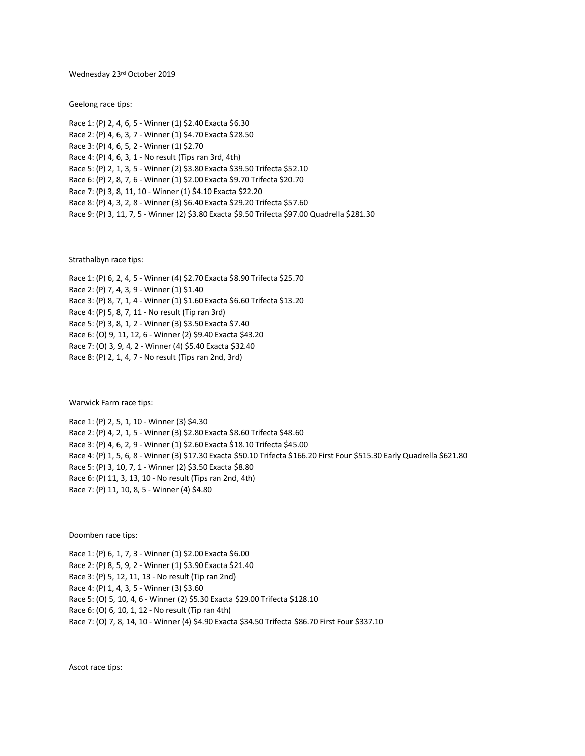Wednesday 23rd October 2019

Geelong race tips:

Race 1: (P) 2, 4, 6, 5 - Winner (1) $2.40 Exacta $6.30
Race 2: (P) 4, 6, 3, 7 - Winner (1) $4.70 Exacta $28.50
Race 3: (P) 4, 6, 5, 2 - Winner (1) $2.70
Race 4: (P) 4, 6, 3, 1 - No result (Tips ran 3rd, 4th)
Race 5: (P) 2, 1, 3, 5 - Winner (2) $3.80 Exacta $39.50 Trifecta $52.10
Race 6: (P) 2, 8, 7, 6 - Winner (1) $2.00 Exacta $9.70 Trifecta $20.70
Race 7: (P) 3, 8, 11, 10 - Winner (1) $4.10 Exacta $22.20
Race 8: (P) 4, 3, 2, 8 - Winner (3) $6.40 Exacta $29.20 Trifecta $57.60
Race 9: (P) 3, 11, 7, 5 - Winner (2) $3.80 Exacta $9.50 Trifecta $97.00 Quadrella $281.30

Strathalbyn race tips:

Race 1: (P) 6, 2, 4, 5 - Winner (4) $2.70 Exacta $8.90 Trifecta $25.70
Race 2: (P) 7, 4, 3, 9 - Winner (1) $1.40
Race 3: (P) 8, 7, 1, 4 - Winner (1) $1.60 Exacta $6.60 Trifecta $13.20
Race 4: (P) 5, 8, 7, 11 - No result (Tip ran 3rd)
Race 5: (P) 3, 8, 1, 2 - Winner (3) $3.50 Exacta $7.40
Race 6: (O) 9, 11, 12, 6 - Winner (2) $9.40 Exacta $43.20
Race 7: (O) 3, 9, 4, 2 - Winner (4) $5.40 Exacta $32.40
Race 8: (P) 2, 1, 4, 7 - No result (Tips ran 2nd, 3rd)

Warwick Farm race tips:

Race 1: (P) 2, 5, 1, 10 - Winner (3) $4.30
Race 2: (P) 4, 2, 1, 5 - Winner (3) $2.80 Exacta $8.60 Trifecta $48.60
Race 3: (P) 4, 6, 2, 9 - Winner (1) $2.60 Exacta $18.10 Trifecta $45.00
Race 4: (P) 1, 5, 6, 8 - Winner (3) $17.30 Exacta $50.10 Trifecta $166.20 First Four $515.30 Early Quadrella $621.80
Race 5: (P) 3, 10, 7, 1 - Winner (2) $3.50 Exacta $8.80
Race 6: (P) 11, 3, 13, 10 - No result (Tips ran 2nd, 4th)
Race 7: (P) 11, 10, 8, 5 - Winner (4) $4.80

Doomben race tips:

Race 1: (P) 6, 1, 7, 3 - Winner (1) $2.00 Exacta $6.00
Race 2: (P) 8, 5, 9, 2 - Winner (1) $3.90 Exacta $21.40
Race 3: (P) 5, 12, 11, 13 - No result (Tip ran 2nd)
Race 4: (P) 1, 4, 3, 5 - Winner (3) $3.60
Race 5: (O) 5, 10, 4, 6 - Winner (2) $5.30 Exacta $29.00 Trifecta $128.10
Race 6: (O) 6, 10, 1, 12 - No result (Tip ran 4th)
Race 7: (O) 7, 8, 14, 10 - Winner (4) $4.90 Exacta $34.50 Trifecta $86.70 First Four $337.10

Ascot race tips: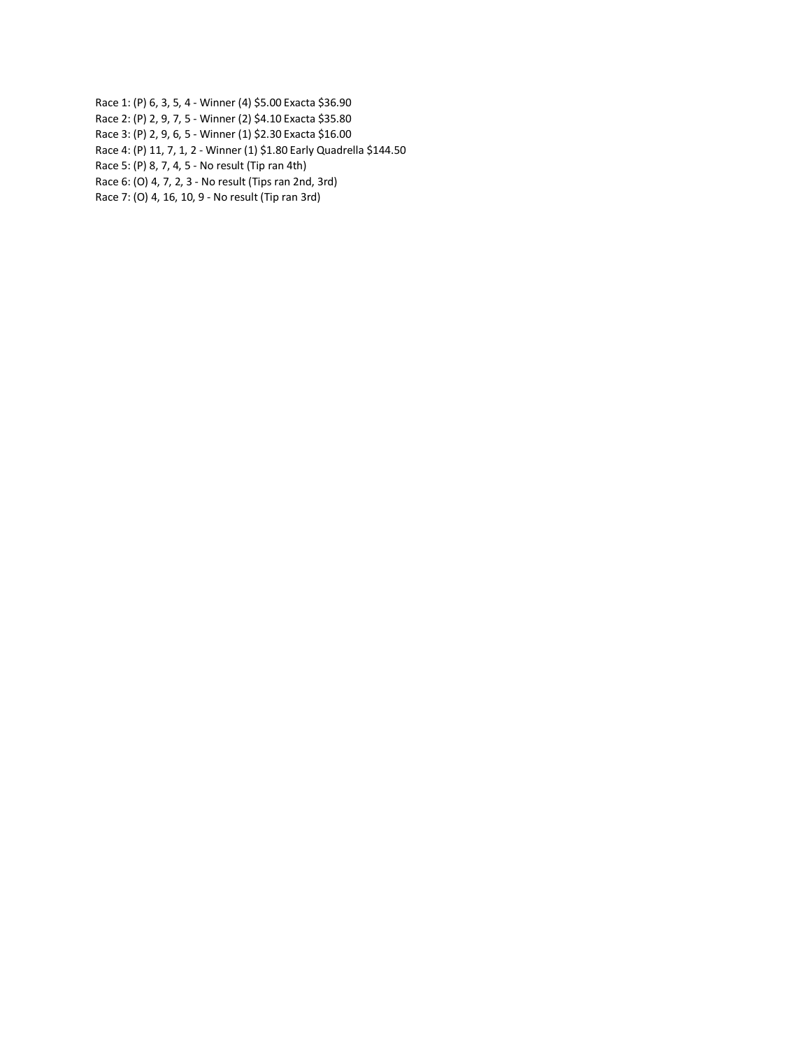Race 1: (P) 6, 3, 5, 4 - Winner (4) $5.00 Exacta $36.90

Race 2: (P) 2, 9, 7, 5 - Winner (2) $4.10 Exacta $35.80

Race 3: (P) 2, 9, 6, 5 - Winner (1) $2.30 Exacta $16.00

Race 4: (P) 11, 7, 1, 2 - Winner (1) $1.80 Early Quadrella $144.50

Race 5: (P) 8, 7, 4, 5 - No result (Tip ran 4th)

Race 6: (O) 4, 7, 2, 3 - No result (Tips ran 2nd, 3rd)

Race 7: (O) 4, 16, 10, 9 - No result (Tip ran 3rd)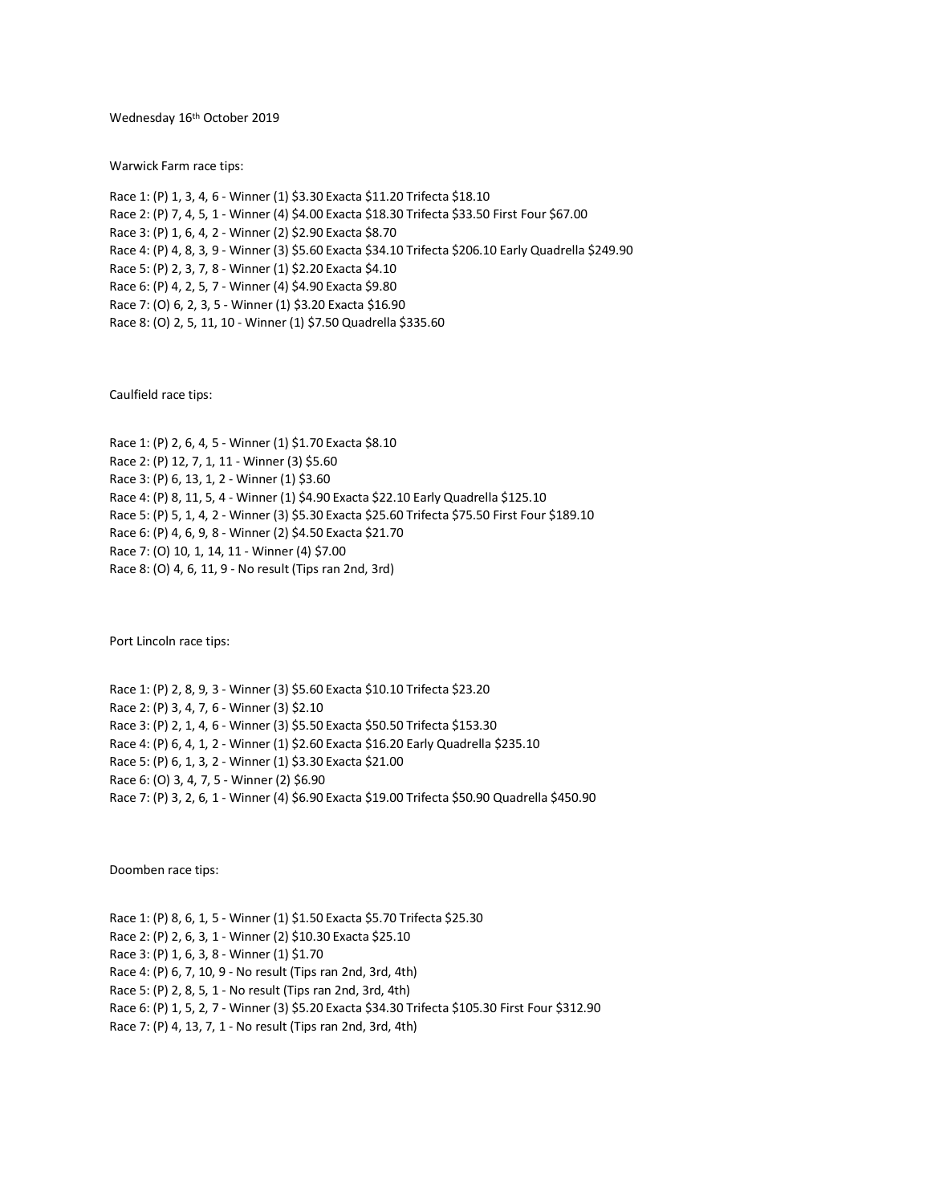Wednesday 16th October 2019

Warwick Farm race tips:

Race 1: (P) 1, 3, 4, 6 - Winner (1) $3.30 Exacta $11.20 Trifecta $18.10
Race 2: (P) 7, 4, 5, 1 - Winner (4) $4.00 Exacta $18.30 Trifecta $33.50 First Four $67.00
Race 3: (P) 1, 6, 4, 2 - Winner (2) $2.90 Exacta $8.70
Race 4: (P) 4, 8, 3, 9 - Winner (3) $5.60 Exacta $34.10 Trifecta $206.10 Early Quadrella $249.90
Race 5: (P) 2, 3, 7, 8 - Winner (1) $2.20 Exacta $4.10
Race 6: (P) 4, 2, 5, 7 - Winner (4) $4.90 Exacta $9.80
Race 7: (O) 6, 2, 3, 5 - Winner (1) $3.20 Exacta $16.90
Race 8: (O) 2, 5, 11, 10 - Winner (1) $7.50 Quadrella $335.60

Caulfield race tips:

Race 1: (P) 2, 6, 4, 5 - Winner (1) $1.70 Exacta $8.10
Race 2: (P) 12, 7, 1, 11 - Winner (3) $5.60
Race 3: (P) 6, 13, 1, 2 - Winner (1) $3.60
Race 4: (P) 8, 11, 5, 4 - Winner (1) $4.90 Exacta $22.10 Early Quadrella $125.10
Race 5: (P) 5, 1, 4, 2 - Winner (3) $5.30 Exacta $25.60 Trifecta $75.50 First Four $189.10
Race 6: (P) 4, 6, 9, 8 - Winner (2) $4.50 Exacta $21.70
Race 7: (O) 10, 1, 14, 11 - Winner (4) $7.00
Race 8: (O) 4, 6, 11, 9 - No result (Tips ran 2nd, 3rd)

Port Lincoln race tips:

Race 1: (P) 2, 8, 9, 3 - Winner (3) $5.60 Exacta $10.10 Trifecta $23.20
Race 2: (P) 3, 4, 7, 6 - Winner (3) $2.10
Race 3: (P) 2, 1, 4, 6 - Winner (3) $5.50 Exacta $50.50 Trifecta $153.30
Race 4: (P) 6, 4, 1, 2 - Winner (1) $2.60 Exacta $16.20 Early Quadrella $235.10
Race 5: (P) 6, 1, 3, 2 - Winner (1) $3.30 Exacta $21.00
Race 6: (O) 3, 4, 7, 5 - Winner (2) $6.90
Race 7: (P) 3, 2, 6, 1 - Winner (4) $6.90 Exacta $19.00 Trifecta $50.90 Quadrella $450.90

Doomben race tips:

Race 1: (P) 8, 6, 1, 5 - Winner (1) $1.50 Exacta $5.70 Trifecta $25.30
Race 2: (P) 2, 6, 3, 1 - Winner (2) $10.30 Exacta $25.10
Race 3: (P) 1, 6, 3, 8 - Winner (1) $1.70
Race 4: (P) 6, 7, 10, 9 - No result (Tips ran 2nd, 3rd, 4th)
Race 5: (P) 2, 8, 5, 1 - No result (Tips ran 2nd, 3rd, 4th)
Race 6: (P) 1, 5, 2, 7 - Winner (3) $5.20 Exacta $34.30 Trifecta $105.30 First Four $312.90
Race 7: (P) 4, 13, 7, 1 - No result (Tips ran 2nd, 3rd, 4th)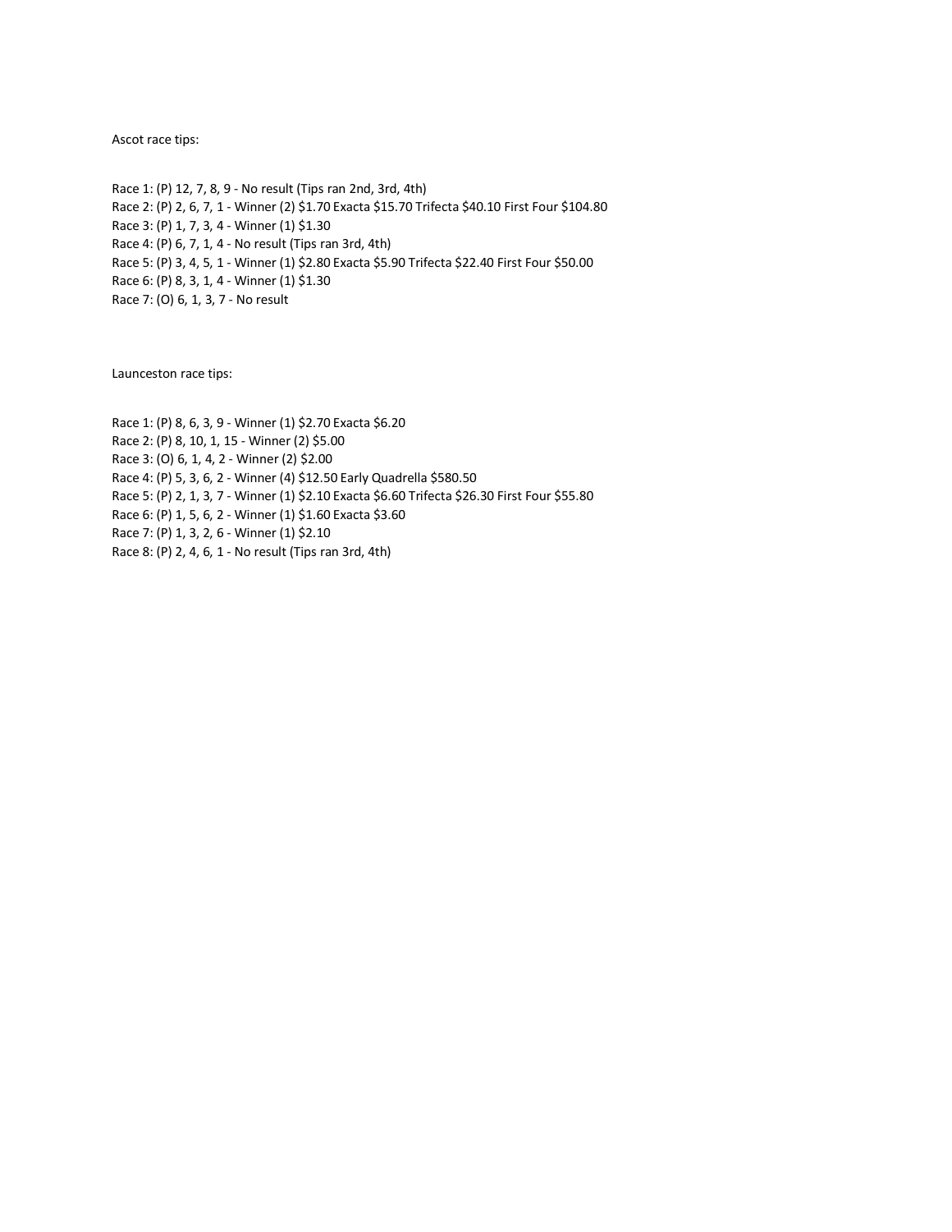Ascot race tips:

Race 1: (P) 12, 7, 8, 9 - No result (Tips ran 2nd, 3rd, 4th)
Race 2: (P) 2, 6, 7, 1 - Winner (2) $1.70 Exacta $15.70 Trifecta $40.10 First Four $104.80
Race 3: (P) 1, 7, 3, 4 - Winner (1) $1.30
Race 4: (P) 6, 7, 1, 4 - No result (Tips ran 3rd, 4th)
Race 5: (P) 3, 4, 5, 1 - Winner (1) $2.80 Exacta $5.90 Trifecta $22.40 First Four $50.00
Race 6: (P) 8, 3, 1, 4 - Winner (1) $1.30
Race 7: (O) 6, 1, 3, 7 - No result

Launceston race tips:

Race 1: (P) 8, 6, 3, 9 - Winner (1) $2.70 Exacta $6.20
Race 2: (P) 8, 10, 1, 15 - Winner (2) $5.00
Race 3: (O) 6, 1, 4, 2 - Winner (2) $2.00
Race 4: (P) 5, 3, 6, 2 - Winner (4) $12.50 Early Quadrella $580.50
Race 5: (P) 2, 1, 3, 7 - Winner (1) $2.10 Exacta $6.60 Trifecta $26.30 First Four $55.80
Race 6: (P) 1, 5, 6, 2 - Winner (1) $1.60 Exacta $3.60
Race 7: (P) 1, 3, 2, 6 - Winner (1) $2.10
Race 8: (P) 2, 4, 6, 1 - No result (Tips ran 3rd, 4th)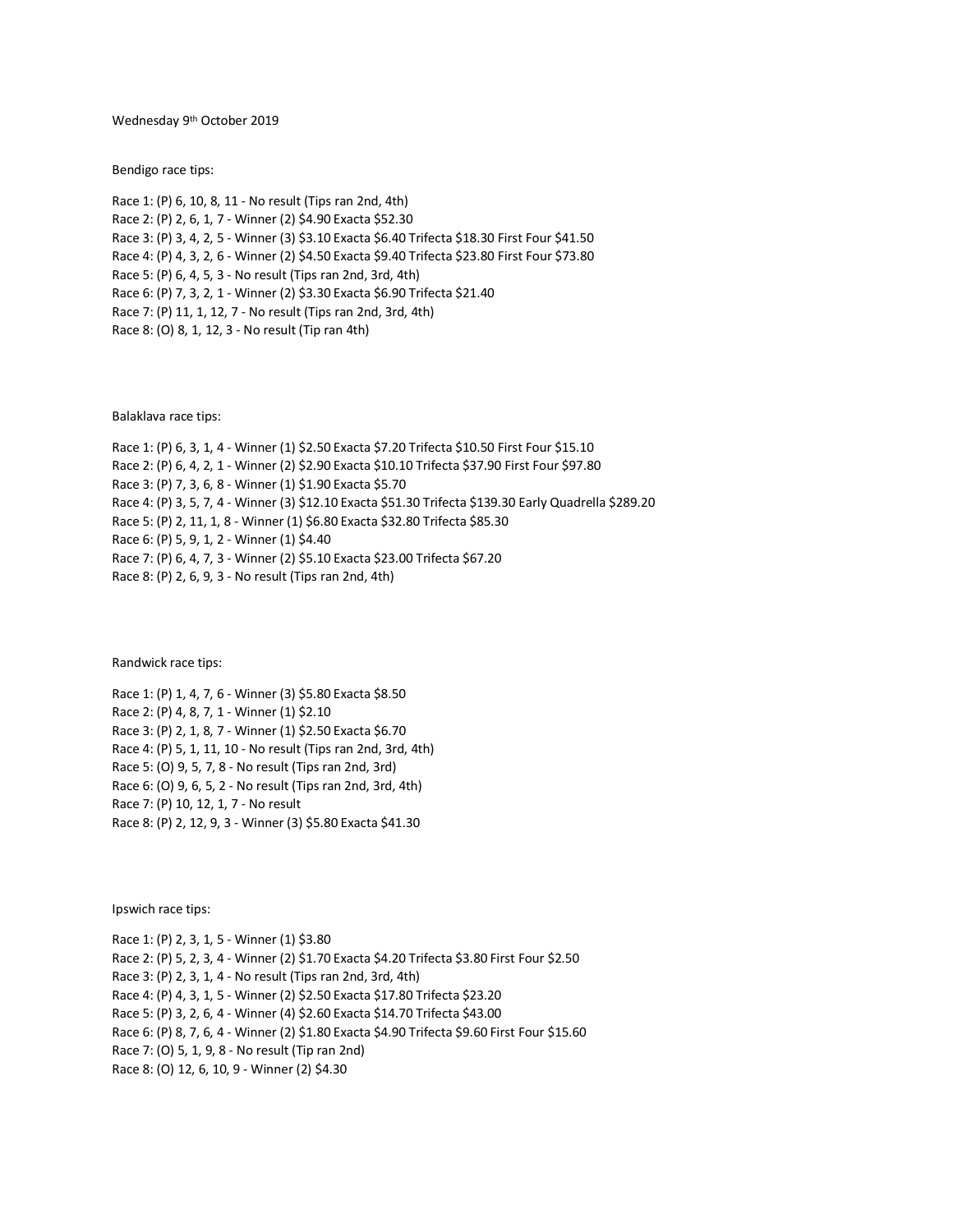Wednesday 9th October 2019

Bendigo race tips:

Race 1: (P) 6, 10, 8, 11 - No result (Tips ran 2nd, 4th)
Race 2: (P) 2, 6, 1, 7 - Winner (2) $4.90 Exacta $52.30
Race 3: (P) 3, 4, 2, 5 - Winner (3) $3.10 Exacta $6.40 Trifecta $18.30 First Four $41.50
Race 4: (P) 4, 3, 2, 6 - Winner (2) $4.50 Exacta $9.40 Trifecta $23.80 First Four $73.80
Race 5: (P) 6, 4, 5, 3 - No result (Tips ran 2nd, 3rd, 4th)
Race 6: (P) 7, 3, 2, 1 - Winner (2) $3.30 Exacta $6.90 Trifecta $21.40
Race 7: (P) 11, 1, 12, 7 - No result (Tips ran 2nd, 3rd, 4th)
Race 8: (O) 8, 1, 12, 3 - No result (Tip ran 4th)

Balaklava race tips:

Race 1: (P) 6, 3, 1, 4 - Winner (1) $2.50 Exacta $7.20 Trifecta $10.50 First Four $15.10
Race 2: (P) 6, 4, 2, 1 - Winner (2) $2.90 Exacta $10.10 Trifecta $37.90 First Four $97.80
Race 3: (P) 7, 3, 6, 8 - Winner (1) $1.90 Exacta $5.70
Race 4: (P) 3, 5, 7, 4 - Winner (3) $12.10 Exacta $51.30 Trifecta $139.30 Early Quadrella $289.20
Race 5: (P) 2, 11, 1, 8 - Winner (1) $6.80 Exacta $32.80 Trifecta $85.30
Race 6: (P) 5, 9, 1, 2 - Winner (1) $4.40
Race 7: (P) 6, 4, 7, 3 - Winner (2) $5.10 Exacta $23.00 Trifecta $67.20
Race 8: (P) 2, 6, 9, 3 - No result (Tips ran 2nd, 4th)

Randwick race tips:

Race 1: (P) 1, 4, 7, 6 - Winner (3) $5.80 Exacta $8.50
Race 2: (P) 4, 8, 7, 1 - Winner (1) $2.10
Race 3: (P) 2, 1, 8, 7 - Winner (1) $2.50 Exacta $6.70
Race 4: (P) 5, 1, 11, 10 - No result (Tips ran 2nd, 3rd, 4th)
Race 5: (O) 9, 5, 7, 8 - No result (Tips ran 2nd, 3rd)
Race 6: (O) 9, 6, 5, 2 - No result (Tips ran 2nd, 3rd, 4th)
Race 7: (P) 10, 12, 1, 7 - No result
Race 8: (P) 2, 12, 9, 3 - Winner (3) $5.80 Exacta $41.30

Ipswich race tips:

Race 1: (P) 2, 3, 1, 5 - Winner (1) $3.80
Race 2: (P) 5, 2, 3, 4 - Winner (2) $1.70 Exacta $4.20 Trifecta $3.80 First Four $2.50
Race 3: (P) 2, 3, 1, 4 - No result (Tips ran 2nd, 3rd, 4th)
Race 4: (P) 4, 3, 1, 5 - Winner (2) $2.50 Exacta $17.80 Trifecta $23.20
Race 5: (P) 3, 2, 6, 4 - Winner (4) $2.60 Exacta $14.70 Trifecta $43.00
Race 6: (P) 8, 7, 6, 4 - Winner (2) $1.80 Exacta $4.90 Trifecta $9.60 First Four $15.60
Race 7: (O) 5, 1, 9, 8 - No result (Tip ran 2nd)
Race 8: (O) 12, 6, 10, 9 - Winner (2) $4.30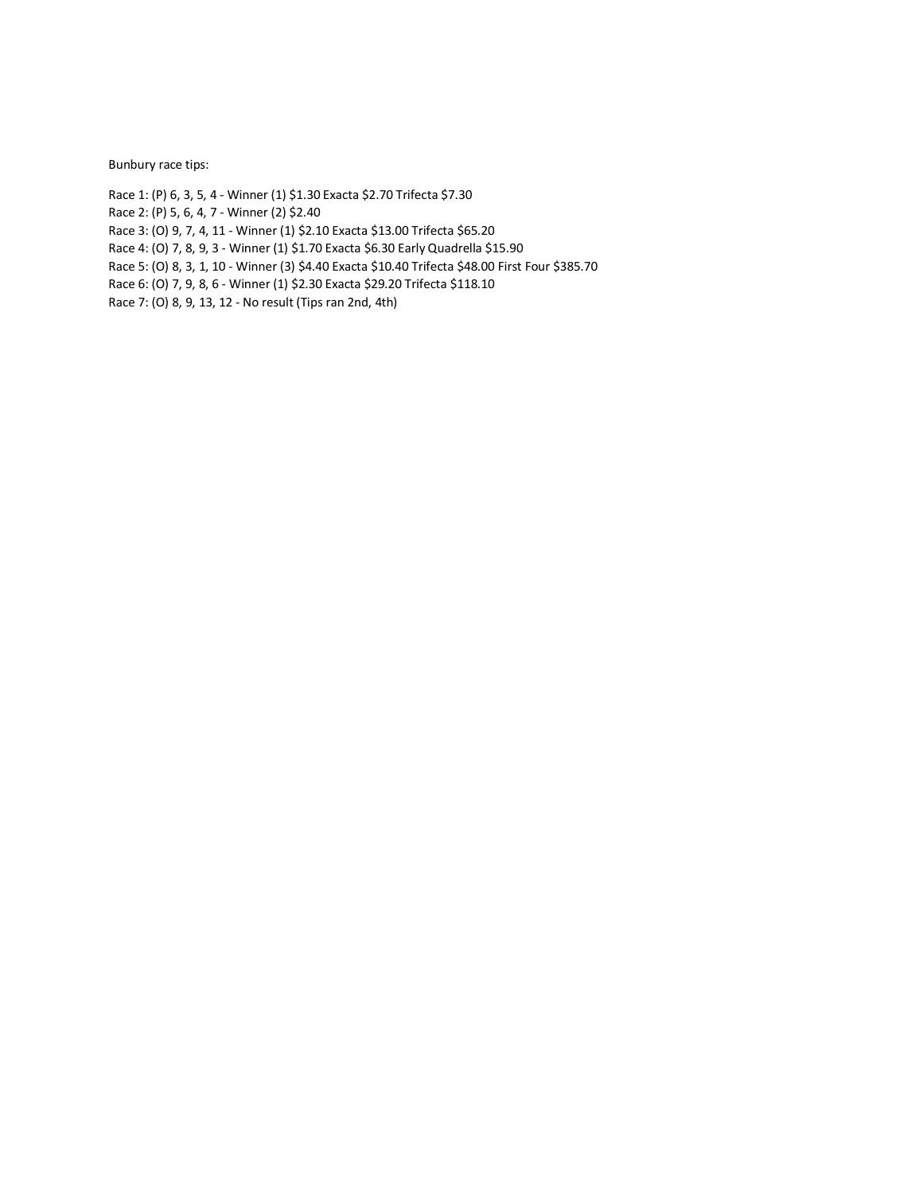Bunbury race tips:

Race 1: (P) 6, 3, 5, 4 - Winner (1) $1.30 Exacta $2.70 Trifecta $7.30
Race 2: (P) 5, 6, 4, 7 - Winner (2) $2.40
Race 3: (O) 9, 7, 4, 11 - Winner (1) $2.10 Exacta $13.00 Trifecta $65.20
Race 4: (O) 7, 8, 9, 3 - Winner (1) $1.70 Exacta $6.30 Early Quadrella $15.90
Race 5: (O) 8, 3, 1, 10 - Winner (3) $4.40 Exacta $10.40 Trifecta $48.00 First Four $385.70
Race 6: (O) 7, 9, 8, 6 - Winner (1) $2.30 Exacta $29.20 Trifecta $118.10
Race 7: (O) 8, 9, 13, 12 - No result (Tips ran 2nd, 4th)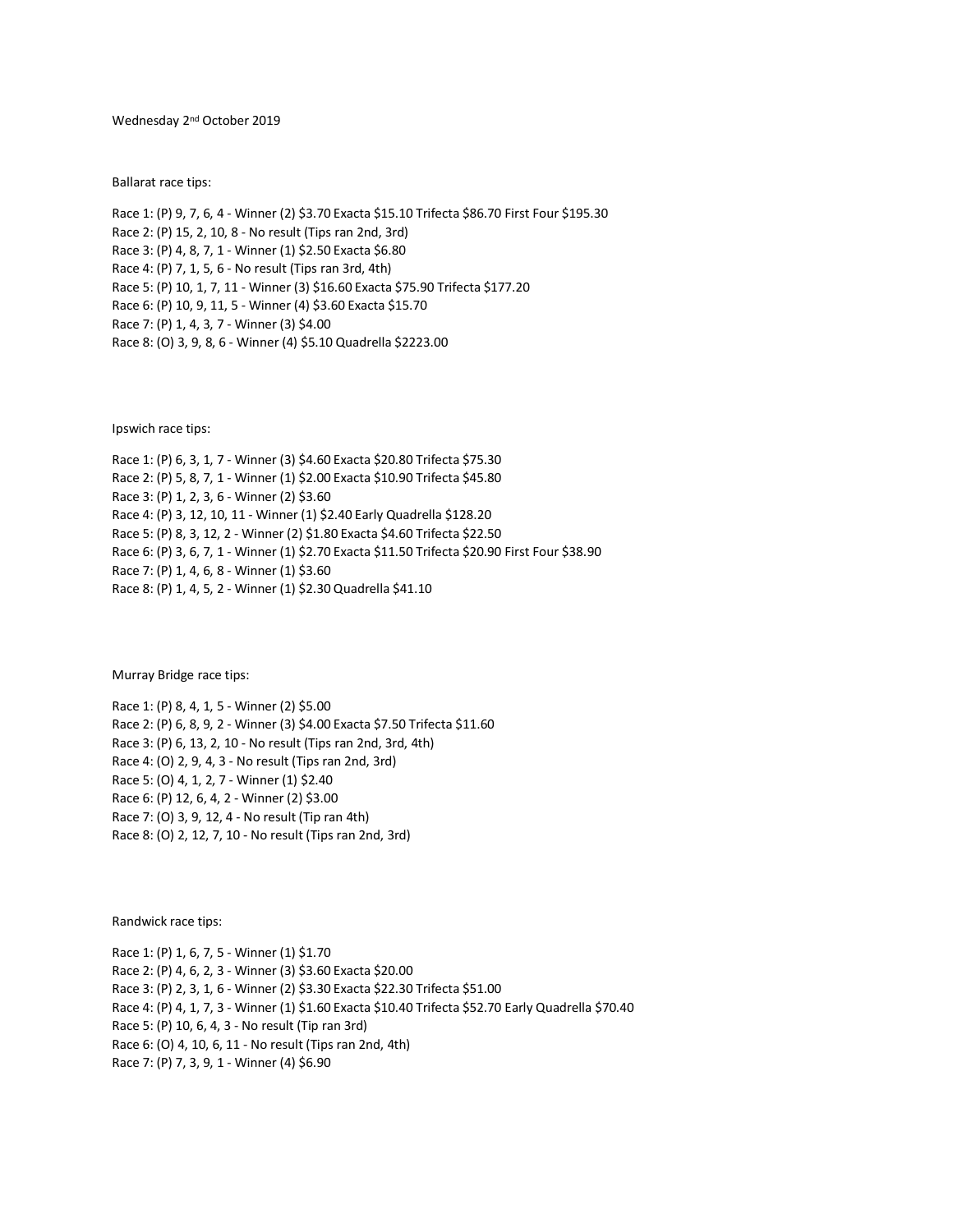Wednesday 2nd October 2019

Ballarat race tips:

Race 1: (P) 9, 7, 6, 4 - Winner (2) $3.70 Exacta $15.10 Trifecta $86.70 First Four $195.30
Race 2: (P) 15, 2, 10, 8 - No result (Tips ran 2nd, 3rd)
Race 3: (P) 4, 8, 7, 1 - Winner (1) $2.50 Exacta $6.80
Race 4: (P) 7, 1, 5, 6 - No result (Tips ran 3rd, 4th)
Race 5: (P) 10, 1, 7, 11 - Winner (3) $16.60 Exacta $75.90 Trifecta $177.20
Race 6: (P) 10, 9, 11, 5 - Winner (4) $3.60 Exacta $15.70
Race 7: (P) 1, 4, 3, 7 - Winner (3) $4.00
Race 8: (O) 3, 9, 8, 6 - Winner (4) $5.10 Quadrella $2223.00

Ipswich race tips:

Race 1: (P) 6, 3, 1, 7 - Winner (3) $4.60 Exacta $20.80 Trifecta $75.30
Race 2: (P) 5, 8, 7, 1 - Winner (1) $2.00 Exacta $10.90 Trifecta $45.80
Race 3: (P) 1, 2, 3, 6 - Winner (2) $3.60
Race 4: (P) 3, 12, 10, 11 - Winner (1) $2.40 Early Quadrella $128.20
Race 5: (P) 8, 3, 12, 2 - Winner (2) $1.80 Exacta $4.60 Trifecta $22.50
Race 6: (P) 3, 6, 7, 1 - Winner (1) $2.70 Exacta $11.50 Trifecta $20.90 First Four $38.90
Race 7: (P) 1, 4, 6, 8 - Winner (1) $3.60
Race 8: (P) 1, 4, 5, 2 - Winner (1) $2.30 Quadrella $41.10

Murray Bridge race tips:

Race 1: (P) 8, 4, 1, 5 - Winner (2) $5.00
Race 2: (P) 6, 8, 9, 2 - Winner (3) $4.00 Exacta $7.50 Trifecta $11.60
Race 3: (P) 6, 13, 2, 10 - No result (Tips ran 2nd, 3rd, 4th)
Race 4: (O) 2, 9, 4, 3 - No result (Tips ran 2nd, 3rd)
Race 5: (O) 4, 1, 2, 7 - Winner (1) $2.40
Race 6: (P) 12, 6, 4, 2 - Winner (2) $3.00
Race 7: (O) 3, 9, 12, 4 - No result (Tip ran 4th)
Race 8: (O) 2, 12, 7, 10 - No result (Tips ran 2nd, 3rd)

Randwick race tips:

Race 1: (P) 1, 6, 7, 5 - Winner (1) $1.70
Race 2: (P) 4, 6, 2, 3 - Winner (3) $3.60 Exacta $20.00
Race 3: (P) 2, 3, 1, 6 - Winner (2) $3.30 Exacta $22.30 Trifecta $51.00
Race 4: (P) 4, 1, 7, 3 - Winner (1) $1.60 Exacta $10.40 Trifecta $52.70 Early Quadrella $70.40
Race 5: (P) 10, 6, 4, 3 - No result (Tip ran 3rd)
Race 6: (O) 4, 10, 6, 11 - No result (Tips ran 2nd, 4th)
Race 7: (P) 7, 3, 9, 1 - Winner (4) $6.90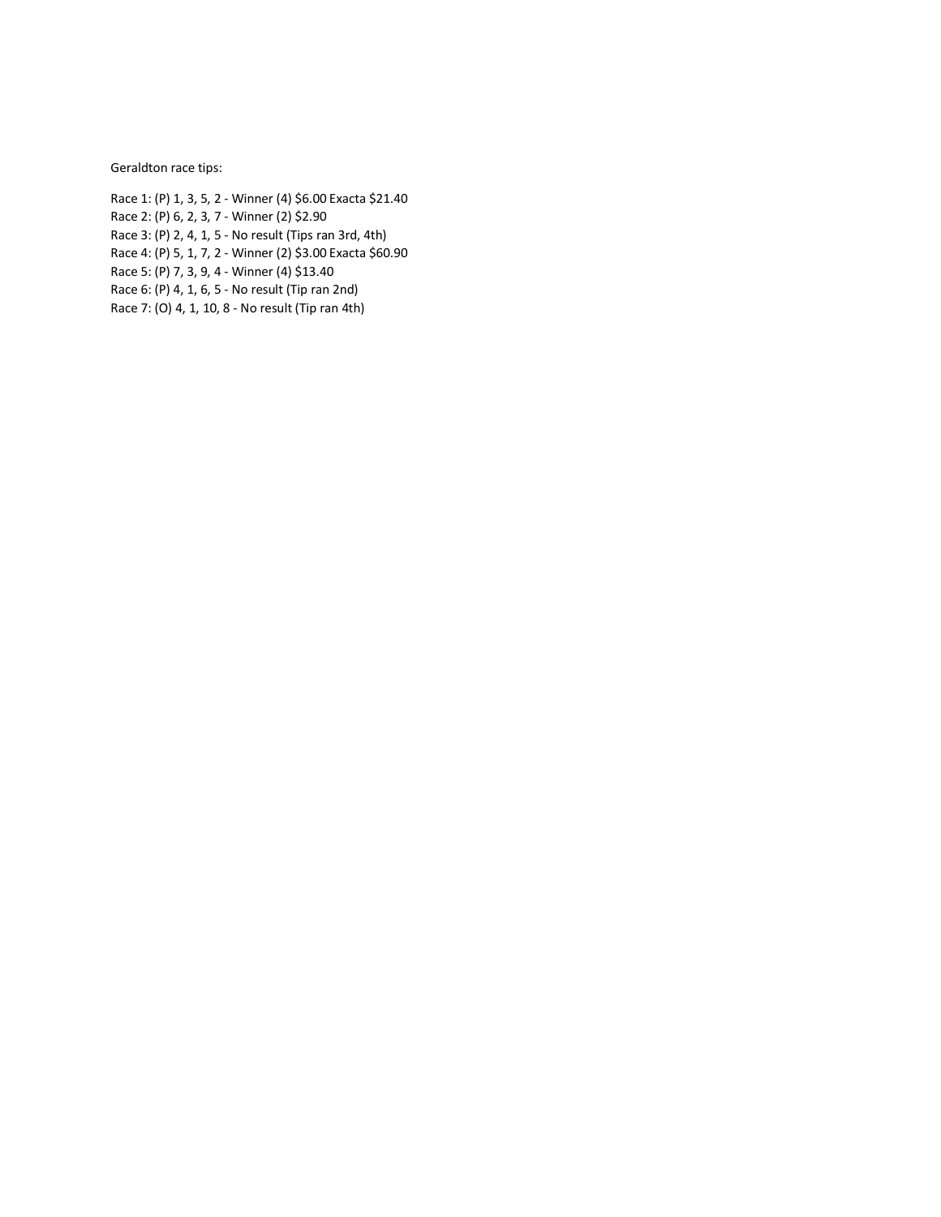Geraldton race tips:

Race 1: (P) 1, 3, 5, 2 - Winner (4) $6.00 Exacta $21.40
Race 2: (P) 6, 2, 3, 7 - Winner (2) $2.90
Race 3: (P) 2, 4, 1, 5 - No result (Tips ran 3rd, 4th)
Race 4: (P) 5, 1, 7, 2 - Winner (2) $3.00 Exacta $60.90
Race 5: (P) 7, 3, 9, 4 - Winner (4) $13.40
Race 6: (P) 4, 1, 6, 5 - No result (Tip ran 2nd)
Race 7: (O) 4, 1, 10, 8 - No result (Tip ran 4th)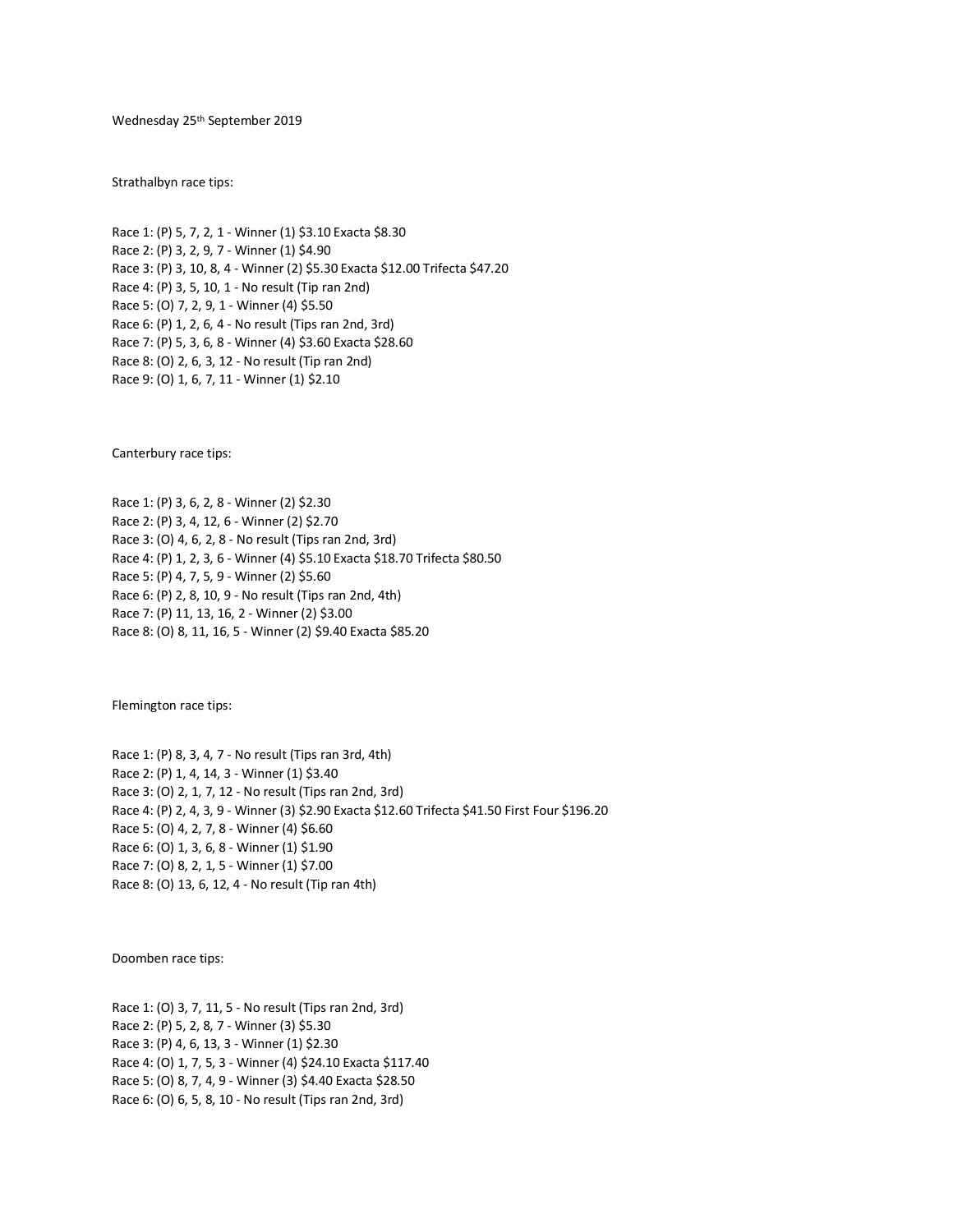Wednesday 25th September 2019

Strathalbyn race tips:

Race 1: (P) 5, 7, 2, 1 - Winner (1) $3.10 Exacta $8.30
Race 2: (P) 3, 2, 9, 7 - Winner (1) $4.90
Race 3: (P) 3, 10, 8, 4 - Winner (2) $5.30 Exacta $12.00 Trifecta $47.20
Race 4: (P) 3, 5, 10, 1 - No result (Tip ran 2nd)
Race 5: (O) 7, 2, 9, 1 - Winner (4) $5.50
Race 6: (P) 1, 2, 6, 4 - No result (Tips ran 2nd, 3rd)
Race 7: (P) 5, 3, 6, 8 - Winner (4) $3.60 Exacta $28.60
Race 8: (O) 2, 6, 3, 12 - No result (Tip ran 2nd)
Race 9: (O) 1, 6, 7, 11 - Winner (1) $2.10

Canterbury race tips:

Race 1: (P) 3, 6, 2, 8 - Winner (2) $2.30
Race 2: (P) 3, 4, 12, 6 - Winner (2) $2.70
Race 3: (O) 4, 6, 2, 8 - No result (Tips ran 2nd, 3rd)
Race 4: (P) 1, 2, 3, 6 - Winner (4) $5.10 Exacta $18.70 Trifecta $80.50
Race 5: (P) 4, 7, 5, 9 - Winner (2) $5.60
Race 6: (P) 2, 8, 10, 9 - No result (Tips ran 2nd, 4th)
Race 7: (P) 11, 13, 16, 2 - Winner (2) $3.00
Race 8: (O) 8, 11, 16, 5 - Winner (2) $9.40 Exacta $85.20

Flemington race tips:

Race 1: (P) 8, 3, 4, 7 - No result (Tips ran 3rd, 4th)
Race 2: (P) 1, 4, 14, 3 - Winner (1) $3.40
Race 3: (O) 2, 1, 7, 12 - No result (Tips ran 2nd, 3rd)
Race 4: (P) 2, 4, 3, 9 - Winner (3) $2.90 Exacta $12.60 Trifecta $41.50 First Four $196.20
Race 5: (O) 4, 2, 7, 8 - Winner (4) $6.60
Race 6: (O) 1, 3, 6, 8 - Winner (1) $1.90
Race 7: (O) 8, 2, 1, 5 - Winner (1) $7.00
Race 8: (O) 13, 6, 12, 4 - No result (Tip ran 4th)

Doomben race tips:

Race 1: (O) 3, 7, 11, 5 - No result (Tips ran 2nd, 3rd)
Race 2: (P) 5, 2, 8, 7 - Winner (3) $5.30
Race 3: (P) 4, 6, 13, 3 - Winner (1) $2.30
Race 4: (O) 1, 7, 5, 3 - Winner (4) $24.10 Exacta $117.40
Race 5: (O) 8, 7, 4, 9 - Winner (3) $4.40 Exacta $28.50
Race 6: (O) 6, 5, 8, 10 - No result (Tips ran 2nd, 3rd)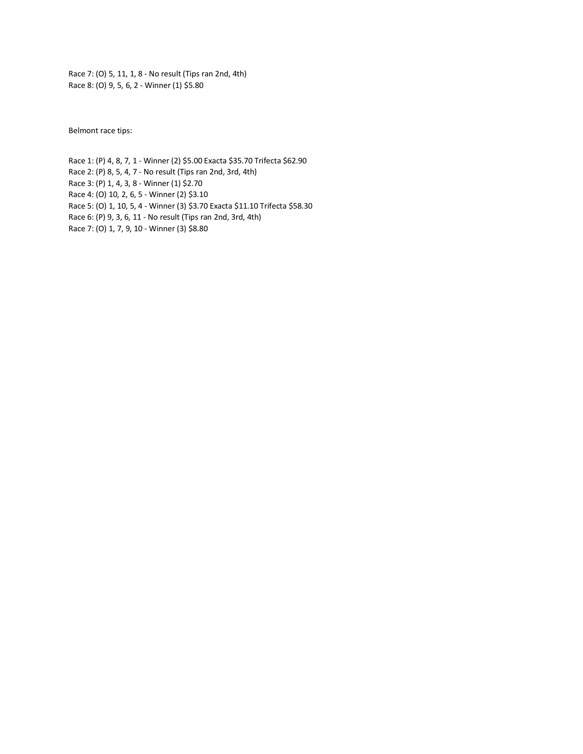Race 7: (O) 5, 11, 1, 8 - No result (Tips ran 2nd, 4th)
Race 8: (O) 9, 5, 6, 2 - Winner (1) $5.80

Belmont race tips:

Race 1: (P) 4, 8, 7, 1 - Winner (2) $5.00 Exacta $35.70 Trifecta $62.90
Race 2: (P) 8, 5, 4, 7 - No result (Tips ran 2nd, 3rd, 4th)
Race 3: (P) 1, 4, 3, 8 - Winner (1) $2.70
Race 4: (O) 10, 2, 6, 5 - Winner (2) $3.10
Race 5: (O) 1, 10, 5, 4 - Winner (3) $3.70 Exacta $11.10 Trifecta $58.30
Race 6: (P) 9, 3, 6, 11 - No result (Tips ran 2nd, 3rd, 4th)
Race 7: (O) 1, 7, 9, 10 - Winner (3) $8.80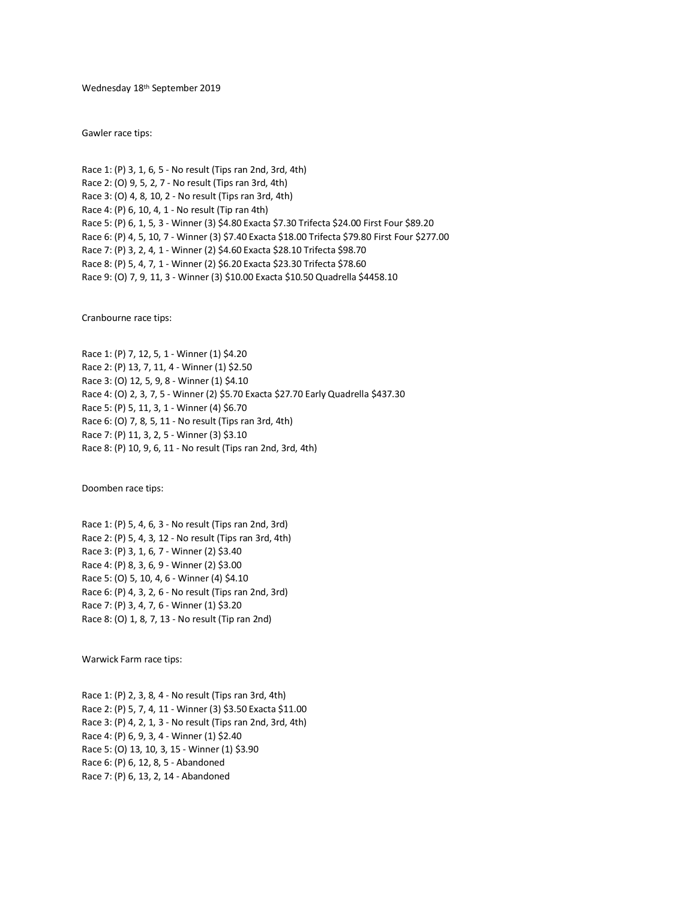Wednesday 18th September 2019

Gawler race tips:

Race 1: (P) 3, 1, 6, 5 - No result (Tips ran 2nd, 3rd, 4th)
Race 2: (O) 9, 5, 2, 7 - No result (Tips ran 3rd, 4th)
Race 3: (O) 4, 8, 10, 2 - No result (Tips ran 3rd, 4th)
Race 4: (P) 6, 10, 4, 1 - No result (Tip ran 4th)
Race 5: (P) 6, 1, 5, 3 - Winner (3) $4.80 Exacta $7.30 Trifecta $24.00 First Four $89.20
Race 6: (P) 4, 5, 10, 7 - Winner (3) $7.40 Exacta $18.00 Trifecta $79.80 First Four $277.00
Race 7: (P) 3, 2, 4, 1 - Winner (2) $4.60 Exacta $28.10 Trifecta $98.70
Race 8: (P) 5, 4, 7, 1 - Winner (2) $6.20 Exacta $23.30 Trifecta $78.60
Race 9: (O) 7, 9, 11, 3 - Winner (3) $10.00 Exacta $10.50 Quadrella $4458.10

Cranbourne race tips:

Race 1: (P) 7, 12, 5, 1 - Winner (1) $4.20
Race 2: (P) 13, 7, 11, 4 - Winner (1) $2.50
Race 3: (O) 12, 5, 9, 8 - Winner (1) $4.10
Race 4: (O) 2, 3, 7, 5 - Winner (2) $5.70 Exacta $27.70 Early Quadrella $437.30
Race 5: (P) 5, 11, 3, 1 - Winner (4) $6.70
Race 6: (O) 7, 8, 5, 11 - No result (Tips ran 3rd, 4th)
Race 7: (P) 11, 3, 2, 5 - Winner (3) $3.10
Race 8: (P) 10, 9, 6, 11 - No result (Tips ran 2nd, 3rd, 4th)

Doomben race tips:

Race 1: (P) 5, 4, 6, 3 - No result (Tips ran 2nd, 3rd)
Race 2: (P) 5, 4, 3, 12 - No result (Tips ran 3rd, 4th)
Race 3: (P) 3, 1, 6, 7 - Winner (2) $3.40
Race 4: (P) 8, 3, 6, 9 - Winner (2) $3.00
Race 5: (O) 5, 10, 4, 6 - Winner (4) $4.10
Race 6: (P) 4, 3, 2, 6 - No result (Tips ran 2nd, 3rd)
Race 7: (P) 3, 4, 7, 6 - Winner (1) $3.20
Race 8: (O) 1, 8, 7, 13 - No result (Tip ran 2nd)

Warwick Farm race tips:

Race 1: (P) 2, 3, 8, 4 - No result (Tips ran 3rd, 4th)
Race 2: (P) 5, 7, 4, 11 - Winner (3) $3.50 Exacta $11.00
Race 3: (P) 4, 2, 1, 3 - No result (Tips ran 2nd, 3rd, 4th)
Race 4: (P) 6, 9, 3, 4 - Winner (1) $2.40
Race 5: (O) 13, 10, 3, 15 - Winner (1) $3.90
Race 6: (P) 6, 12, 8, 5 - Abandoned
Race 7: (P) 6, 13, 2, 14 - Abandoned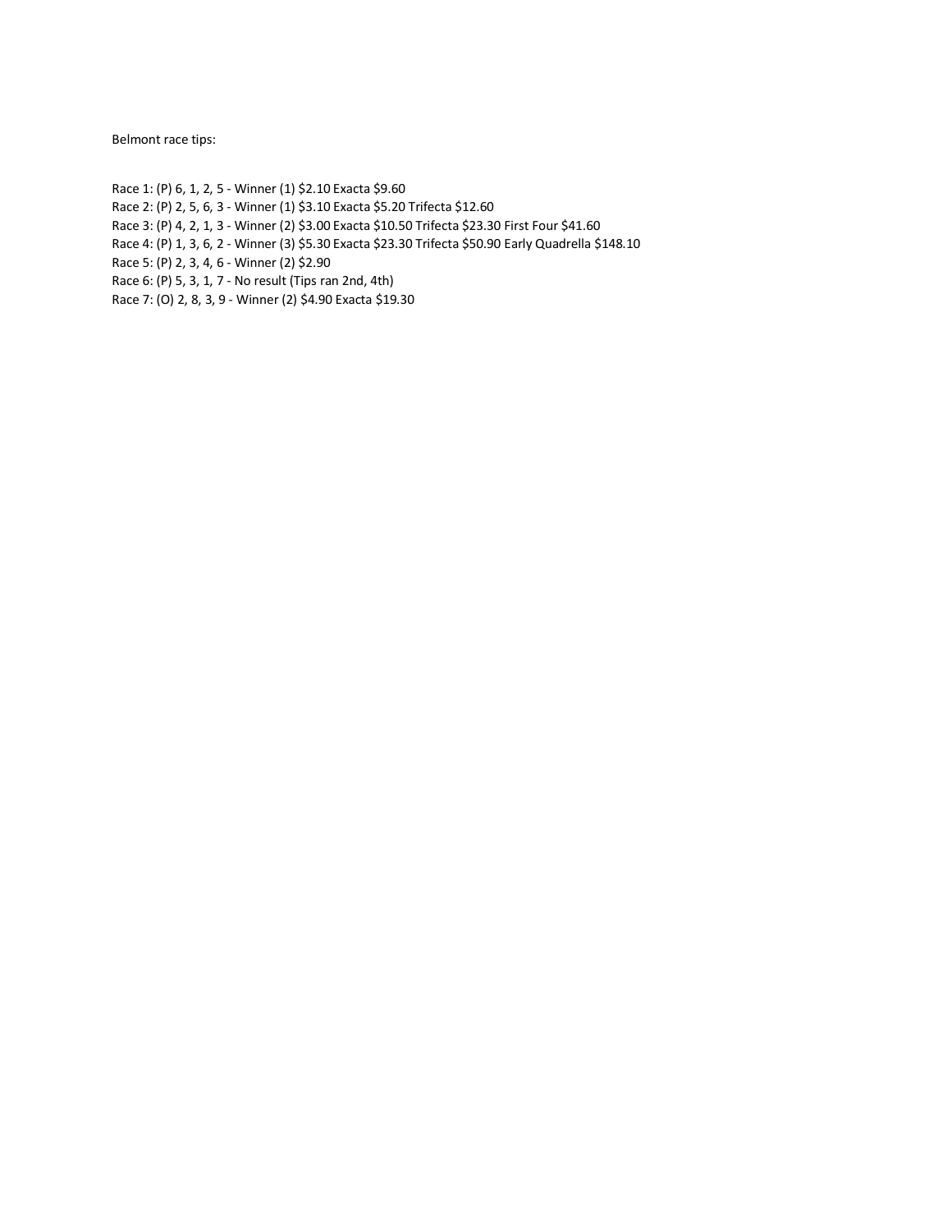Belmont race tips:

Race 1: (P) 6, 1, 2, 5 - Winner (1) $2.10 Exacta $9.60
Race 2: (P) 2, 5, 6, 3 - Winner (1) $3.10 Exacta $5.20 Trifecta $12.60
Race 3: (P) 4, 2, 1, 3 - Winner (2) $3.00 Exacta $10.50 Trifecta $23.30 First Four $41.60
Race 4: (P) 1, 3, 6, 2 - Winner (3) $5.30 Exacta $23.30 Trifecta $50.90 Early Quadrella $148.10
Race 5: (P) 2, 3, 4, 6 - Winner (2) $2.90
Race 6: (P) 5, 3, 1, 7 - No result (Tips ran 2nd, 4th)
Race 7: (O) 2, 8, 3, 9 - Winner (2) $4.90 Exacta $19.30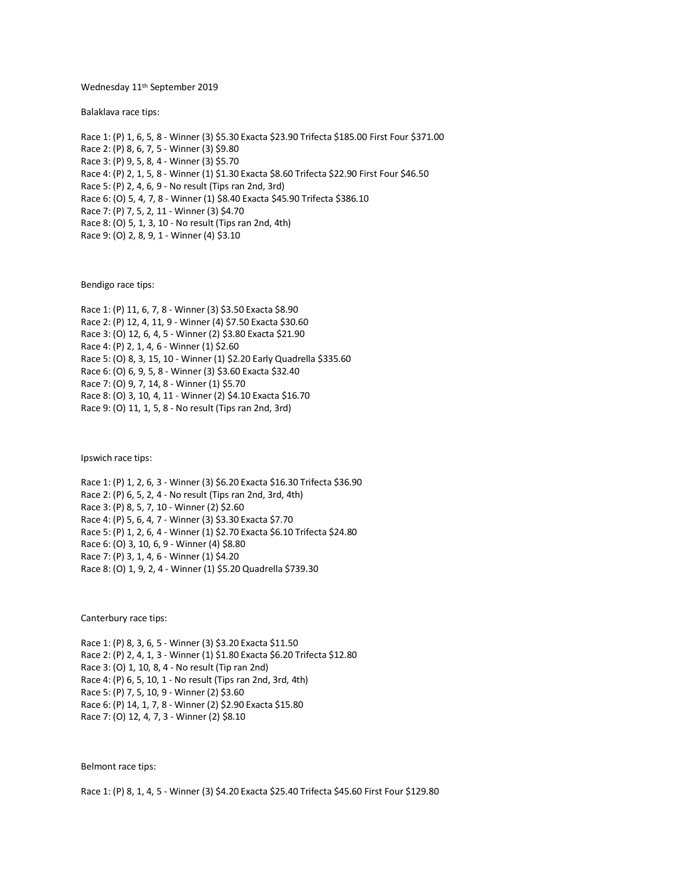Wednesday 11th September 2019

Balaklava race tips:

Race 1: (P) 1, 6, 5, 8 - Winner (3) $5.30 Exacta $23.90 Trifecta $185.00 First Four $371.00
Race 2: (P) 8, 6, 7, 5 - Winner (3) $9.80
Race 3: (P) 9, 5, 8, 4 - Winner (3) $5.70
Race 4: (P) 2, 1, 5, 8 - Winner (1) $1.30 Exacta $8.60 Trifecta $22.90 First Four $46.50
Race 5: (P) 2, 4, 6, 9 - No result (Tips ran 2nd, 3rd)
Race 6: (O) 5, 4, 7, 8 - Winner (1) $8.40 Exacta $45.90 Trifecta $386.10
Race 7: (P) 7, 5, 2, 11 - Winner (3) $4.70
Race 8: (O) 5, 1, 3, 10 - No result (Tips ran 2nd, 4th)
Race 9: (O) 2, 8, 9, 1 - Winner (4) $3.10

Bendigo race tips:

Race 1: (P) 11, 6, 7, 8 - Winner (3) $3.50 Exacta $8.90
Race 2: (P) 12, 4, 11, 9 - Winner (4) $7.50 Exacta $30.60
Race 3: (O) 12, 6, 4, 5 - Winner (2) $3.80 Exacta $21.90
Race 4: (P) 2, 1, 4, 6 - Winner (1) $2.60
Race 5: (O) 8, 3, 15, 10 - Winner (1) $2.20 Early Quadrella $335.60
Race 6: (O) 6, 9, 5, 8 - Winner (3) $3.60 Exacta $32.40
Race 7: (O) 9, 7, 14, 8 - Winner (1) $5.70
Race 8: (O) 3, 10, 4, 11 - Winner (2) $4.10 Exacta $16.70
Race 9: (O) 11, 1, 5, 8 - No result (Tips ran 2nd, 3rd)

Ipswich race tips:

Race 1: (P) 1, 2, 6, 3 - Winner (3) $6.20 Exacta $16.30 Trifecta $36.90
Race 2: (P) 6, 5, 2, 4 - No result (Tips ran 2nd, 3rd, 4th)
Race 3: (P) 8, 5, 7, 10 - Winner (2) $2.60
Race 4: (P) 5, 6, 4, 7 - Winner (3) $3.30 Exacta $7.70
Race 5: (P) 1, 2, 6, 4 - Winner (1) $2.70 Exacta $6.10 Trifecta $24.80
Race 6: (O) 3, 10, 6, 9 - Winner (4) $8.80
Race 7: (P) 3, 1, 4, 6 - Winner (1) $4.20
Race 8: (O) 1, 9, 2, 4 - Winner (1) $5.20 Quadrella $739.30

Canterbury race tips:

Race 1: (P) 8, 3, 6, 5 - Winner (3) $3.20 Exacta $11.50
Race 2: (P) 2, 4, 1, 3 - Winner (1) $1.80 Exacta $6.20 Trifecta $12.80
Race 3: (O) 1, 10, 8, 4 - No result (Tip ran 2nd)
Race 4: (P) 6, 5, 10, 1 - No result (Tips ran 2nd, 3rd, 4th)
Race 5: (P) 7, 5, 10, 9 - Winner (2) $3.60
Race 6: (P) 14, 1, 7, 8 - Winner (2) $2.90 Exacta $15.80
Race 7: (O) 12, 4, 7, 3 - Winner (2) $8.10

Belmont race tips:

Race 1: (P) 8, 1, 4, 5 - Winner (3) $4.20 Exacta $25.40 Trifecta $45.60 First Four $129.80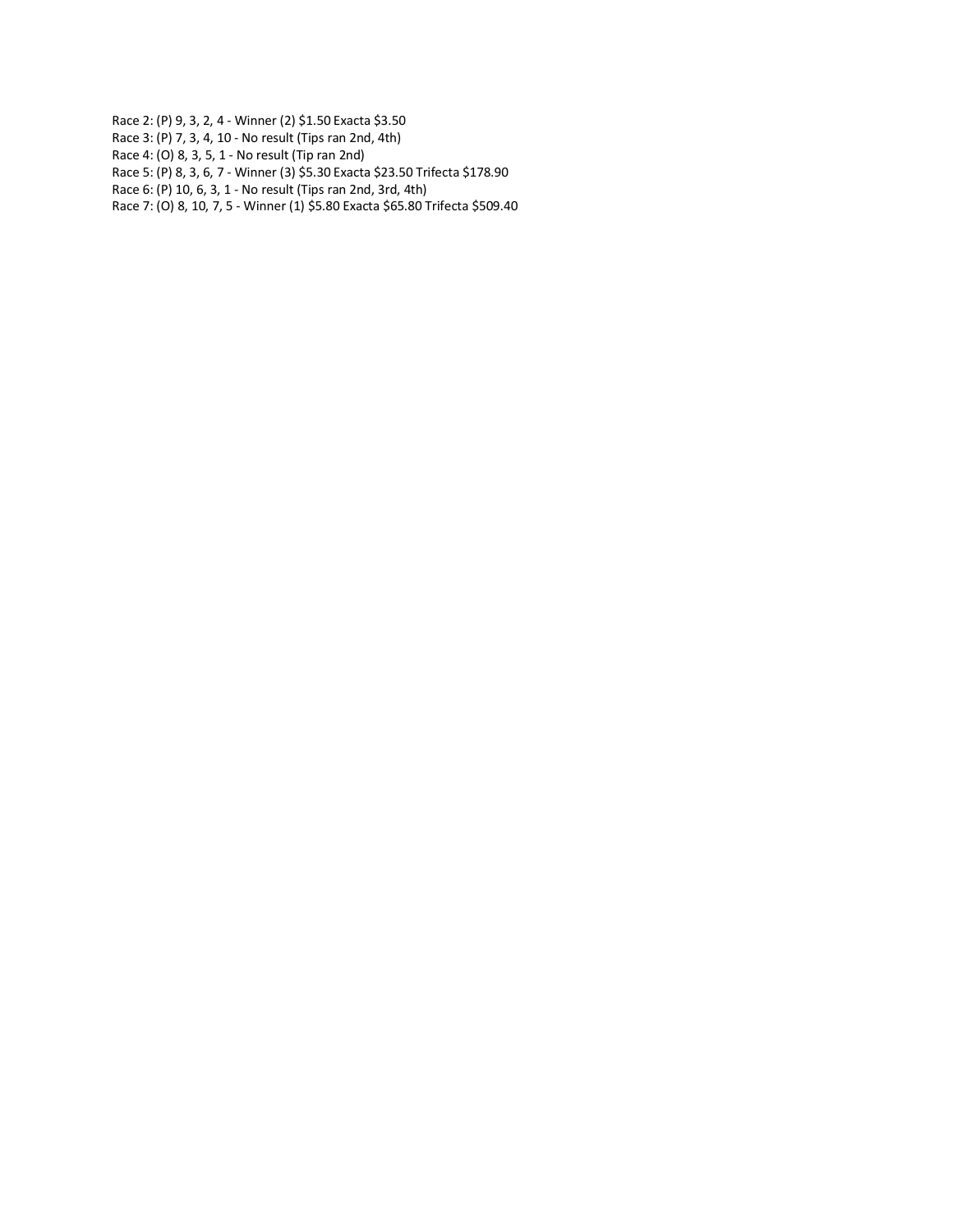Race 2: (P) 9, 3, 2, 4 - Winner (2) $1.50 Exacta $3.50
Race 3: (P) 7, 3, 4, 10 - No result (Tips ran 2nd, 4th)
Race 4: (O) 8, 3, 5, 1 - No result (Tip ran 2nd)
Race 5: (P) 8, 3, 6, 7 - Winner (3) $5.30 Exacta $23.50 Trifecta $178.90
Race 6: (P) 10, 6, 3, 1 - No result (Tips ran 2nd, 3rd, 4th)
Race 7: (O) 8, 10, 7, 5 - Winner (1) $5.80 Exacta $65.80 Trifecta $509.40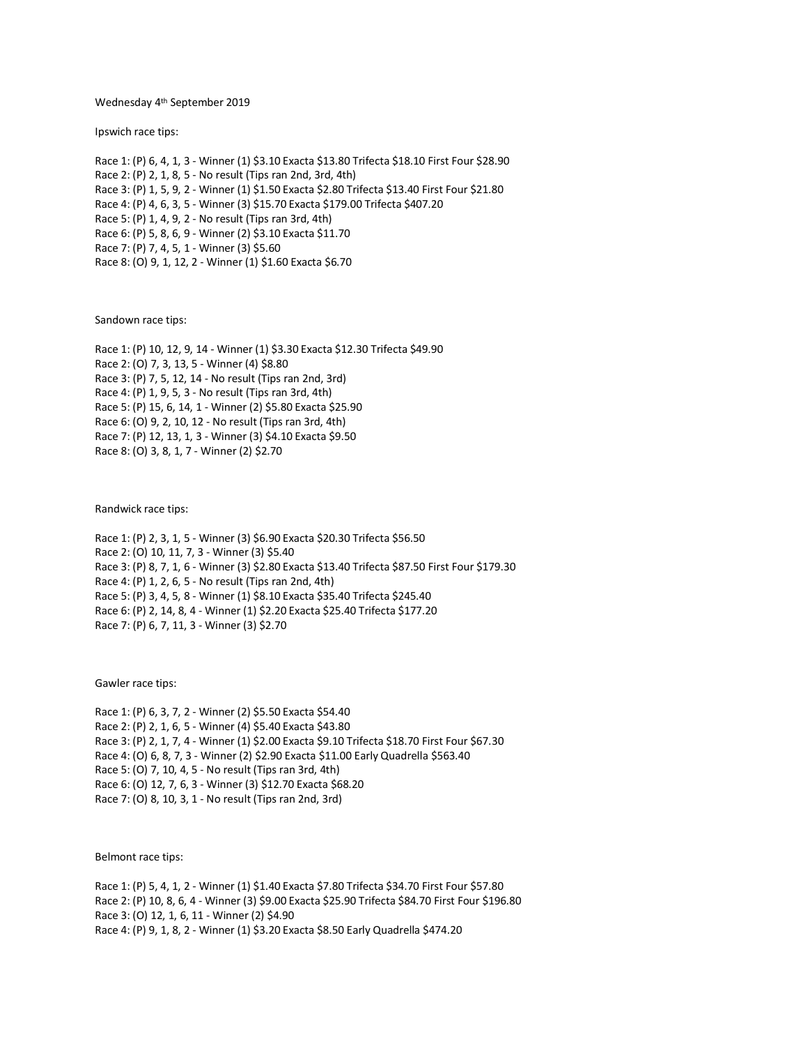Wednesday 4th September 2019

Ipswich race tips:

Race 1: (P) 6, 4, 1, 3 - Winner (1) $3.10 Exacta $13.80 Trifecta $18.10 First Four $28.90
Race 2: (P) 2, 1, 8, 5 - No result (Tips ran 2nd, 3rd, 4th)
Race 3: (P) 1, 5, 9, 2 - Winner (1) $1.50 Exacta $2.80 Trifecta $13.40 First Four $21.80
Race 4: (P) 4, 6, 3, 5 - Winner (3) $15.70 Exacta $179.00 Trifecta $407.20
Race 5: (P) 1, 4, 9, 2 - No result (Tips ran 3rd, 4th)
Race 6: (P) 5, 8, 6, 9 - Winner (2) $3.10 Exacta $11.70
Race 7: (P) 7, 4, 5, 1 - Winner (3) $5.60
Race 8: (O) 9, 1, 12, 2 - Winner (1) $1.60 Exacta $6.70

Sandown race tips:

Race 1: (P) 10, 12, 9, 14 - Winner (1) $3.30 Exacta $12.30 Trifecta $49.90
Race 2: (O) 7, 3, 13, 5 - Winner (4) $8.80
Race 3: (P) 7, 5, 12, 14 - No result (Tips ran 2nd, 3rd)
Race 4: (P) 1, 9, 5, 3 - No result (Tips ran 3rd, 4th)
Race 5: (P) 15, 6, 14, 1 - Winner (2) $5.80 Exacta $25.90
Race 6: (O) 9, 2, 10, 12 - No result (Tips ran 3rd, 4th)
Race 7: (P) 12, 13, 1, 3 - Winner (3) $4.10 Exacta $9.50
Race 8: (O) 3, 8, 1, 7 - Winner (2) $2.70

Randwick race tips:

Race 1: (P) 2, 3, 1, 5 - Winner (3) $6.90 Exacta $20.30 Trifecta $56.50
Race 2: (O) 10, 11, 7, 3 - Winner (3) $5.40
Race 3: (P) 8, 7, 1, 6 - Winner (3) $2.80 Exacta $13.40 Trifecta $87.50 First Four $179.30
Race 4: (P) 1, 2, 6, 5 - No result (Tips ran 2nd, 4th)
Race 5: (P) 3, 4, 5, 8 - Winner (1) $8.10 Exacta $35.40 Trifecta $245.40
Race 6: (P) 2, 14, 8, 4 - Winner (1) $2.20 Exacta $25.40 Trifecta $177.20
Race 7: (P) 6, 7, 11, 3 - Winner (3) $2.70

Gawler race tips:

Race 1: (P) 6, 3, 7, 2 - Winner (2) $5.50 Exacta $54.40
Race 2: (P) 2, 1, 6, 5 - Winner (4) $5.40 Exacta $43.80
Race 3: (P) 2, 1, 7, 4 - Winner (1) $2.00 Exacta $9.10 Trifecta $18.70 First Four $67.30
Race 4: (O) 6, 8, 7, 3 - Winner (2) $2.90 Exacta $11.00 Early Quadrella $563.40
Race 5: (O) 7, 10, 4, 5 - No result (Tips ran 3rd, 4th)
Race 6: (O) 12, 7, 6, 3 - Winner (3) $12.70 Exacta $68.20
Race 7: (O) 8, 10, 3, 1 - No result (Tips ran 2nd, 3rd)

Belmont race tips:

Race 1: (P) 5, 4, 1, 2 - Winner (1) $1.40 Exacta $7.80 Trifecta $34.70 First Four $57.80
Race 2: (P) 10, 8, 6, 4 - Winner (3) $9.00 Exacta $25.90 Trifecta $84.70 First Four $196.80
Race 3: (O) 12, 1, 6, 11 - Winner (2) $4.90
Race 4: (P) 9, 1, 8, 2 - Winner (1) $3.20 Exacta $8.50 Early Quadrella $474.20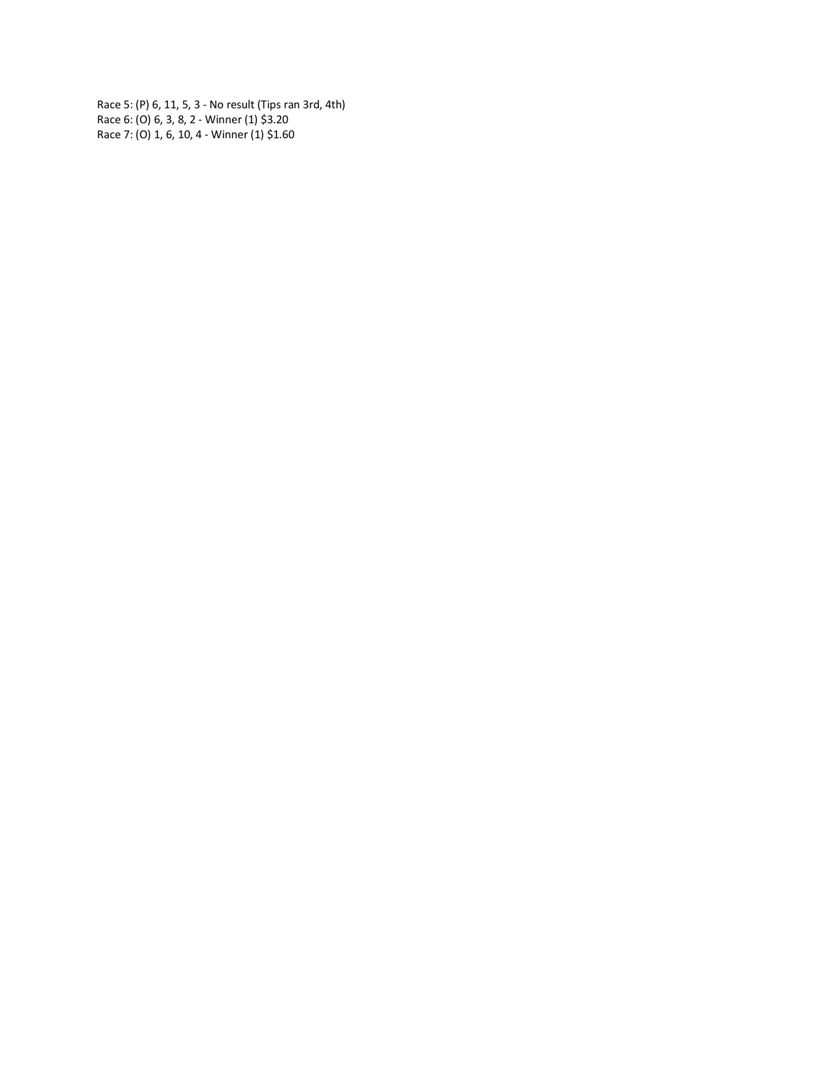Race 5: (P) 6, 11, 5, 3 - No result (Tips ran 3rd, 4th)
Race 6: (O) 6, 3, 8, 2 - Winner (1) $3.20
Race 7: (O) 1, 6, 10, 4 - Winner (1) $1.60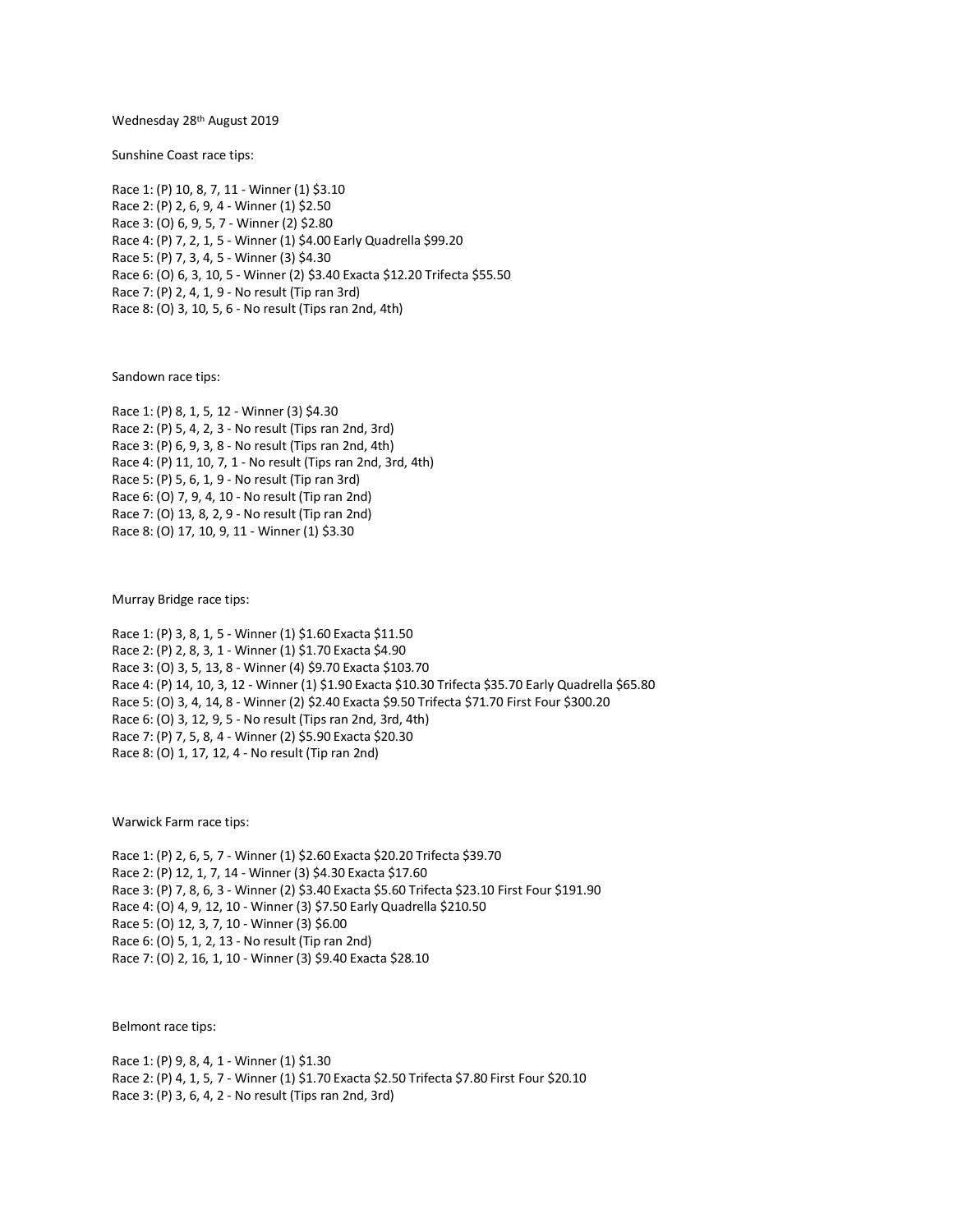Wednesday 28th August 2019

Sunshine Coast race tips:

Race 1: (P) 10, 8, 7, 11 - Winner (1) $3.10
Race 2: (P) 2, 6, 9, 4 - Winner (1) $2.50
Race 3: (O) 6, 9, 5, 7 - Winner (2) $2.80
Race 4: (P) 7, 2, 1, 5 - Winner (1) $4.00 Early Quadrella $99.20
Race 5: (P) 7, 3, 4, 5 - Winner (3) $4.30
Race 6: (O) 6, 3, 10, 5 - Winner (2) $3.40 Exacta $12.20 Trifecta $55.50
Race 7: (P) 2, 4, 1, 9 - No result (Tip ran 3rd)
Race 8: (O) 3, 10, 5, 6 - No result (Tips ran 2nd, 4th)

Sandown race tips:

Race 1: (P) 8, 1, 5, 12 - Winner (3) $4.30
Race 2: (P) 5, 4, 2, 3 - No result (Tips ran 2nd, 3rd)
Race 3: (P) 6, 9, 3, 8 - No result (Tips ran 2nd, 4th)
Race 4: (P) 11, 10, 7, 1 - No result (Tips ran 2nd, 3rd, 4th)
Race 5: (P) 5, 6, 1, 9 - No result (Tip ran 3rd)
Race 6: (O) 7, 9, 4, 10 - No result (Tip ran 2nd)
Race 7: (O) 13, 8, 2, 9 - No result (Tip ran 2nd)
Race 8: (O) 17, 10, 9, 11 - Winner (1) $3.30

Murray Bridge race tips:

Race 1: (P) 3, 8, 1, 5 - Winner (1) $1.60 Exacta $11.50
Race 2: (P) 2, 8, 3, 1 - Winner (1) $1.70 Exacta $4.90
Race 3: (O) 3, 5, 13, 8 - Winner (4) $9.70 Exacta $103.70
Race 4: (P) 14, 10, 3, 12 - Winner (1) $1.90 Exacta $10.30 Trifecta $35.70 Early Quadrella $65.80
Race 5: (O) 3, 4, 14, 8 - Winner (2) $2.40 Exacta $9.50 Trifecta $71.70 First Four $300.20
Race 6: (O) 3, 12, 9, 5 - No result (Tips ran 2nd, 3rd, 4th)
Race 7: (P) 7, 5, 8, 4 - Winner (2) $5.90 Exacta $20.30
Race 8: (O) 1, 17, 12, 4 - No result (Tip ran 2nd)

Warwick Farm race tips:

Race 1: (P) 2, 6, 5, 7 - Winner (1) $2.60 Exacta $20.20 Trifecta $39.70
Race 2: (P) 12, 1, 7, 14 - Winner (3) $4.30 Exacta $17.60
Race 3: (P) 7, 8, 6, 3 - Winner (2) $3.40 Exacta $5.60 Trifecta $23.10 First Four $191.90
Race 4: (O) 4, 9, 12, 10 - Winner (3) $7.50 Early Quadrella $210.50
Race 5: (O) 12, 3, 7, 10 - Winner (3) $6.00
Race 6: (O) 5, 1, 2, 13 - No result (Tip ran 2nd)
Race 7: (O) 2, 16, 1, 10 - Winner (3) $9.40 Exacta $28.10

Belmont race tips:

Race 1: (P) 9, 8, 4, 1 - Winner (1) $1.30
Race 2: (P) 4, 1, 5, 7 - Winner (1) $1.70 Exacta $2.50 Trifecta $7.80 First Four $20.10
Race 3: (P) 3, 6, 4, 2 - No result (Tips ran 2nd, 3rd)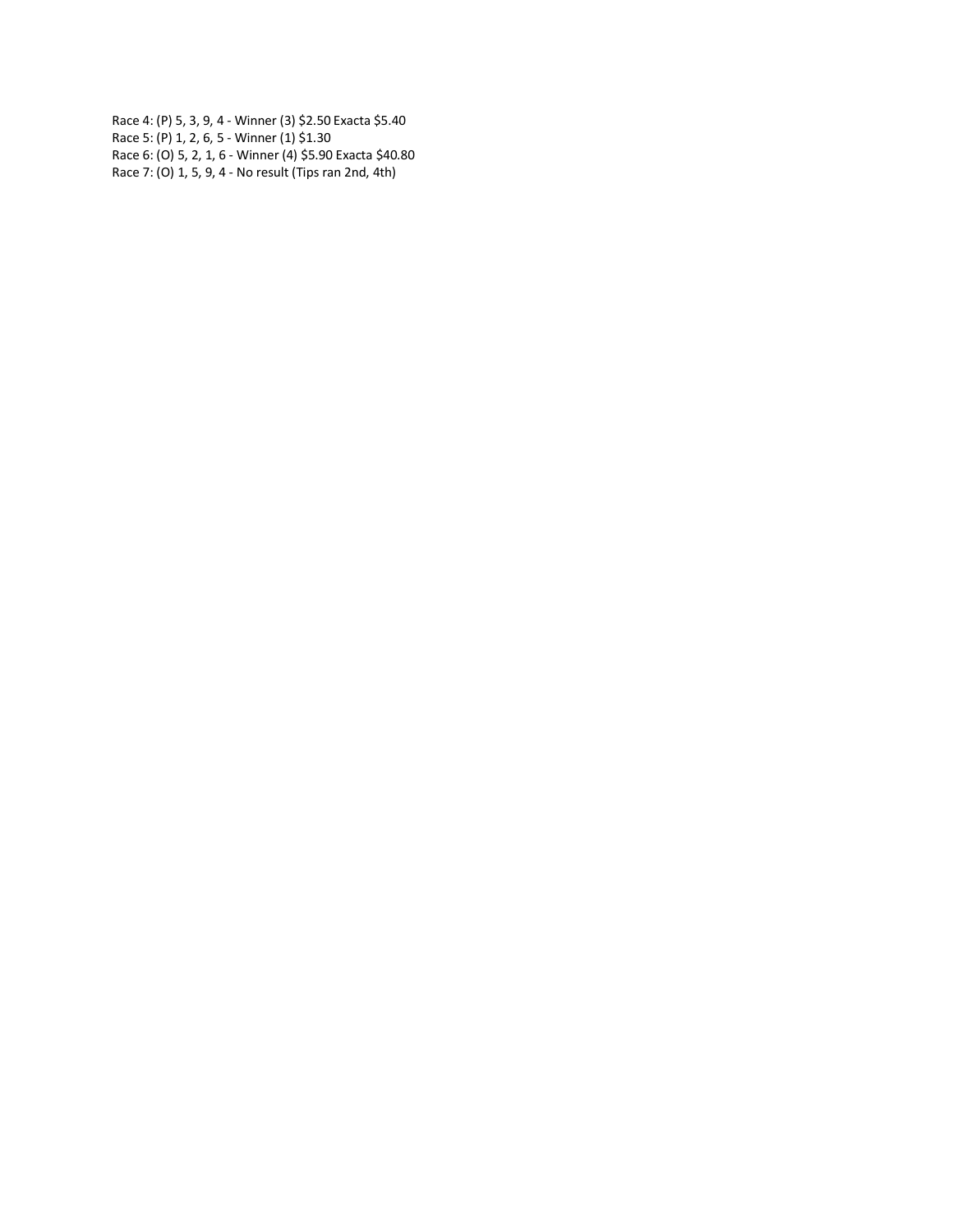Race 4: (P) 5, 3, 9, 4 - Winner (3) $2.50 Exacta $5.40
Race 5: (P) 1, 2, 6, 5 - Winner (1) $1.30
Race 6: (O) 5, 2, 1, 6 - Winner (4) $5.90 Exacta $40.80
Race 7: (O) 1, 5, 9, 4 - No result (Tips ran 2nd, 4th)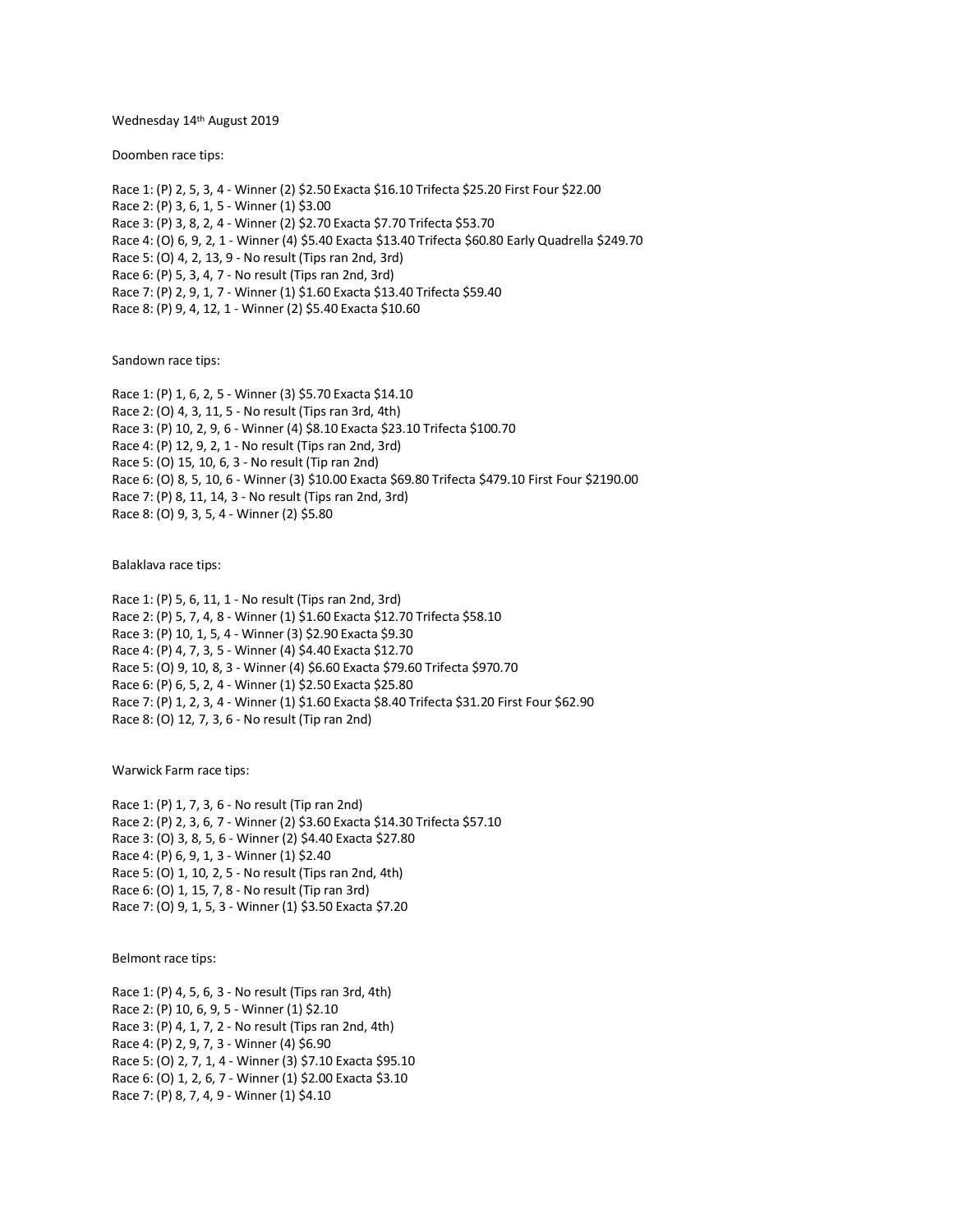Wednesday 14th August 2019

Doomben race tips:

Race 1: (P) 2, 5, 3, 4 - Winner (2) $2.50 Exacta $16.10 Trifecta $25.20 First Four $22.00
Race 2: (P) 3, 6, 1, 5 - Winner (1) $3.00
Race 3: (P) 3, 8, 2, 4 - Winner (2) $2.70 Exacta $7.70 Trifecta $53.70
Race 4: (O) 6, 9, 2, 1 - Winner (4) $5.40 Exacta $13.40 Trifecta $60.80 Early Quadrella $249.70
Race 5: (O) 4, 2, 13, 9 - No result (Tips ran 2nd, 3rd)
Race 6: (P) 5, 3, 4, 7 - No result (Tips ran 2nd, 3rd)
Race 7: (P) 2, 9, 1, 7 - Winner (1) $1.60 Exacta $13.40 Trifecta $59.40
Race 8: (P) 9, 4, 12, 1 - Winner (2) $5.40 Exacta $10.60

Sandown race tips:

Race 1: (P) 1, 6, 2, 5 - Winner (3) $5.70 Exacta $14.10
Race 2: (O) 4, 3, 11, 5 - No result (Tips ran 3rd, 4th)
Race 3: (P) 10, 2, 9, 6 - Winner (4) $8.10 Exacta $23.10 Trifecta $100.70
Race 4: (P) 12, 9, 2, 1 - No result (Tips ran 2nd, 3rd)
Race 5: (O) 15, 10, 6, 3 - No result (Tip ran 2nd)
Race 6: (O) 8, 5, 10, 6 - Winner (3) $10.00 Exacta $69.80 Trifecta $479.10 First Four $2190.00
Race 7: (P) 8, 11, 14, 3 - No result (Tips ran 2nd, 3rd)
Race 8: (O) 9, 3, 5, 4 - Winner (2) $5.80

Balaklava race tips:

Race 1: (P) 5, 6, 11, 1 - No result (Tips ran 2nd, 3rd)
Race 2: (P) 5, 7, 4, 8 - Winner (1) $1.60 Exacta $12.70 Trifecta $58.10
Race 3: (P) 10, 1, 5, 4 - Winner (3) $2.90 Exacta $9.30
Race 4: (P) 4, 7, 3, 5 - Winner (4) $4.40 Exacta $12.70
Race 5: (O) 9, 10, 8, 3 - Winner (4) $6.60 Exacta $79.60 Trifecta $970.70
Race 6: (P) 6, 5, 2, 4 - Winner (1) $2.50 Exacta $25.80
Race 7: (P) 1, 2, 3, 4 - Winner (1) $1.60 Exacta $8.40 Trifecta $31.20 First Four $62.90
Race 8: (O) 12, 7, 3, 6 - No result (Tip ran 2nd)

Warwick Farm race tips:

Race 1: (P) 1, 7, 3, 6 - No result (Tip ran 2nd)
Race 2: (P) 2, 3, 6, 7 - Winner (2) $3.60 Exacta $14.30 Trifecta $57.10
Race 3: (O) 3, 8, 5, 6 - Winner (2) $4.40 Exacta $27.80
Race 4: (P) 6, 9, 1, 3 - Winner (1) $2.40
Race 5: (O) 1, 10, 2, 5 - No result (Tips ran 2nd, 4th)
Race 6: (O) 1, 15, 7, 8 - No result (Tip ran 3rd)
Race 7: (O) 9, 1, 5, 3 - Winner (1) $3.50 Exacta $7.20

Belmont race tips:

Race 1: (P) 4, 5, 6, 3 - No result (Tips ran 3rd, 4th)
Race 2: (P) 10, 6, 9, 5 - Winner (1) $2.10
Race 3: (P) 4, 1, 7, 2 - No result (Tips ran 2nd, 4th)
Race 4: (P) 2, 9, 7, 3 - Winner (4) $6.90
Race 5: (O) 2, 7, 1, 4 - Winner (3) $7.10 Exacta $95.10
Race 6: (O) 1, 2, 6, 7 - Winner (1) $2.00 Exacta $3.10
Race 7: (P) 8, 7, 4, 9 - Winner (1) $4.10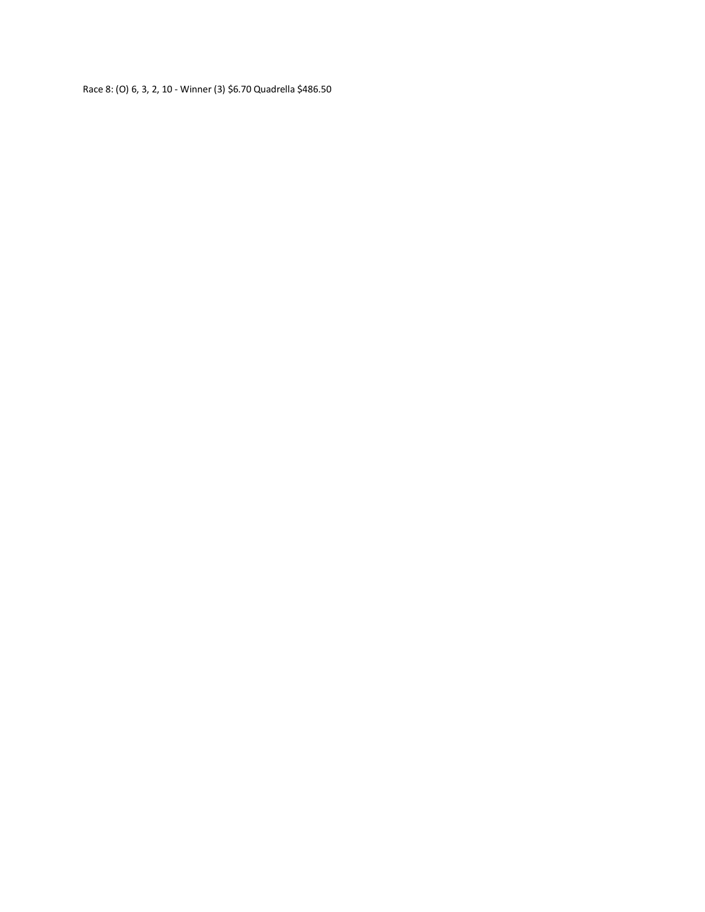Race 8: (O) 6, 3, 2, 10 - Winner (3) $6.70 Quadrella $486.50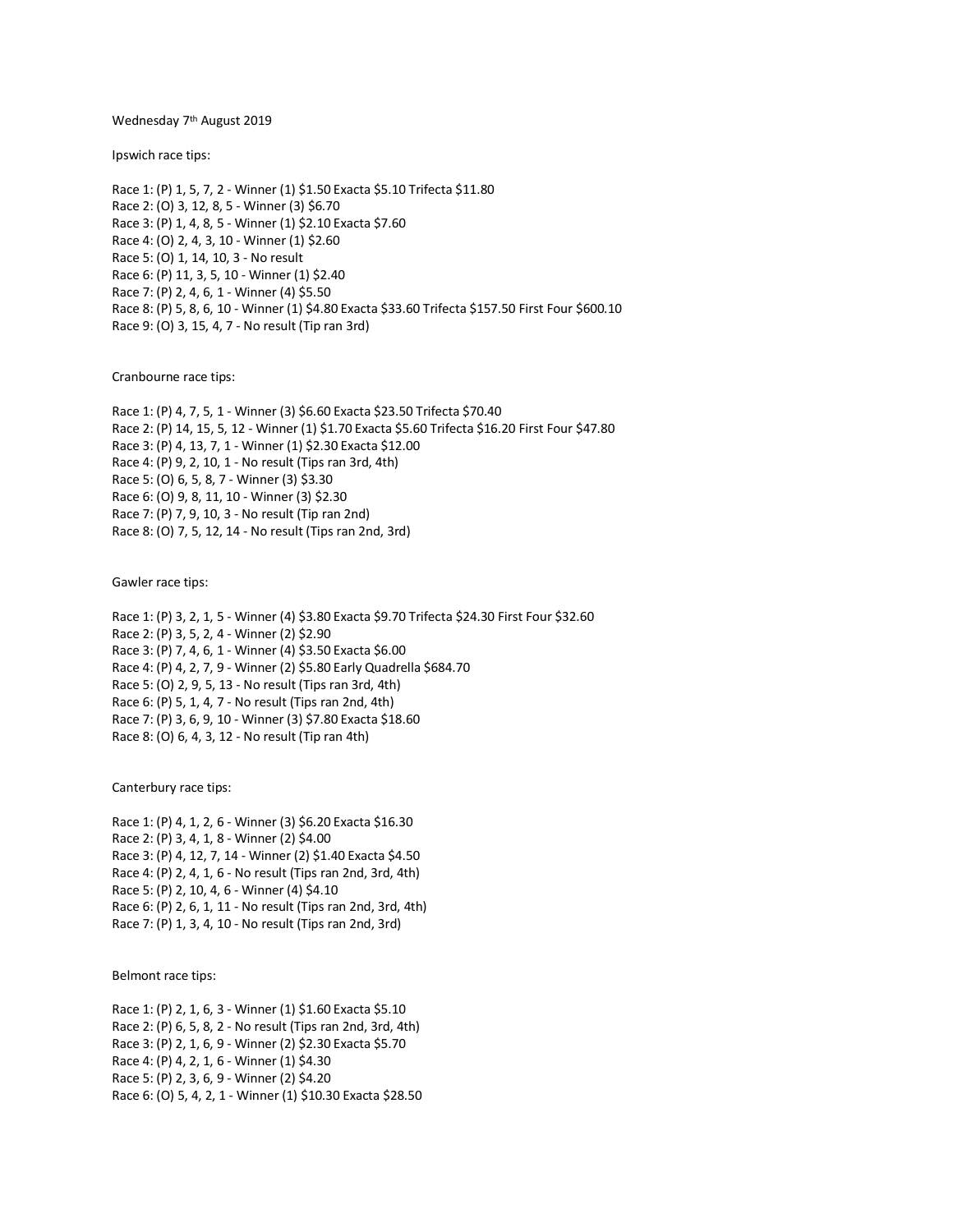Wednesday 7th August 2019

Ipswich race tips:

Race 1: (P) 1, 5, 7, 2 - Winner (1) $1.50 Exacta $5.10 Trifecta $11.80
Race 2: (O) 3, 12, 8, 5 - Winner (3) $6.70
Race 3: (P) 1, 4, 8, 5 - Winner (1) $2.10 Exacta $7.60
Race 4: (O) 2, 4, 3, 10 - Winner (1) $2.60
Race 5: (O) 1, 14, 10, 3 - No result
Race 6: (P) 11, 3, 5, 10 - Winner (1) $2.40
Race 7: (P) 2, 4, 6, 1 - Winner (4) $5.50
Race 8: (P) 5, 8, 6, 10 - Winner (1) $4.80 Exacta $33.60 Trifecta $157.50 First Four $600.10
Race 9: (O) 3, 15, 4, 7 - No result (Tip ran 3rd)

Cranbourne race tips:

Race 1: (P) 4, 7, 5, 1 - Winner (3) $6.60 Exacta $23.50 Trifecta $70.40
Race 2: (P) 14, 15, 5, 12 - Winner (1) $1.70 Exacta $5.60 Trifecta $16.20 First Four $47.80
Race 3: (P) 4, 13, 7, 1 - Winner (1) $2.30 Exacta $12.00
Race 4: (P) 9, 2, 10, 1 - No result (Tips ran 3rd, 4th)
Race 5: (O) 6, 5, 8, 7 - Winner (3) $3.30
Race 6: (O) 9, 8, 11, 10 - Winner (3) $2.30
Race 7: (P) 7, 9, 10, 3 - No result (Tip ran 2nd)
Race 8: (O) 7, 5, 12, 14 - No result (Tips ran 2nd, 3rd)

Gawler race tips:

Race 1: (P) 3, 2, 1, 5 - Winner (4) $3.80 Exacta $9.70 Trifecta $24.30 First Four $32.60
Race 2: (P) 3, 5, 2, 4 - Winner (2) $2.90
Race 3: (P) 7, 4, 6, 1 - Winner (4) $3.50 Exacta $6.00
Race 4: (P) 4, 2, 7, 9 - Winner (2) $5.80 Early Quadrella $684.70
Race 5: (O) 2, 9, 5, 13 - No result (Tips ran 3rd, 4th)
Race 6: (P) 5, 1, 4, 7 - No result (Tips ran 2nd, 4th)
Race 7: (P) 3, 6, 9, 10 - Winner (3) $7.80 Exacta $18.60
Race 8: (O) 6, 4, 3, 12 - No result (Tip ran 4th)

Canterbury race tips:

Race 1: (P) 4, 1, 2, 6 - Winner (3) $6.20 Exacta $16.30
Race 2: (P) 3, 4, 1, 8 - Winner (2) $4.00
Race 3: (P) 4, 12, 7, 14 - Winner (2) $1.40 Exacta $4.50
Race 4: (P) 2, 4, 1, 6 - No result (Tips ran 2nd, 3rd, 4th)
Race 5: (P) 2, 10, 4, 6 - Winner (4) $4.10
Race 6: (P) 2, 6, 1, 11 - No result (Tips ran 2nd, 3rd, 4th)
Race 7: (P) 1, 3, 4, 10 - No result (Tips ran 2nd, 3rd)

Belmont race tips:

Race 1: (P) 2, 1, 6, 3 - Winner (1) $1.60 Exacta $5.10
Race 2: (P) 6, 5, 8, 2 - No result (Tips ran 2nd, 3rd, 4th)
Race 3: (P) 2, 1, 6, 9 - Winner (2) $2.30 Exacta $5.70
Race 4: (P) 4, 2, 1, 6 - Winner (1) $4.30
Race 5: (P) 2, 3, 6, 9 - Winner (2) $4.20
Race 6: (O) 5, 4, 2, 1 - Winner (1) $10.30 Exacta $28.50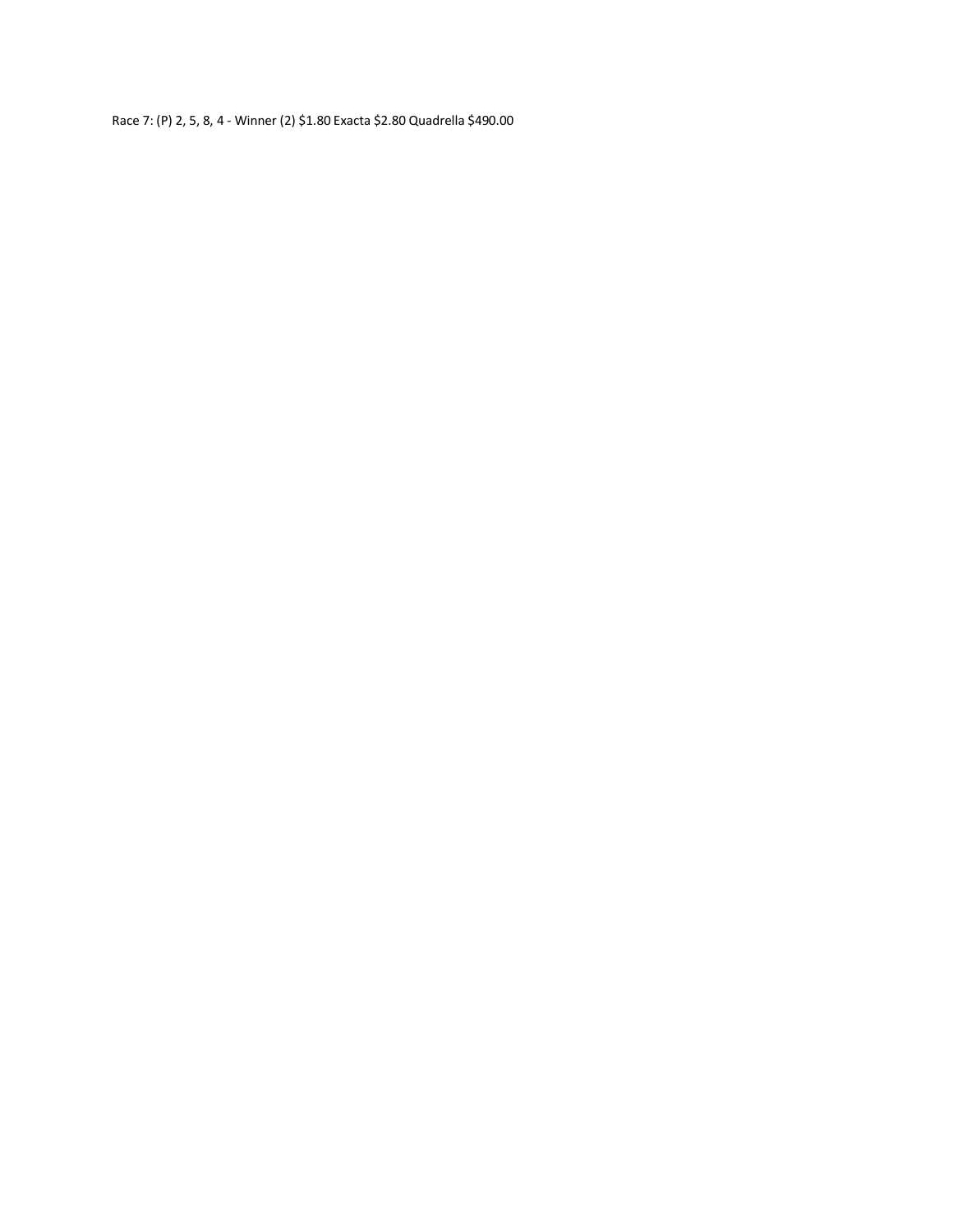Race 7: (P) 2, 5, 8, 4 - Winner (2) $1.80 Exacta $2.80 Quadrella $490.00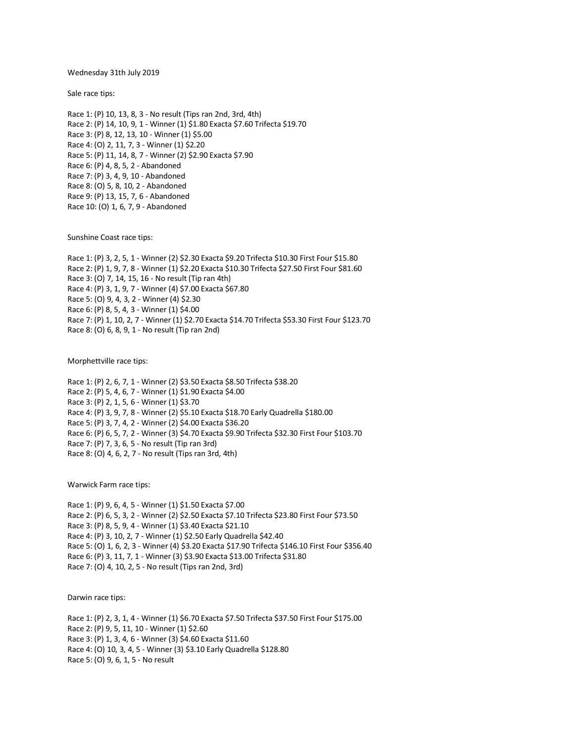Wednesday 31th July 2019

Sale race tips:

Race 1: (P) 10, 13, 8, 3 - No result (Tips ran 2nd, 3rd, 4th)
Race 2: (P) 14, 10, 9, 1 - Winner (1) $1.80 Exacta $7.60 Trifecta $19.70
Race 3: (P) 8, 12, 13, 10 - Winner (1) $5.00
Race 4: (O) 2, 11, 7, 3 - Winner (1) $2.20
Race 5: (P) 11, 14, 8, 7 - Winner (2) $2.90 Exacta $7.90
Race 6: (P) 4, 8, 5, 2 - Abandoned
Race 7: (P) 3, 4, 9, 10 - Abandoned
Race 8: (O) 5, 8, 10, 2 - Abandoned
Race 9: (P) 13, 15, 7, 6 - Abandoned
Race 10: (O) 1, 6, 7, 9 - Abandoned

Sunshine Coast race tips:

Race 1: (P) 3, 2, 5, 1 - Winner (2) $2.30 Exacta $9.20 Trifecta $10.30 First Four $15.80
Race 2: (P) 1, 9, 7, 8 - Winner (1) $2.20 Exacta $10.30 Trifecta $27.50 First Four $81.60
Race 3: (O) 7, 14, 15, 16 - No result (Tip ran 4th)
Race 4: (P) 3, 1, 9, 7 - Winner (4) $7.00 Exacta $67.80
Race 5: (O) 9, 4, 3, 2 - Winner (4) $2.30
Race 6: (P) 8, 5, 4, 3 - Winner (1) $4.00
Race 7: (P) 1, 10, 2, 7 - Winner (1) $2.70 Exacta $14.70 Trifecta $53.30 First Four $123.70
Race 8: (O) 6, 8, 9, 1 - No result (Tip ran 2nd)

Morphettville race tips:

Race 1: (P) 2, 6, 7, 1 - Winner (2) $3.50 Exacta $8.50 Trifecta $38.20
Race 2: (P) 5, 4, 6, 7 - Winner (1) $1.90 Exacta $4.00
Race 3: (P) 2, 1, 5, 6 - Winner (1) $3.70
Race 4: (P) 3, 9, 7, 8 - Winner (2) $5.10 Exacta $18.70 Early Quadrella $180.00
Race 5: (P) 3, 7, 4, 2 - Winner (2) $4.00 Exacta $36.20
Race 6: (P) 6, 5, 7, 2 - Winner (3) $4.70 Exacta $9.90 Trifecta $32.30 First Four $103.70
Race 7: (P) 7, 3, 6, 5 - No result (Tip ran 3rd)
Race 8: (O) 4, 6, 2, 7 - No result (Tips ran 3rd, 4th)

Warwick Farm race tips:

Race 1: (P) 9, 6, 4, 5 - Winner (1) $1.50 Exacta $7.00
Race 2: (P) 6, 5, 3, 2 - Winner (2) $2.50 Exacta $7.10 Trifecta $23.80 First Four $73.50
Race 3: (P) 8, 5, 9, 4 - Winner (1) $3.40 Exacta $21.10
Race 4: (P) 3, 10, 2, 7 - Winner (1) $2.50 Early Quadrella $42.40
Race 5: (O) 1, 6, 2, 3 - Winner (4) $3.20 Exacta $17.90 Trifecta $146.10 First Four $356.40
Race 6: (P) 3, 11, 7, 1 - Winner (3) $3.90 Exacta $13.00 Trifecta $31.80
Race 7: (O) 4, 10, 2, 5 - No result (Tips ran 2nd, 3rd)

Darwin race tips:

Race 1: (P) 2, 3, 1, 4 - Winner (1) $6.70 Exacta $7.50 Trifecta $37.50 First Four $175.00
Race 2: (P) 9, 5, 11, 10 - Winner (1) $2.60
Race 3: (P) 1, 3, 4, 6 - Winner (3) $4.60 Exacta $11.60
Race 4: (O) 10, 3, 4, 5 - Winner (3) $3.10 Early Quadrella $128.80
Race 5: (O) 9, 6, 1, 5 - No result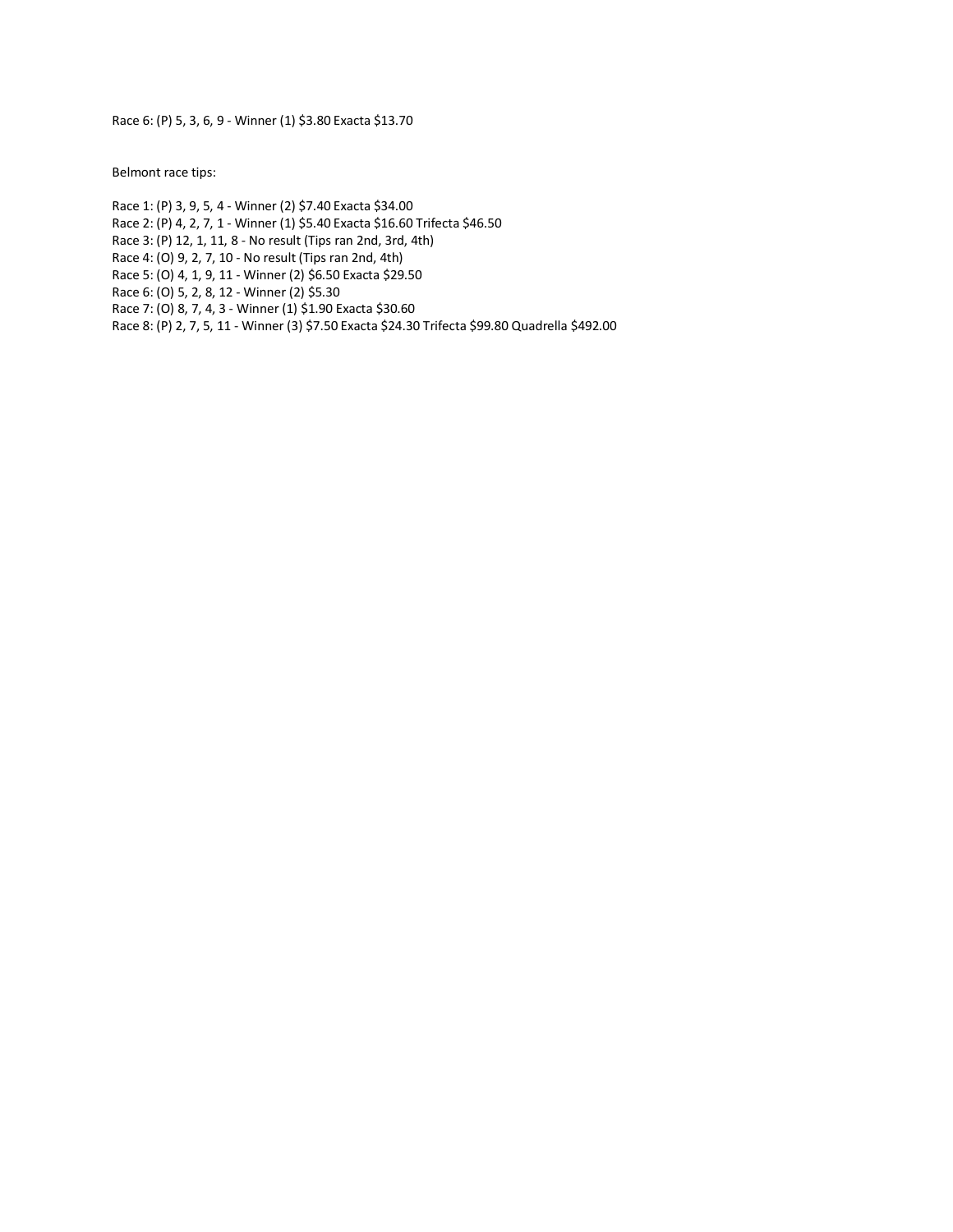Race 6: (P) 5, 3, 6, 9 - Winner (1) $3.80 Exacta $13.70

Belmont race tips:

Race 1: (P) 3, 9, 5, 4 - Winner (2) $7.40 Exacta $34.00
Race 2: (P) 4, 2, 7, 1 - Winner (1) $5.40 Exacta $16.60 Trifecta $46.50
Race 3: (P) 12, 1, 11, 8 - No result (Tips ran 2nd, 3rd, 4th)
Race 4: (O) 9, 2, 7, 10 - No result (Tips ran 2nd, 4th)
Race 5: (O) 4, 1, 9, 11 - Winner (2) $6.50 Exacta $29.50
Race 6: (O) 5, 2, 8, 12 - Winner (2) $5.30
Race 7: (O) 8, 7, 4, 3 - Winner (1) $1.90 Exacta $30.60
Race 8: (P) 2, 7, 5, 11 - Winner (3) $7.50 Exacta $24.30 Trifecta $99.80 Quadrella $492.00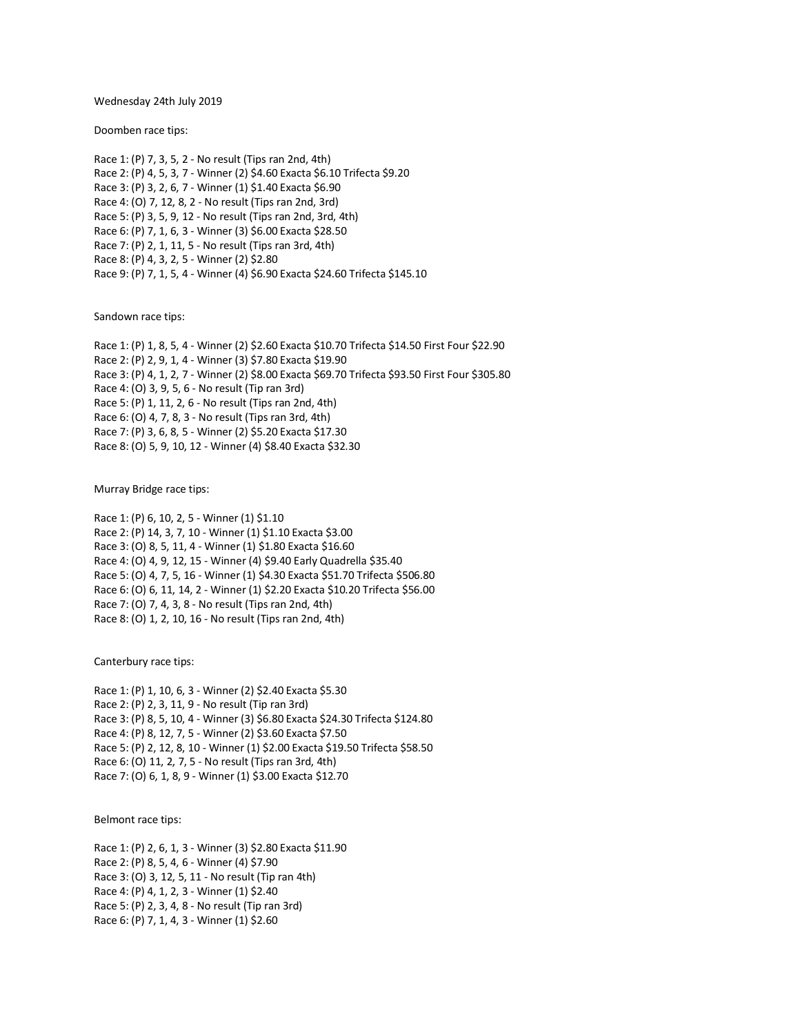Wednesday 24th July 2019

Doomben race tips:

Race 1: (P) 7, 3, 5, 2 - No result (Tips ran 2nd, 4th)
Race 2: (P) 4, 5, 3, 7 - Winner (2) $4.60 Exacta $6.10 Trifecta $9.20
Race 3: (P) 3, 2, 6, 7 - Winner (1) $1.40 Exacta $6.90
Race 4: (O) 7, 12, 8, 2 - No result (Tips ran 2nd, 3rd)
Race 5: (P) 3, 5, 9, 12 - No result (Tips ran 2nd, 3rd, 4th)
Race 6: (P) 7, 1, 6, 3 - Winner (3) $6.00 Exacta $28.50
Race 7: (P) 2, 1, 11, 5 - No result (Tips ran 3rd, 4th)
Race 8: (P) 4, 3, 2, 5 - Winner (2) $2.80
Race 9: (P) 7, 1, 5, 4 - Winner (4) $6.90 Exacta $24.60 Trifecta $145.10

Sandown race tips:

Race 1: (P) 1, 8, 5, 4 - Winner (2) $2.60 Exacta $10.70 Trifecta $14.50 First Four $22.90
Race 2: (P) 2, 9, 1, 4 - Winner (3) $7.80 Exacta $19.90
Race 3: (P) 4, 1, 2, 7 - Winner (2) $8.00 Exacta $69.70 Trifecta $93.50 First Four $305.80
Race 4: (O) 3, 9, 5, 6 - No result (Tip ran 3rd)
Race 5: (P) 1, 11, 2, 6 - No result (Tips ran 2nd, 4th)
Race 6: (O) 4, 7, 8, 3 - No result (Tips ran 3rd, 4th)
Race 7: (P) 3, 6, 8, 5 - Winner (2) $5.20 Exacta $17.30
Race 8: (O) 5, 9, 10, 12 - Winner (4) $8.40 Exacta $32.30

Murray Bridge race tips:

Race 1: (P) 6, 10, 2, 5 - Winner (1) $1.10
Race 2: (P) 14, 3, 7, 10 - Winner (1) $1.10 Exacta $3.00
Race 3: (O) 8, 5, 11, 4 - Winner (1) $1.80 Exacta $16.60
Race 4: (O) 4, 9, 12, 15 - Winner (4) $9.40 Early Quadrella $35.40
Race 5: (O) 4, 7, 5, 16 - Winner (1) $4.30 Exacta $51.70 Trifecta $506.80
Race 6: (O) 6, 11, 14, 2 - Winner (1) $2.20 Exacta $10.20 Trifecta $56.00
Race 7: (O) 7, 4, 3, 8 - No result (Tips ran 2nd, 4th)
Race 8: (O) 1, 2, 10, 16 - No result (Tips ran 2nd, 4th)

Canterbury race tips:

Race 1: (P) 1, 10, 6, 3 - Winner (2) $2.40 Exacta $5.30
Race 2: (P) 2, 3, 11, 9 - No result (Tip ran 3rd)
Race 3: (P) 8, 5, 10, 4 - Winner (3) $6.80 Exacta $24.30 Trifecta $124.80
Race 4: (P) 8, 12, 7, 5 - Winner (2) $3.60 Exacta $7.50
Race 5: (P) 2, 12, 8, 10 - Winner (1) $2.00 Exacta $19.50 Trifecta $58.50
Race 6: (O) 11, 2, 7, 5 - No result (Tips ran 3rd, 4th)
Race 7: (O) 6, 1, 8, 9 - Winner (1) $3.00 Exacta $12.70

Belmont race tips:

Race 1: (P) 2, 6, 1, 3 - Winner (3) $2.80 Exacta $11.90
Race 2: (P) 8, 5, 4, 6 - Winner (4) $7.90
Race 3: (O) 3, 12, 5, 11 - No result (Tip ran 4th)
Race 4: (P) 4, 1, 2, 3 - Winner (1) $2.40
Race 5: (P) 2, 3, 4, 8 - No result (Tip ran 3rd)
Race 6: (P) 7, 1, 4, 3 - Winner (1) $2.60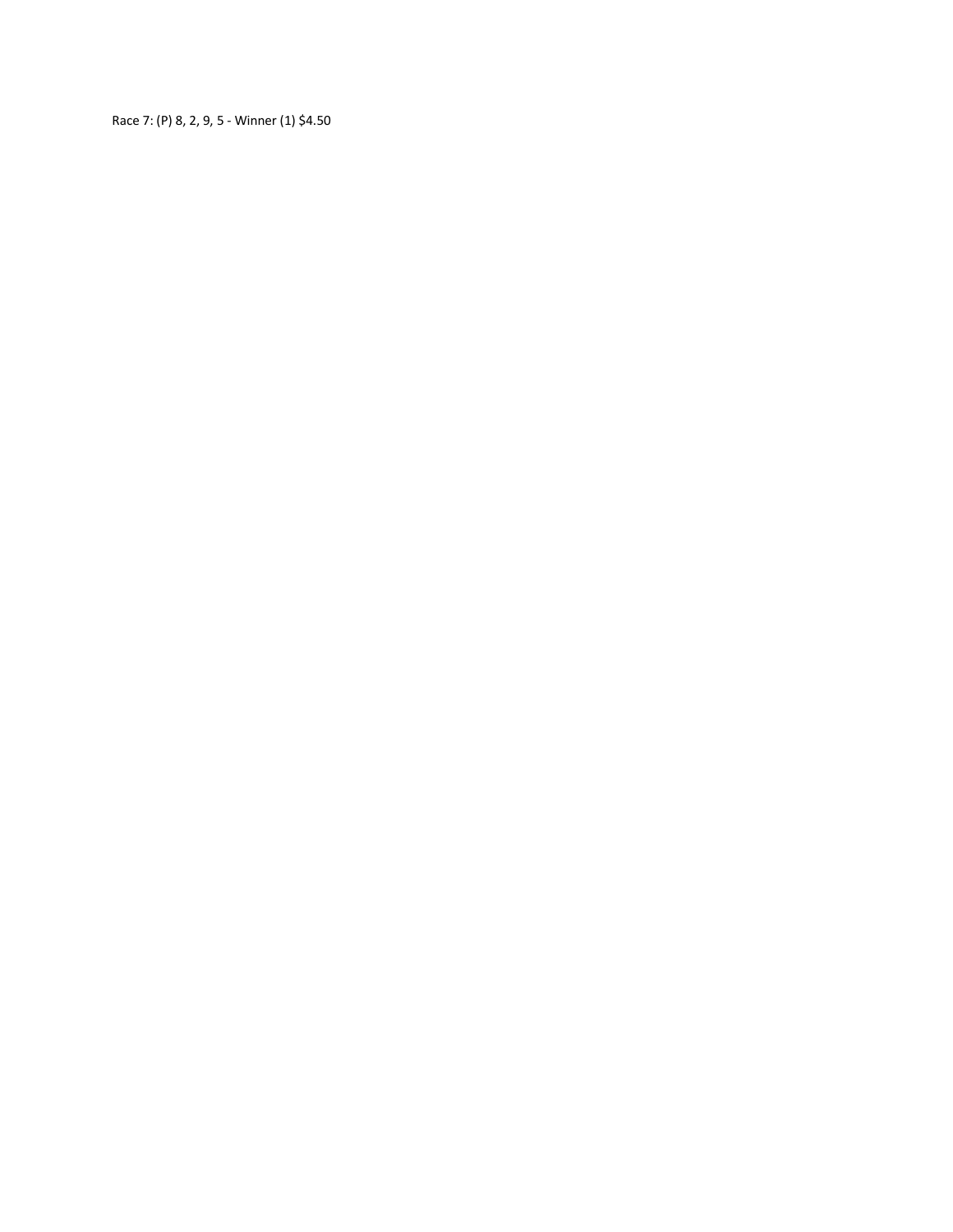Race 7: (P) 8, 2, 9, 5 - Winner (1) $4.50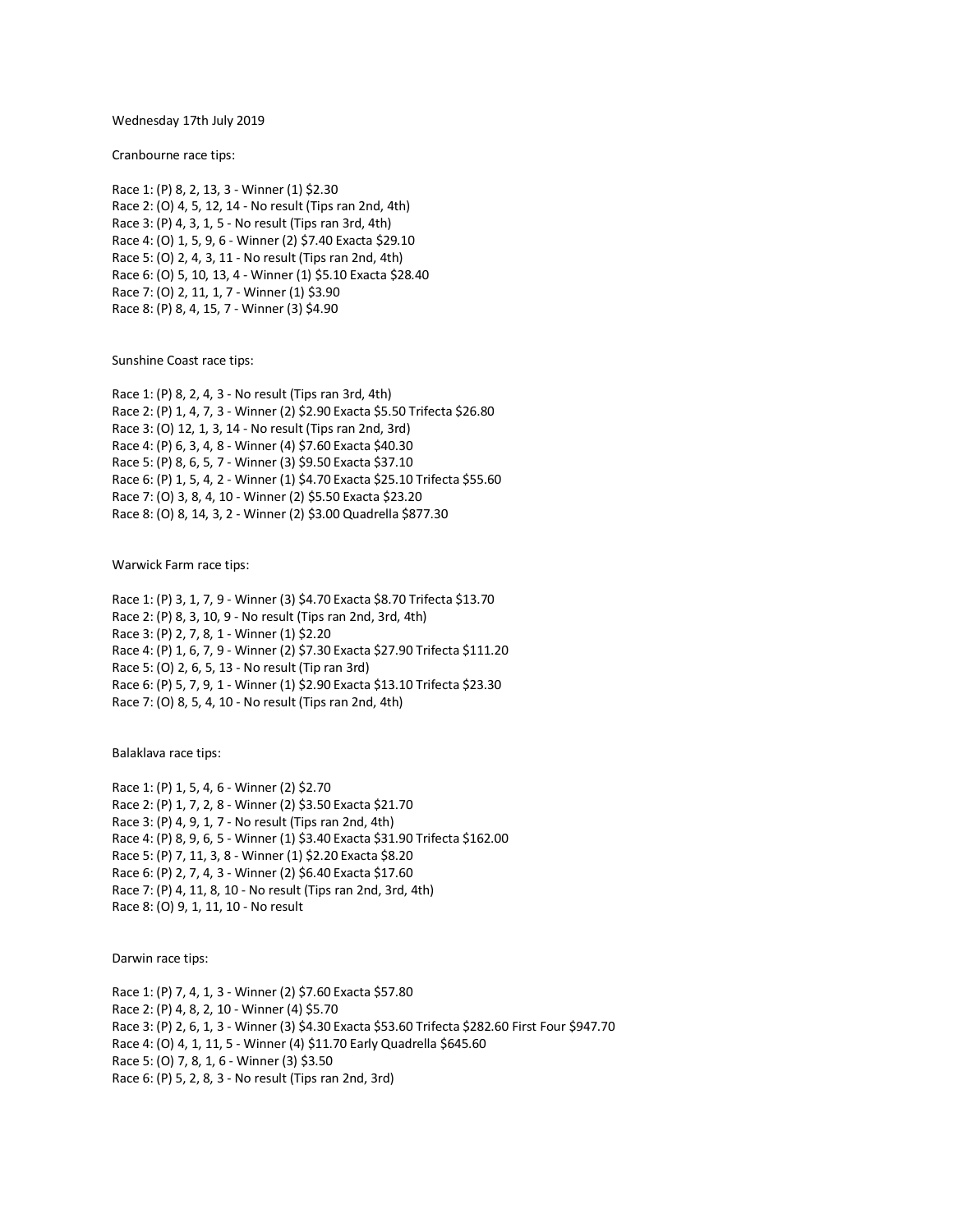Wednesday 17th July 2019

Cranbourne race tips:

Race 1: (P) 8, 2, 13, 3 - Winner (1) $2.30
Race 2: (O) 4, 5, 12, 14 - No result (Tips ran 2nd, 4th)
Race 3: (P) 4, 3, 1, 5 - No result (Tips ran 3rd, 4th)
Race 4: (O) 1, 5, 9, 6 - Winner (2) $7.40 Exacta $29.10
Race 5: (O) 2, 4, 3, 11 - No result (Tips ran 2nd, 4th)
Race 6: (O) 5, 10, 13, 4 - Winner (1) $5.10 Exacta $28.40
Race 7: (O) 2, 11, 1, 7 - Winner (1) $3.90
Race 8: (P) 8, 4, 15, 7 - Winner (3) $4.90

Sunshine Coast race tips:

Race 1: (P) 8, 2, 4, 3 - No result (Tips ran 3rd, 4th)
Race 2: (P) 1, 4, 7, 3 - Winner (2) $2.90 Exacta $5.50 Trifecta $26.80
Race 3: (O) 12, 1, 3, 14 - No result (Tips ran 2nd, 3rd)
Race 4: (P) 6, 3, 4, 8 - Winner (4) $7.60 Exacta $40.30
Race 5: (P) 8, 6, 5, 7 - Winner (3) $9.50 Exacta $37.10
Race 6: (P) 1, 5, 4, 2 - Winner (1) $4.70 Exacta $25.10 Trifecta $55.60
Race 7: (O) 3, 8, 4, 10 - Winner (2) $5.50 Exacta $23.20
Race 8: (O) 8, 14, 3, 2 - Winner (2) $3.00 Quadrella $877.30

Warwick Farm race tips:

Race 1: (P) 3, 1, 7, 9 - Winner (3) $4.70 Exacta $8.70 Trifecta $13.70
Race 2: (P) 8, 3, 10, 9 - No result (Tips ran 2nd, 3rd, 4th)
Race 3: (P) 2, 7, 8, 1 - Winner (1) $2.20
Race 4: (P) 1, 6, 7, 9 - Winner (2) $7.30 Exacta $27.90 Trifecta $111.20
Race 5: (O) 2, 6, 5, 13 - No result (Tip ran 3rd)
Race 6: (P) 5, 7, 9, 1 - Winner (1) $2.90 Exacta $13.10 Trifecta $23.30
Race 7: (O) 8, 5, 4, 10 - No result (Tips ran 2nd, 4th)

Balaklava race tips:

Race 1: (P) 1, 5, 4, 6 - Winner (2) $2.70
Race 2: (P) 1, 7, 2, 8 - Winner (2) $3.50 Exacta $21.70
Race 3: (P) 4, 9, 1, 7 - No result (Tips ran 2nd, 4th)
Race 4: (P) 8, 9, 6, 5 - Winner (1) $3.40 Exacta $31.90 Trifecta $162.00
Race 5: (P) 7, 11, 3, 8 - Winner (1) $2.20 Exacta $8.20
Race 6: (P) 2, 7, 4, 3 - Winner (2) $6.40 Exacta $17.60
Race 7: (P) 4, 11, 8, 10 - No result (Tips ran 2nd, 3rd, 4th)
Race 8: (O) 9, 1, 11, 10 - No result

Darwin race tips:

Race 1: (P) 7, 4, 1, 3 - Winner (2) $7.60 Exacta $57.80
Race 2: (P) 4, 8, 2, 10 - Winner (4) $5.70
Race 3: (P) 2, 6, 1, 3 - Winner (3) $4.30 Exacta $53.60 Trifecta $282.60 First Four $947.70
Race 4: (O) 4, 1, 11, 5 - Winner (4) $11.70 Early Quadrella $645.60
Race 5: (O) 7, 8, 1, 6 - Winner (3) $3.50
Race 6: (P) 5, 2, 8, 3 - No result (Tips ran 2nd, 3rd)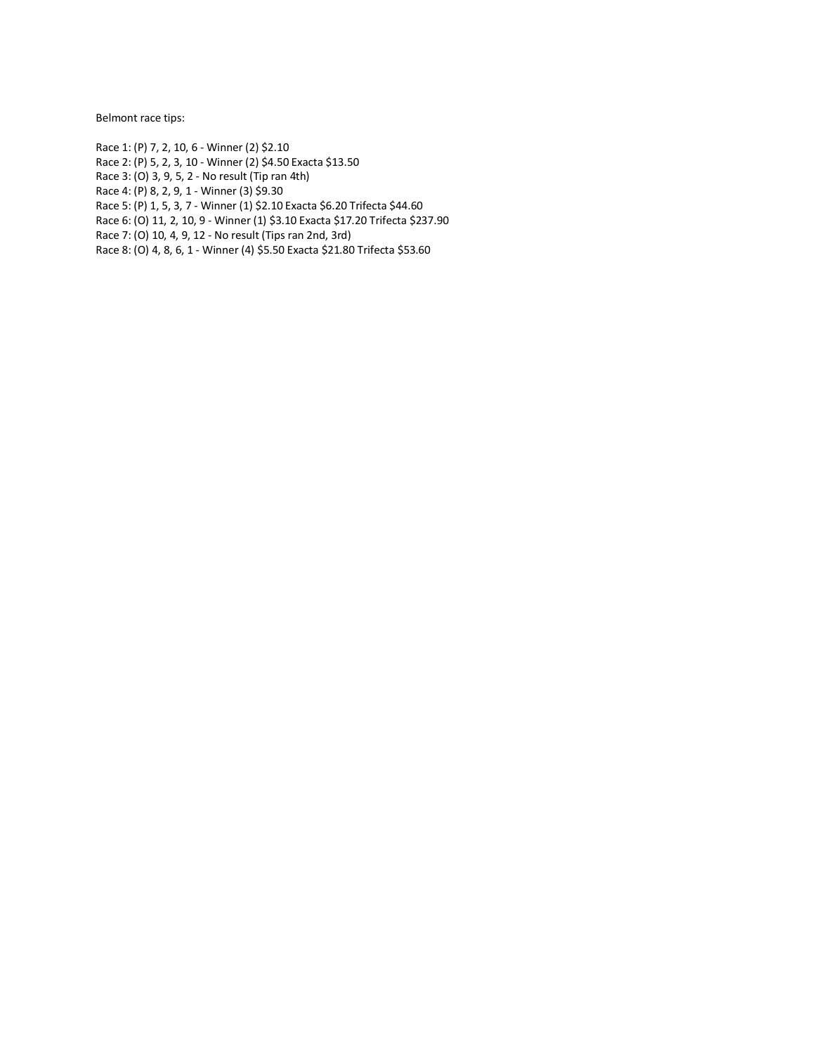Belmont race tips:

Race 1: (P) 7, 2, 10, 6 - Winner (2) $2.10
Race 2: (P) 5, 2, 3, 10 - Winner (2) $4.50 Exacta $13.50
Race 3: (O) 3, 9, 5, 2 - No result (Tip ran 4th)
Race 4: (P) 8, 2, 9, 1 - Winner (3) $9.30
Race 5: (P) 1, 5, 3, 7 - Winner (1) $2.10 Exacta $6.20 Trifecta $44.60
Race 6: (O) 11, 2, 10, 9 - Winner (1) $3.10 Exacta $17.20 Trifecta $237.90
Race 7: (O) 10, 4, 9, 12 - No result (Tips ran 2nd, 3rd)
Race 8: (O) 4, 8, 6, 1 - Winner (4) $5.50 Exacta $21.80 Trifecta $53.60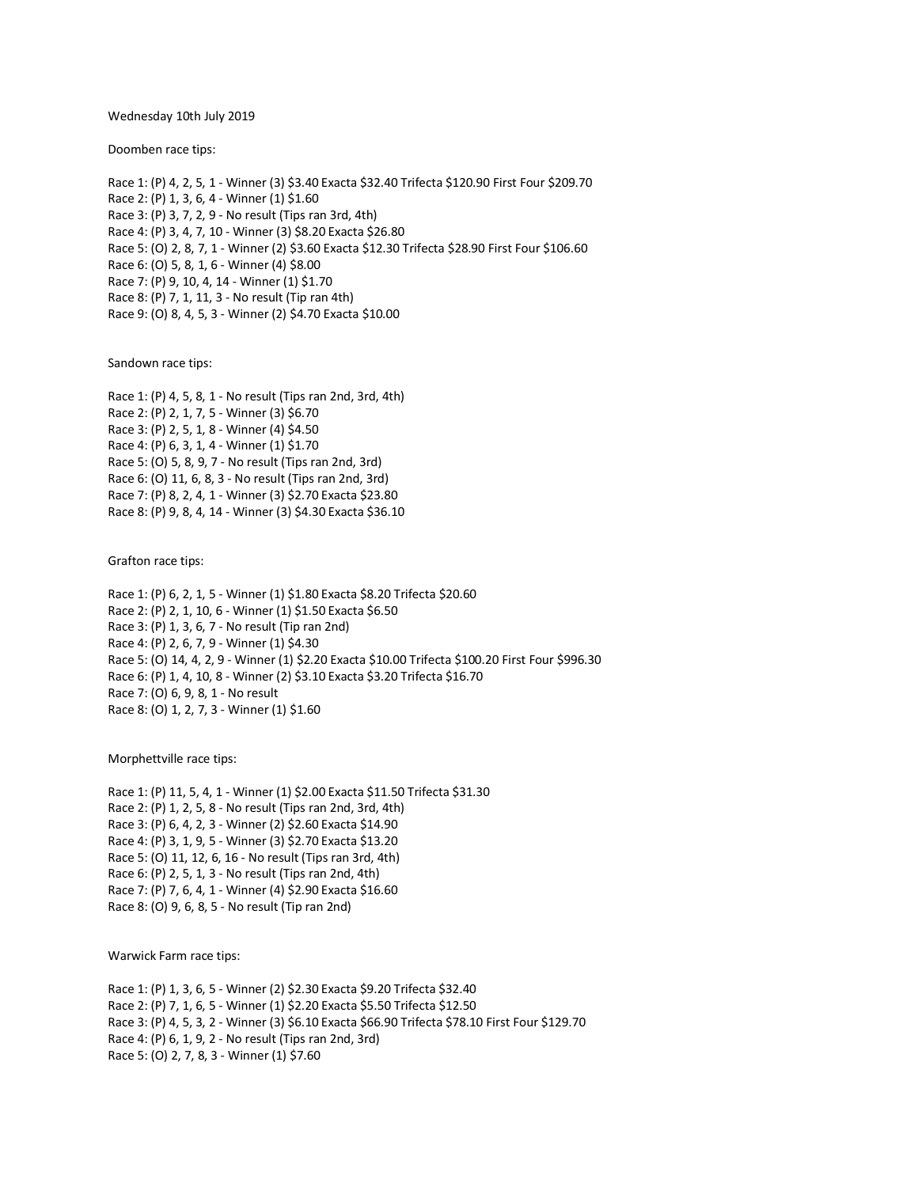Wednesday 10th July 2019

Doomben race tips:

Race 1: (P) 4, 2, 5, 1 - Winner (3) $3.40 Exacta $32.40 Trifecta $120.90 First Four $209.70
Race 2: (P) 1, 3, 6, 4 - Winner (1) $1.60
Race 3: (P) 3, 7, 2, 9 - No result (Tips ran 3rd, 4th)
Race 4: (P) 3, 4, 7, 10 - Winner (3) $8.20 Exacta $26.80
Race 5: (O) 2, 8, 7, 1 - Winner (2) $3.60 Exacta $12.30 Trifecta $28.90 First Four $106.60
Race 6: (O) 5, 8, 1, 6 - Winner (4) $8.00
Race 7: (P) 9, 10, 4, 14 - Winner (1) $1.70
Race 8: (P) 7, 1, 11, 3 - No result (Tip ran 4th)
Race 9: (O) 8, 4, 5, 3 - Winner (2) $4.70 Exacta $10.00

Sandown race tips:

Race 1: (P) 4, 5, 8, 1 - No result (Tips ran 2nd, 3rd, 4th)
Race 2: (P) 2, 1, 7, 5 - Winner (3) $6.70
Race 3: (P) 2, 5, 1, 8 - Winner (4) $4.50
Race 4: (P) 6, 3, 1, 4 - Winner (1) $1.70
Race 5: (O) 5, 8, 9, 7 - No result (Tips ran 2nd, 3rd)
Race 6: (O) 11, 6, 8, 3 - No result (Tips ran 2nd, 3rd)
Race 7: (P) 8, 2, 4, 1 - Winner (3) $2.70 Exacta $23.80
Race 8: (P) 9, 8, 4, 14 - Winner (3) $4.30 Exacta $36.10

Grafton race tips:

Race 1: (P) 6, 2, 1, 5 - Winner (1) $1.80 Exacta $8.20 Trifecta $20.60
Race 2: (P) 2, 1, 10, 6 - Winner (1) $1.50 Exacta $6.50
Race 3: (P) 1, 3, 6, 7 - No result (Tip ran 2nd)
Race 4: (P) 2, 6, 7, 9 - Winner (1) $4.30
Race 5: (O) 14, 4, 2, 9 - Winner (1) $2.20 Exacta $10.00 Trifecta $100.20 First Four $996.30
Race 6: (P) 1, 4, 10, 8 - Winner (2) $3.10 Exacta $3.20 Trifecta $16.70
Race 7: (O) 6, 9, 8, 1 - No result
Race 8: (O) 1, 2, 7, 3 - Winner (1) $1.60

Morphettville race tips:

Race 1: (P) 11, 5, 4, 1 - Winner (1) $2.00 Exacta $11.50 Trifecta $31.30
Race 2: (P) 1, 2, 5, 8 - No result (Tips ran 2nd, 3rd, 4th)
Race 3: (P) 6, 4, 2, 3 - Winner (2) $2.60 Exacta $14.90
Race 4: (P) 3, 1, 9, 5 - Winner (3) $2.70 Exacta $13.20
Race 5: (O) 11, 12, 6, 16 - No result (Tips ran 3rd, 4th)
Race 6: (P) 2, 5, 1, 3 - No result (Tips ran 2nd, 4th)
Race 7: (P) 7, 6, 4, 1 - Winner (4) $2.90 Exacta $16.60
Race 8: (O) 9, 6, 8, 5 - No result (Tip ran 2nd)

Warwick Farm race tips:

Race 1: (P) 1, 3, 6, 5 - Winner (2) $2.30 Exacta $9.20 Trifecta $32.40
Race 2: (P) 7, 1, 6, 5 - Winner (1) $2.20 Exacta $5.50 Trifecta $12.50
Race 3: (P) 4, 5, 3, 2 - Winner (3) $6.10 Exacta $66.90 Trifecta $78.10 First Four $129.70
Race 4: (P) 6, 1, 9, 2 - No result (Tips ran 2nd, 3rd)
Race 5: (O) 2, 7, 8, 3 - Winner (1) $7.60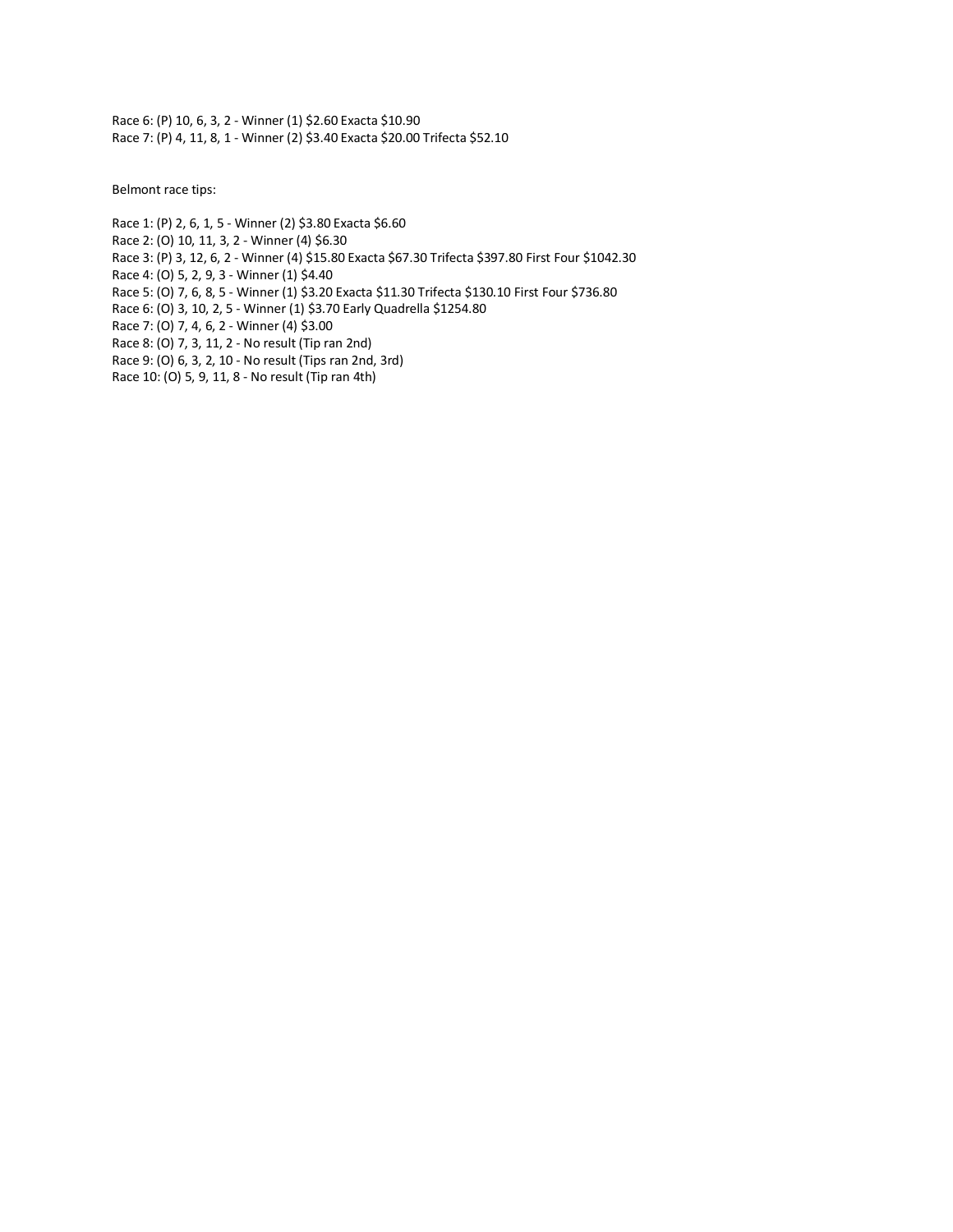Race 6: (P) 10, 6, 3, 2 - Winner (1) $2.60 Exacta $10.90
Race 7: (P) 4, 11, 8, 1 - Winner (2) $3.40 Exacta $20.00 Trifecta $52.10

Belmont race tips:

Race 1: (P) 2, 6, 1, 5 - Winner (2) $3.80 Exacta $6.60
Race 2: (O) 10, 11, 3, 2 - Winner (4) $6.30
Race 3: (P) 3, 12, 6, 2 - Winner (4) $15.80 Exacta $67.30 Trifecta $397.80 First Four $1042.30
Race 4: (O) 5, 2, 9, 3 - Winner (1) $4.40
Race 5: (O) 7, 6, 8, 5 - Winner (1) $3.20 Exacta $11.30 Trifecta $130.10 First Four $736.80
Race 6: (O) 3, 10, 2, 5 - Winner (1) $3.70 Early Quadrella $1254.80
Race 7: (O) 7, 4, 6, 2 - Winner (4) $3.00
Race 8: (O) 7, 3, 11, 2 - No result (Tip ran 2nd)
Race 9: (O) 6, 3, 2, 10 - No result (Tips ran 2nd, 3rd)
Race 10: (O) 5, 9, 11, 8 - No result (Tip ran 4th)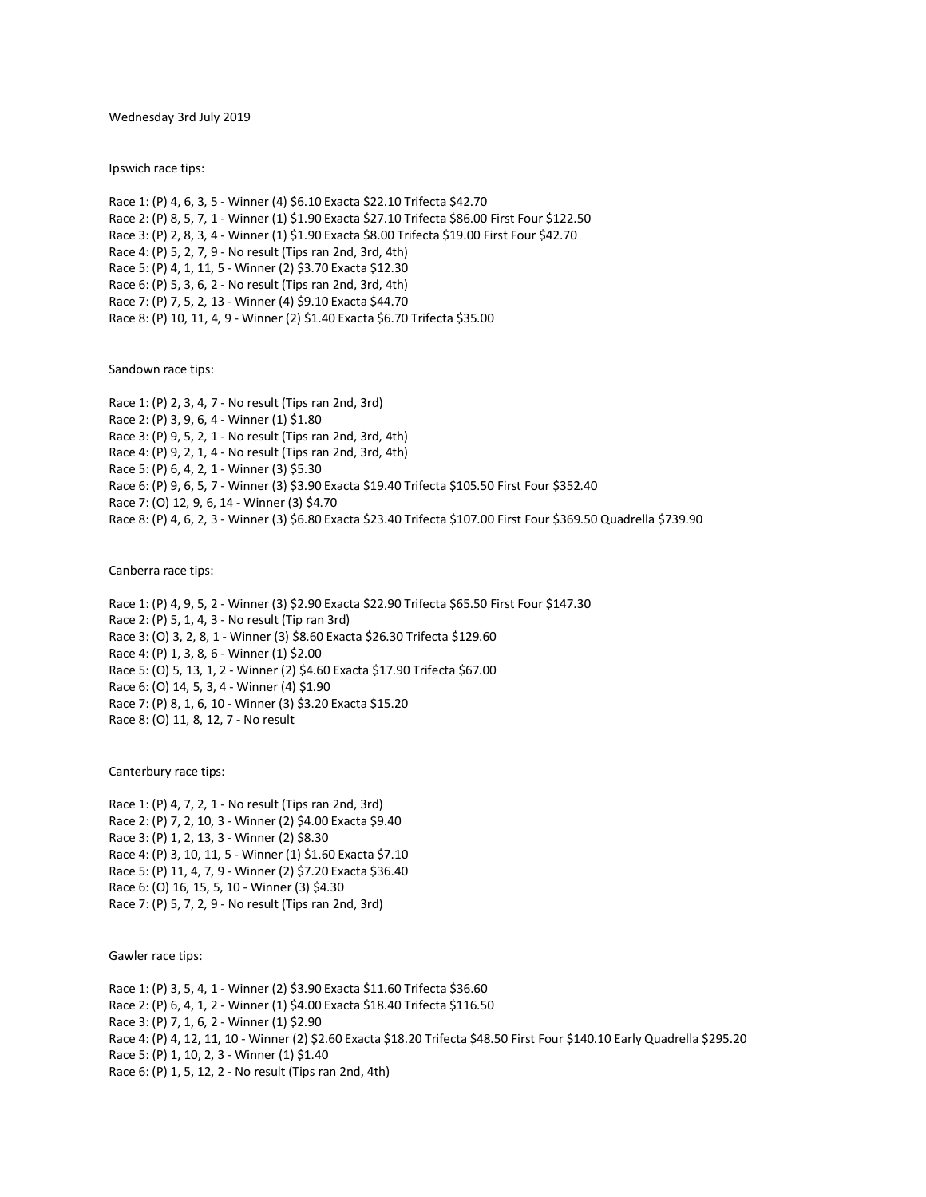Wednesday 3rd July 2019

Ipswich race tips:

Race 1: (P) 4, 6, 3, 5 - Winner (4) $6.10 Exacta $22.10 Trifecta $42.70
Race 2: (P) 8, 5, 7, 1 - Winner (1) $1.90 Exacta $27.10 Trifecta $86.00 First Four $122.50
Race 3: (P) 2, 8, 3, 4 - Winner (1) $1.90 Exacta $8.00 Trifecta $19.00 First Four $42.70
Race 4: (P) 5, 2, 7, 9 - No result (Tips ran 2nd, 3rd, 4th)
Race 5: (P) 4, 1, 11, 5 - Winner (2) $3.70 Exacta $12.30
Race 6: (P) 5, 3, 6, 2 - No result (Tips ran 2nd, 3rd, 4th)
Race 7: (P) 7, 5, 2, 13 - Winner (4) $9.10 Exacta $44.70
Race 8: (P) 10, 11, 4, 9 - Winner (2) $1.40 Exacta $6.70 Trifecta $35.00

Sandown race tips:

Race 1: (P) 2, 3, 4, 7 - No result (Tips ran 2nd, 3rd)
Race 2: (P) 3, 9, 6, 4 - Winner (1) $1.80
Race 3: (P) 9, 5, 2, 1 - No result (Tips ran 2nd, 3rd, 4th)
Race 4: (P) 9, 2, 1, 4 - No result (Tips ran 2nd, 3rd, 4th)
Race 5: (P) 6, 4, 2, 1 - Winner (3) $5.30
Race 6: (P) 9, 6, 5, 7 - Winner (3) $3.90 Exacta $19.40 Trifecta $105.50 First Four $352.40
Race 7: (O) 12, 9, 6, 14 - Winner (3) $4.70
Race 8: (P) 4, 6, 2, 3 - Winner (3) $6.80 Exacta $23.40 Trifecta $107.00 First Four $369.50 Quadrella $739.90

Canberra race tips:

Race 1: (P) 4, 9, 5, 2 - Winner (3) $2.90 Exacta $22.90 Trifecta $65.50 First Four $147.30
Race 2: (P) 5, 1, 4, 3 - No result (Tip ran 3rd)
Race 3: (O) 3, 2, 8, 1 - Winner (3) $8.60 Exacta $26.30 Trifecta $129.60
Race 4: (P) 1, 3, 8, 6 - Winner (1) $2.00
Race 5: (O) 5, 13, 1, 2 - Winner (2) $4.60 Exacta $17.90 Trifecta $67.00
Race 6: (O) 14, 5, 3, 4 - Winner (4) $1.90
Race 7: (P) 8, 1, 6, 10 - Winner (3) $3.20 Exacta $15.20
Race 8: (O) 11, 8, 12, 7 - No result

Canterbury race tips:

Race 1: (P) 4, 7, 2, 1 - No result (Tips ran 2nd, 3rd)
Race 2: (P) 7, 2, 10, 3 - Winner (2) $4.00 Exacta $9.40
Race 3: (P) 1, 2, 13, 3 - Winner (2) $8.30
Race 4: (P) 3, 10, 11, 5 - Winner (1) $1.60 Exacta $7.10
Race 5: (P) 11, 4, 7, 9 - Winner (2) $7.20 Exacta $36.40
Race 6: (O) 16, 15, 5, 10 - Winner (3) $4.30
Race 7: (P) 5, 7, 2, 9 - No result (Tips ran 2nd, 3rd)

Gawler race tips:

Race 1: (P) 3, 5, 4, 1 - Winner (2) $3.90 Exacta $11.60 Trifecta $36.60
Race 2: (P) 6, 4, 1, 2 - Winner (1) $4.00 Exacta $18.40 Trifecta $116.50
Race 3: (P) 7, 1, 6, 2 - Winner (1) $2.90
Race 4: (P) 4, 12, 11, 10 - Winner (2) $2.60 Exacta $18.20 Trifecta $48.50 First Four $140.10 Early Quadrella $295.20
Race 5: (P) 1, 10, 2, 3 - Winner (1) $1.40
Race 6: (P) 1, 5, 12, 2 - No result (Tips ran 2nd, 4th)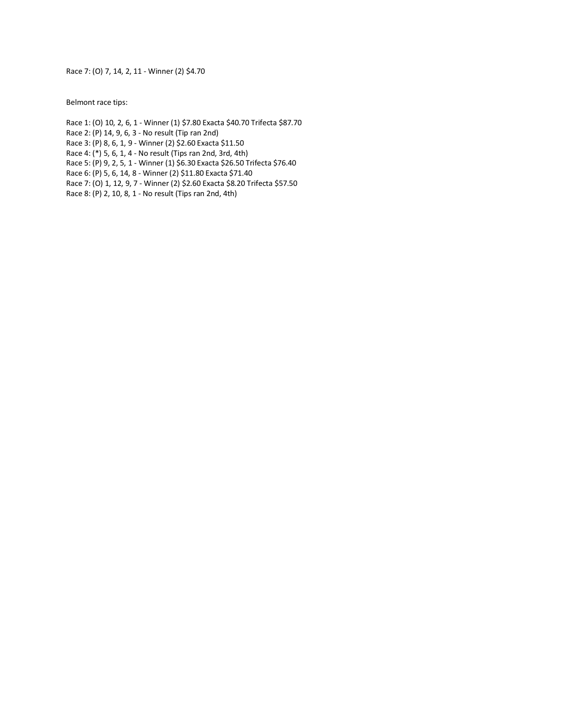Race 7: (O) 7, 14, 2, 11 - Winner (2) $4.70

Belmont race tips:

Race 1: (O) 10, 2, 6, 1 - Winner (1) $7.80 Exacta $40.70 Trifecta $87.70
Race 2: (P) 14, 9, 6, 3 - No result (Tip ran 2nd)
Race 3: (P) 8, 6, 1, 9 - Winner (2) $2.60 Exacta $11.50
Race 4: (*) 5, 6, 1, 4 - No result (Tips ran 2nd, 3rd, 4th)
Race 5: (P) 9, 2, 5, 1 - Winner (1) $6.30 Exacta $26.50 Trifecta $76.40
Race 6: (P) 5, 6, 14, 8 - Winner (2) $11.80 Exacta $71.40
Race 7: (O) 1, 12, 9, 7 - Winner (2) $2.60 Exacta $8.20 Trifecta $57.50
Race 8: (P) 2, 10, 8, 1 - No result (Tips ran 2nd, 4th)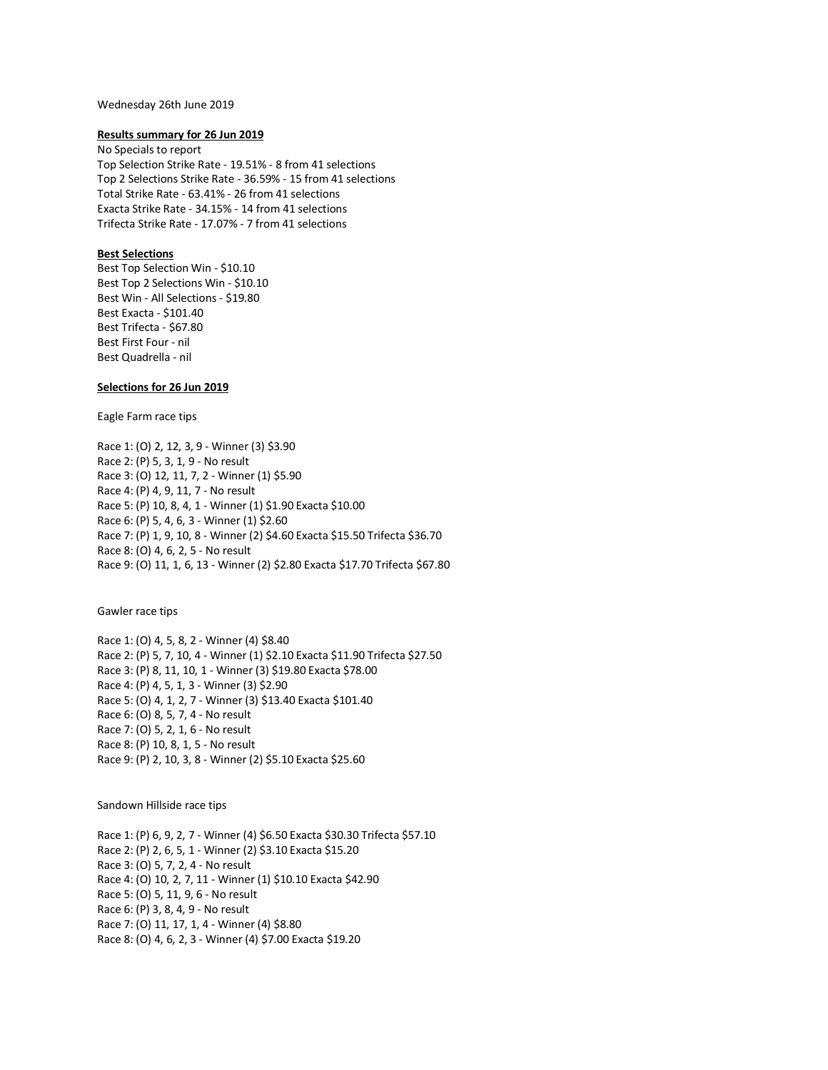Wednesday 26th June 2019

**Results summary for 26 Jun 2019**

No Specials to report
Top Selection Strike Rate - 19.51% - 8 from 41 selections
Top 2 Selections Strike Rate - 36.59% - 15 from 41 selections
Total Strike Rate - 63.41% - 26 from 41 selections
Exacta Strike Rate - 34.15% - 14 from 41 selections
Trifecta Strike Rate - 17.07% - 7 from 41 selections

**Best Selections**

Best Top Selection Win - $10.10
Best Top 2 Selections Win - $10.10
Best Win - All Selections - $19.80
Best Exacta - $101.40
Best Trifecta - $67.80
Best First Four - nil
Best Quadrella - nil

**Selections for 26 Jun 2019**

Eagle Farm race tips

Race 1: (O) 2, 12, 3, 9 - Winner (3) $3.90
Race 2: (P) 5, 3, 1, 9 - No result
Race 3: (O) 12, 11, 7, 2 - Winner (1) $5.90
Race 4: (P) 4, 9, 11, 7 - No result
Race 5: (P) 10, 8, 4, 1 - Winner (1) $1.90 Exacta $10.00
Race 6: (P) 5, 4, 6, 3 - Winner (1) $2.60
Race 7: (P) 1, 9, 10, 8 - Winner (2) $4.60 Exacta $15.50 Trifecta $36.70
Race 8: (O) 4, 6, 2, 5 - No result
Race 9: (O) 11, 1, 6, 13 - Winner (2) $2.80 Exacta $17.70 Trifecta $67.80

Gawler race tips

Race 1: (O) 4, 5, 8, 2 - Winner (4) $8.40
Race 2: (P) 5, 7, 10, 4 - Winner (1) $2.10 Exacta $11.90 Trifecta $27.50
Race 3: (P) 8, 11, 10, 1 - Winner (3) $19.80 Exacta $78.00
Race 4: (P) 4, 5, 1, 3 - Winner (3) $2.90
Race 5: (O) 4, 1, 2, 7 - Winner (3) $13.40 Exacta $101.40
Race 6: (O) 8, 5, 7, 4 - No result
Race 7: (O) 5, 2, 1, 6 - No result
Race 8: (P) 10, 8, 1, 5 - No result
Race 9: (P) 2, 10, 3, 8 - Winner (2) $5.10 Exacta $25.60

Sandown Hillside race tips

Race 1: (P) 6, 9, 2, 7 - Winner (4) $6.50 Exacta $30.30 Trifecta $57.10
Race 2: (P) 2, 6, 5, 1 - Winner (2) $3.10 Exacta $15.20
Race 3: (O) 5, 7, 2, 4 - No result
Race 4: (O) 10, 2, 7, 11 - Winner (1) $10.10 Exacta $42.90
Race 5: (O) 5, 11, 9, 6 - No result
Race 6: (P) 3, 8, 4, 9 - No result
Race 7: (O) 11, 17, 1, 4 - Winner (4) $8.80
Race 8: (O) 4, 6, 2, 3 - Winner (4) $7.00 Exacta $19.20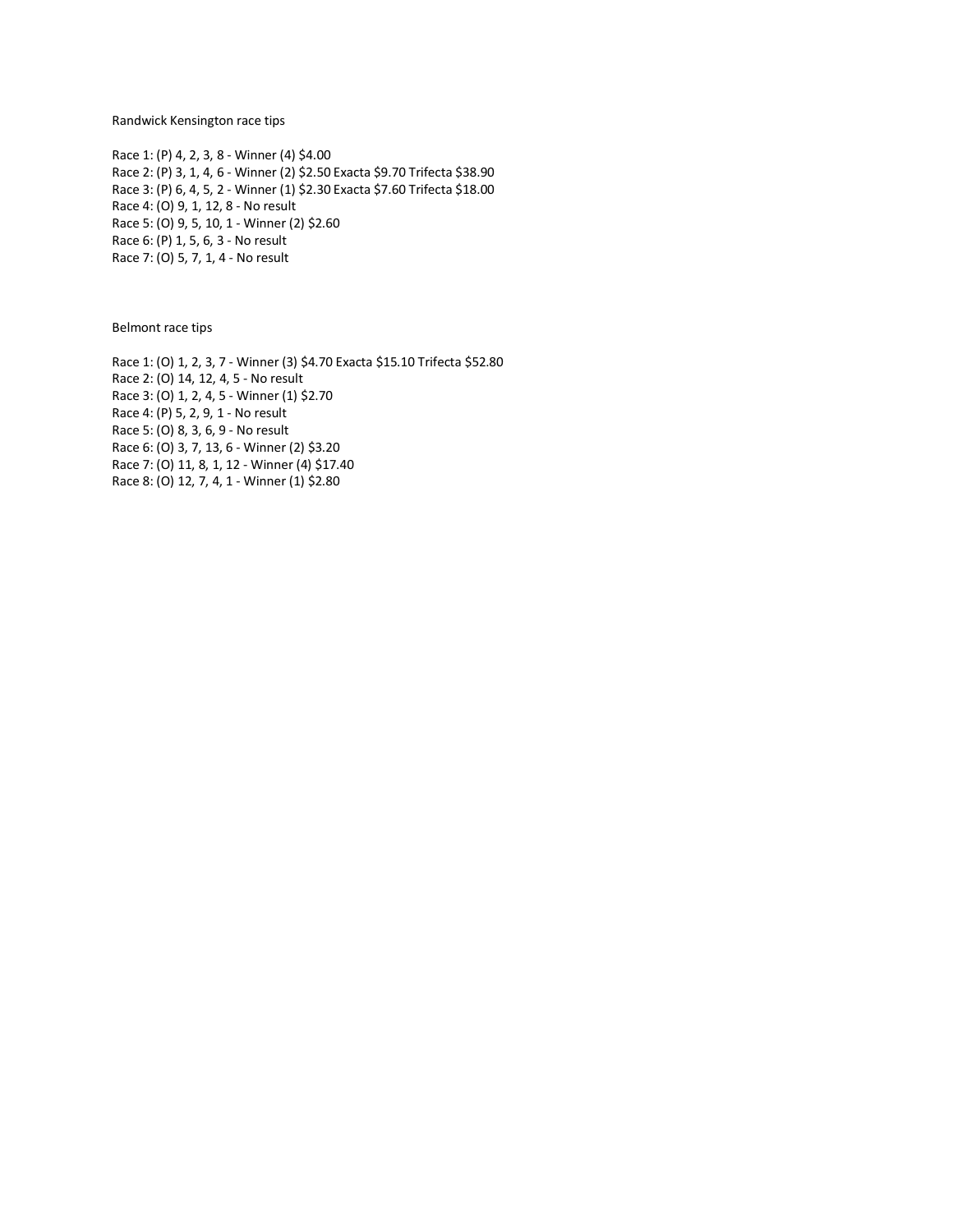Randwick Kensington race tips

Race 1: (P) 4, 2, 3, 8 - Winner (4) $4.00
Race 2: (P) 3, 1, 4, 6 - Winner (2) $2.50 Exacta $9.70 Trifecta $38.90
Race 3: (P) 6, 4, 5, 2 - Winner (1) $2.30 Exacta $7.60 Trifecta $18.00
Race 4: (O) 9, 1, 12, 8 - No result
Race 5: (O) 9, 5, 10, 1 - Winner (2) $2.60
Race 6: (P) 1, 5, 6, 3 - No result
Race 7: (O) 5, 7, 1, 4 - No result

Belmont race tips

Race 1: (O) 1, 2, 3, 7 - Winner (3) $4.70 Exacta $15.10 Trifecta $52.80
Race 2: (O) 14, 12, 4, 5 - No result
Race 3: (O) 1, 2, 4, 5 - Winner (1) $2.70
Race 4: (P) 5, 2, 9, 1 - No result
Race 5: (O) 8, 3, 6, 9 - No result
Race 6: (O) 3, 7, 13, 6 - Winner (2) $3.20
Race 7: (O) 11, 8, 1, 12 - Winner (4) $17.40
Race 8: (O) 12, 7, 4, 1 - Winner (1) $2.80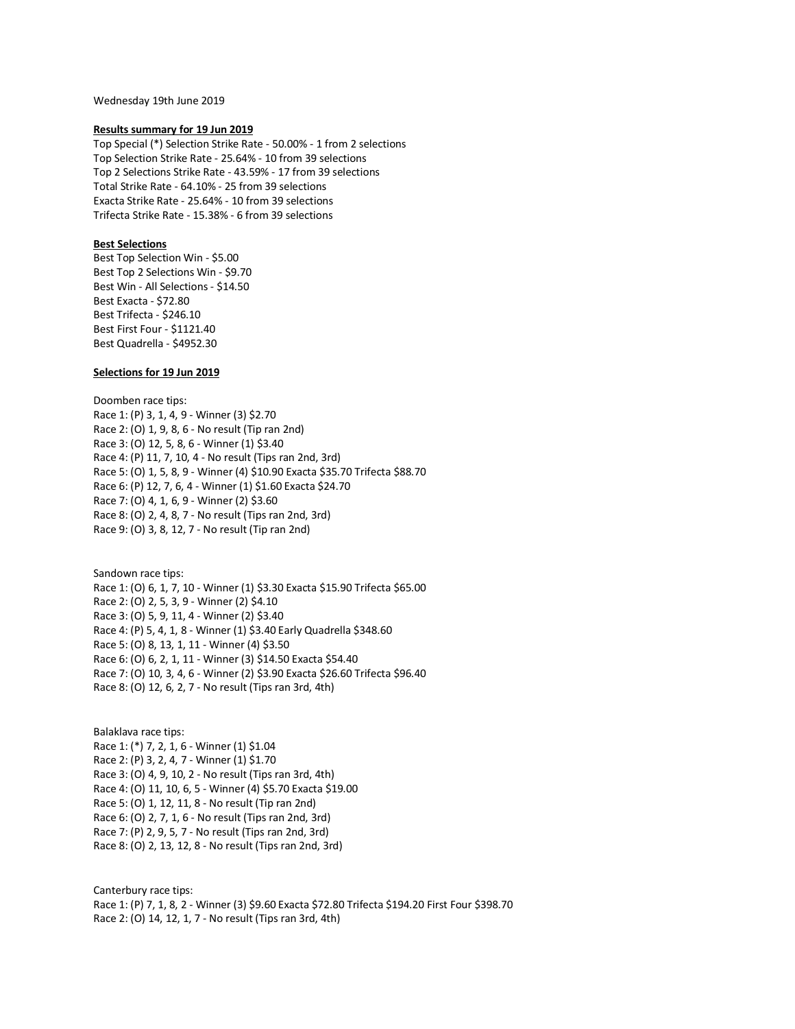Wednesday 19th June 2019

**Results summary for 19 Jun 2019**

Top Special (*) Selection Strike Rate - 50.00% - 1 from 2 selections
Top Selection Strike Rate - 25.64% - 10 from 39 selections
Top 2 Selections Strike Rate - 43.59% - 17 from 39 selections
Total Strike Rate - 64.10% - 25 from 39 selections
Exacta Strike Rate - 25.64% - 10 from 39 selections
Trifecta Strike Rate - 15.38% - 6 from 39 selections

**Best Selections**

Best Top Selection Win - $5.00
Best Top 2 Selections Win - $9.70
Best Win - All Selections - $14.50
Best Exacta - $72.80
Best Trifecta - $246.10
Best First Four - $1121.40
Best Quadrella - $4952.30

**Selections for 19 Jun 2019**

Doomben race tips:
Race 1: (P) 3, 1, 4, 9 - Winner (3) $2.70
Race 2: (O) 1, 9, 8, 6 - No result (Tip ran 2nd)
Race 3: (O) 12, 5, 8, 6 - Winner (1) $3.40
Race 4: (P) 11, 7, 10, 4 - No result (Tips ran 2nd, 3rd)
Race 5: (O) 1, 5, 8, 9 - Winner (4) $10.90 Exacta $35.70 Trifecta $88.70
Race 6: (P) 12, 7, 6, 4 - Winner (1) $1.60 Exacta $24.70
Race 7: (O) 4, 1, 6, 9 - Winner (2) $3.60
Race 8: (O) 2, 4, 8, 7 - No result (Tips ran 2nd, 3rd)
Race 9: (O) 3, 8, 12, 7 - No result (Tip ran 2nd)

Sandown race tips:
Race 1: (O) 6, 1, 7, 10 - Winner (1) $3.30 Exacta $15.90 Trifecta $65.00
Race 2: (O) 2, 5, 3, 9 - Winner (2) $4.10
Race 3: (O) 5, 9, 11, 4 - Winner (2) $3.40
Race 4: (P) 5, 4, 1, 8 - Winner (1) $3.40 Early Quadrella $348.60
Race 5: (O) 8, 13, 1, 11 - Winner (4) $3.50
Race 6: (O) 6, 2, 1, 11 - Winner (3) $14.50 Exacta $54.40
Race 7: (O) 10, 3, 4, 6 - Winner (2) $3.90 Exacta $26.60 Trifecta $96.40
Race 8: (O) 12, 6, 2, 7 - No result (Tips ran 3rd, 4th)

Balaklava race tips:
Race 1: (*) 7, 2, 1, 6 - Winner (1) $1.04
Race 2: (P) 3, 2, 4, 7 - Winner (1) $1.70
Race 3: (O) 4, 9, 10, 2 - No result (Tips ran 3rd, 4th)
Race 4: (O) 11, 10, 6, 5 - Winner (4) $5.70 Exacta $19.00
Race 5: (O) 1, 12, 11, 8 - No result (Tip ran 2nd)
Race 6: (O) 2, 7, 1, 6 - No result (Tips ran 2nd, 3rd)
Race 7: (P) 2, 9, 5, 7 - No result (Tips ran 2nd, 3rd)
Race 8: (O) 2, 13, 12, 8 - No result (Tips ran 2nd, 3rd)

Canterbury race tips:
Race 1: (P) 7, 1, 8, 2 - Winner (3) $9.60 Exacta $72.80 Trifecta $194.20 First Four $398.70
Race 2: (O) 14, 12, 1, 7 - No result (Tips ran 3rd, 4th)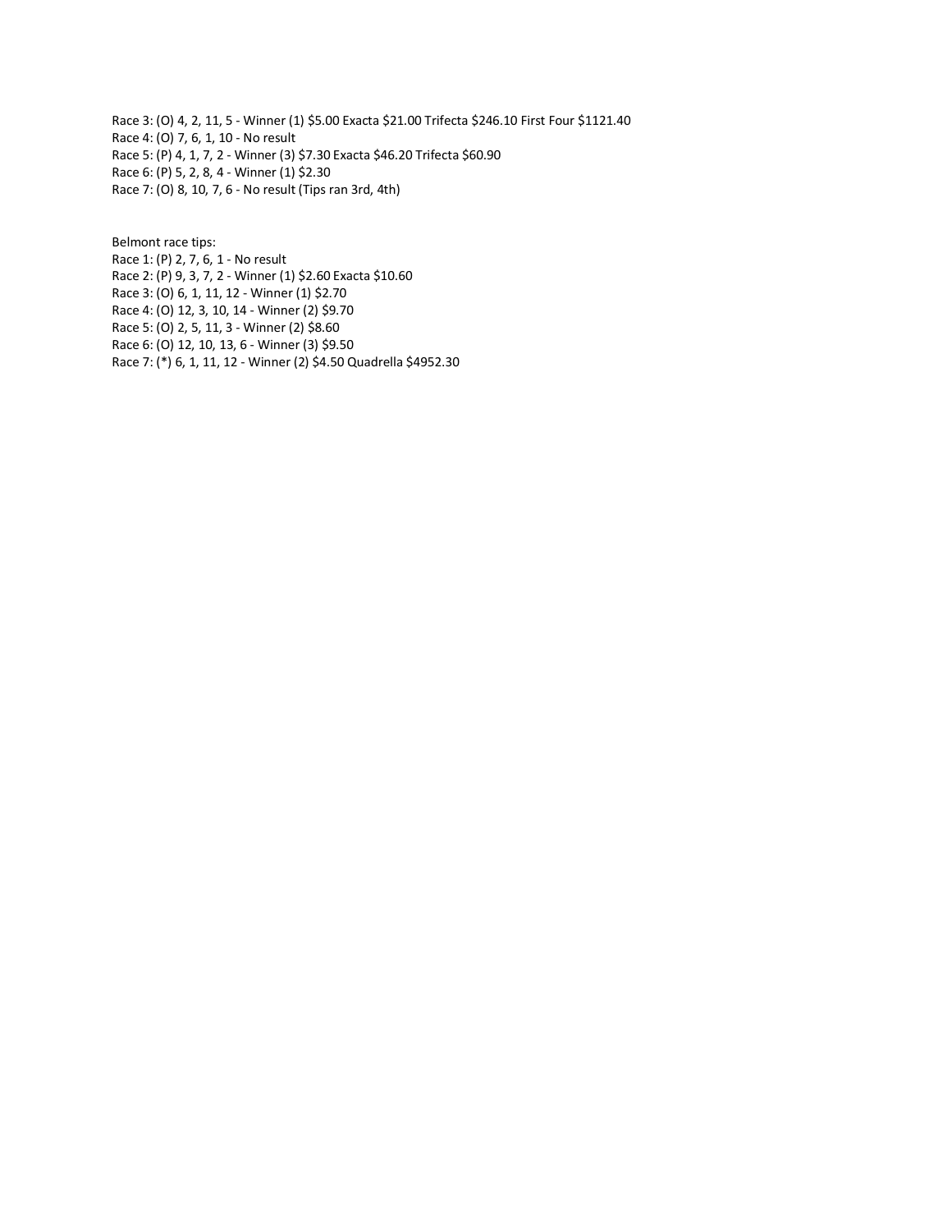Race 3: (O) 4, 2, 11, 5 - Winner (1) $5.00 Exacta $21.00 Trifecta $246.10 First Four $1121.40
Race 4: (O) 7, 6, 1, 10 - No result
Race 5: (P) 4, 1, 7, 2 - Winner (3) $7.30 Exacta $46.20 Trifecta $60.90
Race 6: (P) 5, 2, 8, 4 - Winner (1) $2.30
Race 7: (O) 8, 10, 7, 6 - No result (Tips ran 3rd, 4th)

Belmont race tips:
Race 1: (P) 2, 7, 6, 1 - No result
Race 2: (P) 9, 3, 7, 2 - Winner (1) $2.60 Exacta $10.60
Race 3: (O) 6, 1, 11, 12 - Winner (1) $2.70
Race 4: (O) 12, 3, 10, 14 - Winner (2) $9.70
Race 5: (O) 2, 5, 11, 3 - Winner (2) $8.60
Race 6: (O) 12, 10, 13, 6 - Winner (3) $9.50
Race 7: (*) 6, 1, 11, 12 - Winner (2) $4.50 Quadrella $4952.30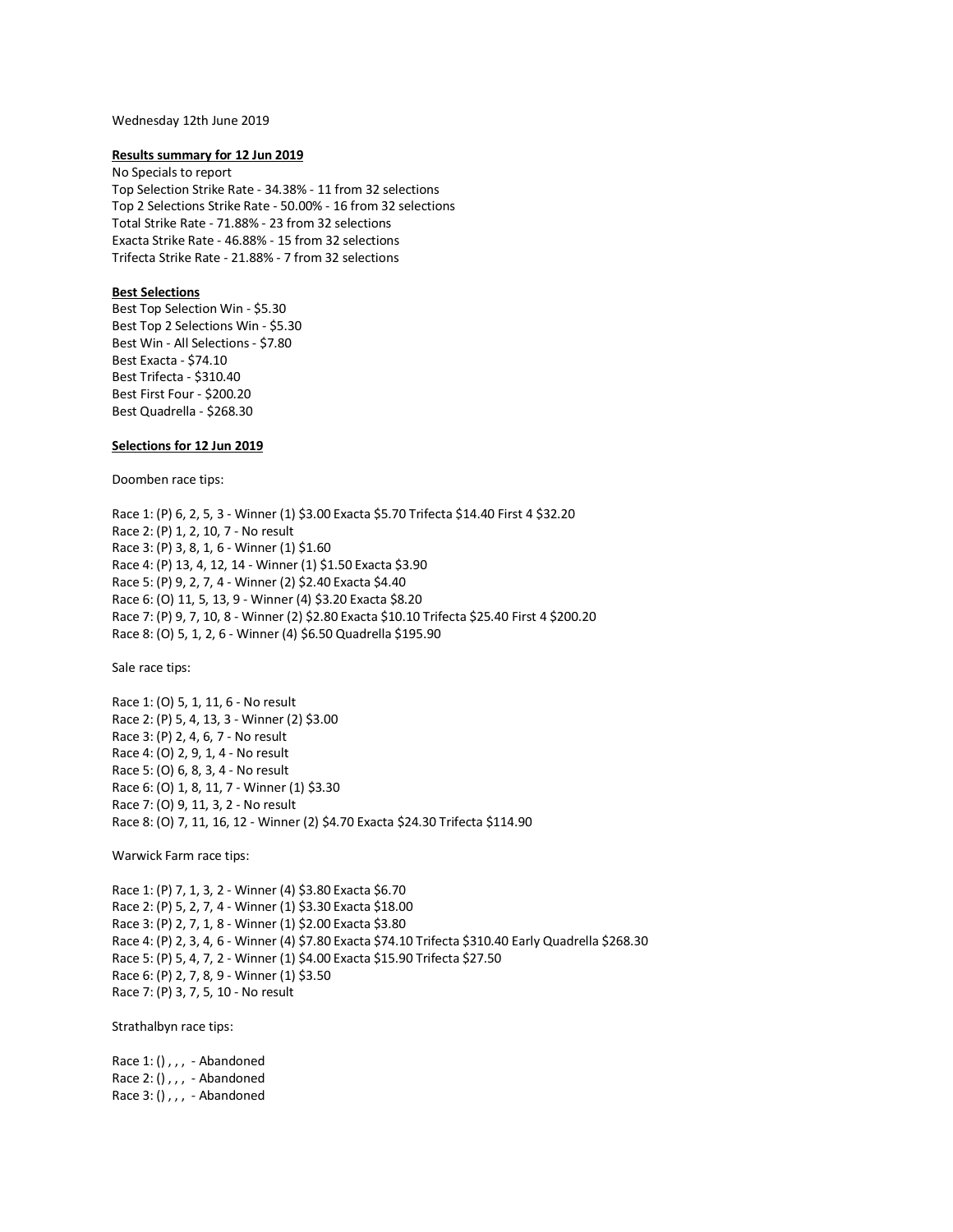Wednesday 12th June 2019

**Results summary for 12 Jun 2019**

No Specials to report
Top Selection Strike Rate - 34.38% - 11 from 32 selections
Top 2 Selections Strike Rate - 50.00% - 16 from 32 selections
Total Strike Rate - 71.88% - 23 from 32 selections
Exacta Strike Rate - 46.88% - 15 from 32 selections
Trifecta Strike Rate - 21.88% - 7 from 32 selections

**Best Selections**

Best Top Selection Win - $5.30
Best Top 2 Selections Win - $5.30
Best Win - All Selections - $7.80
Best Exacta - $74.10
Best Trifecta - $310.40
Best First Four - $200.20
Best Quadrella - $268.30

**Selections for 12 Jun 2019**

Doomben race tips:

Race 1: (P) 6, 2, 5, 3 - Winner (1) $3.00 Exacta $5.70 Trifecta $14.40 First 4 $32.20
Race 2: (P) 1, 2, 10, 7 - No result
Race 3: (P) 3, 8, 1, 6 - Winner (1) $1.60
Race 4: (P) 13, 4, 12, 14 - Winner (1) $1.50 Exacta $3.90
Race 5: (P) 9, 2, 7, 4 - Winner (2) $2.40 Exacta $4.40
Race 6: (O) 11, 5, 13, 9 - Winner (4) $3.20 Exacta $8.20
Race 7: (P) 9, 7, 10, 8 - Winner (2) $2.80 Exacta $10.10 Trifecta $25.40 First 4 $200.20
Race 8: (O) 5, 1, 2, 6 - Winner (4) $6.50 Quadrella $195.90

Sale race tips:

Race 1: (O) 5, 1, 11, 6 - No result
Race 2: (P) 5, 4, 13, 3 - Winner (2) $3.00
Race 3: (P) 2, 4, 6, 7 - No result
Race 4: (O) 2, 9, 1, 4 - No result
Race 5: (O) 6, 8, 3, 4 - No result
Race 6: (O) 1, 8, 11, 7 - Winner (1) $3.30
Race 7: (O) 9, 11, 3, 2 - No result
Race 8: (O) 7, 11, 16, 12 - Winner (2) $4.70 Exacta $24.30 Trifecta $114.90

Warwick Farm race tips:

Race 1: (P) 7, 1, 3, 2 - Winner (4) $3.80 Exacta $6.70
Race 2: (P) 5, 2, 7, 4 - Winner (1) $3.30 Exacta $18.00
Race 3: (P) 2, 7, 1, 8 - Winner (1) $2.00 Exacta $3.80
Race 4: (P) 2, 3, 4, 6 - Winner (4) $7.80 Exacta $74.10 Trifecta $310.40 Early Quadrella $268.30
Race 5: (P) 5, 4, 7, 2 - Winner (1) $4.00 Exacta $15.90 Trifecta $27.50
Race 6: (P) 2, 7, 8, 9 - Winner (1) $3.50
Race 7: (P) 3, 7, 5, 10 - No result

Strathalbyn race tips:

Race 1: () , , , - Abandoned
Race 2: () , , , - Abandoned
Race 3: () , , , - Abandoned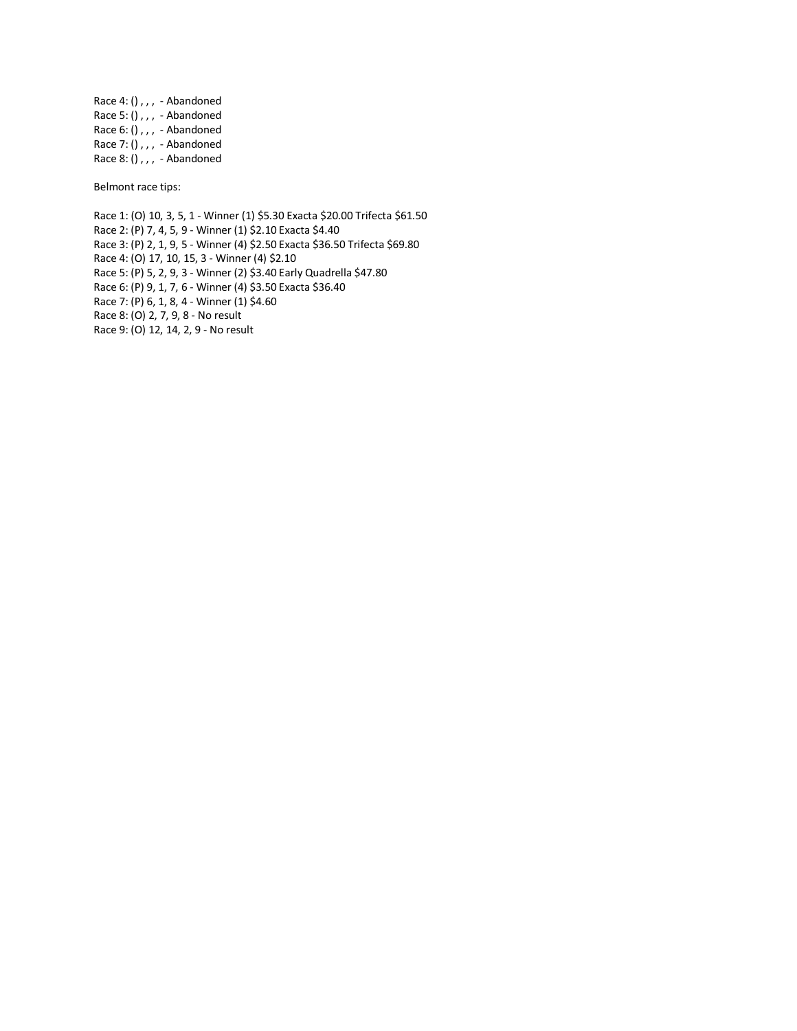Race 4: () , , ,  - Abandoned
Race 5: () , , ,  - Abandoned
Race 6: () , , ,  - Abandoned
Race 7: () , , ,  - Abandoned
Race 8: () , , ,  - Abandoned

Belmont race tips:

Race 1: (O) 10, 3, 5, 1 - Winner (1) $5.30 Exacta $20.00 Trifecta $61.50
Race 2: (P) 7, 4, 5, 9 - Winner (1) $2.10 Exacta $4.40
Race 3: (P) 2, 1, 9, 5 - Winner (4) $2.50 Exacta $36.50 Trifecta $69.80
Race 4: (O) 17, 10, 15, 3 - Winner (4) $2.10
Race 5: (P) 5, 2, 9, 3 - Winner (2) $3.40 Early Quadrella $47.80
Race 6: (P) 9, 1, 7, 6 - Winner (4) $3.50 Exacta $36.40
Race 7: (P) 6, 1, 8, 4 - Winner (1) $4.60
Race 8: (O) 2, 7, 9, 8 - No result
Race 9: (O) 12, 14, 2, 9 - No result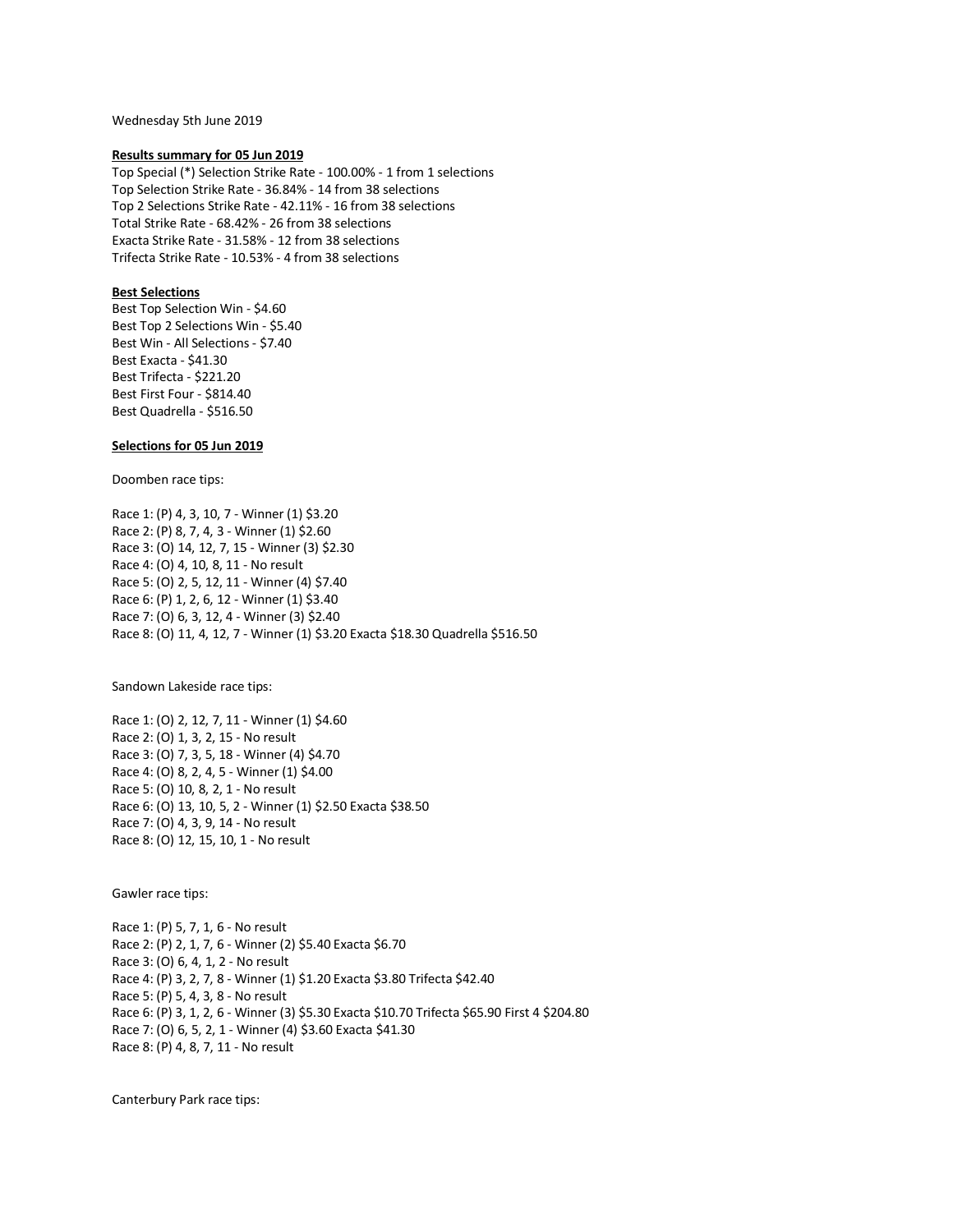Wednesday 5th June 2019

**Results summary for 05 Jun 2019**

Top Special (*) Selection Strike Rate - 100.00% - 1 from 1 selections
Top Selection Strike Rate - 36.84% - 14 from 38 selections
Top 2 Selections Strike Rate - 42.11% - 16 from 38 selections
Total Strike Rate - 68.42% - 26 from 38 selections
Exacta Strike Rate - 31.58% - 12 from 38 selections
Trifecta Strike Rate - 10.53% - 4 from 38 selections

**Best Selections**

Best Top Selection Win - $4.60
Best Top 2 Selections Win - $5.40
Best Win - All Selections - $7.40
Best Exacta - $41.30
Best Trifecta - $221.20
Best First Four - $814.40
Best Quadrella - $516.50

**Selections for 05 Jun 2019**

Doomben race tips:

Race 1: (P) 4, 3, 10, 7 - Winner (1) $3.20
Race 2: (P) 8, 7, 4, 3 - Winner (1) $2.60
Race 3: (O) 14, 12, 7, 15 - Winner (3) $2.30
Race 4: (O) 4, 10, 8, 11 - No result
Race 5: (O) 2, 5, 12, 11 - Winner (4) $7.40
Race 6: (P) 1, 2, 6, 12 - Winner (1) $3.40
Race 7: (O) 6, 3, 12, 4 - Winner (3) $2.40
Race 8: (O) 11, 4, 12, 7 - Winner (1) $3.20 Exacta $18.30 Quadrella $516.50

Sandown Lakeside race tips:

Race 1: (O) 2, 12, 7, 11 - Winner (1) $4.60
Race 2: (O) 1, 3, 2, 15 - No result
Race 3: (O) 7, 3, 5, 18 - Winner (4) $4.70
Race 4: (O) 8, 2, 4, 5 - Winner (1) $4.00
Race 5: (O) 10, 8, 2, 1 - No result
Race 6: (O) 13, 10, 5, 2 - Winner (1) $2.50 Exacta $38.50
Race 7: (O) 4, 3, 9, 14 - No result
Race 8: (O) 12, 15, 10, 1 - No result

Gawler race tips:

Race 1: (P) 5, 7, 1, 6 - No result
Race 2: (P) 2, 1, 7, 6 - Winner (2) $5.40 Exacta $6.70
Race 3: (O) 6, 4, 1, 2 - No result
Race 4: (P) 3, 2, 7, 8 - Winner (1) $1.20 Exacta $3.80 Trifecta $42.40
Race 5: (P) 5, 4, 3, 8 - No result
Race 6: (P) 3, 1, 2, 6 - Winner (3) $5.30 Exacta $10.70 Trifecta $65.90 First 4 $204.80
Race 7: (O) 6, 5, 2, 1 - Winner (4) $3.60 Exacta $41.30
Race 8: (P) 4, 8, 7, 11 - No result

Canterbury Park race tips: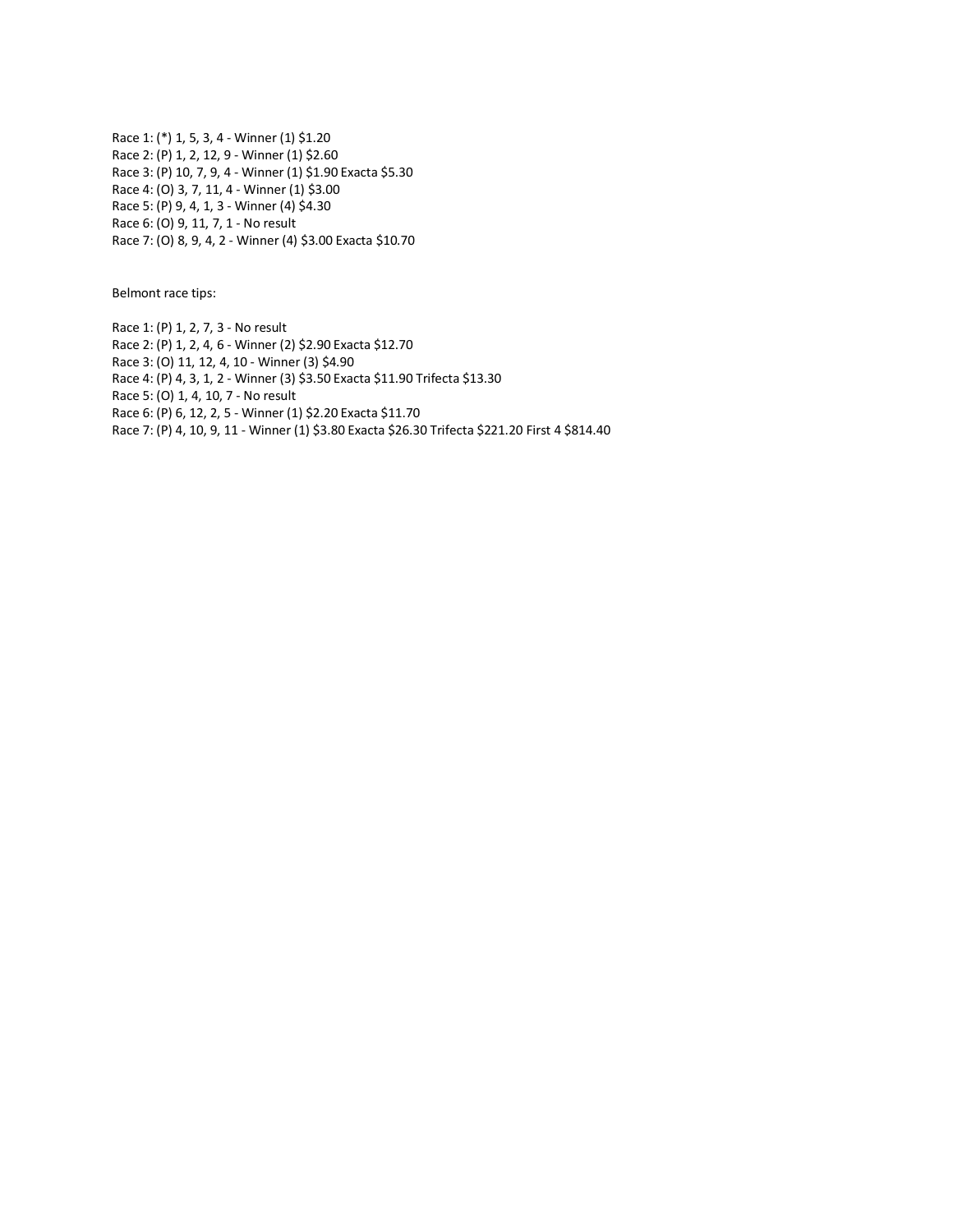Race 1: (*) 1, 5, 3, 4 - Winner (1) $1.20
Race 2: (P) 1, 2, 12, 9 - Winner (1) $2.60
Race 3: (P) 10, 7, 9, 4 - Winner (1) $1.90 Exacta $5.30
Race 4: (O) 3, 7, 11, 4 - Winner (1) $3.00
Race 5: (P) 9, 4, 1, 3 - Winner (4) $4.30
Race 6: (O) 9, 11, 7, 1 - No result
Race 7: (O) 8, 9, 4, 2 - Winner (4) $3.00 Exacta $10.70

Belmont race tips:

Race 1: (P) 1, 2, 7, 3 - No result
Race 2: (P) 1, 2, 4, 6 - Winner (2) $2.90 Exacta $12.70
Race 3: (O) 11, 12, 4, 10 - Winner (3) $4.90
Race 4: (P) 4, 3, 1, 2 - Winner (3) $3.50 Exacta $11.90 Trifecta $13.30
Race 5: (O) 1, 4, 10, 7 - No result
Race 6: (P) 6, 12, 2, 5 - Winner (1) $2.20 Exacta $11.70
Race 7: (P) 4, 10, 9, 11 - Winner (1) $3.80 Exacta $26.30 Trifecta $221.20 First 4 $814.40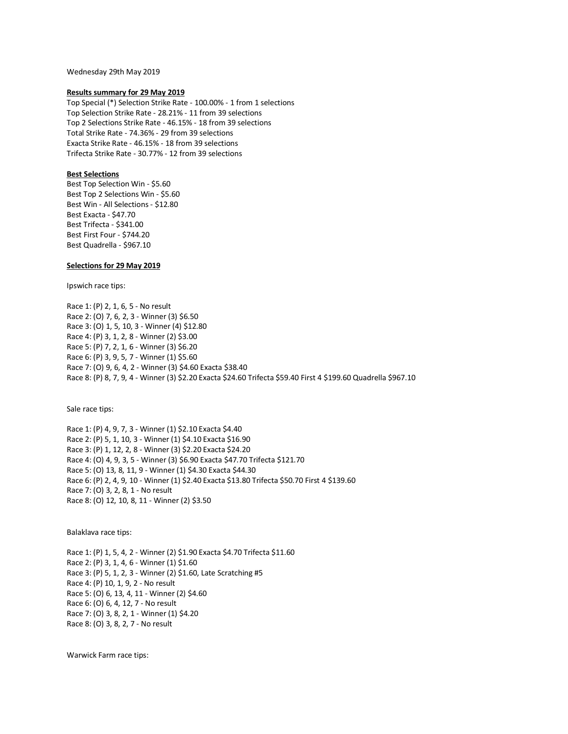Wednesday 29th May 2019

**Results summary for 29 May 2019**

Top Special (*) Selection Strike Rate - 100.00% - 1 from 1 selections
Top Selection Strike Rate - 28.21% - 11 from 39 selections
Top 2 Selections Strike Rate - 46.15% - 18 from 39 selections
Total Strike Rate - 74.36% - 29 from 39 selections
Exacta Strike Rate - 46.15% - 18 from 39 selections
Trifecta Strike Rate - 30.77% - 12 from 39 selections

**Best Selections**

Best Top Selection Win - $5.60
Best Top 2 Selections Win - $5.60
Best Win - All Selections - $12.80
Best Exacta - $47.70
Best Trifecta - $341.00
Best First Four - $744.20
Best Quadrella - $967.10

**Selections for 29 May 2019**

Ipswich race tips:

Race 1: (P) 2, 1, 6, 5 - No result
Race 2: (O) 7, 6, 2, 3 - Winner (3) $6.50
Race 3: (O) 1, 5, 10, 3 - Winner (4) $12.80
Race 4: (P) 3, 1, 2, 8 - Winner (2) $3.00
Race 5: (P) 7, 2, 1, 6 - Winner (3) $6.20
Race 6: (P) 3, 9, 5, 7 - Winner (1) $5.60
Race 7: (O) 9, 6, 4, 2 - Winner (3) $4.60 Exacta $38.40
Race 8: (P) 8, 7, 9, 4 - Winner (3) $2.20 Exacta $24.60 Trifecta $59.40 First 4 $199.60 Quadrella $967.10

Sale race tips:

Race 1: (P) 4, 9, 7, 3 - Winner (1) $2.10 Exacta $4.40
Race 2: (P) 5, 1, 10, 3 - Winner (1) $4.10 Exacta $16.90
Race 3: (P) 1, 12, 2, 8 - Winner (3) $2.20 Exacta $24.20
Race 4: (O) 4, 9, 3, 5 - Winner (3) $6.90 Exacta $47.70 Trifecta $121.70
Race 5: (O) 13, 8, 11, 9 - Winner (1) $4.30 Exacta $44.30
Race 6: (P) 2, 4, 9, 10 - Winner (1) $2.40 Exacta $13.80 Trifecta $50.70 First 4 $139.60
Race 7: (O) 3, 2, 8, 1 - No result
Race 8: (O) 12, 10, 8, 11 - Winner (2) $3.50

Balaklava race tips:

Race 1: (P) 1, 5, 4, 2 - Winner (2) $1.90 Exacta $4.70 Trifecta $11.60
Race 2: (P) 3, 1, 4, 6 - Winner (1) $1.60
Race 3: (P) 5, 1, 2, 3 - Winner (2) $1.60, Late Scratching #5
Race 4: (P) 10, 1, 9, 2 - No result
Race 5: (O) 6, 13, 4, 11 - Winner (2) $4.60
Race 6: (O) 6, 4, 12, 7 - No result
Race 7: (O) 3, 8, 2, 1 - Winner (1) $4.20
Race 8: (O) 3, 8, 2, 7 - No result

Warwick Farm race tips: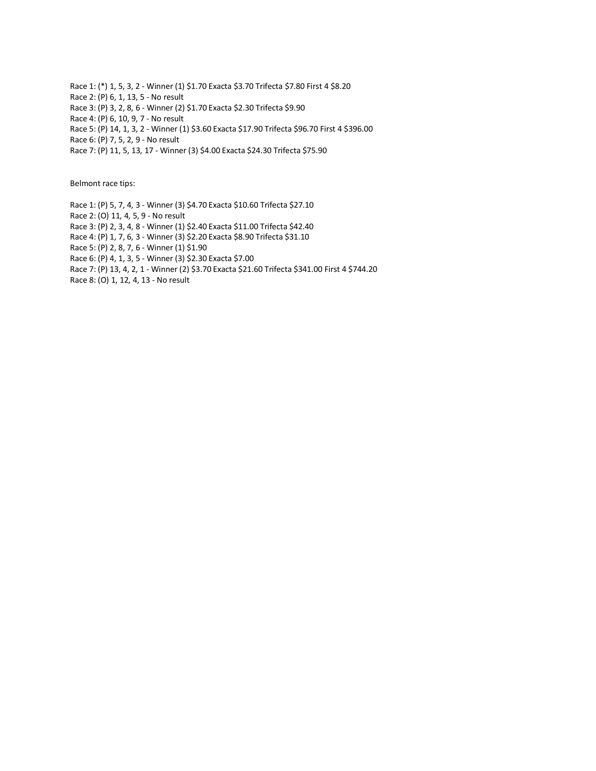Race 1: (*) 1, 5, 3, 2 - Winner (1) $1.70 Exacta $3.70 Trifecta $7.80 First 4 $8.20
Race 2: (P) 6, 1, 13, 5 - No result
Race 3: (P) 3, 2, 8, 6 - Winner (2) $1.70 Exacta $2.30 Trifecta $9.90
Race 4: (P) 6, 10, 9, 7 - No result
Race 5: (P) 14, 1, 3, 2 - Winner (1) $3.60 Exacta $17.90 Trifecta $96.70 First 4 $396.00
Race 6: (P) 7, 5, 2, 9 - No result
Race 7: (P) 11, 5, 13, 17 - Winner (3) $4.00 Exacta $24.30 Trifecta $75.90

Belmont race tips:

Race 1: (P) 5, 7, 4, 3 - Winner (3) $4.70 Exacta $10.60 Trifecta $27.10
Race 2: (O) 11, 4, 5, 9 - No result
Race 3: (P) 2, 3, 4, 8 - Winner (1) $2.40 Exacta $11.00 Trifecta $42.40
Race 4: (P) 1, 7, 6, 3 - Winner (3) $2.20 Exacta $8.90 Trifecta $31.10
Race 5: (P) 2, 8, 7, 6 - Winner (1) $1.90
Race 6: (P) 4, 1, 3, 5 - Winner (3) $2.30 Exacta $7.00
Race 7: (P) 13, 4, 2, 1 - Winner (2) $3.70 Exacta $21.60 Trifecta $341.00 First 4 $744.20
Race 8: (O) 1, 12, 4, 13 - No result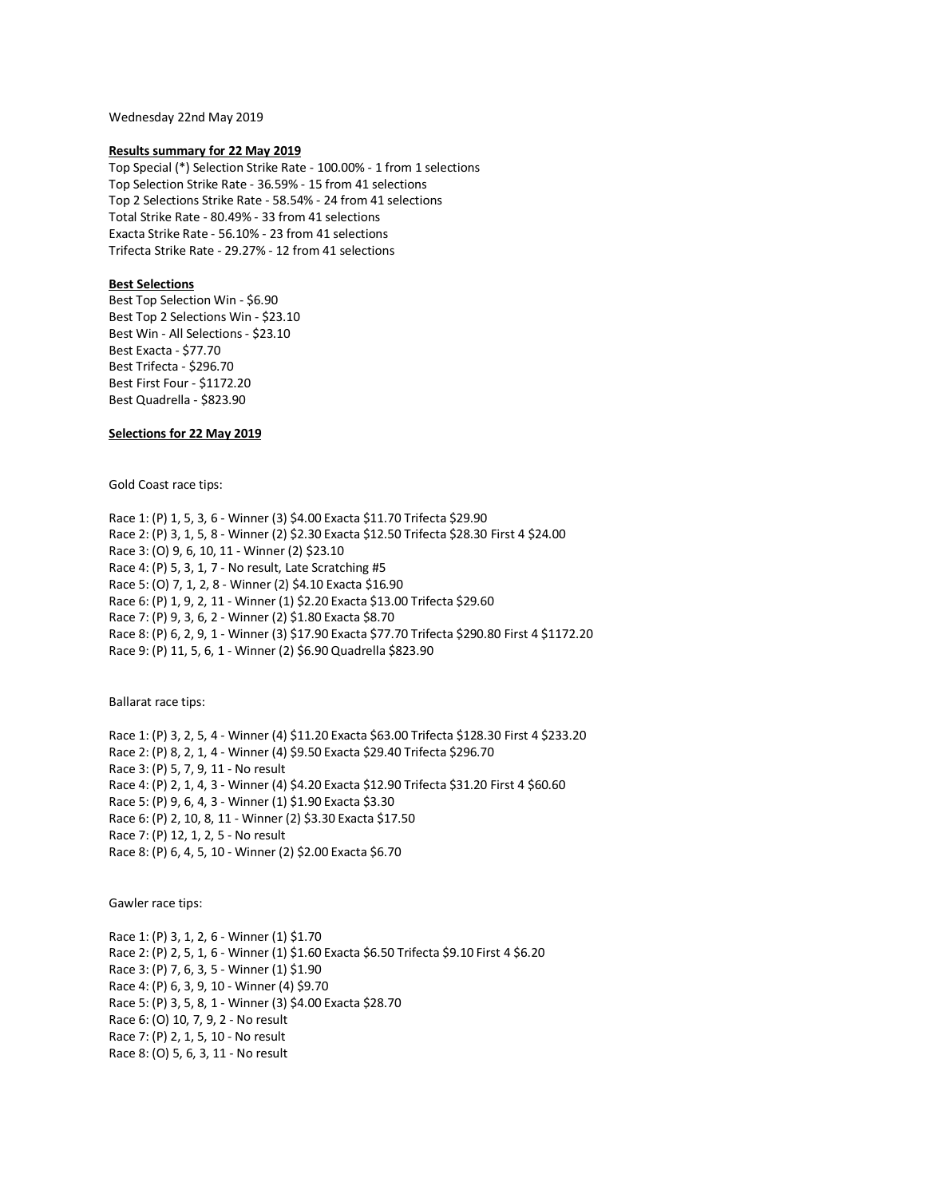Wednesday 22nd May 2019

**Results summary for 22 May 2019**

Top Special (*) Selection Strike Rate - 100.00% - 1 from 1 selections
Top Selection Strike Rate - 36.59% - 15 from 41 selections
Top 2 Selections Strike Rate - 58.54% - 24 from 41 selections
Total Strike Rate - 80.49% - 33 from 41 selections
Exacta Strike Rate - 56.10% - 23 from 41 selections
Trifecta Strike Rate - 29.27% - 12 from 41 selections

**Best Selections**

Best Top Selection Win - $6.90
Best Top 2 Selections Win - $23.10
Best Win - All Selections - $23.10
Best Exacta - $77.70
Best Trifecta - $296.70
Best First Four - $1172.20
Best Quadrella - $823.90

**Selections for 22 May 2019**

Gold Coast race tips:

Race 1: (P) 1, 5, 3, 6 - Winner (3) $4.00 Exacta $11.70 Trifecta $29.90
Race 2: (P) 3, 1, 5, 8 - Winner (2) $2.30 Exacta $12.50 Trifecta $28.30 First 4 $24.00
Race 3: (O) 9, 6, 10, 11 - Winner (2) $23.10
Race 4: (P) 5, 3, 1, 7 - No result, Late Scratching #5
Race 5: (O) 7, 1, 2, 8 - Winner (2) $4.10 Exacta $16.90
Race 6: (P) 1, 9, 2, 11 - Winner (1) $2.20 Exacta $13.00 Trifecta $29.60
Race 7: (P) 9, 3, 6, 2 - Winner (2) $1.80 Exacta $8.70
Race 8: (P) 6, 2, 9, 1 - Winner (3) $17.90 Exacta $77.70 Trifecta $290.80 First 4 $1172.20
Race 9: (P) 11, 5, 6, 1 - Winner (2) $6.90 Quadrella $823.90

Ballarat race tips:

Race 1: (P) 3, 2, 5, 4 - Winner (4) $11.20 Exacta $63.00 Trifecta $128.30 First 4 $233.20
Race 2: (P) 8, 2, 1, 4 - Winner (4) $9.50 Exacta $29.40 Trifecta $296.70
Race 3: (P) 5, 7, 9, 11 - No result
Race 4: (P) 2, 1, 4, 3 - Winner (4) $4.20 Exacta $12.90 Trifecta $31.20 First 4 $60.60
Race 5: (P) 9, 6, 4, 3 - Winner (1) $1.90 Exacta $3.30
Race 6: (P) 2, 10, 8, 11 - Winner (2) $3.30 Exacta $17.50
Race 7: (P) 12, 1, 2, 5 - No result
Race 8: (P) 6, 4, 5, 10 - Winner (2) $2.00 Exacta $6.70

Gawler race tips:

Race 1: (P) 3, 1, 2, 6 - Winner (1) $1.70
Race 2: (P) 2, 5, 1, 6 - Winner (1) $1.60 Exacta $6.50 Trifecta $9.10 First 4 $6.20
Race 3: (P) 7, 6, 3, 5 - Winner (1) $1.90
Race 4: (P) 6, 3, 9, 10 - Winner (4) $9.70
Race 5: (P) 3, 5, 8, 1 - Winner (3) $4.00 Exacta $28.70
Race 6: (O) 10, 7, 9, 2 - No result
Race 7: (P) 2, 1, 5, 10 - No result
Race 8: (O) 5, 6, 3, 11 - No result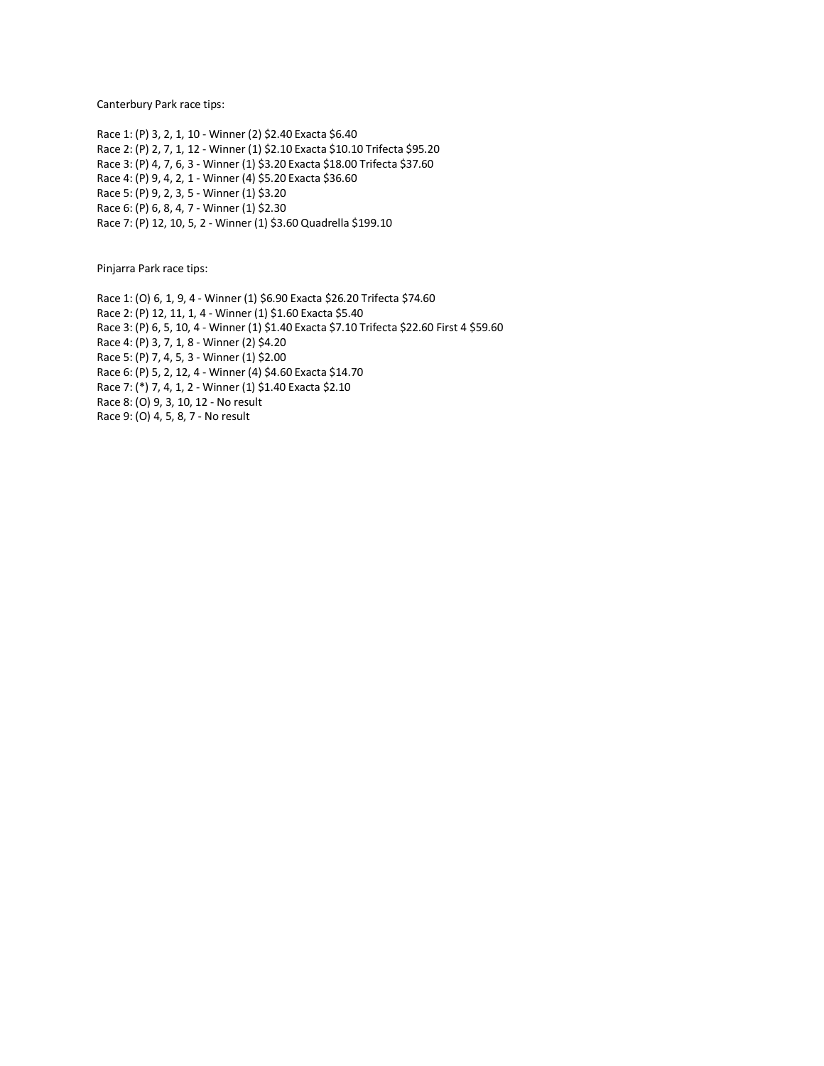Canterbury Park race tips:

Race 1: (P) 3, 2, 1, 10 - Winner (2) $2.40 Exacta $6.40
Race 2: (P) 2, 7, 1, 12 - Winner (1) $2.10 Exacta $10.10 Trifecta $95.20
Race 3: (P) 4, 7, 6, 3 - Winner (1) $3.20 Exacta $18.00 Trifecta $37.60
Race 4: (P) 9, 4, 2, 1 - Winner (4) $5.20 Exacta $36.60
Race 5: (P) 9, 2, 3, 5 - Winner (1) $3.20
Race 6: (P) 6, 8, 4, 7 - Winner (1) $2.30
Race 7: (P) 12, 10, 5, 2 - Winner (1) $3.60 Quadrella $199.10

Pinjarra Park race tips:

Race 1: (O) 6, 1, 9, 4 - Winner (1) $6.90 Exacta $26.20 Trifecta $74.60
Race 2: (P) 12, 11, 1, 4 - Winner (1) $1.60 Exacta $5.40
Race 3: (P) 6, 5, 10, 4 - Winner (1) $1.40 Exacta $7.10 Trifecta $22.60 First 4 $59.60
Race 4: (P) 3, 7, 1, 8 - Winner (2) $4.20
Race 5: (P) 7, 4, 5, 3 - Winner (1) $2.00
Race 6: (P) 5, 2, 12, 4 - Winner (4) $4.60 Exacta $14.70
Race 7: (*) 7, 4, 1, 2 - Winner (1) $1.40 Exacta $2.10
Race 8: (O) 9, 3, 10, 12 - No result
Race 9: (O) 4, 5, 8, 7 - No result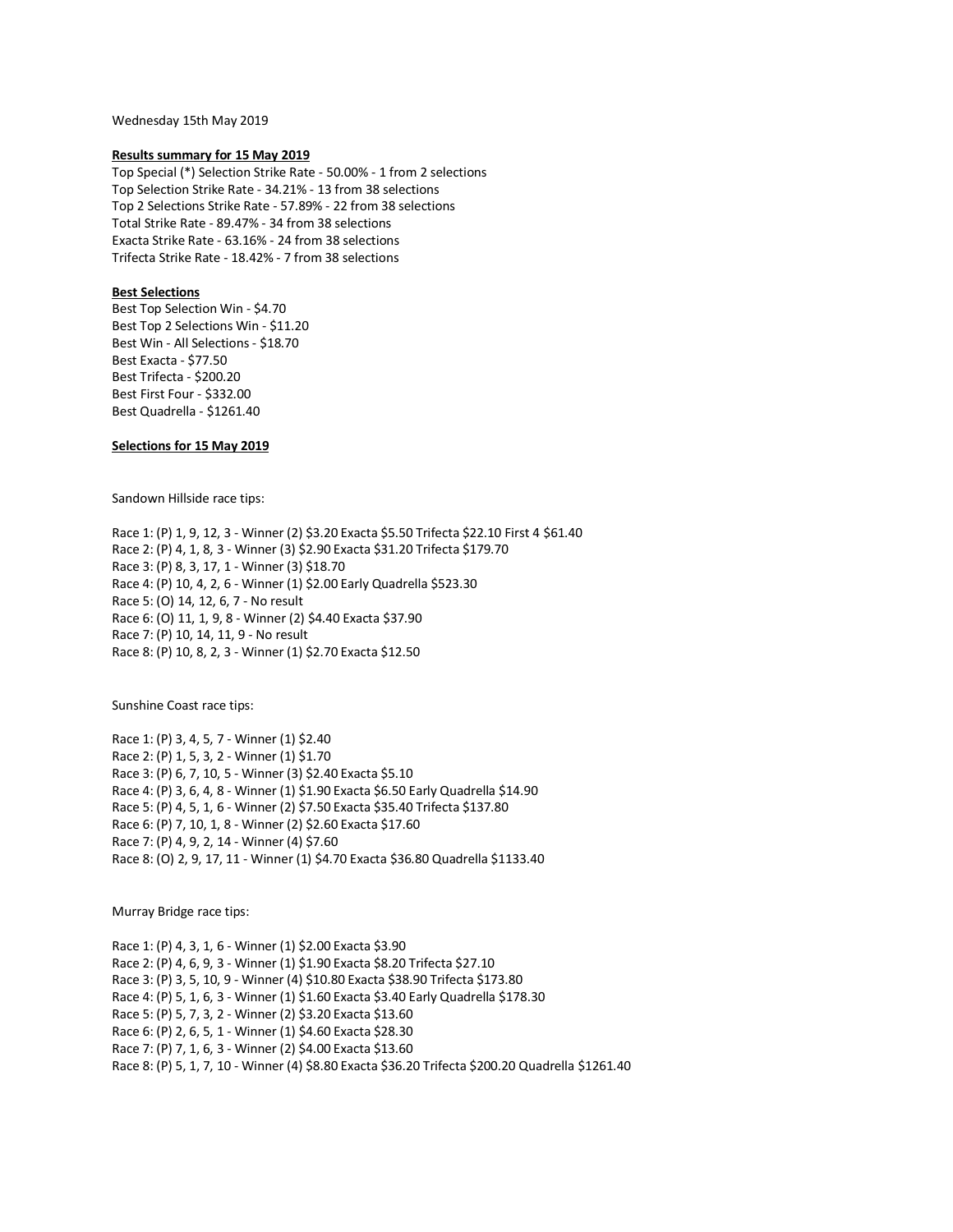Wednesday 15th May 2019

**Results summary for 15 May 2019**

Top Special (*) Selection Strike Rate - 50.00% - 1 from 2 selections
Top Selection Strike Rate - 34.21% - 13 from 38 selections
Top 2 Selections Strike Rate - 57.89% - 22 from 38 selections
Total Strike Rate - 89.47% - 34 from 38 selections
Exacta Strike Rate - 63.16% - 24 from 38 selections
Trifecta Strike Rate - 18.42% - 7 from 38 selections

**Best Selections**

Best Top Selection Win - $4.70
Best Top 2 Selections Win - $11.20
Best Win - All Selections - $18.70
Best Exacta - $77.50
Best Trifecta - $200.20
Best First Four - $332.00
Best Quadrella - $1261.40

**Selections for 15 May 2019**

Sandown Hillside race tips:

Race 1: (P) 1, 9, 12, 3 - Winner (2) $3.20 Exacta $5.50 Trifecta $22.10 First 4 $61.40
Race 2: (P) 4, 1, 8, 3 - Winner (3) $2.90 Exacta $31.20 Trifecta $179.70
Race 3: (P) 8, 3, 17, 1 - Winner (3) $18.70
Race 4: (P) 10, 4, 2, 6 - Winner (1) $2.00 Early Quadrella $523.30
Race 5: (O) 14, 12, 6, 7 - No result
Race 6: (O) 11, 1, 9, 8 - Winner (2) $4.40 Exacta $37.90
Race 7: (P) 10, 14, 11, 9 - No result
Race 8: (P) 10, 8, 2, 3 - Winner (1) $2.70 Exacta $12.50

Sunshine Coast race tips:

Race 1: (P) 3, 4, 5, 7 - Winner (1) $2.40
Race 2: (P) 1, 5, 3, 2 - Winner (1) $1.70
Race 3: (P) 6, 7, 10, 5 - Winner (3) $2.40 Exacta $5.10
Race 4: (P) 3, 6, 4, 8 - Winner (1) $1.90 Exacta $6.50 Early Quadrella $14.90
Race 5: (P) 4, 5, 1, 6 - Winner (2) $7.50 Exacta $35.40 Trifecta $137.80
Race 6: (P) 7, 10, 1, 8 - Winner (2) $2.60 Exacta $17.60
Race 7: (P) 4, 9, 2, 14 - Winner (4) $7.60
Race 8: (O) 2, 9, 17, 11 - Winner (1) $4.70 Exacta $36.80 Quadrella $1133.40

Murray Bridge race tips:

Race 1: (P) 4, 3, 1, 6 - Winner (1) $2.00 Exacta $3.90
Race 2: (P) 4, 6, 9, 3 - Winner (1) $1.90 Exacta $8.20 Trifecta $27.10
Race 3: (P) 3, 5, 10, 9 - Winner (4) $10.80 Exacta $38.90 Trifecta $173.80
Race 4: (P) 5, 1, 6, 3 - Winner (1) $1.60 Exacta $3.40 Early Quadrella $178.30
Race 5: (P) 5, 7, 3, 2 - Winner (2) $3.20 Exacta $13.60
Race 6: (P) 2, 6, 5, 1 - Winner (1) $4.60 Exacta $28.30
Race 7: (P) 7, 1, 6, 3 - Winner (2) $4.00 Exacta $13.60
Race 8: (P) 5, 1, 7, 10 - Winner (4) $8.80 Exacta $36.20 Trifecta $200.20 Quadrella $1261.40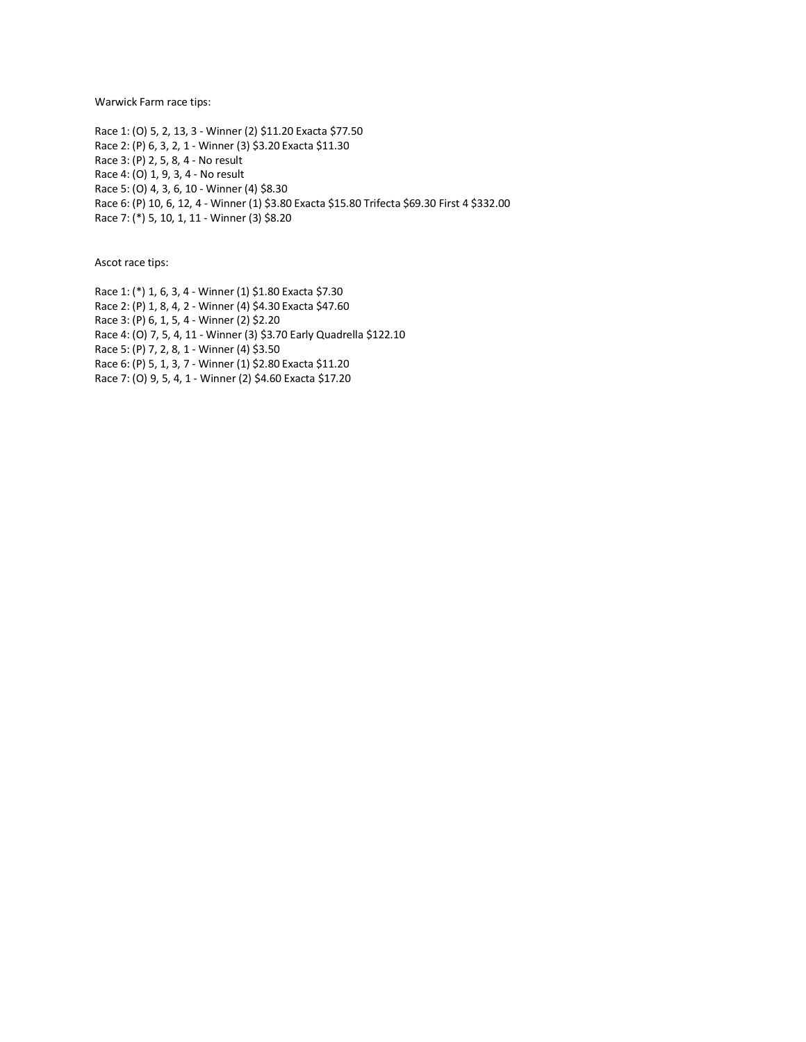Warwick Farm race tips:

Race 1: (O) 5, 2, 13, 3 - Winner (2) $11.20 Exacta $77.50
Race 2: (P) 6, 3, 2, 1 - Winner (3) $3.20 Exacta $11.30
Race 3: (P) 2, 5, 8, 4 - No result
Race 4: (O) 1, 9, 3, 4 - No result
Race 5: (O) 4, 3, 6, 10 - Winner (4) $8.30
Race 6: (P) 10, 6, 12, 4 - Winner (1) $3.80 Exacta $15.80 Trifecta $69.30 First 4 $332.00
Race 7: (*) 5, 10, 1, 11 - Winner (3) $8.20

Ascot race tips:

Race 1: (*) 1, 6, 3, 4 - Winner (1) $1.80 Exacta $7.30
Race 2: (P) 1, 8, 4, 2 - Winner (4) $4.30 Exacta $47.60
Race 3: (P) 6, 1, 5, 4 - Winner (2) $2.20
Race 4: (O) 7, 5, 4, 11 - Winner (3) $3.70 Early Quadrella $122.10
Race 5: (P) 7, 2, 8, 1 - Winner (4) $3.50
Race 6: (P) 5, 1, 3, 7 - Winner (1) $2.80 Exacta $11.20
Race 7: (O) 9, 5, 4, 1 - Winner (2) $4.60 Exacta $17.20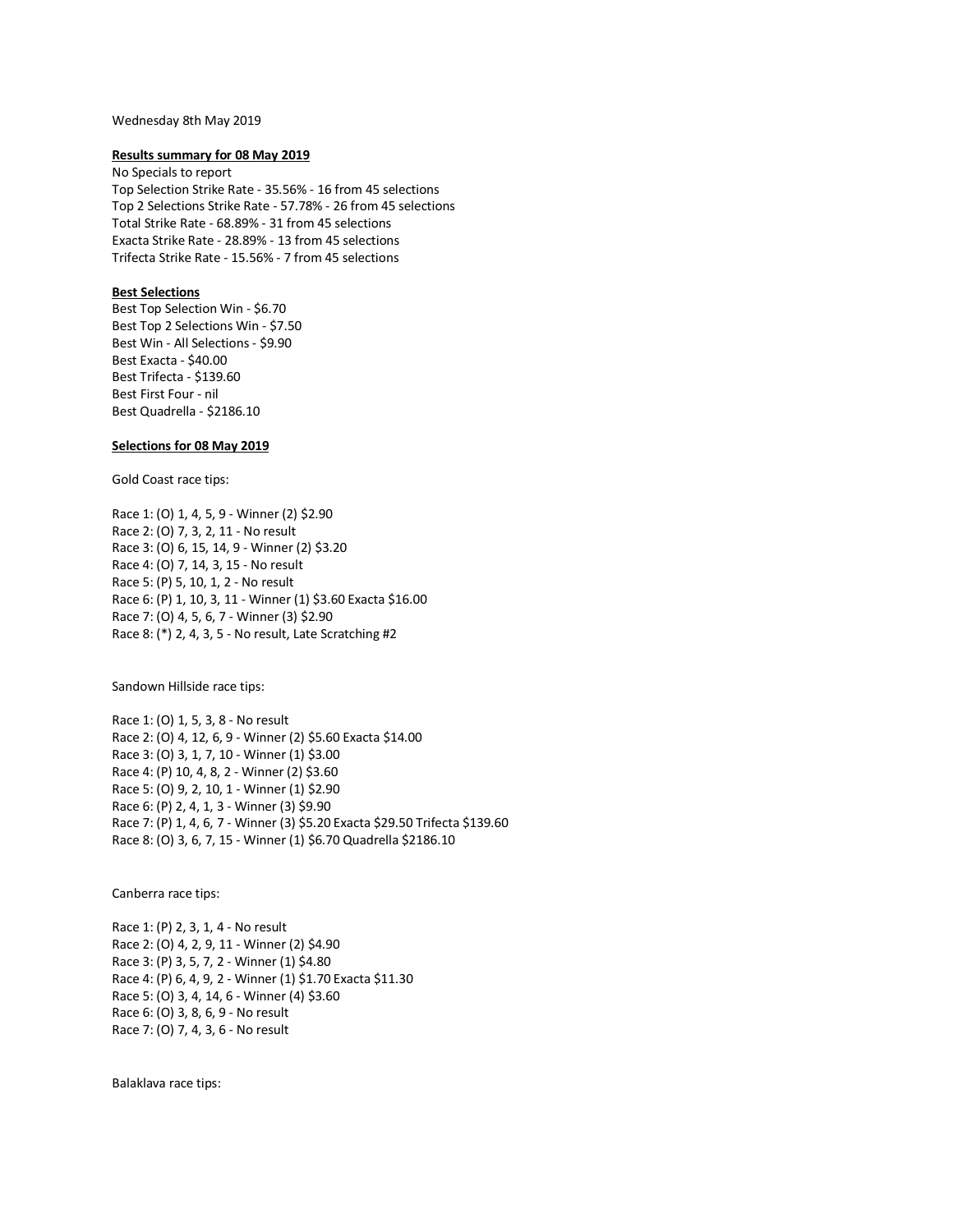Wednesday 8th May 2019

**Results summary for 08 May 2019**

No Specials to report
Top Selection Strike Rate - 35.56% - 16 from 45 selections
Top 2 Selections Strike Rate - 57.78% - 26 from 45 selections
Total Strike Rate - 68.89% - 31 from 45 selections
Exacta Strike Rate - 28.89% - 13 from 45 selections
Trifecta Strike Rate - 15.56% - 7 from 45 selections

**Best Selections**

Best Top Selection Win - $6.70
Best Top 2 Selections Win - $7.50
Best Win - All Selections - $9.90
Best Exacta - $40.00
Best Trifecta - $139.60
Best First Four - nil
Best Quadrella - $2186.10

**Selections for 08 May 2019**

Gold Coast race tips:

Race 1: (O) 1, 4, 5, 9 - Winner (2) $2.90
Race 2: (O) 7, 3, 2, 11 - No result
Race 3: (O) 6, 15, 14, 9 - Winner (2) $3.20
Race 4: (O) 7, 14, 3, 15 - No result
Race 5: (P) 5, 10, 1, 2 - No result
Race 6: (P) 1, 10, 3, 11 - Winner (1) $3.60 Exacta $16.00
Race 7: (O) 4, 5, 6, 7 - Winner (3) $2.90
Race 8: (*) 2, 4, 3, 5 - No result, Late Scratching #2

Sandown Hillside race tips:

Race 1: (O) 1, 5, 3, 8 - No result
Race 2: (O) 4, 12, 6, 9 - Winner (2) $5.60 Exacta $14.00
Race 3: (O) 3, 1, 7, 10 - Winner (1) $3.00
Race 4: (P) 10, 4, 8, 2 - Winner (2) $3.60
Race 5: (O) 9, 2, 10, 1 - Winner (1) $2.90
Race 6: (P) 2, 4, 1, 3 - Winner (3) $9.90
Race 7: (P) 1, 4, 6, 7 - Winner (3) $5.20 Exacta $29.50 Trifecta $139.60
Race 8: (O) 3, 6, 7, 15 - Winner (1) $6.70 Quadrella $2186.10

Canberra race tips:

Race 1: (P) 2, 3, 1, 4 - No result
Race 2: (O) 4, 2, 9, 11 - Winner (2) $4.90
Race 3: (P) 3, 5, 7, 2 - Winner (1) $4.80
Race 4: (P) 6, 4, 9, 2 - Winner (1) $1.70 Exacta $11.30
Race 5: (O) 3, 4, 14, 6 - Winner (4) $3.60
Race 6: (O) 3, 8, 6, 9 - No result
Race 7: (O) 7, 4, 3, 6 - No result

Balaklava race tips: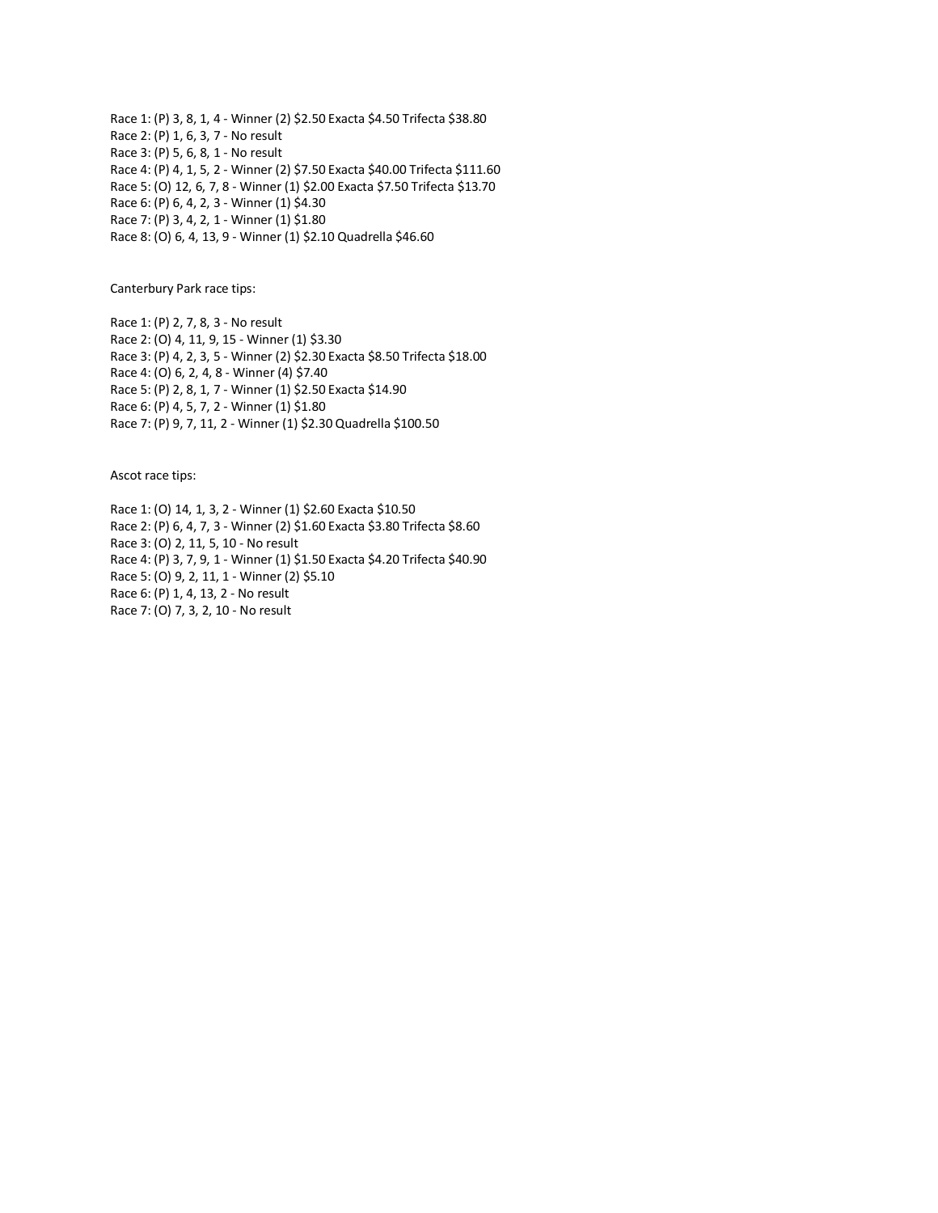Race 1: (P) 3, 8, 1, 4 - Winner (2) $2.50 Exacta $4.50 Trifecta $38.80
Race 2: (P) 1, 6, 3, 7 - No result
Race 3: (P) 5, 6, 8, 1 - No result
Race 4: (P) 4, 1, 5, 2 - Winner (2) $7.50 Exacta $40.00 Trifecta $111.60
Race 5: (O) 12, 6, 7, 8 - Winner (1) $2.00 Exacta $7.50 Trifecta $13.70
Race 6: (P) 6, 4, 2, 3 - Winner (1) $4.30
Race 7: (P) 3, 4, 2, 1 - Winner (1) $1.80
Race 8: (O) 6, 4, 13, 9 - Winner (1) $2.10 Quadrella $46.60

Canterbury Park race tips:

Race 1: (P) 2, 7, 8, 3 - No result
Race 2: (O) 4, 11, 9, 15 - Winner (1) $3.30
Race 3: (P) 4, 2, 3, 5 - Winner (2) $2.30 Exacta $8.50 Trifecta $18.00
Race 4: (O) 6, 2, 4, 8 - Winner (4) $7.40
Race 5: (P) 2, 8, 1, 7 - Winner (1) $2.50 Exacta $14.90
Race 6: (P) 4, 5, 7, 2 - Winner (1) $1.80
Race 7: (P) 9, 7, 11, 2 - Winner (1) $2.30 Quadrella $100.50

Ascot race tips:

Race 1: (O) 14, 1, 3, 2 - Winner (1) $2.60 Exacta $10.50
Race 2: (P) 6, 4, 7, 3 - Winner (2) $1.60 Exacta $3.80 Trifecta $8.60
Race 3: (O) 2, 11, 5, 10 - No result
Race 4: (P) 3, 7, 9, 1 - Winner (1) $1.50 Exacta $4.20 Trifecta $40.90
Race 5: (O) 9, 2, 11, 1 - Winner (2) $5.10
Race 6: (P) 1, 4, 13, 2 - No result
Race 7: (O) 7, 3, 2, 10 - No result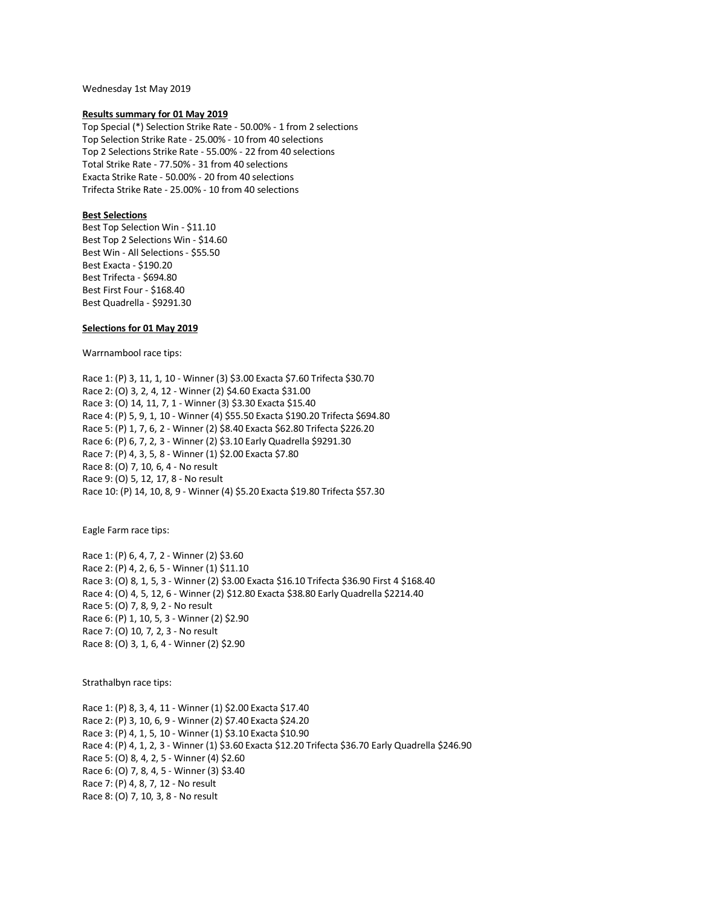Wednesday 1st May 2019

**Results summary for 01 May 2019**

Top Special (*) Selection Strike Rate - 50.00% - 1 from 2 selections
Top Selection Strike Rate - 25.00% - 10 from 40 selections
Top 2 Selections Strike Rate - 55.00% - 22 from 40 selections
Total Strike Rate - 77.50% - 31 from 40 selections
Exacta Strike Rate - 50.00% - 20 from 40 selections
Trifecta Strike Rate - 25.00% - 10 from 40 selections

**Best Selections**

Best Top Selection Win - $11.10
Best Top 2 Selections Win - $14.60
Best Win - All Selections - $55.50
Best Exacta - $190.20
Best Trifecta - $694.80
Best First Four - $168.40
Best Quadrella - $9291.30

**Selections for 01 May 2019**

Warrnambool race tips:

Race 1: (P) 3, 11, 1, 10 - Winner (3) $3.00 Exacta $7.60 Trifecta $30.70
Race 2: (O) 3, 2, 4, 12 - Winner (2) $4.60 Exacta $31.00
Race 3: (O) 14, 11, 7, 1 - Winner (3) $3.30 Exacta $15.40
Race 4: (P) 5, 9, 1, 10 - Winner (4) $55.50 Exacta $190.20 Trifecta $694.80
Race 5: (P) 1, 7, 6, 2 - Winner (2) $8.40 Exacta $62.80 Trifecta $226.20
Race 6: (P) 6, 7, 2, 3 - Winner (2) $3.10 Early Quadrella $9291.30
Race 7: (P) 4, 3, 5, 8 - Winner (1) $2.00 Exacta $7.80
Race 8: (O) 7, 10, 6, 4 - No result
Race 9: (O) 5, 12, 17, 8 - No result
Race 10: (P) 14, 10, 8, 9 - Winner (4) $5.20 Exacta $19.80 Trifecta $57.30

Eagle Farm race tips:

Race 1: (P) 6, 4, 7, 2 - Winner (2) $3.60
Race 2: (P) 4, 2, 6, 5 - Winner (1) $11.10
Race 3: (O) 8, 1, 5, 3 - Winner (2) $3.00 Exacta $16.10 Trifecta $36.90 First 4 $168.40
Race 4: (O) 4, 5, 12, 6 - Winner (2) $12.80 Exacta $38.80 Early Quadrella $2214.40
Race 5: (O) 7, 8, 9, 2 - No result
Race 6: (P) 1, 10, 5, 3 - Winner (2) $2.90
Race 7: (O) 10, 7, 2, 3 - No result
Race 8: (O) 3, 1, 6, 4 - Winner (2) $2.90

Strathalbyn race tips:

Race 1: (P) 8, 3, 4, 11 - Winner (1) $2.00 Exacta $17.40
Race 2: (P) 3, 10, 6, 9 - Winner (2) $7.40 Exacta $24.20
Race 3: (P) 4, 1, 5, 10 - Winner (1) $3.10 Exacta $10.90
Race 4: (P) 4, 1, 2, 3 - Winner (1) $3.60 Exacta $12.20 Trifecta $36.70 Early Quadrella $246.90
Race 5: (O) 8, 4, 2, 5 - Winner (4) $2.60
Race 6: (O) 7, 8, 4, 5 - Winner (3) $3.40
Race 7: (P) 4, 8, 7, 12 - No result
Race 8: (O) 7, 10, 3, 8 - No result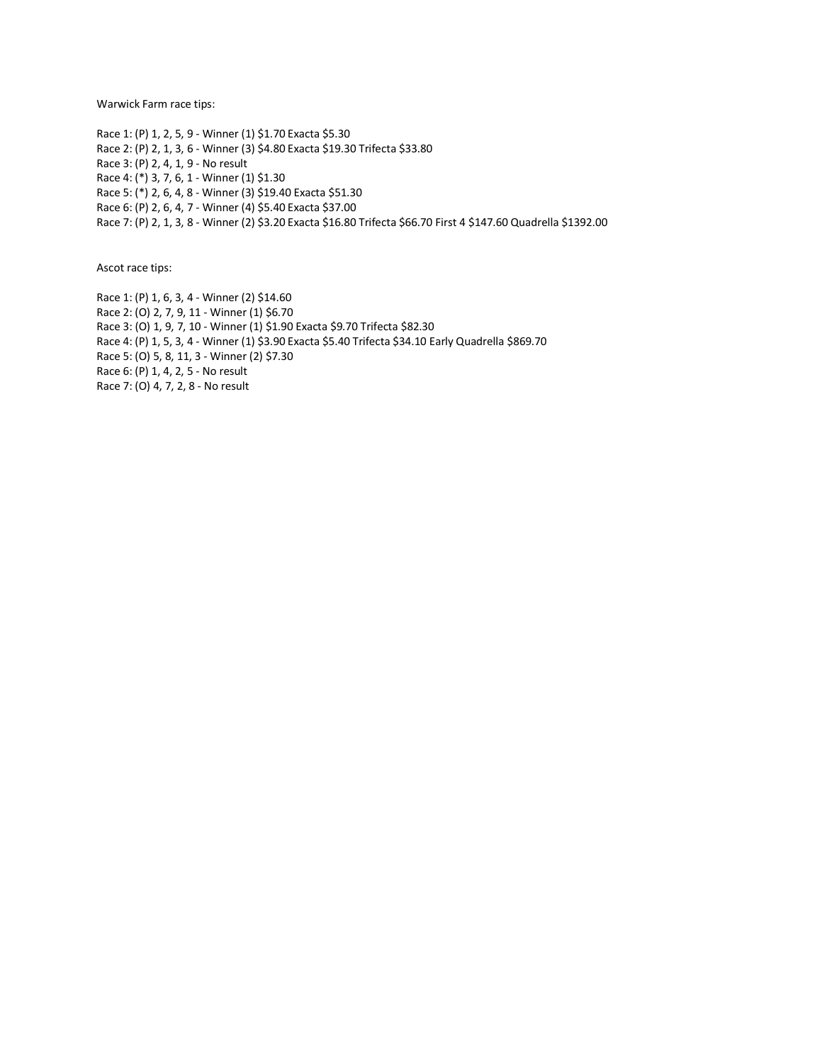Warwick Farm race tips:

Race 1: (P) 1, 2, 5, 9 - Winner (1) $1.70 Exacta $5.30
Race 2: (P) 2, 1, 3, 6 - Winner (3) $4.80 Exacta $19.30 Trifecta $33.80
Race 3: (P) 2, 4, 1, 9 - No result
Race 4: (*) 3, 7, 6, 1 - Winner (1) $1.30
Race 5: (*) 2, 6, 4, 8 - Winner (3) $19.40 Exacta $51.30
Race 6: (P) 2, 6, 4, 7 - Winner (4) $5.40 Exacta $37.00
Race 7: (P) 2, 1, 3, 8 - Winner (2) $3.20 Exacta $16.80 Trifecta $66.70 First 4 $147.60 Quadrella $1392.00

Ascot race tips:

Race 1: (P) 1, 6, 3, 4 - Winner (2) $14.60
Race 2: (O) 2, 7, 9, 11 - Winner (1) $6.70
Race 3: (O) 1, 9, 7, 10 - Winner (1) $1.90 Exacta $9.70 Trifecta $82.30
Race 4: (P) 1, 5, 3, 4 - Winner (1) $3.90 Exacta $5.40 Trifecta $34.10 Early Quadrella $869.70
Race 5: (O) 5, 8, 11, 3 - Winner (2) $7.30
Race 6: (P) 1, 4, 2, 5 - No result
Race 7: (O) 4, 7, 2, 8 - No result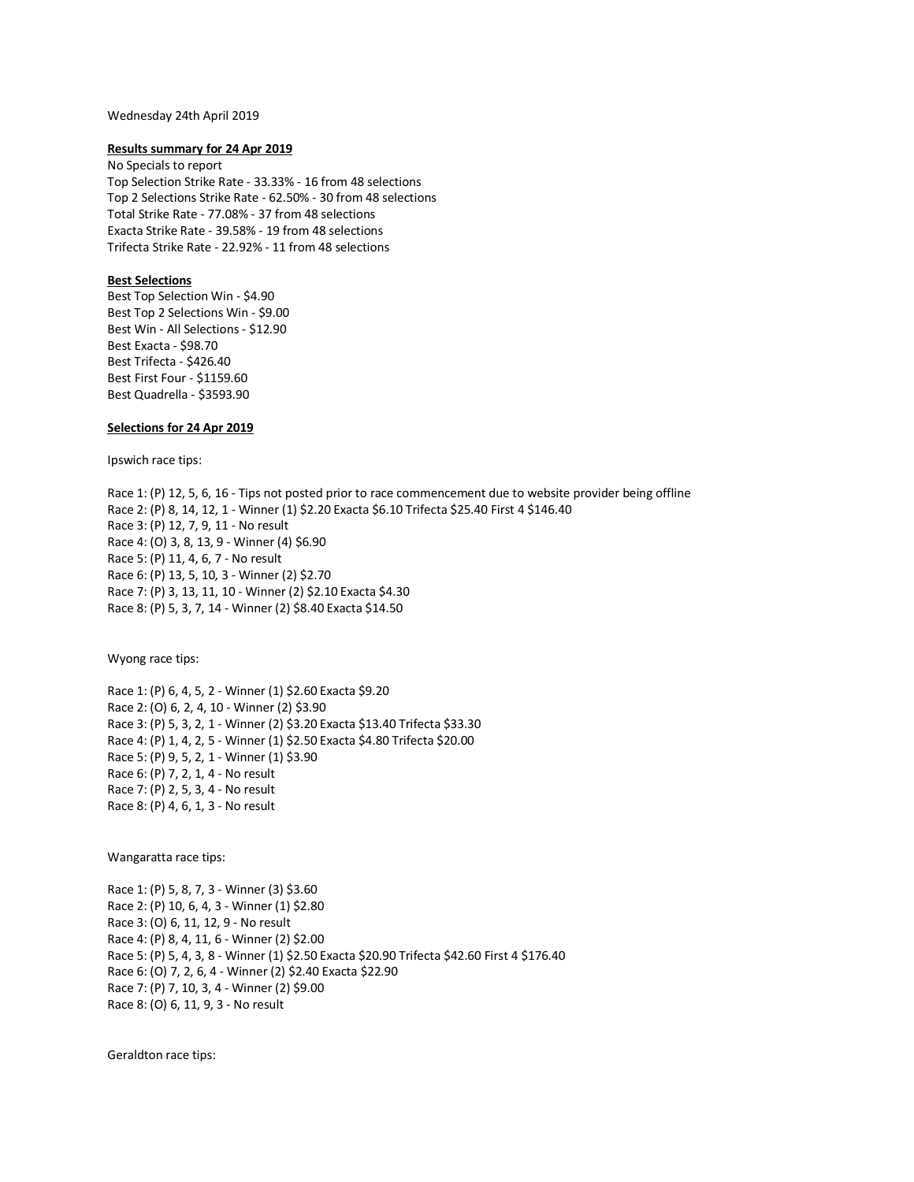Wednesday 24th April 2019

**Results summary for 24 Apr 2019**

No Specials to report
Top Selection Strike Rate - 33.33% - 16 from 48 selections
Top 2 Selections Strike Rate - 62.50% - 30 from 48 selections
Total Strike Rate - 77.08% - 37 from 48 selections
Exacta Strike Rate - 39.58% - 19 from 48 selections
Trifecta Strike Rate - 22.92% - 11 from 48 selections

**Best Selections**

Best Top Selection Win - $4.90
Best Top 2 Selections Win - $9.00
Best Win - All Selections - $12.90
Best Exacta - $98.70
Best Trifecta - $426.40
Best First Four - $1159.60
Best Quadrella - $3593.90

**Selections for 24 Apr 2019**

Ipswich race tips:

Race 1: (P) 12, 5, 6, 16 - Tips not posted prior to race commencement due to website provider being offline
Race 2: (P) 8, 14, 12, 1 - Winner (1) $2.20 Exacta $6.10 Trifecta $25.40 First 4 $146.40
Race 3: (P) 12, 7, 9, 11 - No result
Race 4: (O) 3, 8, 13, 9 - Winner (4) $6.90
Race 5: (P) 11, 4, 6, 7 - No result
Race 6: (P) 13, 5, 10, 3 - Winner (2) $2.70
Race 7: (P) 3, 13, 11, 10 - Winner (2) $2.10 Exacta $4.30
Race 8: (P) 5, 3, 7, 14 - Winner (2) $8.40 Exacta $14.50

Wyong race tips:

Race 1: (P) 6, 4, 5, 2 - Winner (1) $2.60 Exacta $9.20
Race 2: (O) 6, 2, 4, 10 - Winner (2) $3.90
Race 3: (P) 5, 3, 2, 1 - Winner (2) $3.20 Exacta $13.40 Trifecta $33.30
Race 4: (P) 1, 4, 2, 5 - Winner (1) $2.50 Exacta $4.80 Trifecta $20.00
Race 5: (P) 9, 5, 2, 1 - Winner (1) $3.90
Race 6: (P) 7, 2, 1, 4 - No result
Race 7: (P) 2, 5, 3, 4 - No result
Race 8: (P) 4, 6, 1, 3 - No result

Wangaratta race tips:

Race 1: (P) 5, 8, 7, 3 - Winner (3) $3.60
Race 2: (P) 10, 6, 4, 3 - Winner (1) $2.80
Race 3: (O) 6, 11, 12, 9 - No result
Race 4: (P) 8, 4, 11, 6 - Winner (2) $2.00
Race 5: (P) 5, 4, 3, 8 - Winner (1) $2.50 Exacta $20.90 Trifecta $42.60 First 4 $176.40
Race 6: (O) 7, 2, 6, 4 - Winner (2) $2.40 Exacta $22.90
Race 7: (P) 7, 10, 3, 4 - Winner (2) $9.00
Race 8: (O) 6, 11, 9, 3 - No result

Geraldton race tips: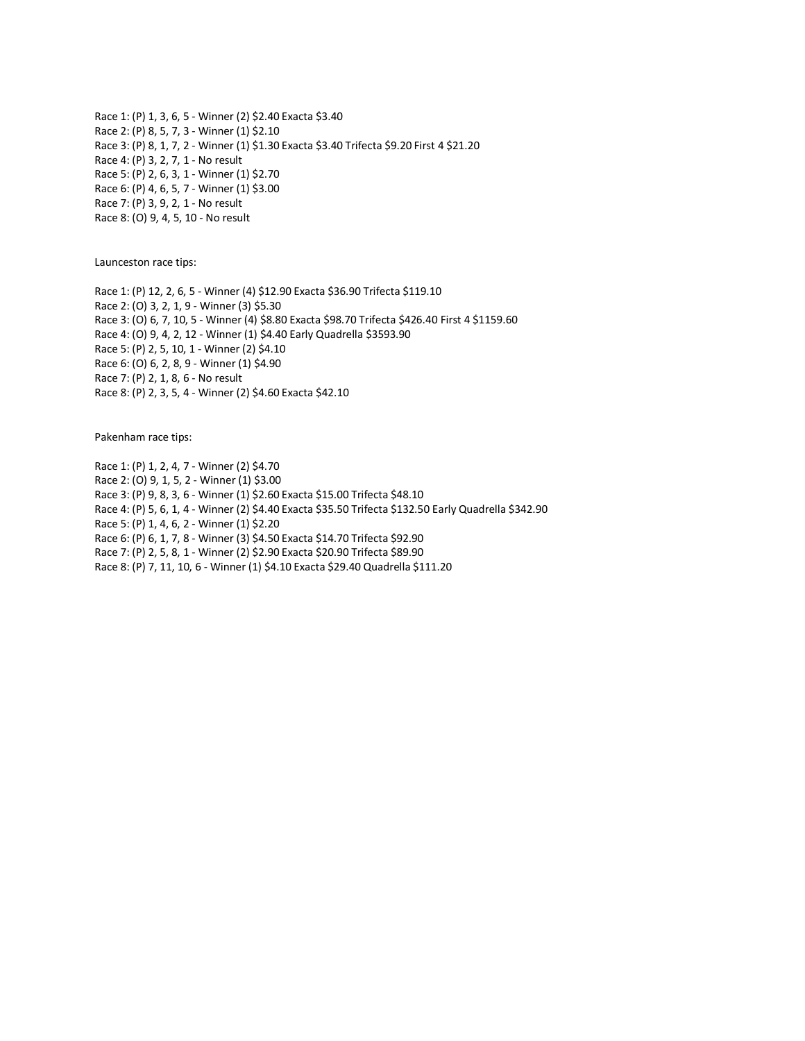Race 1: (P) 1, 3, 6, 5 - Winner (2) $2.40 Exacta $3.40
Race 2: (P) 8, 5, 7, 3 - Winner (1) $2.10
Race 3: (P) 8, 1, 7, 2 - Winner (1) $1.30 Exacta $3.40 Trifecta $9.20 First 4 $21.20
Race 4: (P) 3, 2, 7, 1 - No result
Race 5: (P) 2, 6, 3, 1 - Winner (1) $2.70
Race 6: (P) 4, 6, 5, 7 - Winner (1) $3.00
Race 7: (P) 3, 9, 2, 1 - No result
Race 8: (O) 9, 4, 5, 10 - No result

Launceston race tips:

Race 1: (P) 12, 2, 6, 5 - Winner (4) $12.90 Exacta $36.90 Trifecta $119.10
Race 2: (O) 3, 2, 1, 9 - Winner (3) $5.30
Race 3: (O) 6, 7, 10, 5 - Winner (4) $8.80 Exacta $98.70 Trifecta $426.40 First 4 $1159.60
Race 4: (O) 9, 4, 2, 12 - Winner (1) $4.40 Early Quadrella $3593.90
Race 5: (P) 2, 5, 10, 1 - Winner (2) $4.10
Race 6: (O) 6, 2, 8, 9 - Winner (1) $4.90
Race 7: (P) 2, 1, 8, 6 - No result
Race 8: (P) 2, 3, 5, 4 - Winner (2) $4.60 Exacta $42.10

Pakenham race tips:

Race 1: (P) 1, 2, 4, 7 - Winner (2) $4.70
Race 2: (O) 9, 1, 5, 2 - Winner (1) $3.00
Race 3: (P) 9, 8, 3, 6 - Winner (1) $2.60 Exacta $15.00 Trifecta $48.10
Race 4: (P) 5, 6, 1, 4 - Winner (2) $4.40 Exacta $35.50 Trifecta $132.50 Early Quadrella $342.90
Race 5: (P) 1, 4, 6, 2 - Winner (1) $2.20
Race 6: (P) 6, 1, 7, 8 - Winner (3) $4.50 Exacta $14.70 Trifecta $92.90
Race 7: (P) 2, 5, 8, 1 - Winner (2) $2.90 Exacta $20.90 Trifecta $89.90
Race 8: (P) 7, 11, 10, 6 - Winner (1) $4.10 Exacta $29.40 Quadrella $111.20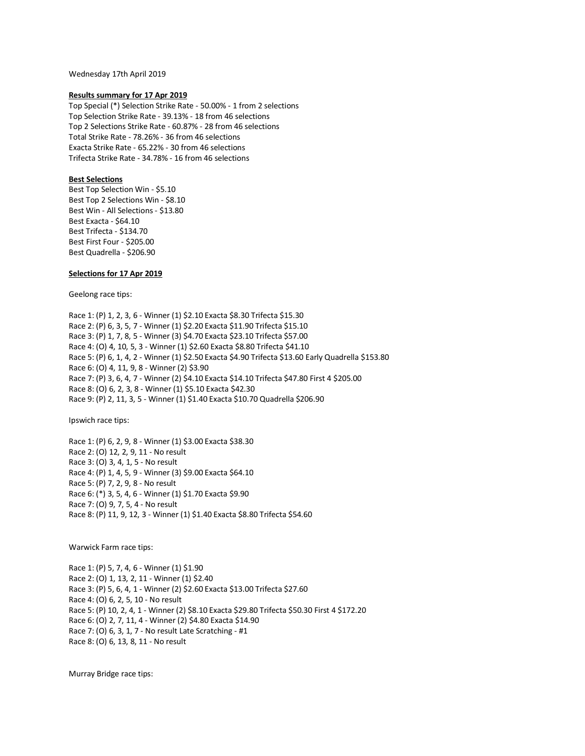Wednesday 17th April 2019

**Results summary for 17 Apr 2019**

Top Special (*) Selection Strike Rate - 50.00% - 1 from 2 selections
Top Selection Strike Rate - 39.13% - 18 from 46 selections
Top 2 Selections Strike Rate - 60.87% - 28 from 46 selections
Total Strike Rate - 78.26% - 36 from 46 selections
Exacta Strike Rate - 65.22% - 30 from 46 selections
Trifecta Strike Rate - 34.78% - 16 from 46 selections

**Best Selections**

Best Top Selection Win - $5.10
Best Top 2 Selections Win - $8.10
Best Win - All Selections - $13.80
Best Exacta - $64.10
Best Trifecta - $134.70
Best First Four - $205.00
Best Quadrella - $206.90

**Selections for 17 Apr 2019**

Geelong race tips:

Race 1: (P) 1, 2, 3, 6 - Winner (1) $2.10 Exacta $8.30 Trifecta $15.30
Race 2: (P) 6, 3, 5, 7 - Winner (1) $2.20 Exacta $11.90 Trifecta $15.10
Race 3: (P) 1, 7, 8, 5 - Winner (3) $4.70 Exacta $23.10 Trifecta $57.00
Race 4: (O) 4, 10, 5, 3 - Winner (1) $2.60 Exacta $8.80 Trifecta $41.10
Race 5: (P) 6, 1, 4, 2 - Winner (1) $2.50 Exacta $4.90 Trifecta $13.60 Early Quadrella $153.80
Race 6: (O) 4, 11, 9, 8 - Winner (2) $3.90
Race 7: (P) 3, 6, 4, 7 - Winner (2) $4.10 Exacta $14.10 Trifecta $47.80 First 4 $205.00
Race 8: (O) 6, 2, 3, 8 - Winner (1) $5.10 Exacta $42.30
Race 9: (P) 2, 11, 3, 5 - Winner (1) $1.40 Exacta $10.70 Quadrella $206.90

Ipswich race tips:

Race 1: (P) 6, 2, 9, 8 - Winner (1) $3.00 Exacta $38.30
Race 2: (O) 12, 2, 9, 11 - No result
Race 3: (O) 3, 4, 1, 5 - No result
Race 4: (P) 1, 4, 5, 9 - Winner (3) $9.00 Exacta $64.10
Race 5: (P) 7, 2, 9, 8 - No result
Race 6: (*) 3, 5, 4, 6 - Winner (1) $1.70 Exacta $9.90
Race 7: (O) 9, 7, 5, 4 - No result
Race 8: (P) 11, 9, 12, 3 - Winner (1) $1.40 Exacta $8.80 Trifecta $54.60

Warwick Farm race tips:

Race 1: (P) 5, 7, 4, 6 - Winner (1) $1.90
Race 2: (O) 1, 13, 2, 11 - Winner (1) $2.40
Race 3: (P) 5, 6, 4, 1 - Winner (2) $2.60 Exacta $13.00 Trifecta $27.60
Race 4: (O) 6, 2, 5, 10 - No result
Race 5: (P) 10, 2, 4, 1 - Winner (2) $8.10 Exacta $29.80 Trifecta $50.30 First 4 $172.20
Race 6: (O) 2, 7, 11, 4 - Winner (2) $4.80 Exacta $14.90
Race 7: (O) 6, 3, 1, 7 - No result Late Scratching - #1
Race 8: (O) 6, 13, 8, 11 - No result

Murray Bridge race tips: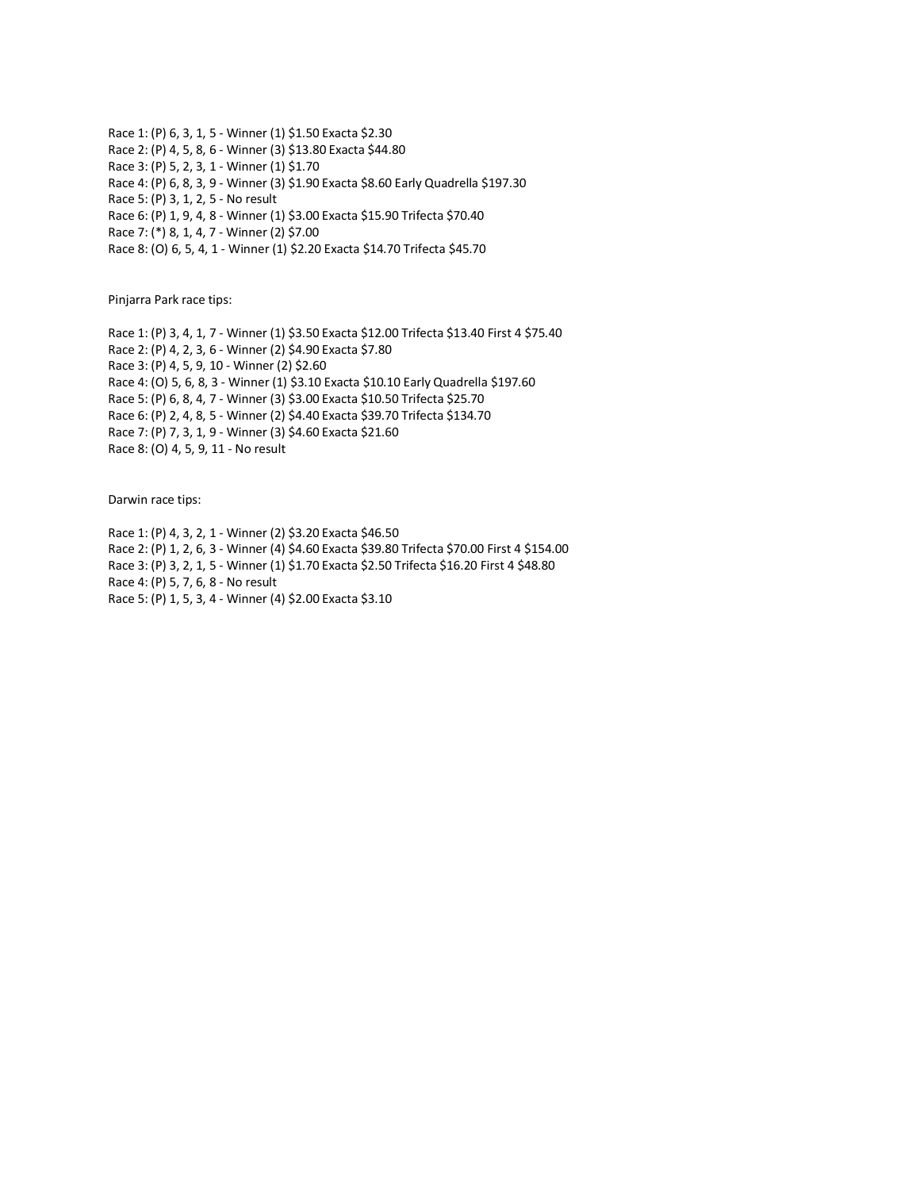Race 1: (P) 6, 3, 1, 5 - Winner (1) $1.50 Exacta $2.30
Race 2: (P) 4, 5, 8, 6 - Winner (3) $13.80 Exacta $44.80
Race 3: (P) 5, 2, 3, 1 - Winner (1) $1.70
Race 4: (P) 6, 8, 3, 9 - Winner (3) $1.90 Exacta $8.60 Early Quadrella $197.30
Race 5: (P) 3, 1, 2, 5 - No result
Race 6: (P) 1, 9, 4, 8 - Winner (1) $3.00 Exacta $15.90 Trifecta $70.40
Race 7: (*) 8, 1, 4, 7 - Winner (2) $7.00
Race 8: (O) 6, 5, 4, 1 - Winner (1) $2.20 Exacta $14.70 Trifecta $45.70

Pinjarra Park race tips:

Race 1: (P) 3, 4, 1, 7 - Winner (1) $3.50 Exacta $12.00 Trifecta $13.40 First 4 $75.40
Race 2: (P) 4, 2, 3, 6 - Winner (2) $4.90 Exacta $7.80
Race 3: (P) 4, 5, 9, 10 - Winner (2) $2.60
Race 4: (O) 5, 6, 8, 3 - Winner (1) $3.10 Exacta $10.10 Early Quadrella $197.60
Race 5: (P) 6, 8, 4, 7 - Winner (3) $3.00 Exacta $10.50 Trifecta $25.70
Race 6: (P) 2, 4, 8, 5 - Winner (2) $4.40 Exacta $39.70 Trifecta $134.70
Race 7: (P) 7, 3, 1, 9 - Winner (3) $4.60 Exacta $21.60
Race 8: (O) 4, 5, 9, 11 - No result

Darwin race tips:

Race 1: (P) 4, 3, 2, 1 - Winner (2) $3.20 Exacta $46.50
Race 2: (P) 1, 2, 6, 3 - Winner (4) $4.60 Exacta $39.80 Trifecta $70.00 First 4 $154.00
Race 3: (P) 3, 2, 1, 5 - Winner (1) $1.70 Exacta $2.50 Trifecta $16.20 First 4 $48.80
Race 4: (P) 5, 7, 6, 8 - No result
Race 5: (P) 1, 5, 3, 4 - Winner (4) $2.00 Exacta $3.10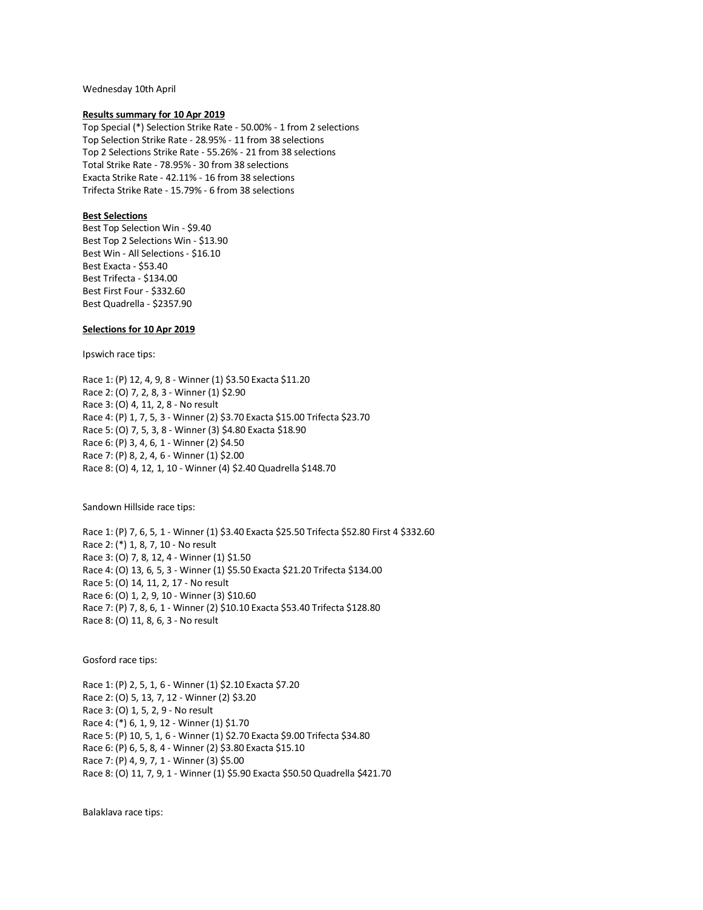Wednesday 10th April

**Results summary for 10 Apr 2019**

Top Special (*) Selection Strike Rate - 50.00% - 1 from 2 selections
Top Selection Strike Rate - 28.95% - 11 from 38 selections
Top 2 Selections Strike Rate - 55.26% - 21 from 38 selections
Total Strike Rate - 78.95% - 30 from 38 selections
Exacta Strike Rate - 42.11% - 16 from 38 selections
Trifecta Strike Rate - 15.79% - 6 from 38 selections

**Best Selections**

Best Top Selection Win - $9.40
Best Top 2 Selections Win - $13.90
Best Win - All Selections - $16.10
Best Exacta - $53.40
Best Trifecta - $134.00
Best First Four - $332.60
Best Quadrella - $2357.90

**Selections for 10 Apr 2019**

Ipswich race tips:

Race 1: (P) 12, 4, 9, 8 - Winner (1) $3.50 Exacta $11.20
Race 2: (O) 7, 2, 8, 3 - Winner (1) $2.90
Race 3: (O) 4, 11, 2, 8 - No result
Race 4: (P) 1, 7, 5, 3 - Winner (2) $3.70 Exacta $15.00 Trifecta $23.70
Race 5: (O) 7, 5, 3, 8 - Winner (3) $4.80 Exacta $18.90
Race 6: (P) 3, 4, 6, 1 - Winner (2) $4.50
Race 7: (P) 8, 2, 4, 6 - Winner (1) $2.00
Race 8: (O) 4, 12, 1, 10 - Winner (4) $2.40 Quadrella $148.70

Sandown Hillside race tips:

Race 1: (P) 7, 6, 5, 1 - Winner (1) $3.40 Exacta $25.50 Trifecta $52.80 First 4 $332.60
Race 2: (*) 1, 8, 7, 10 - No result
Race 3: (O) 7, 8, 12, 4 - Winner (1) $1.50
Race 4: (O) 13, 6, 5, 3 - Winner (1) $5.50 Exacta $21.20 Trifecta $134.00
Race 5: (O) 14, 11, 2, 17 - No result
Race 6: (O) 1, 2, 9, 10 - Winner (3) $10.60
Race 7: (P) 7, 8, 6, 1 - Winner (2) $10.10 Exacta $53.40 Trifecta $128.80
Race 8: (O) 11, 8, 6, 3 - No result

Gosford race tips:

Race 1: (P) 2, 5, 1, 6 - Winner (1) $2.10 Exacta $7.20
Race 2: (O) 5, 13, 7, 12 - Winner (2) $3.20
Race 3: (O) 1, 5, 2, 9 - No result
Race 4: (*) 6, 1, 9, 12 - Winner (1) $1.70
Race 5: (P) 10, 5, 1, 6 - Winner (1) $2.70 Exacta $9.00 Trifecta $34.80
Race 6: (P) 6, 5, 8, 4 - Winner (2) $3.80 Exacta $15.10
Race 7: (P) 4, 9, 7, 1 - Winner (3) $5.00
Race 8: (O) 11, 7, 9, 1 - Winner (1) $5.90 Exacta $50.50 Quadrella $421.70

Balaklava race tips: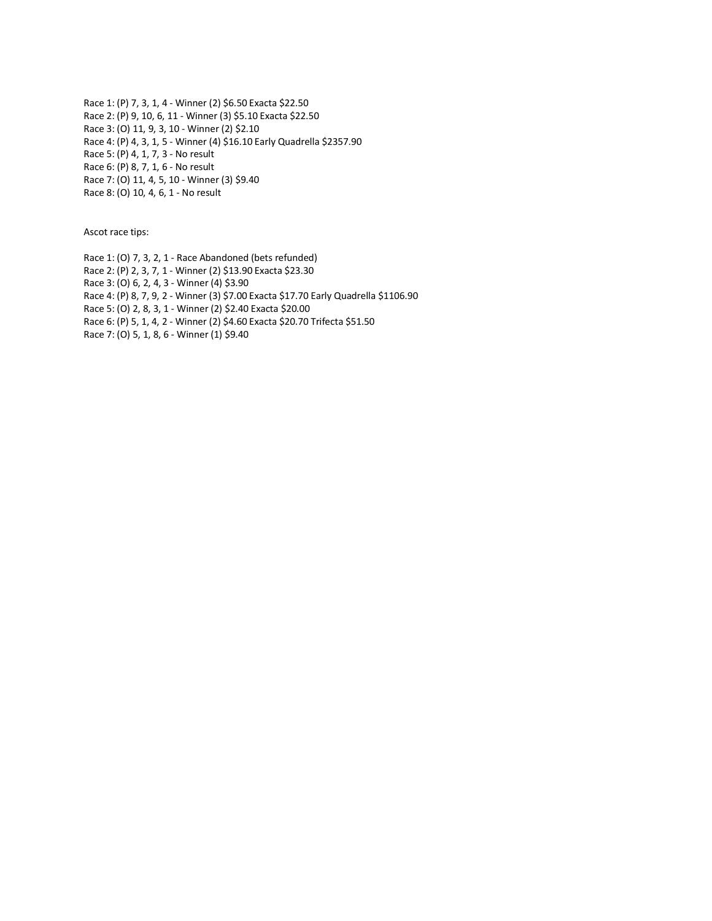Race 1: (P) 7, 3, 1, 4 - Winner (2) $6.50 Exacta $22.50  
Race 2: (P) 9, 10, 6, 11 - Winner (3) $5.10 Exacta $22.50  
Race 3: (O) 11, 9, 3, 10 - Winner (2) $2.10  
Race 4: (P) 4, 3, 1, 5 - Winner (4) $16.10 Early Quadrella $2357.90  
Race 5: (P) 4, 1, 7, 3 - No result  
Race 6: (P) 8, 7, 1, 6 - No result  
Race 7: (O) 11, 4, 5, 10 - Winner (3) $9.40  
Race 8: (O) 10, 4, 6, 1 - No result

Ascot race tips:

Race 1: (O) 7, 3, 2, 1 - Race Abandoned (bets refunded)  
Race 2: (P) 2, 3, 7, 1 - Winner (2) $13.90 Exacta $23.30  
Race 3: (O) 6, 2, 4, 3 - Winner (4) $3.90  
Race 4: (P) 8, 7, 9, 2 - Winner (3) $7.00 Exacta $17.70 Early Quadrella $1106.90  
Race 5: (O) 2, 8, 3, 1 - Winner (2) $2.40 Exacta $20.00  
Race 6: (P) 5, 1, 4, 2 - Winner (2) $4.60 Exacta $20.70 Trifecta $51.50  
Race 7: (O) 5, 1, 8, 6 - Winner (1) $9.40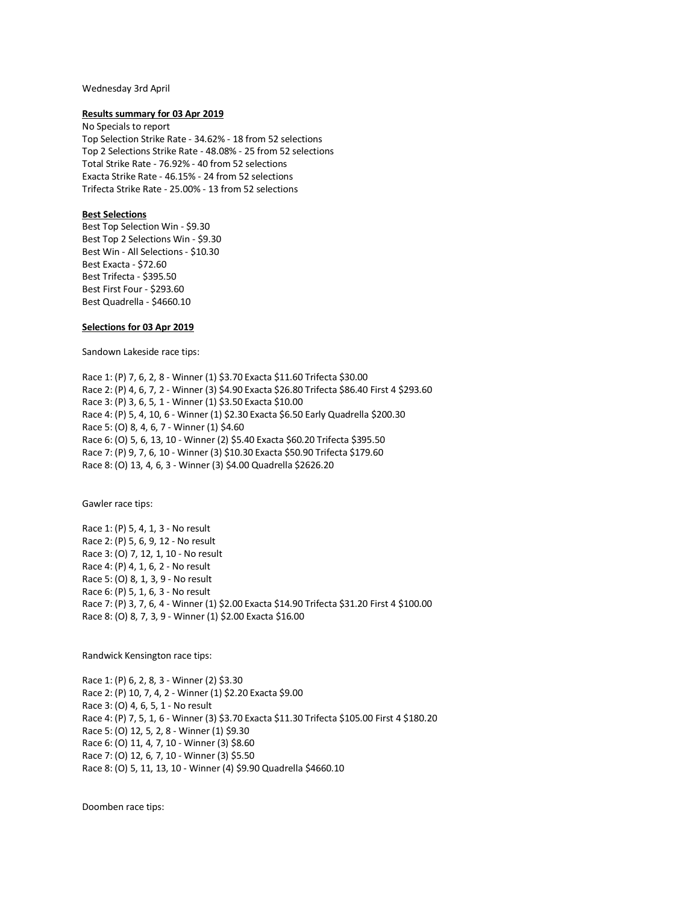Wednesday 3rd April

**Results summary for 03 Apr 2019**

No Specials to report
Top Selection Strike Rate - 34.62% - 18 from 52 selections
Top 2 Selections Strike Rate - 48.08% - 25 from 52 selections
Total Strike Rate - 76.92% - 40 from 52 selections
Exacta Strike Rate - 46.15% - 24 from 52 selections
Trifecta Strike Rate - 25.00% - 13 from 52 selections

**Best Selections**

Best Top Selection Win - $9.30
Best Top 2 Selections Win - $9.30
Best Win - All Selections - $10.30
Best Exacta - $72.60
Best Trifecta - $395.50
Best First Four - $293.60
Best Quadrella - $4660.10

**Selections for 03 Apr 2019**

Sandown Lakeside race tips:

Race 1: (P) 7, 6, 2, 8 - Winner (1) $3.70 Exacta $11.60 Trifecta $30.00
Race 2: (P) 4, 6, 7, 2 - Winner (3) $4.90 Exacta $26.80 Trifecta $86.40 First 4 $293.60
Race 3: (P) 3, 6, 5, 1 - Winner (1) $3.50 Exacta $10.00
Race 4: (P) 5, 4, 10, 6 - Winner (1) $2.30 Exacta $6.50 Early Quadrella $200.30
Race 5: (O) 8, 4, 6, 7 - Winner (1) $4.60
Race 6: (O) 5, 6, 13, 10 - Winner (2) $5.40 Exacta $60.20 Trifecta $395.50
Race 7: (P) 9, 7, 6, 10 - Winner (3) $10.30 Exacta $50.90 Trifecta $179.60
Race 8: (O) 13, 4, 6, 3 - Winner (3) $4.00 Quadrella $2626.20

Gawler race tips:

Race 1: (P) 5, 4, 1, 3 - No result
Race 2: (P) 5, 6, 9, 12 - No result
Race 3: (O) 7, 12, 1, 10 - No result
Race 4: (P) 4, 1, 6, 2 - No result
Race 5: (O) 8, 1, 3, 9 - No result
Race 6: (P) 5, 1, 6, 3 - No result
Race 7: (P) 3, 7, 6, 4 - Winner (1) $2.00 Exacta $14.90 Trifecta $31.20 First 4 $100.00
Race 8: (O) 8, 7, 3, 9 - Winner (1) $2.00 Exacta $16.00

Randwick Kensington race tips:

Race 1: (P) 6, 2, 8, 3 - Winner (2) $3.30
Race 2: (P) 10, 7, 4, 2 - Winner (1) $2.20 Exacta $9.00
Race 3: (O) 4, 6, 5, 1 - No result
Race 4: (P) 7, 5, 1, 6 - Winner (3) $3.70 Exacta $11.30 Trifecta $105.00 First 4 $180.20
Race 5: (O) 12, 5, 2, 8 - Winner (1) $9.30
Race 6: (O) 11, 4, 7, 10 - Winner (3) $8.60
Race 7: (O) 12, 6, 7, 10 - Winner (3) $5.50
Race 8: (O) 5, 11, 13, 10 - Winner (4) $9.90 Quadrella $4660.10

Doomben race tips: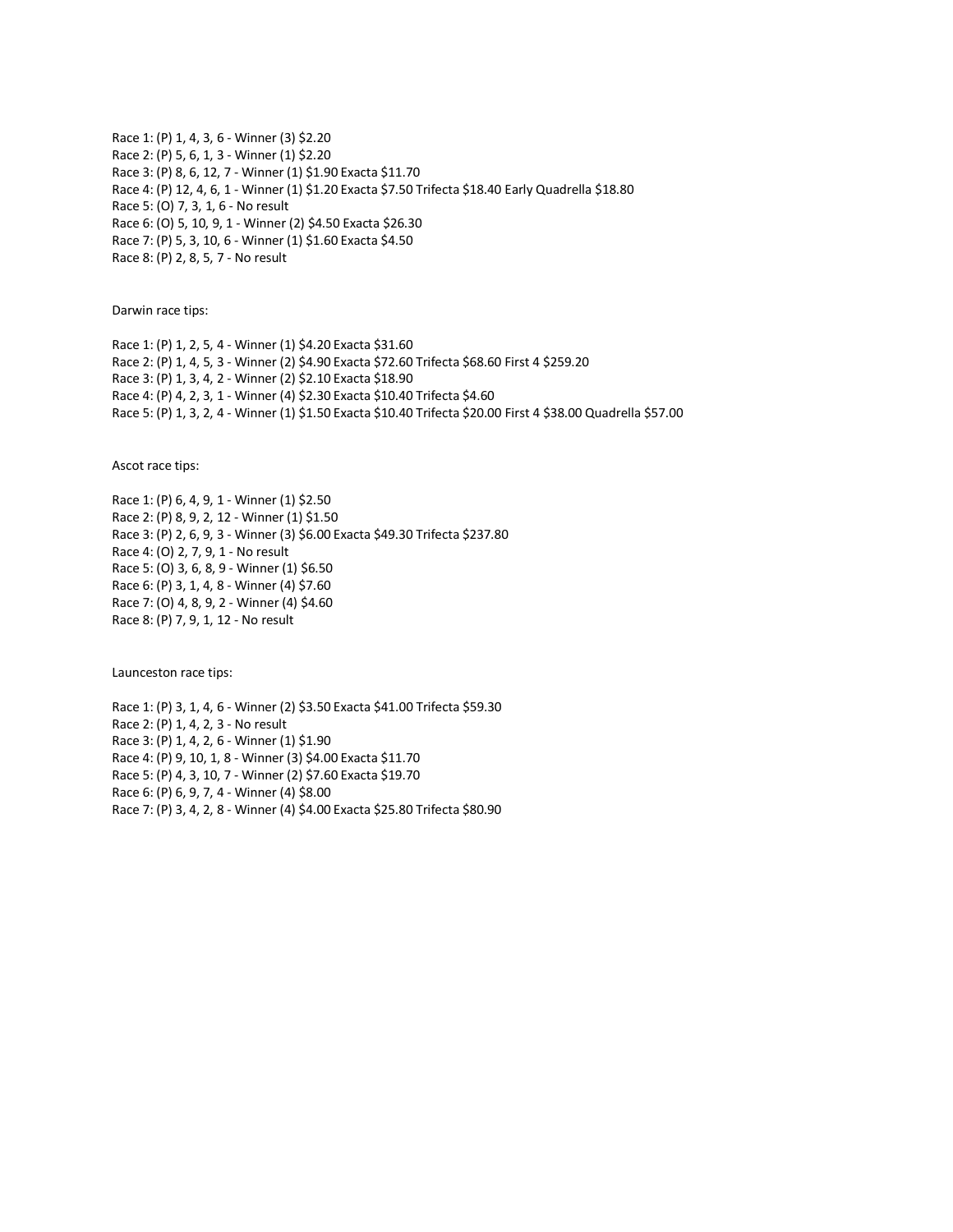Race 1: (P) 1, 4, 3, 6 - Winner (3) $2.20
Race 2: (P) 5, 6, 1, 3 - Winner (1) $2.20
Race 3: (P) 8, 6, 12, 7 - Winner (1) $1.90 Exacta $11.70
Race 4: (P) 12, 4, 6, 1 - Winner (1) $1.20 Exacta $7.50 Trifecta $18.40 Early Quadrella $18.80
Race 5: (O) 7, 3, 1, 6 - No result
Race 6: (O) 5, 10, 9, 1 - Winner (2) $4.50 Exacta $26.30
Race 7: (P) 5, 3, 10, 6 - Winner (1) $1.60 Exacta $4.50
Race 8: (P) 2, 8, 5, 7 - No result

Darwin race tips:

Race 1: (P) 1, 2, 5, 4 - Winner (1) $4.20 Exacta $31.60
Race 2: (P) 1, 4, 5, 3 - Winner (2) $4.90 Exacta $72.60 Trifecta $68.60 First 4 $259.20
Race 3: (P) 1, 3, 4, 2 - Winner (2) $2.10 Exacta $18.90
Race 4: (P) 4, 2, 3, 1 - Winner (4) $2.30 Exacta $10.40 Trifecta $4.60
Race 5: (P) 1, 3, 2, 4 - Winner (1) $1.50 Exacta $10.40 Trifecta $20.00 First 4 $38.00 Quadrella $57.00

Ascot race tips:

Race 1: (P) 6, 4, 9, 1 - Winner (1) $2.50
Race 2: (P) 8, 9, 2, 12 - Winner (1) $1.50
Race 3: (P) 2, 6, 9, 3 - Winner (3) $6.00 Exacta $49.30 Trifecta $237.80
Race 4: (O) 2, 7, 9, 1 - No result
Race 5: (O) 3, 6, 8, 9 - Winner (1) $6.50
Race 6: (P) 3, 1, 4, 8 - Winner (4) $7.60
Race 7: (O) 4, 8, 9, 2 - Winner (4) $4.60
Race 8: (P) 7, 9, 1, 12 - No result

Launceston race tips:

Race 1: (P) 3, 1, 4, 6 - Winner (2) $3.50 Exacta $41.00 Trifecta $59.30
Race 2: (P) 1, 4, 2, 3 - No result
Race 3: (P) 1, 4, 2, 6 - Winner (1) $1.90
Race 4: (P) 9, 10, 1, 8 - Winner (3) $4.00 Exacta $11.70
Race 5: (P) 4, 3, 10, 7 - Winner (2) $7.60 Exacta $19.70
Race 6: (P) 6, 9, 7, 4 - Winner (4) $8.00
Race 7: (P) 3, 4, 2, 8 - Winner (4) $4.00 Exacta $25.80 Trifecta $80.90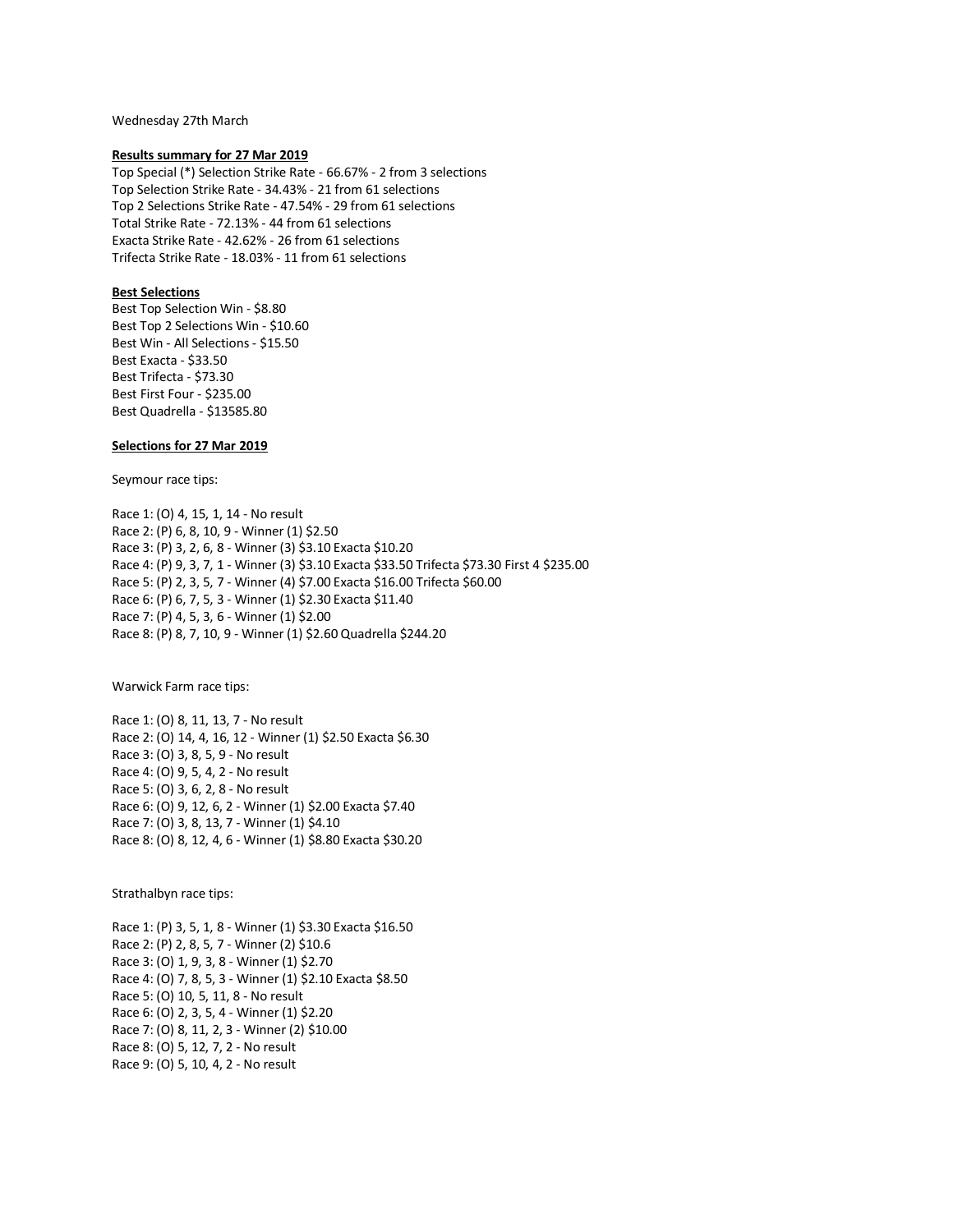Wednesday 27th March

**Results summary for 27 Mar 2019**

Top Special (*) Selection Strike Rate - 66.67% - 2 from 3 selections
Top Selection Strike Rate - 34.43% - 21 from 61 selections
Top 2 Selections Strike Rate - 47.54% - 29 from 61 selections
Total Strike Rate - 72.13% - 44 from 61 selections
Exacta Strike Rate - 42.62% - 26 from 61 selections
Trifecta Strike Rate - 18.03% - 11 from 61 selections

**Best Selections**

Best Top Selection Win - $8.80
Best Top 2 Selections Win - $10.60
Best Win - All Selections - $15.50
Best Exacta - $33.50
Best Trifecta - $73.30
Best First Four - $235.00
Best Quadrella - $13585.80

**Selections for 27 Mar 2019**

Seymour race tips:

Race 1: (O) 4, 15, 1, 14 - No result
Race 2: (P) 6, 8, 10, 9 - Winner (1) $2.50
Race 3: (P) 3, 2, 6, 8 - Winner (3) $3.10 Exacta $10.20
Race 4: (P) 9, 3, 7, 1 - Winner (3) $3.10 Exacta $33.50 Trifecta $73.30 First 4 $235.00
Race 5: (P) 2, 3, 5, 7 - Winner (4) $7.00 Exacta $16.00 Trifecta $60.00
Race 6: (P) 6, 7, 5, 3 - Winner (1) $2.30 Exacta $11.40
Race 7: (P) 4, 5, 3, 6 - Winner (1) $2.00
Race 8: (P) 8, 7, 10, 9 - Winner (1) $2.60 Quadrella $244.20

Warwick Farm race tips:

Race 1: (O) 8, 11, 13, 7 - No result
Race 2: (O) 14, 4, 16, 12 - Winner (1) $2.50 Exacta $6.30
Race 3: (O) 3, 8, 5, 9 - No result
Race 4: (O) 9, 5, 4, 2 - No result
Race 5: (O) 3, 6, 2, 8 - No result
Race 6: (O) 9, 12, 6, 2 - Winner (1) $2.00 Exacta $7.40
Race 7: (O) 3, 8, 13, 7 - Winner (1) $4.10
Race 8: (O) 8, 12, 4, 6 - Winner (1) $8.80 Exacta $30.20

Strathalbyn race tips:

Race 1: (P) 3, 5, 1, 8 - Winner (1) $3.30 Exacta $16.50
Race 2: (P) 2, 8, 5, 7 - Winner (2) $10.6
Race 3: (O) 1, 9, 3, 8 - Winner (1) $2.70
Race 4: (O) 7, 8, 5, 3 - Winner (1) $2.10 Exacta $8.50
Race 5: (O) 10, 5, 11, 8 - No result
Race 6: (O) 2, 3, 5, 4 - Winner (1) $2.20
Race 7: (O) 8, 11, 2, 3 - Winner (2) $10.00
Race 8: (O) 5, 12, 7, 2 - No result
Race 9: (O) 5, 10, 4, 2 - No result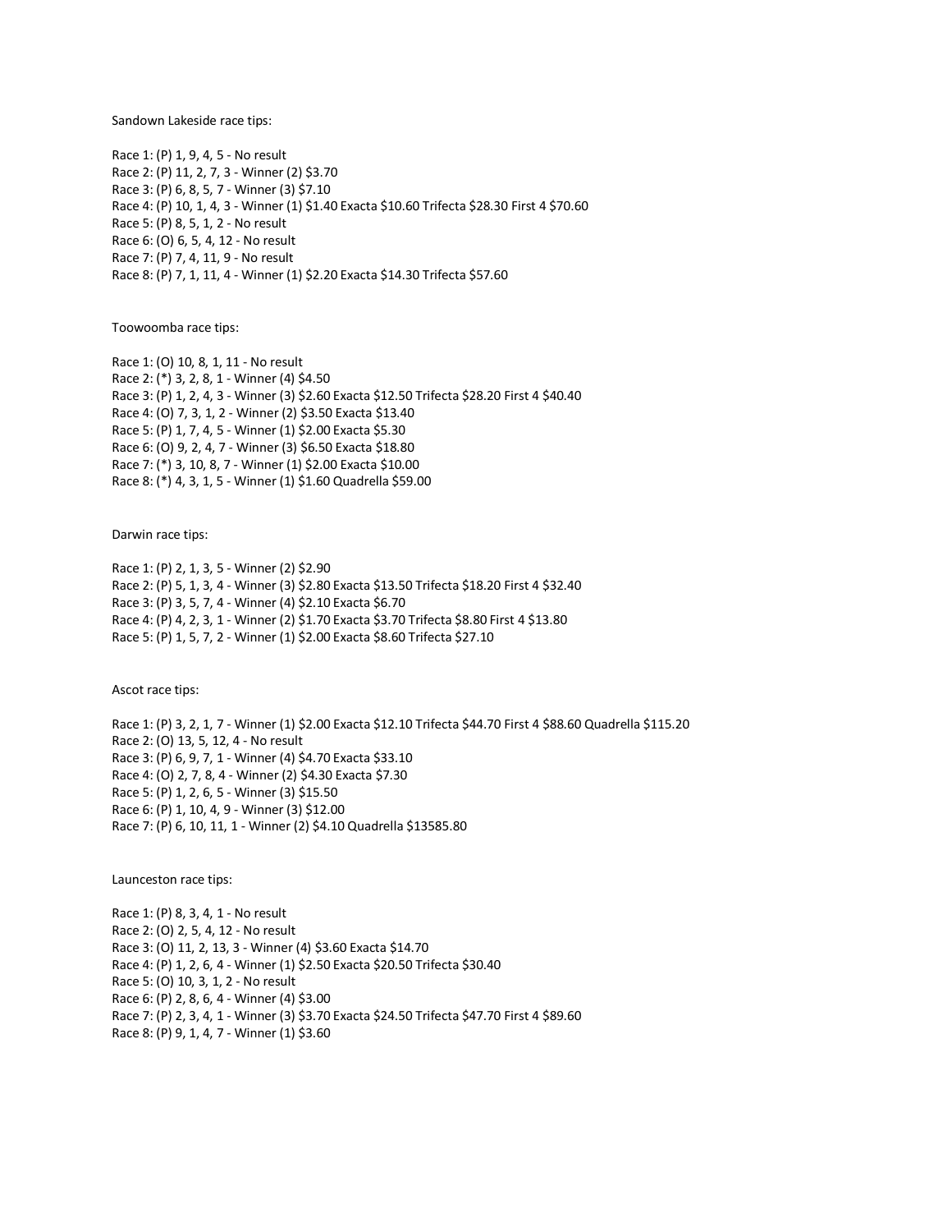Sandown Lakeside race tips:

Race 1: (P) 1, 9, 4, 5 - No result
Race 2: (P) 11, 2, 7, 3 - Winner (2) $3.70
Race 3: (P) 6, 8, 5, 7 - Winner (3) $7.10
Race 4: (P) 10, 1, 4, 3 - Winner (1) $1.40 Exacta $10.60 Trifecta $28.30 First 4 $70.60
Race 5: (P) 8, 5, 1, 2 - No result
Race 6: (O) 6, 5, 4, 12 - No result
Race 7: (P) 7, 4, 11, 9 - No result
Race 8: (P) 7, 1, 11, 4 - Winner (1) $2.20 Exacta $14.30 Trifecta $57.60

Toowoomba race tips:

Race 1: (O) 10, 8, 1, 11 - No result
Race 2: (*) 3, 2, 8, 1 - Winner (4) $4.50
Race 3: (P) 1, 2, 4, 3 - Winner (3) $2.60 Exacta $12.50 Trifecta $28.20 First 4 $40.40
Race 4: (O) 7, 3, 1, 2 - Winner (2) $3.50 Exacta $13.40
Race 5: (P) 1, 7, 4, 5 - Winner (1) $2.00 Exacta $5.30
Race 6: (O) 9, 2, 4, 7 - Winner (3) $6.50 Exacta $18.80
Race 7: (*) 3, 10, 8, 7 - Winner (1) $2.00 Exacta $10.00
Race 8: (*) 4, 3, 1, 5 - Winner (1) $1.60 Quadrella $59.00

Darwin race tips:

Race 1: (P) 2, 1, 3, 5 - Winner (2) $2.90
Race 2: (P) 5, 1, 3, 4 - Winner (3) $2.80 Exacta $13.50 Trifecta $18.20 First 4 $32.40
Race 3: (P) 3, 5, 7, 4 - Winner (4) $2.10 Exacta $6.70
Race 4: (P) 4, 2, 3, 1 - Winner (2) $1.70 Exacta $3.70 Trifecta $8.80 First 4 $13.80
Race 5: (P) 1, 5, 7, 2 - Winner (1) $2.00 Exacta $8.60 Trifecta $27.10

Ascot race tips:

Race 1: (P) 3, 2, 1, 7 - Winner (1) $2.00 Exacta $12.10 Trifecta $44.70 First 4 $88.60 Quadrella $115.20
Race 2: (O) 13, 5, 12, 4 - No result
Race 3: (P) 6, 9, 7, 1 - Winner (4) $4.70 Exacta $33.10
Race 4: (O) 2, 7, 8, 4 - Winner (2) $4.30 Exacta $7.30
Race 5: (P) 1, 2, 6, 5 - Winner (3) $15.50
Race 6: (P) 1, 10, 4, 9 - Winner (3) $12.00
Race 7: (P) 6, 10, 11, 1 - Winner (2) $4.10 Quadrella $13585.80

Launceston race tips:

Race 1: (P) 8, 3, 4, 1 - No result
Race 2: (O) 2, 5, 4, 12 - No result
Race 3: (O) 11, 2, 13, 3 - Winner (4) $3.60 Exacta $14.70
Race 4: (P) 1, 2, 6, 4 - Winner (1) $2.50 Exacta $20.50 Trifecta $30.40
Race 5: (O) 10, 3, 1, 2 - No result
Race 6: (P) 2, 8, 6, 4 - Winner (4) $3.00
Race 7: (P) 2, 3, 4, 1 - Winner (3) $3.70 Exacta $24.50 Trifecta $47.70 First 4 $89.60
Race 8: (P) 9, 1, 4, 7 - Winner (1) $3.60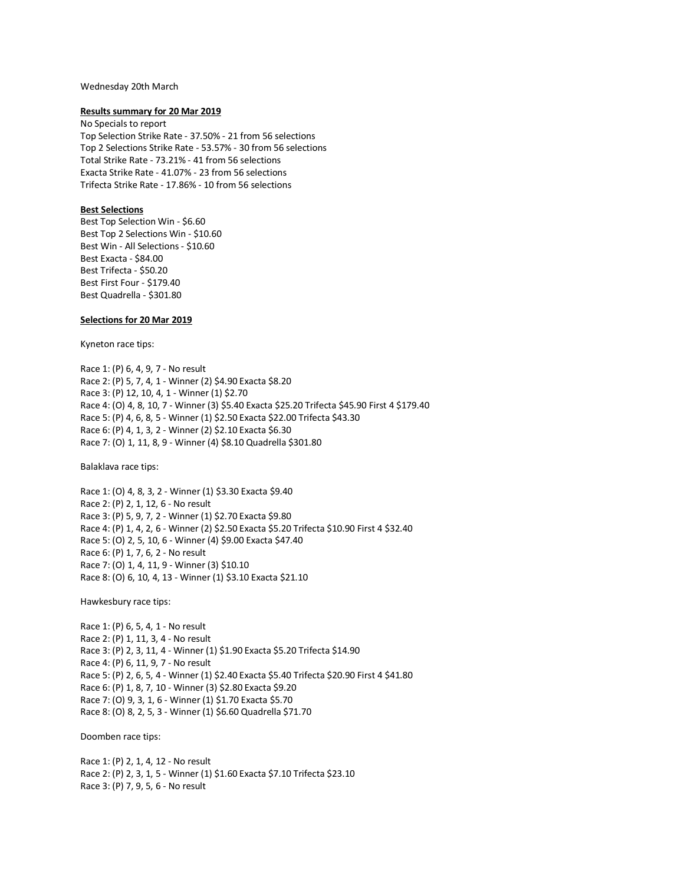Wednesday 20th March

**Results summary for 20 Mar 2019**

No Specials to report
Top Selection Strike Rate - 37.50% - 21 from 56 selections
Top 2 Selections Strike Rate - 53.57% - 30 from 56 selections
Total Strike Rate - 73.21% - 41 from 56 selections
Exacta Strike Rate - 41.07% - 23 from 56 selections
Trifecta Strike Rate - 17.86% - 10 from 56 selections

**Best Selections**

Best Top Selection Win - $6.60
Best Top 2 Selections Win - $10.60
Best Win - All Selections - $10.60
Best Exacta - $84.00
Best Trifecta - $50.20
Best First Four - $179.40
Best Quadrella - $301.80

**Selections for 20 Mar 2019**

Kyneton race tips:

Race 1: (P) 6, 4, 9, 7 - No result
Race 2: (P) 5, 7, 4, 1 - Winner (2) $4.90 Exacta $8.20
Race 3: (P) 12, 10, 4, 1 - Winner (1) $2.70
Race 4: (O) 4, 8, 10, 7 - Winner (3) $5.40 Exacta $25.20 Trifecta $45.90 First 4 $179.40
Race 5: (P) 4, 6, 8, 5 - Winner (1) $2.50 Exacta $22.00 Trifecta $43.30
Race 6: (P) 4, 1, 3, 2 - Winner (2) $2.10 Exacta $6.30
Race 7: (O) 1, 11, 8, 9 - Winner (4) $8.10 Quadrella $301.80

Balaklava race tips:

Race 1: (O) 4, 8, 3, 2 - Winner (1) $3.30 Exacta $9.40
Race 2: (P) 2, 1, 12, 6 - No result
Race 3: (P) 5, 9, 7, 2 - Winner (1) $2.70 Exacta $9.80
Race 4: (P) 1, 4, 2, 6 - Winner (2) $2.50 Exacta $5.20 Trifecta $10.90 First 4 $32.40
Race 5: (O) 2, 5, 10, 6 - Winner (4) $9.00 Exacta $47.40
Race 6: (P) 1, 7, 6, 2 - No result
Race 7: (O) 1, 4, 11, 9 - Winner (3) $10.10
Race 8: (O) 6, 10, 4, 13 - Winner (1) $3.10 Exacta $21.10

Hawkesbury race tips:

Race 1: (P) 6, 5, 4, 1 - No result
Race 2: (P) 1, 11, 3, 4 - No result
Race 3: (P) 2, 3, 11, 4 - Winner (1) $1.90 Exacta $5.20 Trifecta $14.90
Race 4: (P) 6, 11, 9, 7 - No result
Race 5: (P) 2, 6, 5, 4 - Winner (1) $2.40 Exacta $5.40 Trifecta $20.90 First 4 $41.80
Race 6: (P) 1, 8, 7, 10 - Winner (3) $2.80 Exacta $9.20
Race 7: (O) 9, 3, 1, 6 - Winner (1) $1.70 Exacta $5.70
Race 8: (O) 8, 2, 5, 3 - Winner (1) $6.60 Quadrella $71.70

Doomben race tips:

Race 1: (P) 2, 1, 4, 12 - No result
Race 2: (P) 2, 3, 1, 5 - Winner (1) $1.60 Exacta $7.10 Trifecta $23.10
Race 3: (P) 7, 9, 5, 6 - No result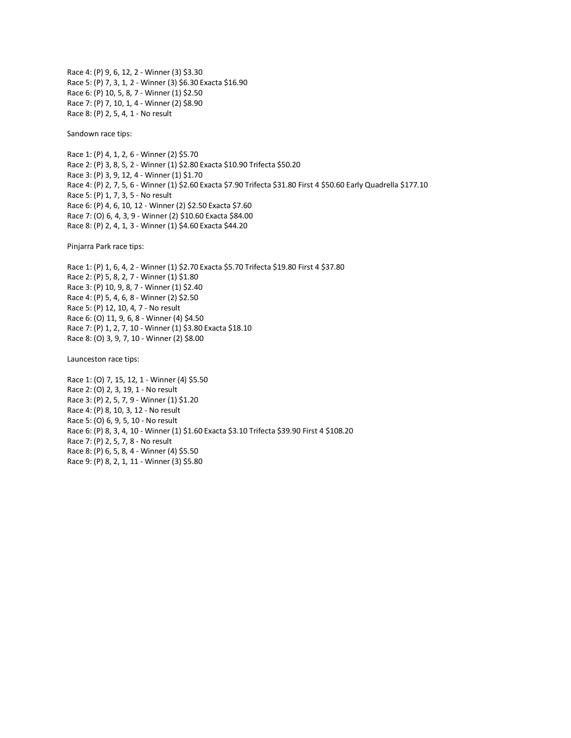Race 4: (P) 9, 6, 12, 2 - Winner (3) $3.30
Race 5: (P) 7, 3, 1, 2 - Winner (3) $6.30 Exacta $16.90
Race 6: (P) 10, 5, 8, 7 - Winner (1) $2.50
Race 7: (P) 7, 10, 1, 4 - Winner (2) $8.90
Race 8: (P) 2, 5, 4, 1 - No result

Sandown race tips:

Race 1: (P) 4, 1, 2, 6 - Winner (2) $5.70
Race 2: (P) 3, 8, 5, 2 - Winner (1) $2.80 Exacta $10.90 Trifecta $50.20
Race 3: (P) 3, 9, 12, 4 - Winner (1) $1.70
Race 4: (P) 2, 7, 5, 6 - Winner (1) $2.60 Exacta $7.90 Trifecta $31.80 First 4 $50.60 Early Quadrella $177.10
Race 5: (P) 1, 7, 3, 5 - No result
Race 6: (P) 4, 6, 10, 12 - Winner (2) $2.50 Exacta $7.60
Race 7: (O) 6, 4, 3, 9 - Winner (2) $10.60 Exacta $84.00
Race 8: (P) 2, 4, 1, 3 - Winner (1) $4.60 Exacta $44.20

Pinjarra Park race tips:

Race 1: (P) 1, 6, 4, 2 - Winner (1) $2.70 Exacta $5.70 Trifecta $19.80 First 4 $37.80
Race 2: (P) 5, 8, 2, 7 - Winner (1) $1.80
Race 3: (P) 10, 9, 8, 7 - Winner (1) $2.40
Race 4: (P) 5, 4, 6, 8 - Winner (2) $2.50
Race 5: (P) 12, 10, 4, 7 - No result
Race 6: (O) 11, 9, 6, 8 - Winner (4) $4.50
Race 7: (P) 1, 2, 7, 10 - Winner (1) $3.80 Exacta $18.10
Race 8: (O) 3, 9, 7, 10 - Winner (2) $8.00

Launceston race tips:

Race 1: (O) 7, 15, 12, 1 - Winner (4) $5.50
Race 2: (O) 2, 3, 19, 1 - No result
Race 3: (P) 2, 5, 7, 9 - Winner (1) $1.20
Race 4: (P) 8, 10, 3, 12 - No result
Race 5: (O) 6, 9, 5, 10 - No result
Race 6: (P) 8, 3, 4, 10 - Winner (1) $1.60 Exacta $3.10 Trifecta $39.90 First 4 $108.20
Race 7: (P) 2, 5, 7, 8 - No result
Race 8: (P) 6, 5, 8, 4 - Winner (4) $5.50
Race 9: (P) 8, 2, 1, 11 - Winner (3) $5.80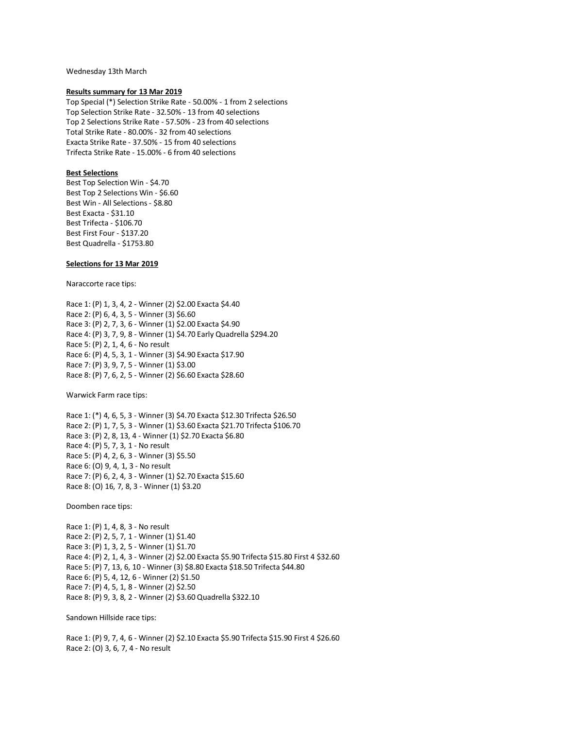Wednesday 13th March

**Results summary for 13 Mar 2019**

Top Special (*) Selection Strike Rate - 50.00% - 1 from 2 selections
Top Selection Strike Rate - 32.50% - 13 from 40 selections
Top 2 Selections Strike Rate - 57.50% - 23 from 40 selections
Total Strike Rate - 80.00% - 32 from 40 selections
Exacta Strike Rate - 37.50% - 15 from 40 selections
Trifecta Strike Rate - 15.00% - 6 from 40 selections

**Best Selections**

Best Top Selection Win - $4.70
Best Top 2 Selections Win - $6.60
Best Win - All Selections - $8.80
Best Exacta - $31.10
Best Trifecta - $106.70
Best First Four - $137.20
Best Quadrella - $1753.80

**Selections for 13 Mar 2019**

Naraccorte race tips:

Race 1: (P) 1, 3, 4, 2 - Winner (2) $2.00 Exacta $4.40
Race 2: (P) 6, 4, 3, 5 - Winner (3) $6.60
Race 3: (P) 2, 7, 3, 6 - Winner (1) $2.00 Exacta $4.90
Race 4: (P) 3, 7, 9, 8 - Winner (1) $4.70 Early Quadrella $294.20
Race 5: (P) 2, 1, 4, 6 - No result
Race 6: (P) 4, 5, 3, 1 - Winner (3) $4.90 Exacta $17.90
Race 7: (P) 3, 9, 7, 5 - Winner (1) $3.00
Race 8: (P) 7, 6, 2, 5 - Winner (2) $6.60 Exacta $28.60

Warwick Farm race tips:

Race 1: (*) 4, 6, 5, 3 - Winner (3) $4.70 Exacta $12.30 Trifecta $26.50
Race 2: (P) 1, 7, 5, 3 - Winner (1) $3.60 Exacta $21.70 Trifecta $106.70
Race 3: (P) 2, 8, 13, 4 - Winner (1) $2.70 Exacta $6.80
Race 4: (P) 5, 7, 3, 1 - No result
Race 5: (P) 4, 2, 6, 3 - Winner (3) $5.50
Race 6: (O) 9, 4, 1, 3 - No result
Race 7: (P) 6, 2, 4, 3 - Winner (1) $2.70 Exacta $15.60
Race 8: (O) 16, 7, 8, 3 - Winner (1) $3.20

Doomben race tips:

Race 1: (P) 1, 4, 8, 3 - No result
Race 2: (P) 2, 5, 7, 1 - Winner (1) $1.40
Race 3: (P) 1, 3, 2, 5 - Winner (1) $1.70
Race 4: (P) 2, 1, 4, 3 - Winner (2) $2.00 Exacta $5.90 Trifecta $15.80 First 4 $32.60
Race 5: (P) 7, 13, 6, 10 - Winner (3) $8.80 Exacta $18.50 Trifecta $44.80
Race 6: (P) 5, 4, 12, 6 - Winner (2) $1.50
Race 7: (P) 4, 5, 1, 8 - Winner (2) $2.50
Race 8: (P) 9, 3, 8, 2 - Winner (2) $3.60 Quadrella $322.10

Sandown Hillside race tips:

Race 1: (P) 9, 7, 4, 6 - Winner (2) $2.10 Exacta $5.90 Trifecta $15.90 First 4 $26.60
Race 2: (O) 3, 6, 7, 4 - No result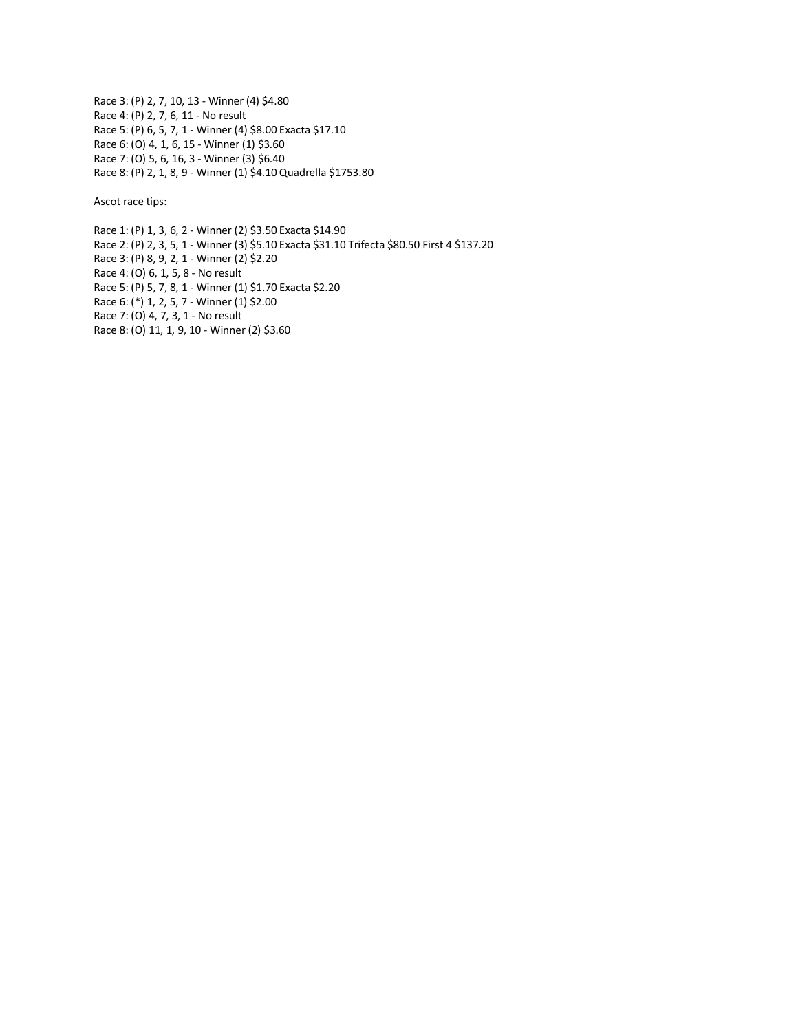Race 3: (P) 2, 7, 10, 13 - Winner (4) $4.80
Race 4: (P) 2, 7, 6, 11 - No result
Race 5: (P) 6, 5, 7, 1 - Winner (4) $8.00 Exacta $17.10
Race 6: (O) 4, 1, 6, 15 - Winner (1) $3.60
Race 7: (O) 5, 6, 16, 3 - Winner (3) $6.40
Race 8: (P) 2, 1, 8, 9 - Winner (1) $4.10 Quadrella $1753.80

Ascot race tips:

Race 1: (P) 1, 3, 6, 2 - Winner (2) $3.50 Exacta $14.90
Race 2: (P) 2, 3, 5, 1 - Winner (3) $5.10 Exacta $31.10 Trifecta $80.50 First 4 $137.20
Race 3: (P) 8, 9, 2, 1 - Winner (2) $2.20
Race 4: (O) 6, 1, 5, 8 - No result
Race 5: (P) 5, 7, 8, 1 - Winner (1) $1.70 Exacta $2.20
Race 6: (*) 1, 2, 5, 7 - Winner (1) $2.00
Race 7: (O) 4, 7, 3, 1 - No result
Race 8: (O) 11, 1, 9, 10 - Winner (2) $3.60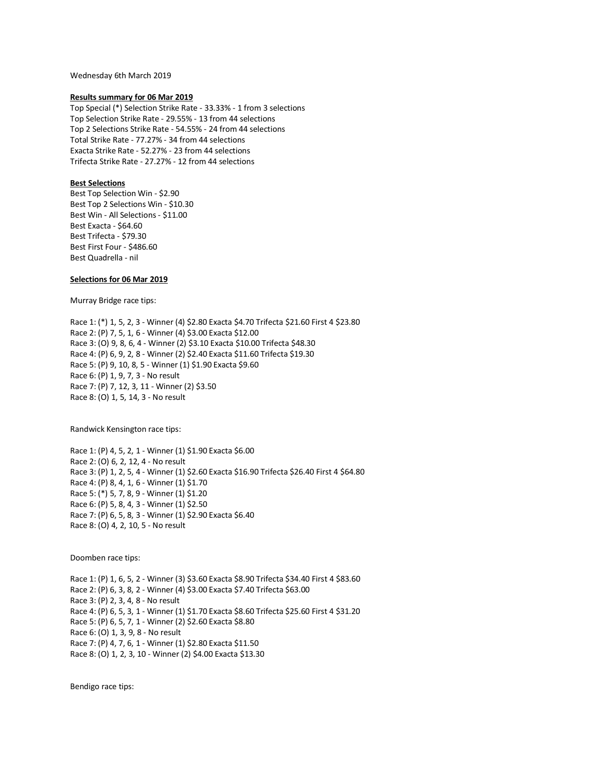Wednesday 6th March 2019

**Results summary for 06 Mar 2019**

Top Special (*) Selection Strike Rate - 33.33% - 1 from 3 selections
Top Selection Strike Rate - 29.55% - 13 from 44 selections
Top 2 Selections Strike Rate - 54.55% - 24 from 44 selections
Total Strike Rate - 77.27% - 34 from 44 selections
Exacta Strike Rate - 52.27% - 23 from 44 selections
Trifecta Strike Rate - 27.27% - 12 from 44 selections

**Best Selections**

Best Top Selection Win - $2.90
Best Top 2 Selections Win - $10.30
Best Win - All Selections - $11.00
Best Exacta - $64.60
Best Trifecta - $79.30
Best First Four - $486.60
Best Quadrella - nil

**Selections for 06 Mar 2019**

Murray Bridge race tips:

Race 1: (*) 1, 5, 2, 3 - Winner (4) $2.80 Exacta $4.70 Trifecta $21.60 First 4 $23.80
Race 2: (P) 7, 5, 1, 6 - Winner (4) $3.00 Exacta $12.00
Race 3: (O) 9, 8, 6, 4 - Winner (2) $3.10 Exacta $10.00 Trifecta $48.30
Race 4: (P) 6, 9, 2, 8 - Winner (2) $2.40 Exacta $11.60 Trifecta $19.30
Race 5: (P) 9, 10, 8, 5 - Winner (1) $1.90 Exacta $9.60
Race 6: (P) 1, 9, 7, 3 - No result
Race 7: (P) 7, 12, 3, 11 - Winner (2) $3.50
Race 8: (O) 1, 5, 14, 3 - No result

Randwick Kensington race tips:

Race 1: (P) 4, 5, 2, 1 - Winner (1) $1.90 Exacta $6.00
Race 2: (O) 6, 2, 12, 4 - No result
Race 3: (P) 1, 2, 5, 4 - Winner (1) $2.60 Exacta $16.90 Trifecta $26.40 First 4 $64.80
Race 4: (P) 8, 4, 1, 6 - Winner (1) $1.70
Race 5: (*) 5, 7, 8, 9 - Winner (1) $1.20
Race 6: (P) 5, 8, 4, 3 - Winner (1) $2.50
Race 7: (P) 6, 5, 8, 3 - Winner (1) $2.90 Exacta $6.40
Race 8: (O) 4, 2, 10, 5 - No result

Doomben race tips:

Race 1: (P) 1, 6, 5, 2 - Winner (3) $3.60 Exacta $8.90 Trifecta $34.40 First 4 $83.60
Race 2: (P) 6, 3, 8, 2 - Winner (4) $3.00 Exacta $7.40 Trifecta $63.00
Race 3: (P) 2, 3, 4, 8 - No result
Race 4: (P) 6, 5, 3, 1 - Winner (1) $1.70 Exacta $8.60 Trifecta $25.60 First 4 $31.20
Race 5: (P) 6, 5, 7, 1 - Winner (2) $2.60 Exacta $8.80
Race 6: (O) 1, 3, 9, 8 - No result
Race 7: (P) 4, 7, 6, 1 - Winner (1) $2.80 Exacta $11.50
Race 8: (O) 1, 2, 3, 10 - Winner (2) $4.00 Exacta $13.30

Bendigo race tips: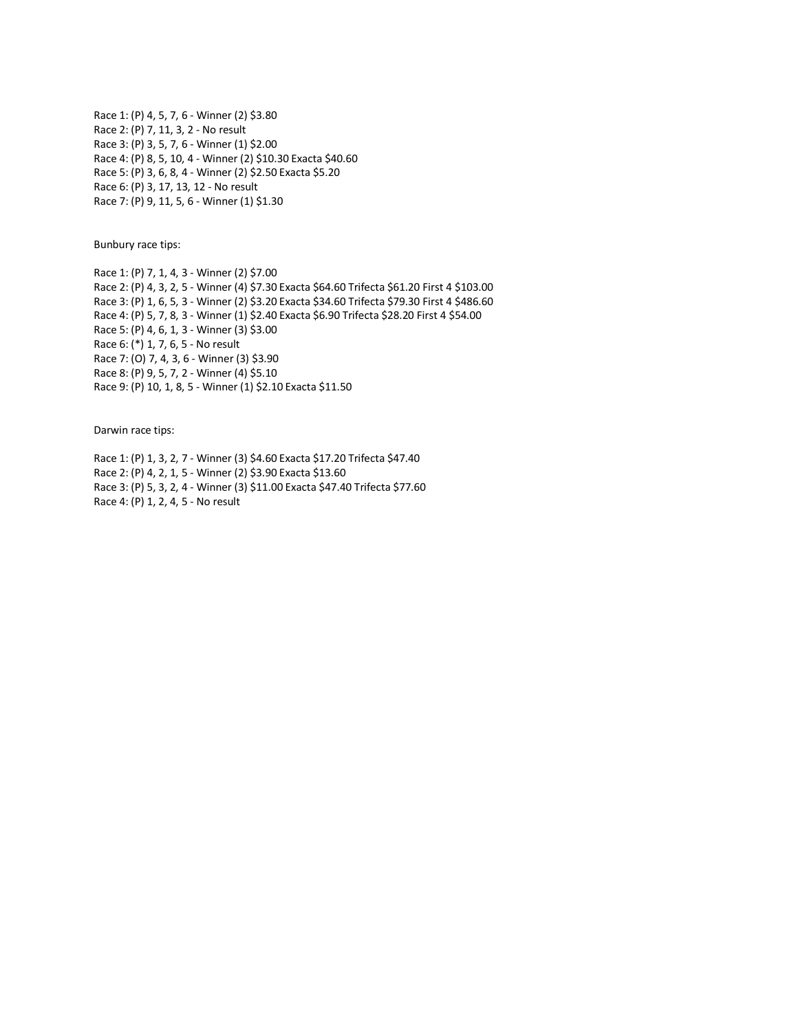Race 1: (P) 4, 5, 7, 6 - Winner (2) $3.80
Race 2: (P) 7, 11, 3, 2 - No result
Race 3: (P) 3, 5, 7, 6 - Winner (1) $2.00
Race 4: (P) 8, 5, 10, 4 - Winner (2) $10.30 Exacta $40.60
Race 5: (P) 3, 6, 8, 4 - Winner (2) $2.50 Exacta $5.20
Race 6: (P) 3, 17, 13, 12 - No result
Race 7: (P) 9, 11, 5, 6 - Winner (1) $1.30

Bunbury race tips:

Race 1: (P) 7, 1, 4, 3 - Winner (2) $7.00
Race 2: (P) 4, 3, 2, 5 - Winner (4) $7.30 Exacta $64.60 Trifecta $61.20 First 4 $103.00
Race 3: (P) 1, 6, 5, 3 - Winner (2) $3.20 Exacta $34.60 Trifecta $79.30 First 4 $486.60
Race 4: (P) 5, 7, 8, 3 - Winner (1) $2.40 Exacta $6.90 Trifecta $28.20 First 4 $54.00
Race 5: (P) 4, 6, 1, 3 - Winner (3) $3.00
Race 6: (*) 1, 7, 6, 5 - No result
Race 7: (O) 7, 4, 3, 6 - Winner (3) $3.90
Race 8: (P) 9, 5, 7, 2 - Winner (4) $5.10
Race 9: (P) 10, 1, 8, 5 - Winner (1) $2.10 Exacta $11.50

Darwin race tips:

Race 1: (P) 1, 3, 2, 7 - Winner (3) $4.60 Exacta $17.20 Trifecta $47.40
Race 2: (P) 4, 2, 1, 5 - Winner (2) $3.90 Exacta $13.60
Race 3: (P) 5, 3, 2, 4 - Winner (3) $11.00 Exacta $47.40 Trifecta $77.60
Race 4: (P) 1, 2, 4, 5 - No result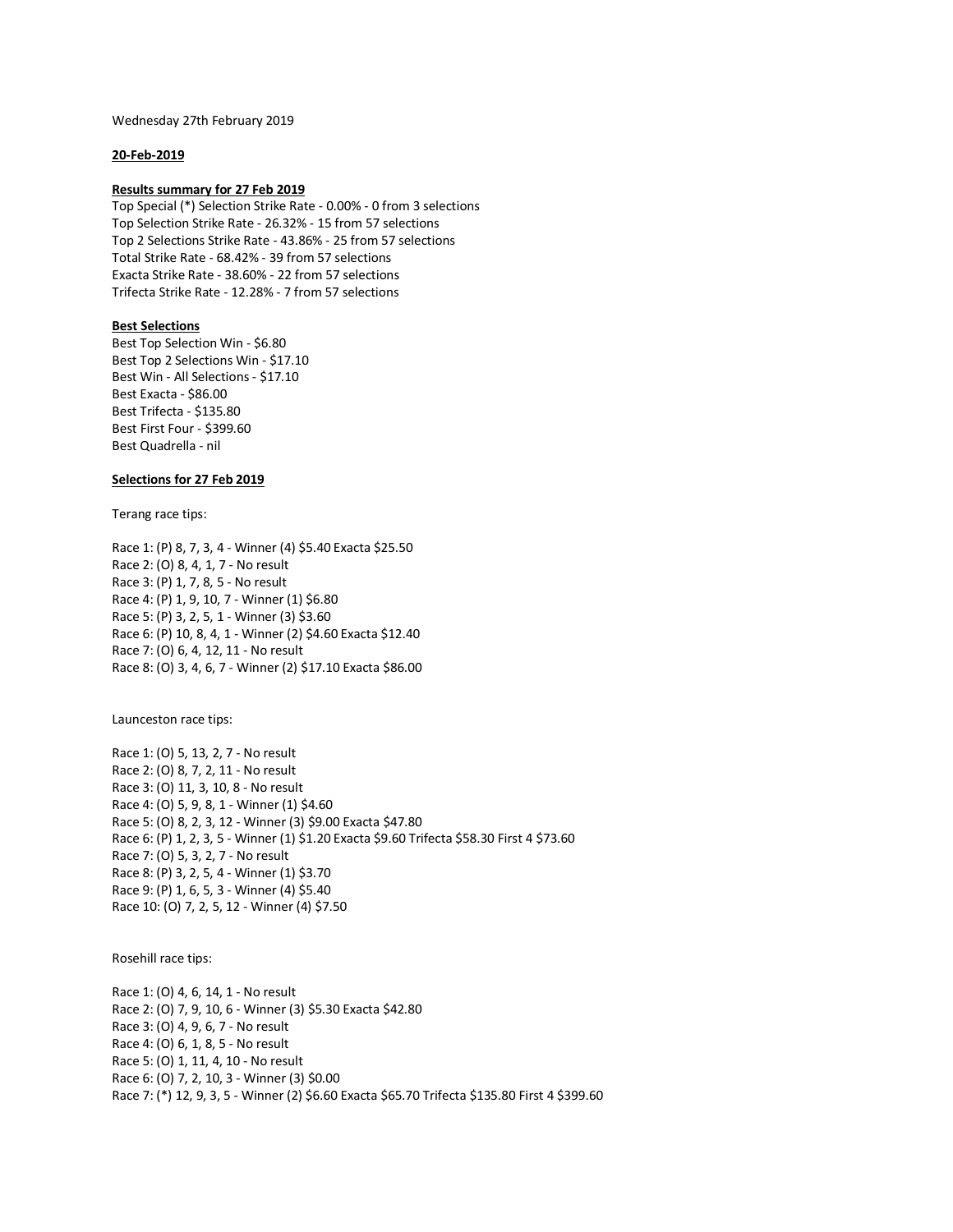Wednesday 27th February 2019

**20-Feb-2019**

**Results summary for 27 Feb 2019**

Top Special (*) Selection Strike Rate - 0.00% - 0 from 3 selections
Top Selection Strike Rate - 26.32% - 15 from 57 selections
Top 2 Selections Strike Rate - 43.86% - 25 from 57 selections
Total Strike Rate - 68.42% - 39 from 57 selections
Exacta Strike Rate - 38.60% - 22 from 57 selections
Trifecta Strike Rate - 12.28% - 7 from 57 selections

**Best Selections**

Best Top Selection Win - $6.80
Best Top 2 Selections Win - $17.10
Best Win - All Selections - $17.10
Best Exacta - $86.00
Best Trifecta - $135.80
Best First Four - $399.60
Best Quadrella - nil

**Selections for 27 Feb 2019**

Terang race tips:

Race 1: (P) 8, 7, 3, 4 - Winner (4) $5.40 Exacta $25.50
Race 2: (O) 8, 4, 1, 7 - No result
Race 3: (P) 1, 7, 8, 5 - No result
Race 4: (P) 1, 9, 10, 7 - Winner (1) $6.80
Race 5: (P) 3, 2, 5, 1 - Winner (3) $3.60
Race 6: (P) 10, 8, 4, 1 - Winner (2) $4.60 Exacta $12.40
Race 7: (O) 6, 4, 12, 11 - No result
Race 8: (O) 3, 4, 6, 7 - Winner (2) $17.10 Exacta $86.00

Launceston race tips:

Race 1: (O) 5, 13, 2, 7 - No result
Race 2: (O) 8, 7, 2, 11 - No result
Race 3: (O) 11, 3, 10, 8 - No result
Race 4: (O) 5, 9, 8, 1 - Winner (1) $4.60
Race 5: (O) 8, 2, 3, 12 - Winner (3) $9.00 Exacta $47.80
Race 6: (P) 1, 2, 3, 5 - Winner (1) $1.20 Exacta $9.60 Trifecta $58.30 First 4 $73.60
Race 7: (O) 5, 3, 2, 7 - No result
Race 8: (P) 3, 2, 5, 4 - Winner (1) $3.70
Race 9: (P) 1, 6, 5, 3 - Winner (4) $5.40
Race 10: (O) 7, 2, 5, 12 - Winner (4) $7.50

Rosehill race tips:

Race 1: (O) 4, 6, 14, 1 - No result
Race 2: (O) 7, 9, 10, 6 - Winner (3) $5.30 Exacta $42.80
Race 3: (O) 4, 9, 6, 7 - No result
Race 4: (O) 6, 1, 8, 5 - No result
Race 5: (O) 1, 11, 4, 10 - No result
Race 6: (O) 7, 2, 10, 3 - Winner (3) $0.00
Race 7: (*) 12, 9, 3, 5 - Winner (2) $6.60 Exacta $65.70 Trifecta $135.80 First 4 $399.60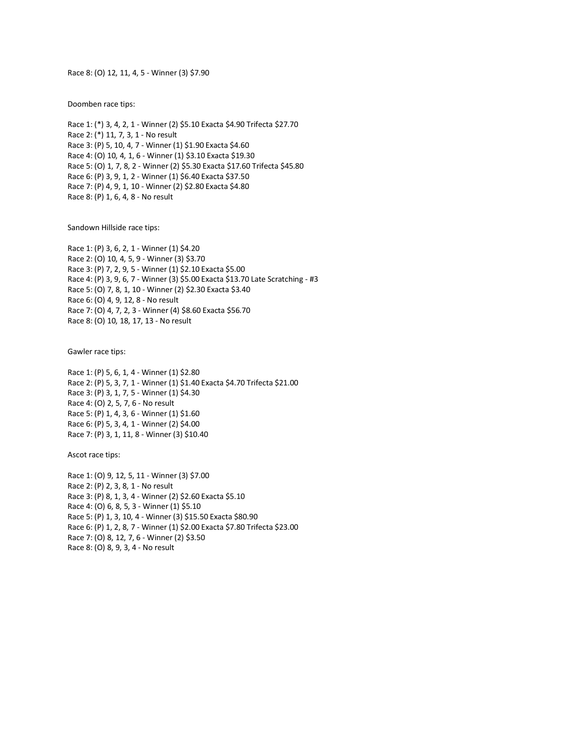Race 8: (O) 12, 11, 4, 5 - Winner (3) $7.90

Doomben race tips:

Race 1: (*) 3, 4, 2, 1 - Winner (2) $5.10 Exacta $4.90 Trifecta $27.70
Race 2: (*) 11, 7, 3, 1 - No result
Race 3: (P) 5, 10, 4, 7 - Winner (1) $1.90 Exacta $4.60
Race 4: (O) 10, 4, 1, 6 - Winner (1) $3.10 Exacta $19.30
Race 5: (O) 1, 7, 8, 2 - Winner (2) $5.30 Exacta $17.60 Trifecta $45.80
Race 6: (P) 3, 9, 1, 2 - Winner (1) $6.40 Exacta $37.50
Race 7: (P) 4, 9, 1, 10 - Winner (2) $2.80 Exacta $4.80
Race 8: (P) 1, 6, 4, 8 - No result

Sandown Hillside race tips:

Race 1: (P) 3, 6, 2, 1 - Winner (1) $4.20
Race 2: (O) 10, 4, 5, 9 - Winner (3) $3.70
Race 3: (P) 7, 2, 9, 5 - Winner (1) $2.10 Exacta $5.00
Race 4: (P) 3, 9, 6, 7 - Winner (3) $5.00 Exacta $13.70 Late Scratching - #3
Race 5: (O) 7, 8, 1, 10 - Winner (2) $2.30 Exacta $3.40
Race 6: (O) 4, 9, 12, 8 - No result
Race 7: (O) 4, 7, 2, 3 - Winner (4) $8.60 Exacta $56.70
Race 8: (O) 10, 18, 17, 13 - No result

Gawler race tips:

Race 1: (P) 5, 6, 1, 4 - Winner (1) $2.80
Race 2: (P) 5, 3, 7, 1 - Winner (1) $1.40 Exacta $4.70 Trifecta $21.00
Race 3: (P) 3, 1, 7, 5 - Winner (1) $4.30
Race 4: (O) 2, 5, 7, 6 - No result
Race 5: (P) 1, 4, 3, 6 - Winner (1) $1.60
Race 6: (P) 5, 3, 4, 1 - Winner (2) $4.00
Race 7: (P) 3, 1, 11, 8 - Winner (3) $10.40

Ascot race tips:

Race 1: (O) 9, 12, 5, 11 - Winner (3) $7.00
Race 2: (P) 2, 3, 8, 1 - No result
Race 3: (P) 8, 1, 3, 4 - Winner (2) $2.60 Exacta $5.10
Race 4: (O) 6, 8, 5, 3 - Winner (1) $5.10
Race 5: (P) 1, 3, 10, 4 - Winner (3) $15.50 Exacta $80.90
Race 6: (P) 1, 2, 8, 7 - Winner (1) $2.00 Exacta $7.80 Trifecta $23.00
Race 7: (O) 8, 12, 7, 6 - Winner (2) $3.50
Race 8: (O) 8, 9, 3, 4 - No result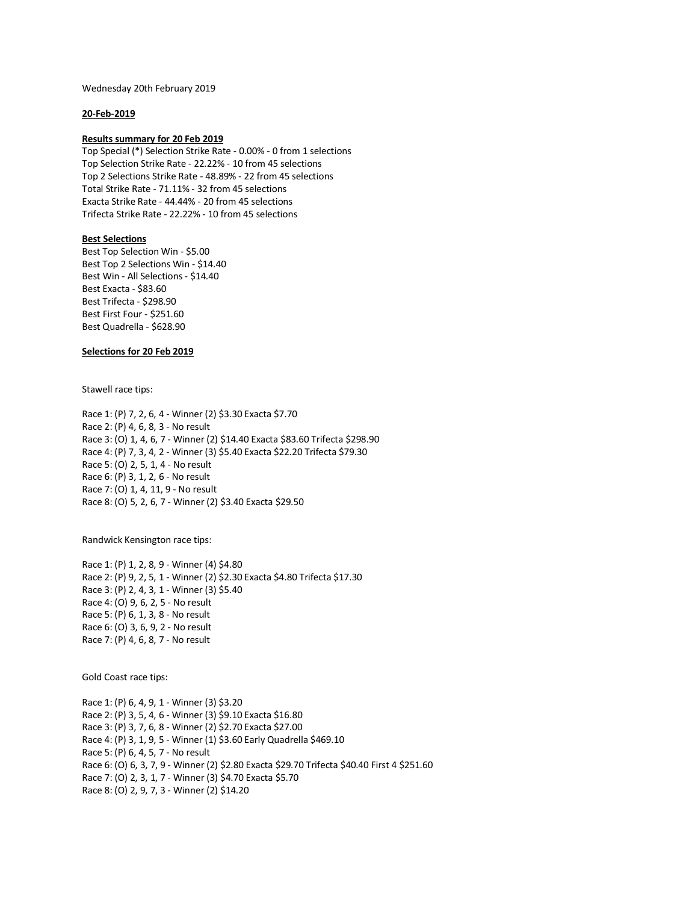Wednesday 20th February 2019

**20-Feb-2019**

**Results summary for 20 Feb 2019**

Top Special (*) Selection Strike Rate - 0.00% - 0 from 1 selections
Top Selection Strike Rate - 22.22% - 10 from 45 selections
Top 2 Selections Strike Rate - 48.89% - 22 from 45 selections
Total Strike Rate - 71.11% - 32 from 45 selections
Exacta Strike Rate - 44.44% - 20 from 45 selections
Trifecta Strike Rate - 22.22% - 10 from 45 selections

**Best Selections**

Best Top Selection Win - $5.00
Best Top 2 Selections Win - $14.40
Best Win - All Selections - $14.40
Best Exacta - $83.60
Best Trifecta - $298.90
Best First Four - $251.60
Best Quadrella - $628.90

**Selections for 20 Feb 2019**

Stawell race tips:

Race 1: (P) 7, 2, 6, 4 - Winner (2) $3.30 Exacta $7.70
Race 2: (P) 4, 6, 8, 3 - No result
Race 3: (O) 1, 4, 6, 7 - Winner (2) $14.40 Exacta $83.60 Trifecta $298.90
Race 4: (P) 7, 3, 4, 2 - Winner (3) $5.40 Exacta $22.20 Trifecta $79.30
Race 5: (O) 2, 5, 1, 4 - No result
Race 6: (P) 3, 1, 2, 6 - No result
Race 7: (O) 1, 4, 11, 9 - No result
Race 8: (O) 5, 2, 6, 7 - Winner (2) $3.40 Exacta $29.50

Randwick Kensington race tips:

Race 1: (P) 1, 2, 8, 9 - Winner (4) $4.80
Race 2: (P) 9, 2, 5, 1 - Winner (2) $2.30 Exacta $4.80 Trifecta $17.30
Race 3: (P) 2, 4, 3, 1 - Winner (3) $5.40
Race 4: (O) 9, 6, 2, 5 - No result
Race 5: (P) 6, 1, 3, 8 - No result
Race 6: (O) 3, 6, 9, 2 - No result
Race 7: (P) 4, 6, 8, 7 - No result

Gold Coast race tips:

Race 1: (P) 6, 4, 9, 1 - Winner (3) $3.20
Race 2: (P) 3, 5, 4, 6 - Winner (3) $9.10 Exacta $16.80
Race 3: (P) 3, 7, 6, 8 - Winner (2) $2.70 Exacta $27.00
Race 4: (P) 3, 1, 9, 5 - Winner (1) $3.60 Early Quadrella $469.10
Race 5: (P) 6, 4, 5, 7 - No result
Race 6: (O) 6, 3, 7, 9 - Winner (2) $2.80 Exacta $29.70 Trifecta $40.40 First 4 $251.60
Race 7: (O) 2, 3, 1, 7 - Winner (3) $4.70 Exacta $5.70
Race 8: (O) 2, 9, 7, 3 - Winner (2) $14.20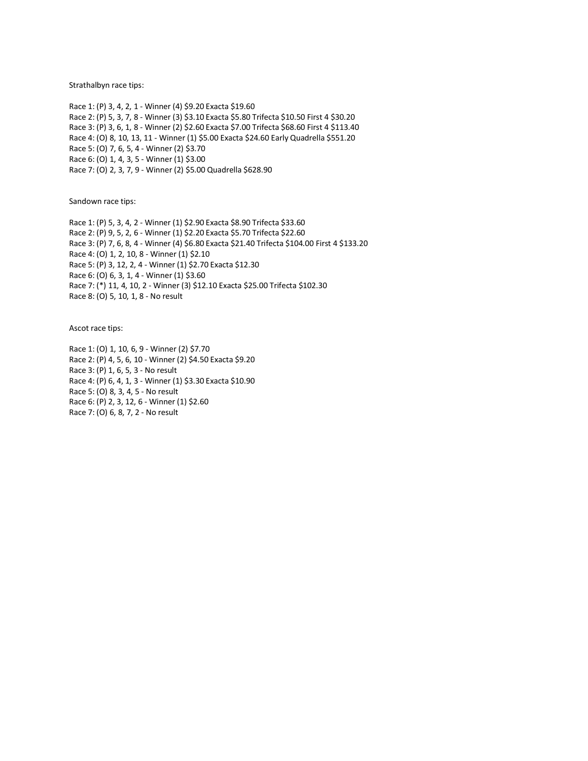Strathalbyn race tips:

Race 1: (P) 3, 4, 2, 1 - Winner (4) $9.20 Exacta $19.60
Race 2: (P) 5, 3, 7, 8 - Winner (3) $3.10 Exacta $5.80 Trifecta $10.50 First 4 $30.20
Race 3: (P) 3, 6, 1, 8 - Winner (2) $2.60 Exacta $7.00 Trifecta $68.60 First 4 $113.40
Race 4: (O) 8, 10, 13, 11 - Winner (1) $5.00 Exacta $24.60 Early Quadrella $551.20
Race 5: (O) 7, 6, 5, 4 - Winner (2) $3.70
Race 6: (O) 1, 4, 3, 5 - Winner (1) $3.00
Race 7: (O) 2, 3, 7, 9 - Winner (2) $5.00 Quadrella $628.90

Sandown race tips:

Race 1: (P) 5, 3, 4, 2 - Winner (1) $2.90 Exacta $8.90 Trifecta $33.60
Race 2: (P) 9, 5, 2, 6 - Winner (1) $2.20 Exacta $5.70 Trifecta $22.60
Race 3: (P) 7, 6, 8, 4 - Winner (4) $6.80 Exacta $21.40 Trifecta $104.00 First 4 $133.20
Race 4: (O) 1, 2, 10, 8 - Winner (1) $2.10
Race 5: (P) 3, 12, 2, 4 - Winner (1) $2.70 Exacta $12.30
Race 6: (O) 6, 3, 1, 4 - Winner (1) $3.60
Race 7: (*) 11, 4, 10, 2 - Winner (3) $12.10 Exacta $25.00 Trifecta $102.30
Race 8: (O) 5, 10, 1, 8 - No result

Ascot race tips:

Race 1: (O) 1, 10, 6, 9 - Winner (2) $7.70
Race 2: (P) 4, 5, 6, 10 - Winner (2) $4.50 Exacta $9.20
Race 3: (P) 1, 6, 5, 3 - No result
Race 4: (P) 6, 4, 1, 3 - Winner (1) $3.30 Exacta $10.90
Race 5: (O) 8, 3, 4, 5 - No result
Race 6: (P) 2, 3, 12, 6 - Winner (1) $2.60
Race 7: (O) 6, 8, 7, 2 - No result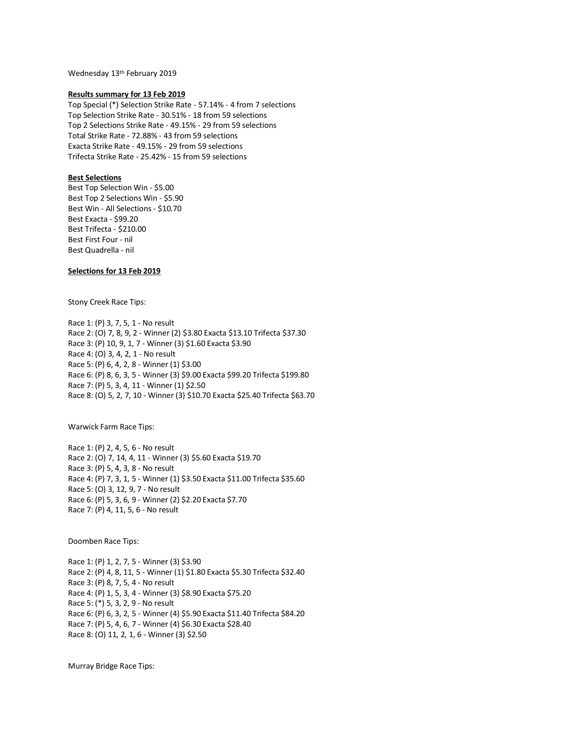Wednesday 13th February 2019

**Results summary for 13 Feb 2019**

Top Special (*) Selection Strike Rate - 57.14% - 4 from 7 selections
Top Selection Strike Rate - 30.51% - 18 from 59 selections
Top 2 Selections Strike Rate - 49.15% - 29 from 59 selections
Total Strike Rate - 72.88% - 43 from 59 selections
Exacta Strike Rate - 49.15% - 29 from 59 selections
Trifecta Strike Rate - 25.42% - 15 from 59 selections

**Best Selections**

Best Top Selection Win - $5.00
Best Top 2 Selections Win - $5.90
Best Win - All Selections - $10.70
Best Exacta - $99.20
Best Trifecta - $210.00
Best First Four - nil
Best Quadrella - nil

**Selections for 13 Feb 2019**

Stony Creek Race Tips:

Race 1: (P) 3, 7, 5, 1 - No result
Race 2: (O) 7, 8, 9, 2 - Winner (2) $3.80 Exacta $13.10 Trifecta $37.30
Race 3: (P) 10, 9, 1, 7 - Winner (3) $1.60 Exacta $3.90
Race 4: (O) 3, 4, 2, 1 - No result
Race 5: (P) 6, 4, 2, 8 - Winner (1) $3.00
Race 6: (P) 8, 6, 3, 5 - Winner (3) $9.00 Exacta $99.20 Trifecta $199.80
Race 7: (P) 5, 3, 4, 11 - Winner (1) $2.50
Race 8: (O) 5, 2, 7, 10 - Winner (3) $10.70 Exacta $25.40 Trifecta $63.70

Warwick Farm Race Tips:

Race 1: (P) 2, 4, 5, 6 - No result
Race 2: (O) 7, 14, 4, 11 - Winner (3) $5.60 Exacta $19.70
Race 3: (P) 5, 4, 3, 8 - No result
Race 4: (P) 7, 3, 1, 5 - Winner (1) $3.50 Exacta $11.00 Trifecta $35.60
Race 5: (O) 3, 12, 9, 7 - No result
Race 6: (P) 5, 3, 6, 9 - Winner (2) $2.20 Exacta $7.70
Race 7: (P) 4, 11, 5, 6 - No result

Doomben Race Tips:

Race 1: (P) 1, 2, 7, 5 - Winner (3) $3.90
Race 2: (P) 4, 8, 11, 5 - Winner (1) $1.80 Exacta $5.30 Trifecta $32.40
Race 3: (P) 8, 7, 5, 4 - No result
Race 4: (P) 1, 5, 3, 4 - Winner (3) $8.90 Exacta $75.20
Race 5: (*) 5, 3, 2, 9 - No result
Race 6: (P) 6, 3, 2, 5 - Winner (4) $5.90 Exacta $11.40 Trifecta $84.20
Race 7: (P) 5, 4, 6, 7 - Winner (4) $6.30 Exacta $28.40
Race 8: (O) 11, 2, 1, 6 - Winner (3) $2.50

Murray Bridge Race Tips: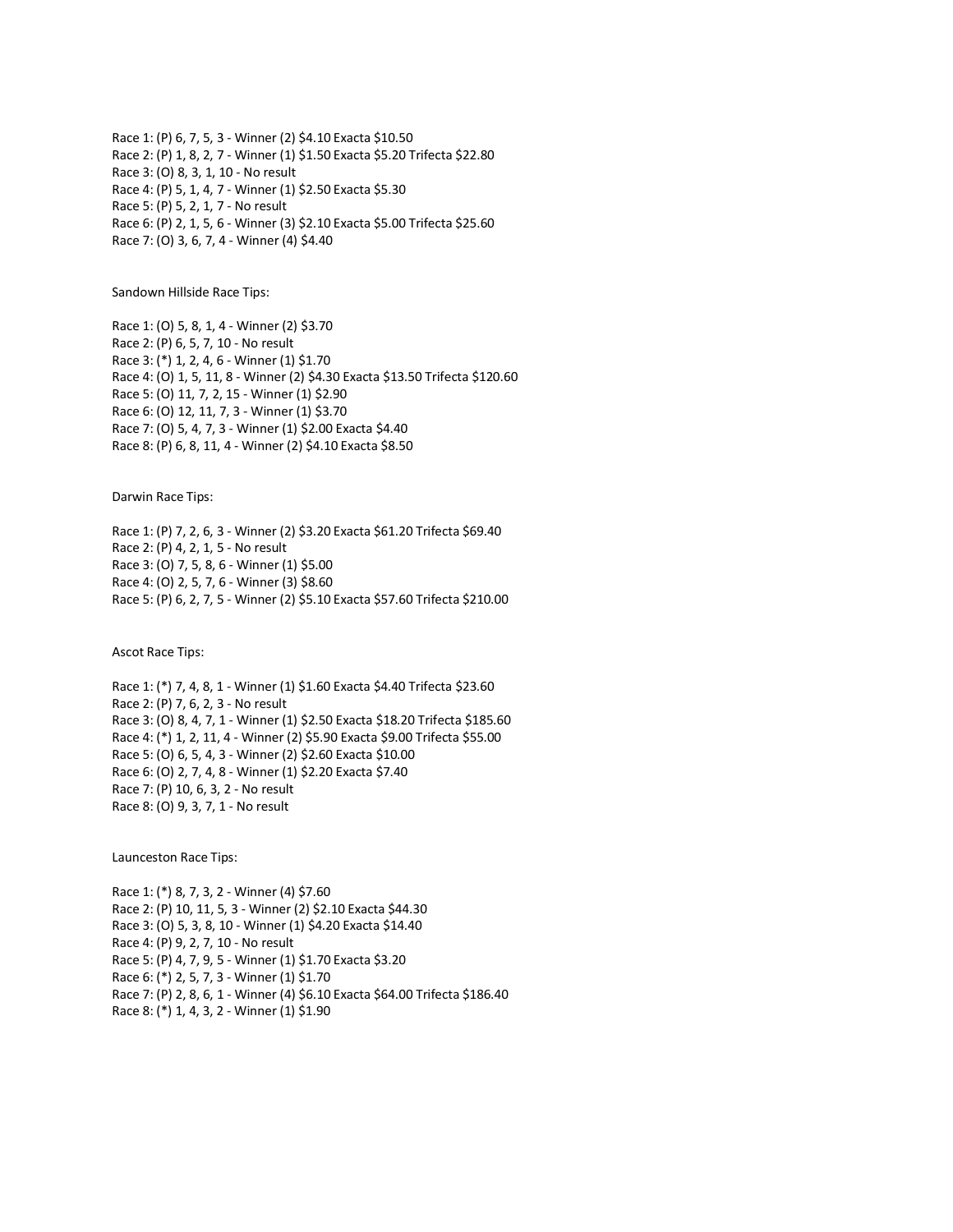Race 1: (P) 6, 7, 5, 3 - Winner (2) $4.10 Exacta $10.50
Race 2: (P) 1, 8, 2, 7 - Winner (1) $1.50 Exacta $5.20 Trifecta $22.80
Race 3: (O) 8, 3, 1, 10 - No result
Race 4: (P) 5, 1, 4, 7 - Winner (1) $2.50 Exacta $5.30
Race 5: (P) 5, 2, 1, 7 - No result
Race 6: (P) 2, 1, 5, 6 - Winner (3) $2.10 Exacta $5.00 Trifecta $25.60
Race 7: (O) 3, 6, 7, 4 - Winner (4) $4.40

Sandown Hillside Race Tips:

Race 1: (O) 5, 8, 1, 4 - Winner (2) $3.70
Race 2: (P) 6, 5, 7, 10 - No result
Race 3: (*) 1, 2, 4, 6 - Winner (1) $1.70
Race 4: (O) 1, 5, 11, 8 - Winner (2) $4.30 Exacta $13.50 Trifecta $120.60
Race 5: (O) 11, 7, 2, 15 - Winner (1) $2.90
Race 6: (O) 12, 11, 7, 3 - Winner (1) $3.70
Race 7: (O) 5, 4, 7, 3 - Winner (1) $2.00 Exacta $4.40
Race 8: (P) 6, 8, 11, 4 - Winner (2) $4.10 Exacta $8.50

Darwin Race Tips:

Race 1: (P) 7, 2, 6, 3 - Winner (2) $3.20 Exacta $61.20 Trifecta $69.40
Race 2: (P) 4, 2, 1, 5 - No result
Race 3: (O) 7, 5, 8, 6 - Winner (1) $5.00
Race 4: (O) 2, 5, 7, 6 - Winner (3) $8.60
Race 5: (P) 6, 2, 7, 5 - Winner (2) $5.10 Exacta $57.60 Trifecta $210.00

Ascot Race Tips:

Race 1: (*) 7, 4, 8, 1 - Winner (1) $1.60 Exacta $4.40 Trifecta $23.60
Race 2: (P) 7, 6, 2, 3 - No result
Race 3: (O) 8, 4, 7, 1 - Winner (1) $2.50 Exacta $18.20 Trifecta $185.60
Race 4: (*) 1, 2, 11, 4 - Winner (2) $5.90 Exacta $9.00 Trifecta $55.00
Race 5: (O) 6, 5, 4, 3 - Winner (2) $2.60 Exacta $10.00
Race 6: (O) 2, 7, 4, 8 - Winner (1) $2.20 Exacta $7.40
Race 7: (P) 10, 6, 3, 2 - No result
Race 8: (O) 9, 3, 7, 1 - No result

Launceston Race Tips:

Race 1: (*) 8, 7, 3, 2 - Winner (4) $7.60
Race 2: (P) 10, 11, 5, 3 - Winner (2) $2.10 Exacta $44.30
Race 3: (O) 5, 3, 8, 10 - Winner (1) $4.20 Exacta $14.40
Race 4: (P) 9, 2, 7, 10 - No result
Race 5: (P) 4, 7, 9, 5 - Winner (1) $1.70 Exacta $3.20
Race 6: (*) 2, 5, 7, 3 - Winner (1) $1.70
Race 7: (P) 2, 8, 6, 1 - Winner (4) $6.10 Exacta $64.00 Trifecta $186.40
Race 8: (*) 1, 4, 3, 2 - Winner (1) $1.90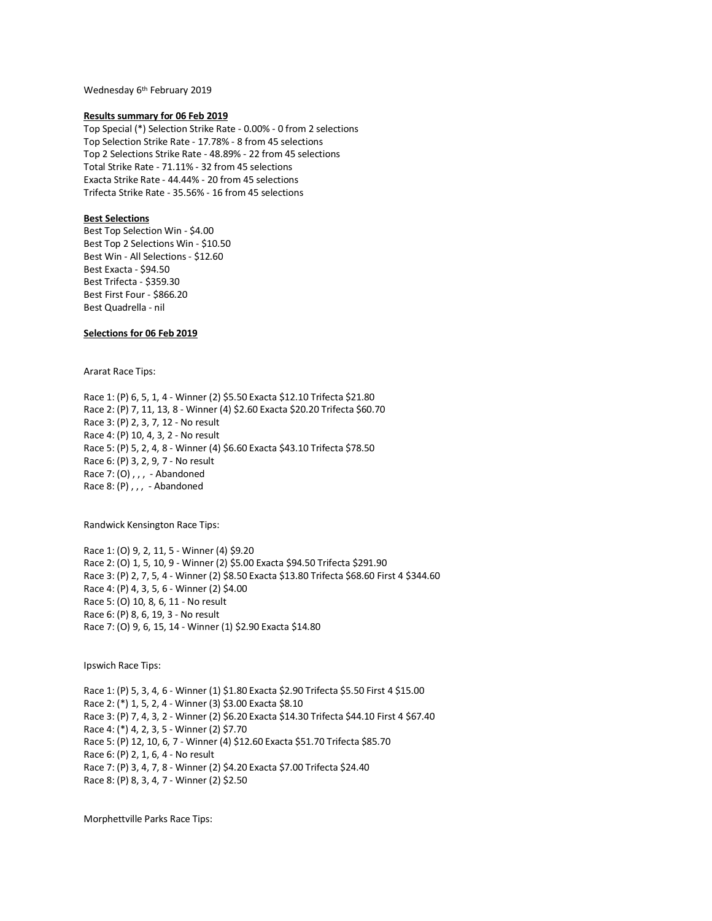Wednesday 6th February 2019

**Results summary for 06 Feb 2019**

Top Special (*) Selection Strike Rate - 0.00% - 0 from 2 selections
Top Selection Strike Rate - 17.78% - 8 from 45 selections
Top 2 Selections Strike Rate - 48.89% - 22 from 45 selections
Total Strike Rate - 71.11% - 32 from 45 selections
Exacta Strike Rate - 44.44% - 20 from 45 selections
Trifecta Strike Rate - 35.56% - 16 from 45 selections

**Best Selections**

Best Top Selection Win - $4.00
Best Top 2 Selections Win - $10.50
Best Win - All Selections - $12.60
Best Exacta - $94.50
Best Trifecta - $359.30
Best First Four - $866.20
Best Quadrella - nil

**Selections for 06 Feb 2019**

Ararat Race Tips:

Race 1: (P) 6, 5, 1, 4 - Winner (2) $5.50 Exacta $12.10 Trifecta $21.80
Race 2: (P) 7, 11, 13, 8 - Winner (4) $2.60 Exacta $20.20 Trifecta $60.70
Race 3: (P) 2, 3, 7, 12 - No result
Race 4: (P) 10, 4, 3, 2 - No result
Race 5: (P) 5, 2, 4, 8 - Winner (4) $6.60 Exacta $43.10 Trifecta $78.50
Race 6: (P) 3, 2, 9, 7 - No result
Race 7: (O) , , , - Abandoned
Race 8: (P) , , , - Abandoned

Randwick Kensington Race Tips:

Race 1: (O) 9, 2, 11, 5 - Winner (4) $9.20
Race 2: (O) 1, 5, 10, 9 - Winner (2) $5.00 Exacta $94.50 Trifecta $291.90
Race 3: (P) 2, 7, 5, 4 - Winner (2) $8.50 Exacta $13.80 Trifecta $68.60 First 4 $344.60
Race 4: (P) 4, 3, 5, 6 - Winner (2) $4.00
Race 5: (O) 10, 8, 6, 11 - No result
Race 6: (P) 8, 6, 19, 3 - No result
Race 7: (O) 9, 6, 15, 14 - Winner (1) $2.90 Exacta $14.80

Ipswich Race Tips:

Race 1: (P) 5, 3, 4, 6 - Winner (1) $1.80 Exacta $2.90 Trifecta $5.50 First 4 $15.00
Race 2: (*) 1, 5, 2, 4 - Winner (3) $3.00 Exacta $8.10
Race 3: (P) 7, 4, 3, 2 - Winner (2) $6.20 Exacta $14.30 Trifecta $44.10 First 4 $67.40
Race 4: (*) 4, 2, 3, 5 - Winner (2) $7.70
Race 5: (P) 12, 10, 6, 7 - Winner (4) $12.60 Exacta $51.70 Trifecta $85.70
Race 6: (P) 2, 1, 6, 4 - No result
Race 7: (P) 3, 4, 7, 8 - Winner (2) $4.20 Exacta $7.00 Trifecta $24.40
Race 8: (P) 8, 3, 4, 7 - Winner (2) $2.50

Morphettville Parks Race Tips: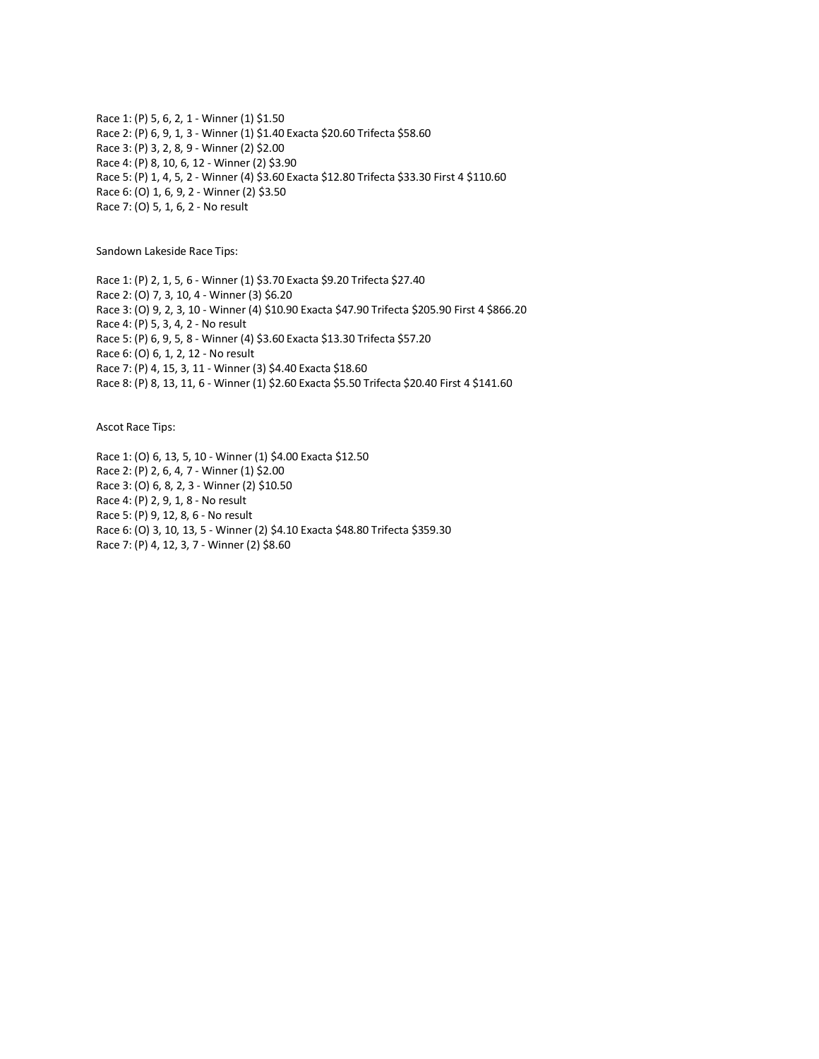Race 1: (P) 5, 6, 2, 1 - Winner (1) $1.50
Race 2: (P) 6, 9, 1, 3 - Winner (1) $1.40 Exacta $20.60 Trifecta $58.60
Race 3: (P) 3, 2, 8, 9 - Winner (2) $2.00
Race 4: (P) 8, 10, 6, 12 - Winner (2) $3.90
Race 5: (P) 1, 4, 5, 2 - Winner (4) $3.60 Exacta $12.80 Trifecta $33.30 First 4 $110.60
Race 6: (O) 1, 6, 9, 2 - Winner (2) $3.50
Race 7: (O) 5, 1, 6, 2 - No result

Sandown Lakeside Race Tips:

Race 1: (P) 2, 1, 5, 6 - Winner (1) $3.70 Exacta $9.20 Trifecta $27.40
Race 2: (O) 7, 3, 10, 4 - Winner (3) $6.20
Race 3: (O) 9, 2, 3, 10 - Winner (4) $10.90 Exacta $47.90 Trifecta $205.90 First 4 $866.20
Race 4: (P) 5, 3, 4, 2 - No result
Race 5: (P) 6, 9, 5, 8 - Winner (4) $3.60 Exacta $13.30 Trifecta $57.20
Race 6: (O) 6, 1, 2, 12 - No result
Race 7: (P) 4, 15, 3, 11 - Winner (3) $4.40 Exacta $18.60
Race 8: (P) 8, 13, 11, 6 - Winner (1) $2.60 Exacta $5.50 Trifecta $20.40 First 4 $141.60

Ascot Race Tips:

Race 1: (O) 6, 13, 5, 10 - Winner (1) $4.00 Exacta $12.50
Race 2: (P) 2, 6, 4, 7 - Winner (1) $2.00
Race 3: (O) 6, 8, 2, 3 - Winner (2) $10.50
Race 4: (P) 2, 9, 1, 8 - No result
Race 5: (P) 9, 12, 8, 6 - No result
Race 6: (O) 3, 10, 13, 5 - Winner (2) $4.10 Exacta $48.80 Trifecta $359.30
Race 7: (P) 4, 12, 3, 7 - Winner (2) $8.60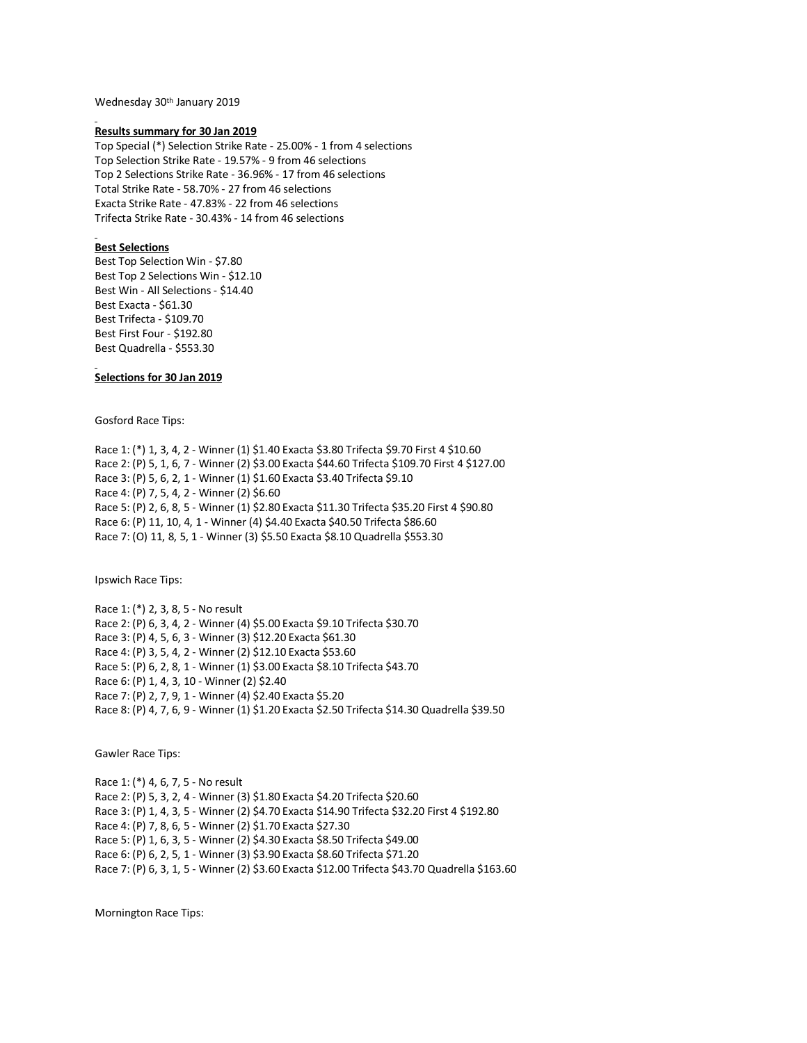Wednesday 30th January 2019

**Results summary for 30 Jan 2019**

Top Special (*) Selection Strike Rate - 25.00% - 1 from 4 selections
Top Selection Strike Rate - 19.57% - 9 from 46 selections
Top 2 Selections Strike Rate - 36.96% - 17 from 46 selections
Total Strike Rate - 58.70% - 27 from 46 selections
Exacta Strike Rate - 47.83% - 22 from 46 selections
Trifecta Strike Rate - 30.43% - 14 from 46 selections

**Best Selections**

Best Top Selection Win - $7.80
Best Top 2 Selections Win - $12.10
Best Win - All Selections - $14.40
Best Exacta - $61.30
Best Trifecta - $109.70
Best First Four - $192.80
Best Quadrella - $553.30

**Selections for 30 Jan 2019**

Gosford Race Tips:

Race 1: (*) 1, 3, 4, 2 - Winner (1) $1.40 Exacta $3.80 Trifecta $9.70 First 4 $10.60
Race 2: (P) 5, 1, 6, 7 - Winner (2) $3.00 Exacta $44.60 Trifecta $109.70 First 4 $127.00
Race 3: (P) 5, 6, 2, 1 - Winner (1) $1.60 Exacta $3.40 Trifecta $9.10
Race 4: (P) 7, 5, 4, 2 - Winner (2) $6.60
Race 5: (P) 2, 6, 8, 5 - Winner (1) $2.80 Exacta $11.30 Trifecta $35.20 First 4 $90.80
Race 6: (P) 11, 10, 4, 1 - Winner (4) $4.40 Exacta $40.50 Trifecta $86.60
Race 7: (O) 11, 8, 5, 1 - Winner (3) $5.50 Exacta $8.10 Quadrella $553.30

Ipswich Race Tips:

Race 1: (*) 2, 3, 8, 5 - No result
Race 2: (P) 6, 3, 4, 2 - Winner (4) $5.00 Exacta $9.10 Trifecta $30.70
Race 3: (P) 4, 5, 6, 3 - Winner (3) $12.20 Exacta $61.30
Race 4: (P) 3, 5, 4, 2 - Winner (2) $12.10 Exacta $53.60
Race 5: (P) 6, 2, 8, 1 - Winner (1) $3.00 Exacta $8.10 Trifecta $43.70
Race 6: (P) 1, 4, 3, 10 - Winner (2) $2.40
Race 7: (P) 2, 7, 9, 1 - Winner (4) $2.40 Exacta $5.20
Race 8: (P) 4, 7, 6, 9 - Winner (1) $1.20 Exacta $2.50 Trifecta $14.30 Quadrella $39.50

Gawler Race Tips:

Race 1: (*) 4, 6, 7, 5 - No result
Race 2: (P) 5, 3, 2, 4 - Winner (3) $1.80 Exacta $4.20 Trifecta $20.60
Race 3: (P) 1, 4, 3, 5 - Winner (2) $4.70 Exacta $14.90 Trifecta $32.20 First 4 $192.80
Race 4: (P) 7, 8, 6, 5 - Winner (2) $1.70 Exacta $27.30
Race 5: (P) 1, 6, 3, 5 - Winner (2) $4.30 Exacta $8.50 Trifecta $49.00
Race 6: (P) 6, 2, 5, 1 - Winner (3) $3.90 Exacta $8.60 Trifecta $71.20
Race 7: (P) 6, 3, 1, 5 - Winner (2) $3.60 Exacta $12.00 Trifecta $43.70 Quadrella $163.60

Mornington Race Tips: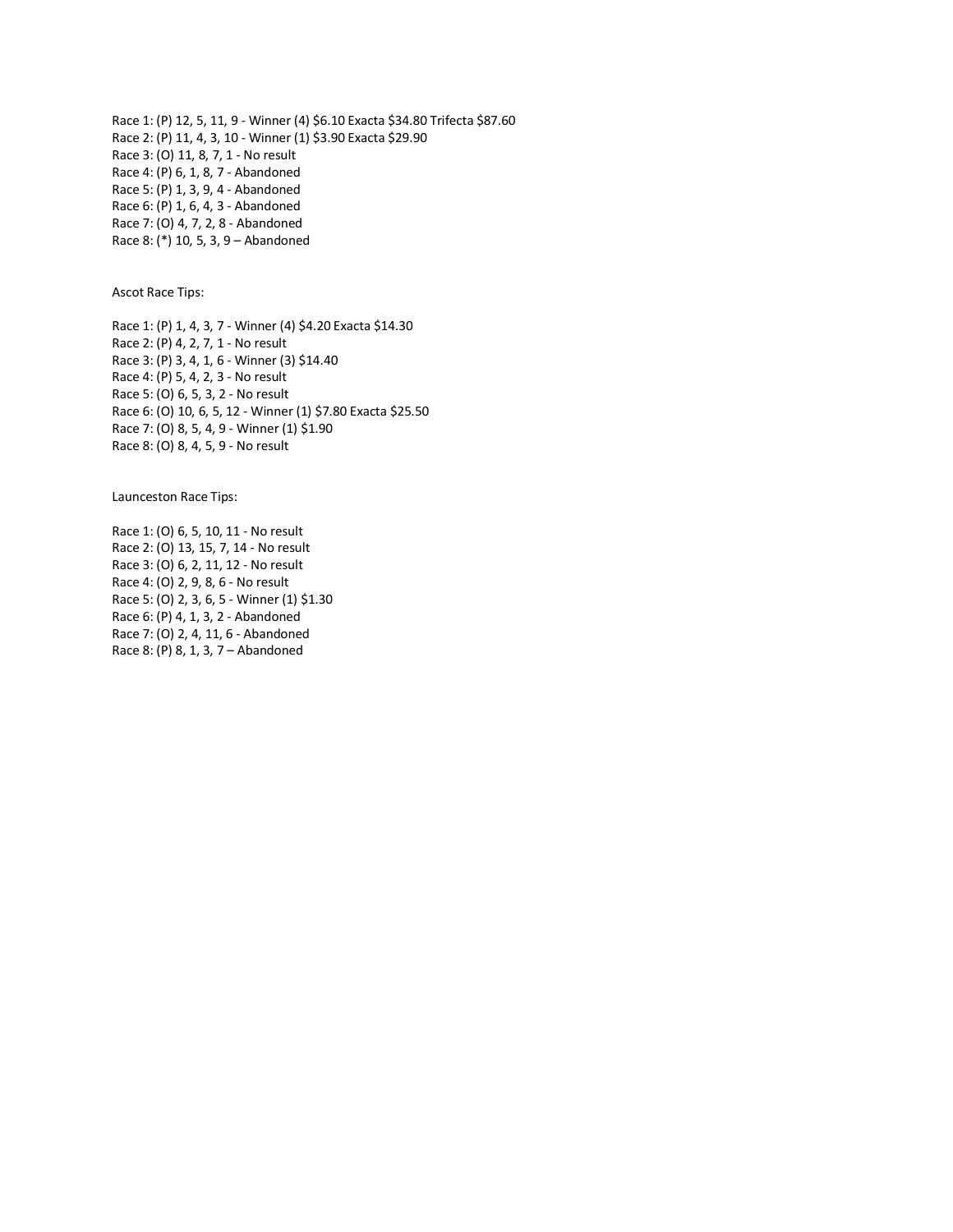Race 1: (P) 12, 5, 11, 9 - Winner (4) $6.10 Exacta $34.80 Trifecta $87.60
Race 2: (P) 11, 4, 3, 10 - Winner (1) $3.90 Exacta $29.90
Race 3: (O) 11, 8, 7, 1 - No result
Race 4: (P) 6, 1, 8, 7 - Abandoned
Race 5: (P) 1, 3, 9, 4 - Abandoned
Race 6: (P) 1, 6, 4, 3 - Abandoned
Race 7: (O) 4, 7, 2, 8 - Abandoned
Race 8: (*) 10, 5, 3, 9 – Abandoned

Ascot Race Tips:

Race 1: (P) 1, 4, 3, 7 - Winner (4) $4.20 Exacta $14.30
Race 2: (P) 4, 2, 7, 1 - No result
Race 3: (P) 3, 4, 1, 6 - Winner (3) $14.40
Race 4: (P) 5, 4, 2, 3 - No result
Race 5: (O) 6, 5, 3, 2 - No result
Race 6: (O) 10, 6, 5, 12 - Winner (1) $7.80 Exacta $25.50
Race 7: (O) 8, 5, 4, 9 - Winner (1) $1.90
Race 8: (O) 8, 4, 5, 9 - No result

Launceston Race Tips:

Race 1: (O) 6, 5, 10, 11 - No result
Race 2: (O) 13, 15, 7, 14 - No result
Race 3: (O) 6, 2, 11, 12 - No result
Race 4: (O) 2, 9, 8, 6 - No result
Race 5: (O) 2, 3, 6, 5 - Winner (1) $1.30
Race 6: (P) 4, 1, 3, 2 - Abandoned
Race 7: (O) 2, 4, 11, 6 - Abandoned
Race 8: (P) 8, 1, 3, 7 – Abandoned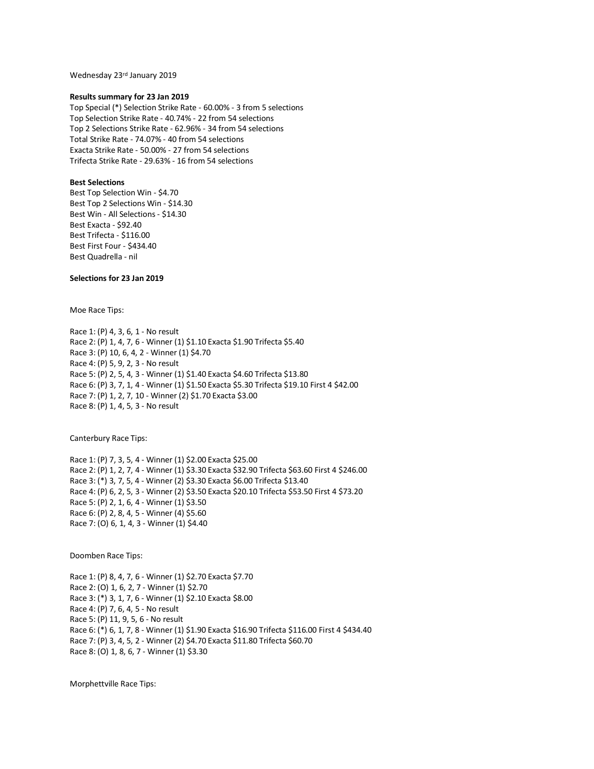Wednesday 23rd January 2019

**Results summary for 23 Jan 2019**

Top Special (*) Selection Strike Rate - 60.00% - 3 from 5 selections
Top Selection Strike Rate - 40.74% - 22 from 54 selections
Top 2 Selections Strike Rate - 62.96% - 34 from 54 selections
Total Strike Rate - 74.07% - 40 from 54 selections
Exacta Strike Rate - 50.00% - 27 from 54 selections
Trifecta Strike Rate - 29.63% - 16 from 54 selections

**Best Selections**

Best Top Selection Win - $4.70
Best Top 2 Selections Win - $14.30
Best Win - All Selections - $14.30
Best Exacta - $92.40
Best Trifecta - $116.00
Best First Four - $434.40
Best Quadrella - nil

**Selections for 23 Jan 2019**

Moe Race Tips:

Race 1: (P) 4, 3, 6, 1 - No result
Race 2: (P) 1, 4, 7, 6 - Winner (1) $1.10 Exacta $1.90 Trifecta $5.40
Race 3: (P) 10, 6, 4, 2 - Winner (1) $4.70
Race 4: (P) 5, 9, 2, 3 - No result
Race 5: (P) 2, 5, 4, 3 - Winner (1) $1.40 Exacta $4.60 Trifecta $13.80
Race 6: (P) 3, 7, 1, 4 - Winner (1) $1.50 Exacta $5.30 Trifecta $19.10 First 4 $42.00
Race 7: (P) 1, 2, 7, 10 - Winner (2) $1.70 Exacta $3.00
Race 8: (P) 1, 4, 5, 3 - No result

Canterbury Race Tips:

Race 1: (P) 7, 3, 5, 4 - Winner (1) $2.00 Exacta $25.00
Race 2: (P) 1, 2, 7, 4 - Winner (1) $3.30 Exacta $32.90 Trifecta $63.60 First 4 $246.00
Race 3: (*) 3, 7, 5, 4 - Winner (2) $3.30 Exacta $6.00 Trifecta $13.40
Race 4: (P) 6, 2, 5, 3 - Winner (2) $3.50 Exacta $20.10 Trifecta $53.50 First 4 $73.20
Race 5: (P) 2, 1, 6, 4 - Winner (1) $3.50
Race 6: (P) 2, 8, 4, 5 - Winner (4) $5.60
Race 7: (O) 6, 1, 4, 3 - Winner (1) $4.40

Doomben Race Tips:

Race 1: (P) 8, 4, 7, 6 - Winner (1) $2.70 Exacta $7.70
Race 2: (O) 1, 6, 2, 7 - Winner (1) $2.70
Race 3: (*) 3, 1, 7, 6 - Winner (1) $2.10 Exacta $8.00
Race 4: (P) 7, 6, 4, 5 - No result
Race 5: (P) 11, 9, 5, 6 - No result
Race 6: (*) 6, 1, 7, 8 - Winner (1) $1.90 Exacta $16.90 Trifecta $116.00 First 4 $434.40
Race 7: (P) 3, 4, 5, 2 - Winner (2) $4.70 Exacta $11.80 Trifecta $60.70
Race 8: (O) 1, 8, 6, 7 - Winner (1) $3.30

Morphettville Race Tips: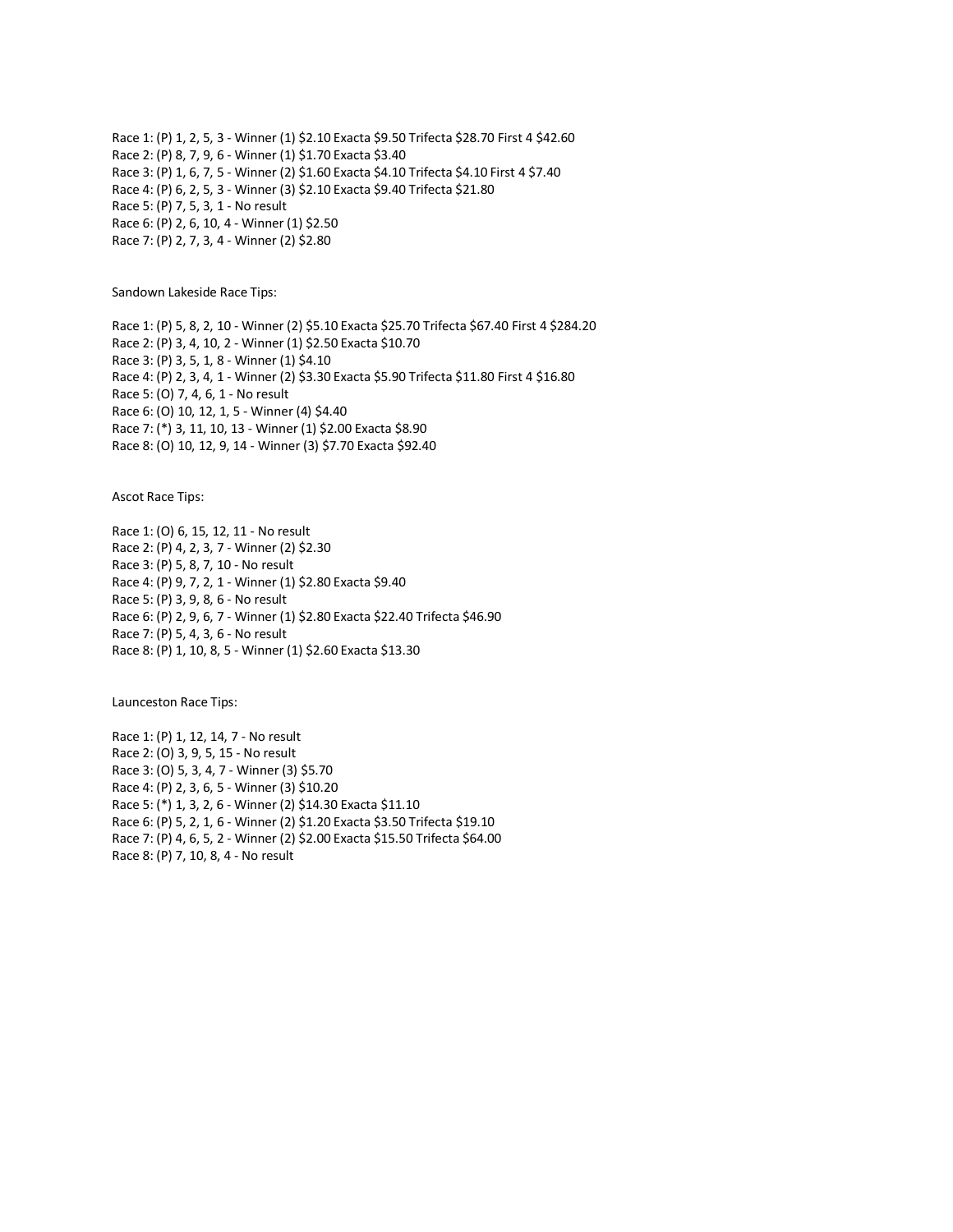Race 1: (P) 1, 2, 5, 3 - Winner (1) $2.10 Exacta $9.50 Trifecta $28.70 First 4 $42.60
Race 2: (P) 8, 7, 9, 6 - Winner (1) $1.70 Exacta $3.40
Race 3: (P) 1, 6, 7, 5 - Winner (2) $1.60 Exacta $4.10 Trifecta $4.10 First 4 $7.40
Race 4: (P) 6, 2, 5, 3 - Winner (3) $2.10 Exacta $9.40 Trifecta $21.80
Race 5: (P) 7, 5, 3, 1 - No result
Race 6: (P) 2, 6, 10, 4 - Winner (1) $2.50
Race 7: (P) 2, 7, 3, 4 - Winner (2) $2.80

Sandown Lakeside Race Tips:

Race 1: (P) 5, 8, 2, 10 - Winner (2) $5.10 Exacta $25.70 Trifecta $67.40 First 4 $284.20
Race 2: (P) 3, 4, 10, 2 - Winner (1) $2.50 Exacta $10.70
Race 3: (P) 3, 5, 1, 8 - Winner (1) $4.10
Race 4: (P) 2, 3, 4, 1 - Winner (2) $3.30 Exacta $5.90 Trifecta $11.80 First 4 $16.80
Race 5: (O) 7, 4, 6, 1 - No result
Race 6: (O) 10, 12, 1, 5 - Winner (4) $4.40
Race 7: (*) 3, 11, 10, 13 - Winner (1) $2.00 Exacta $8.90
Race 8: (O) 10, 12, 9, 14 - Winner (3) $7.70 Exacta $92.40

Ascot Race Tips:

Race 1: (O) 6, 15, 12, 11 - No result
Race 2: (P) 4, 2, 3, 7 - Winner (2) $2.30
Race 3: (P) 5, 8, 7, 10 - No result
Race 4: (P) 9, 7, 2, 1 - Winner (1) $2.80 Exacta $9.40
Race 5: (P) 3, 9, 8, 6 - No result
Race 6: (P) 2, 9, 6, 7 - Winner (1) $2.80 Exacta $22.40 Trifecta $46.90
Race 7: (P) 5, 4, 3, 6 - No result
Race 8: (P) 1, 10, 8, 5 - Winner (1) $2.60 Exacta $13.30

Launceston Race Tips:

Race 1: (P) 1, 12, 14, 7 - No result
Race 2: (O) 3, 9, 5, 15 - No result
Race 3: (O) 5, 3, 4, 7 - Winner (3) $5.70
Race 4: (P) 2, 3, 6, 5 - Winner (3) $10.20
Race 5: (*) 1, 3, 2, 6 - Winner (2) $14.30 Exacta $11.10
Race 6: (P) 5, 2, 1, 6 - Winner (2) $1.20 Exacta $3.50 Trifecta $19.10
Race 7: (P) 4, 6, 5, 2 - Winner (2) $2.00 Exacta $15.50 Trifecta $64.00
Race 8: (P) 7, 10, 8, 4 - No result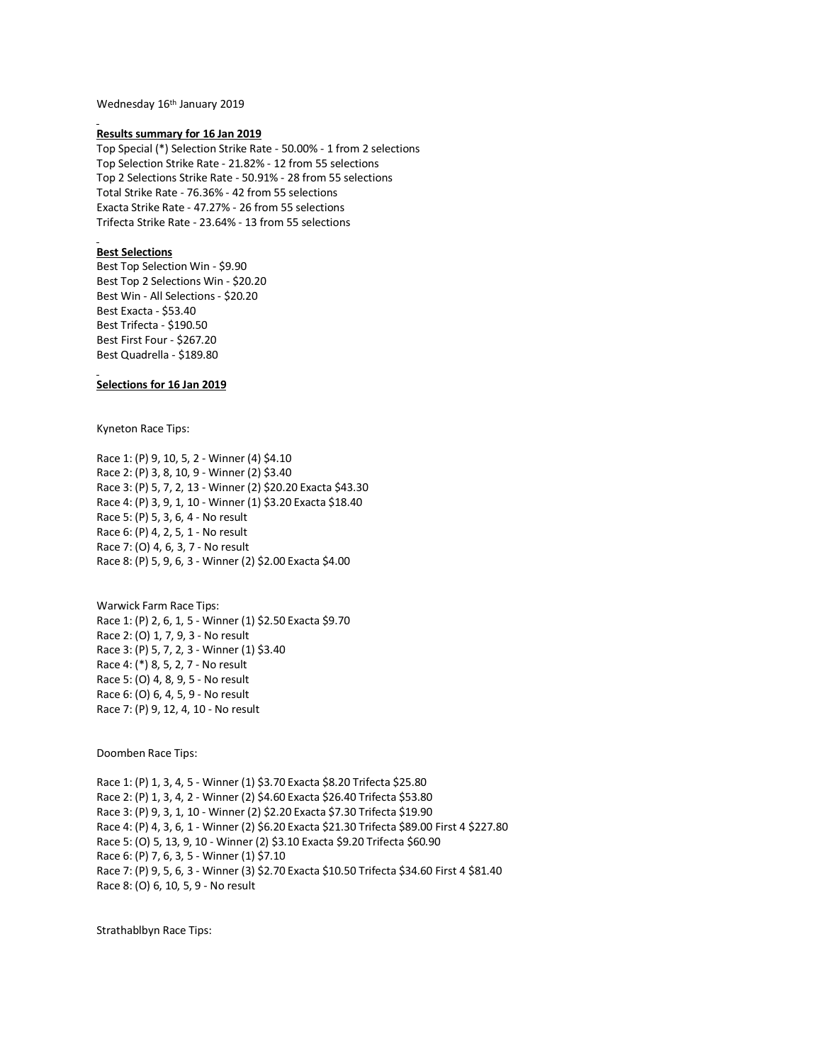Wednesday 16th January 2019

**Results summary for 16 Jan 2019**

Top Special (*) Selection Strike Rate - 50.00% - 1 from 2 selections
Top Selection Strike Rate - 21.82% - 12 from 55 selections
Top 2 Selections Strike Rate - 50.91% - 28 from 55 selections
Total Strike Rate - 76.36% - 42 from 55 selections
Exacta Strike Rate - 47.27% - 26 from 55 selections
Trifecta Strike Rate - 23.64% - 13 from 55 selections

**Best Selections**

Best Top Selection Win - $9.90
Best Top 2 Selections Win - $20.20
Best Win - All Selections - $20.20
Best Exacta - $53.40
Best Trifecta - $190.50
Best First Four - $267.20
Best Quadrella - $189.80

**Selections for 16 Jan 2019**

Kyneton Race Tips:

Race 1: (P) 9, 10, 5, 2 - Winner (4) $4.10
Race 2: (P) 3, 8, 10, 9 - Winner (2) $3.40
Race 3: (P) 5, 7, 2, 13 - Winner (2) $20.20 Exacta $43.30
Race 4: (P) 3, 9, 1, 10 - Winner (1) $3.20 Exacta $18.40
Race 5: (P) 5, 3, 6, 4 - No result
Race 6: (P) 4, 2, 5, 1 - No result
Race 7: (O) 4, 6, 3, 7 - No result
Race 8: (P) 5, 9, 6, 3 - Winner (2) $2.00 Exacta $4.00

Warwick Farm Race Tips:

Race 1: (P) 2, 6, 1, 5 - Winner (1) $2.50 Exacta $9.70
Race 2: (O) 1, 7, 9, 3 - No result
Race 3: (P) 5, 7, 2, 3 - Winner (1) $3.40
Race 4: (*) 8, 5, 2, 7 - No result
Race 5: (O) 4, 8, 9, 5 - No result
Race 6: (O) 6, 4, 5, 9 - No result
Race 7: (P) 9, 12, 4, 10 - No result

Doomben Race Tips:

Race 1: (P) 1, 3, 4, 5 - Winner (1) $3.70 Exacta $8.20 Trifecta $25.80
Race 2: (P) 1, 3, 4, 2 - Winner (2) $4.60 Exacta $26.40 Trifecta $53.80
Race 3: (P) 9, 3, 1, 10 - Winner (2) $2.20 Exacta $7.30 Trifecta $19.90
Race 4: (P) 4, 3, 6, 1 - Winner (2) $6.20 Exacta $21.30 Trifecta $89.00 First 4 $227.80
Race 5: (O) 5, 13, 9, 10 - Winner (2) $3.10 Exacta $9.20 Trifecta $60.90
Race 6: (P) 7, 6, 3, 5 - Winner (1) $7.10
Race 7: (P) 9, 5, 6, 3 - Winner (3) $2.70 Exacta $10.50 Trifecta $34.60 First 4 $81.40
Race 8: (O) 6, 10, 5, 9 - No result

Strathablbyn Race Tips: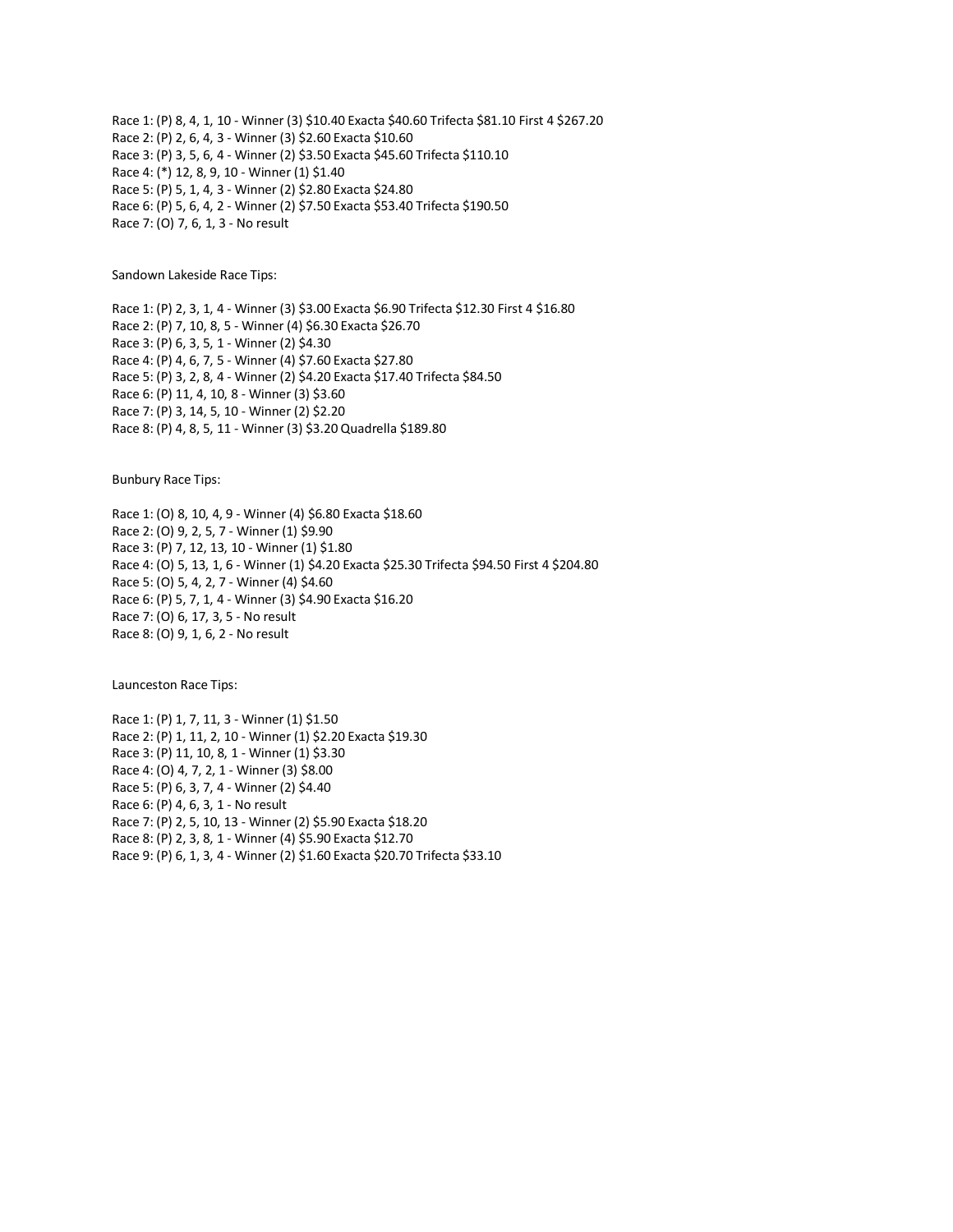Race 1: (P) 8, 4, 1, 10 - Winner (3) $10.40 Exacta $40.60 Trifecta $81.10 First 4 $267.20
Race 2: (P) 2, 6, 4, 3 - Winner (3) $2.60 Exacta $10.60
Race 3: (P) 3, 5, 6, 4 - Winner (2) $3.50 Exacta $45.60 Trifecta $110.10
Race 4: (*) 12, 8, 9, 10 - Winner (1) $1.40
Race 5: (P) 5, 1, 4, 3 - Winner (2) $2.80 Exacta $24.80
Race 6: (P) 5, 6, 4, 2 - Winner (2) $7.50 Exacta $53.40 Trifecta $190.50
Race 7: (O) 7, 6, 1, 3 - No result

Sandown Lakeside Race Tips:

Race 1: (P) 2, 3, 1, 4 - Winner (3) $3.00 Exacta $6.90 Trifecta $12.30 First 4 $16.80
Race 2: (P) 7, 10, 8, 5 - Winner (4) $6.30 Exacta $26.70
Race 3: (P) 6, 3, 5, 1 - Winner (2) $4.30
Race 4: (P) 4, 6, 7, 5 - Winner (4) $7.60 Exacta $27.80
Race 5: (P) 3, 2, 8, 4 - Winner (2) $4.20 Exacta $17.40 Trifecta $84.50
Race 6: (P) 11, 4, 10, 8 - Winner (3) $3.60
Race 7: (P) 3, 14, 5, 10 - Winner (2) $2.20
Race 8: (P) 4, 8, 5, 11 - Winner (3) $3.20 Quadrella $189.80

Bunbury Race Tips:

Race 1: (O) 8, 10, 4, 9 - Winner (4) $6.80 Exacta $18.60
Race 2: (O) 9, 2, 5, 7 - Winner (1) $9.90
Race 3: (P) 7, 12, 13, 10 - Winner (1) $1.80
Race 4: (O) 5, 13, 1, 6 - Winner (1) $4.20 Exacta $25.30 Trifecta $94.50 First 4 $204.80
Race 5: (O) 5, 4, 2, 7 - Winner (4) $4.60
Race 6: (P) 5, 7, 1, 4 - Winner (3) $4.90 Exacta $16.20
Race 7: (O) 6, 17, 3, 5 - No result
Race 8: (O) 9, 1, 6, 2 - No result

Launceston Race Tips:

Race 1: (P) 1, 7, 11, 3 - Winner (1) $1.50
Race 2: (P) 1, 11, 2, 10 - Winner (1) $2.20 Exacta $19.30
Race 3: (P) 11, 10, 8, 1 - Winner (1) $3.30
Race 4: (O) 4, 7, 2, 1 - Winner (3) $8.00
Race 5: (P) 6, 3, 7, 4 - Winner (2) $4.40
Race 6: (P) 4, 6, 3, 1 - No result
Race 7: (P) 2, 5, 10, 13 - Winner (2) $5.90 Exacta $18.20
Race 8: (P) 2, 3, 8, 1 - Winner (4) $5.90 Exacta $12.70
Race 9: (P) 6, 1, 3, 4 - Winner (2) $1.60 Exacta $20.70 Trifecta $33.10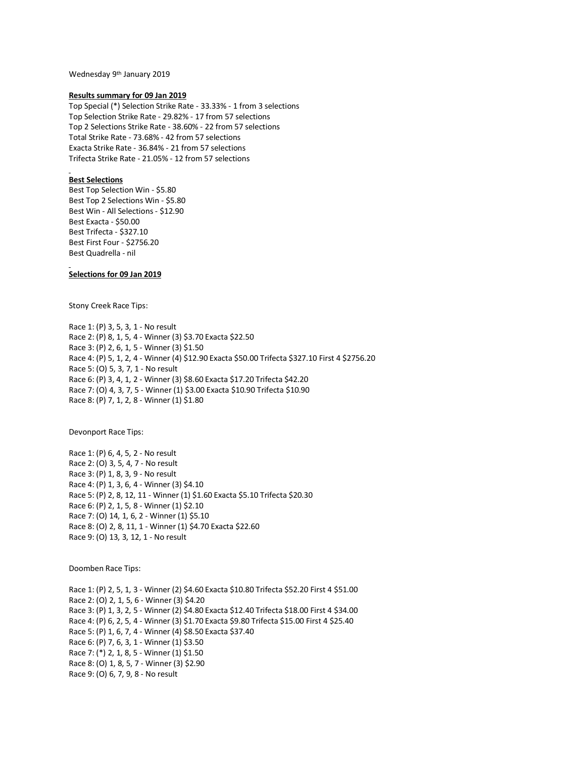Wednesday 9th January 2019

**Results summary for 09 Jan 2019**

Top Special (*) Selection Strike Rate - 33.33% - 1 from 3 selections
Top Selection Strike Rate - 29.82% - 17 from 57 selections
Top 2 Selections Strike Rate - 38.60% - 22 from 57 selections
Total Strike Rate - 73.68% - 42 from 57 selections
Exacta Strike Rate - 36.84% - 21 from 57 selections
Trifecta Strike Rate - 21.05% - 12 from 57 selections

**Best Selections**

Best Top Selection Win - $5.80
Best Top 2 Selections Win - $5.80
Best Win - All Selections - $12.90
Best Exacta - $50.00
Best Trifecta - $327.10
Best First Four - $2756.20
Best Quadrella - nil

**Selections for 09 Jan 2019**

Stony Creek Race Tips:

Race 1: (P) 3, 5, 3, 1 - No result
Race 2: (P) 8, 1, 5, 4 - Winner (3) $3.70 Exacta $22.50
Race 3: (P) 2, 6, 1, 5 - Winner (3) $1.50
Race 4: (P) 5, 1, 2, 4 - Winner (4) $12.90 Exacta $50.00 Trifecta $327.10 First 4 $2756.20
Race 5: (O) 5, 3, 7, 1 - No result
Race 6: (P) 3, 4, 1, 2 - Winner (3) $8.60 Exacta $17.20 Trifecta $42.20
Race 7: (O) 4, 3, 7, 5 - Winner (1) $3.00 Exacta $10.90 Trifecta $10.90
Race 8: (P) 7, 1, 2, 8 - Winner (1) $1.80

Devonport Race Tips:

Race 1: (P) 6, 4, 5, 2 - No result
Race 2: (O) 3, 5, 4, 7 - No result
Race 3: (P) 1, 8, 3, 9 - No result
Race 4: (P) 1, 3, 6, 4 - Winner (3) $4.10
Race 5: (P) 2, 8, 12, 11 - Winner (1) $1.60 Exacta $5.10 Trifecta $20.30
Race 6: (P) 2, 1, 5, 8 - Winner (1) $2.10
Race 7: (O) 14, 1, 6, 2 - Winner (1) $5.10
Race 8: (O) 2, 8, 11, 1 - Winner (1) $4.70 Exacta $22.60
Race 9: (O) 13, 3, 12, 1 - No result

Doomben Race Tips:

Race 1: (P) 2, 5, 1, 3 - Winner (2) $4.60 Exacta $10.80 Trifecta $52.20 First 4 $51.00
Race 2: (O) 2, 1, 5, 6 - Winner (3) $4.20
Race 3: (P) 1, 3, 2, 5 - Winner (2) $4.80 Exacta $12.40 Trifecta $18.00 First 4 $34.00
Race 4: (P) 6, 2, 5, 4 - Winner (3) $1.70 Exacta $9.80 Trifecta $15.00 First 4 $25.40
Race 5: (P) 1, 6, 7, 4 - Winner (4) $8.50 Exacta $37.40
Race 6: (P) 7, 6, 3, 1 - Winner (1) $3.50
Race 7: (*) 2, 1, 8, 5 - Winner (1) $1.50
Race 8: (O) 1, 8, 5, 7 - Winner (3) $2.90
Race 9: (O) 6, 7, 9, 8 - No result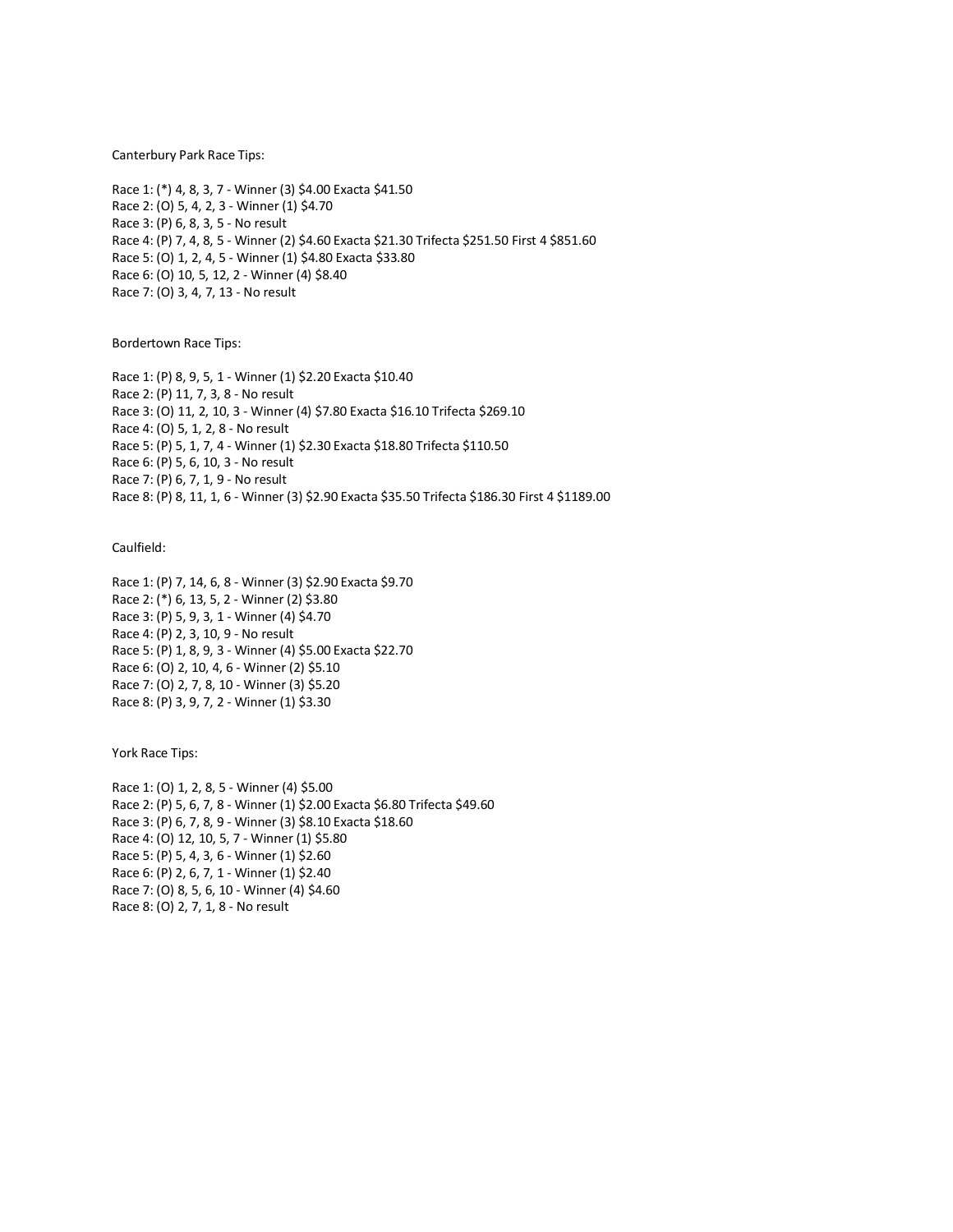Canterbury Park Race Tips:

Race 1: (*) 4, 8, 3, 7 - Winner (3) $4.00 Exacta $41.50
Race 2: (O) 5, 4, 2, 3 - Winner (1) $4.70
Race 3: (P) 6, 8, 3, 5 - No result
Race 4: (P) 7, 4, 8, 5 - Winner (2) $4.60 Exacta $21.30 Trifecta $251.50 First 4 $851.60
Race 5: (O) 1, 2, 4, 5 - Winner (1) $4.80 Exacta $33.80
Race 6: (O) 10, 5, 12, 2 - Winner (4) $8.40
Race 7: (O) 3, 4, 7, 13 - No result

Bordertown Race Tips:

Race 1: (P) 8, 9, 5, 1 - Winner (1) $2.20 Exacta $10.40
Race 2: (P) 11, 7, 3, 8 - No result
Race 3: (O) 11, 2, 10, 3 - Winner (4) $7.80 Exacta $16.10 Trifecta $269.10
Race 4: (O) 5, 1, 2, 8 - No result
Race 5: (P) 5, 1, 7, 4 - Winner (1) $2.30 Exacta $18.80 Trifecta $110.50
Race 6: (P) 5, 6, 10, 3 - No result
Race 7: (P) 6, 7, 1, 9 - No result
Race 8: (P) 8, 11, 1, 6 - Winner (3) $2.90 Exacta $35.50 Trifecta $186.30 First 4 $1189.00

Caulfield:

Race 1: (P) 7, 14, 6, 8 - Winner (3) $2.90 Exacta $9.70
Race 2: (*) 6, 13, 5, 2 - Winner (2) $3.80
Race 3: (P) 5, 9, 3, 1 - Winner (4) $4.70
Race 4: (P) 2, 3, 10, 9 - No result
Race 5: (P) 1, 8, 9, 3 - Winner (4) $5.00 Exacta $22.70
Race 6: (O) 2, 10, 4, 6 - Winner (2) $5.10
Race 7: (O) 2, 7, 8, 10 - Winner (3) $5.20
Race 8: (P) 3, 9, 7, 2 - Winner (1) $3.30

York Race Tips:

Race 1: (O) 1, 2, 8, 5 - Winner (4) $5.00
Race 2: (P) 5, 6, 7, 8 - Winner (1) $2.00 Exacta $6.80 Trifecta $49.60
Race 3: (P) 6, 7, 8, 9 - Winner (3) $8.10 Exacta $18.60
Race 4: (O) 12, 10, 5, 7 - Winner (1) $5.80
Race 5: (P) 5, 4, 3, 6 - Winner (1) $2.60
Race 6: (P) 2, 6, 7, 1 - Winner (1) $2.40
Race 7: (O) 8, 5, 6, 10 - Winner (4) $4.60
Race 8: (O) 2, 7, 1, 8 - No result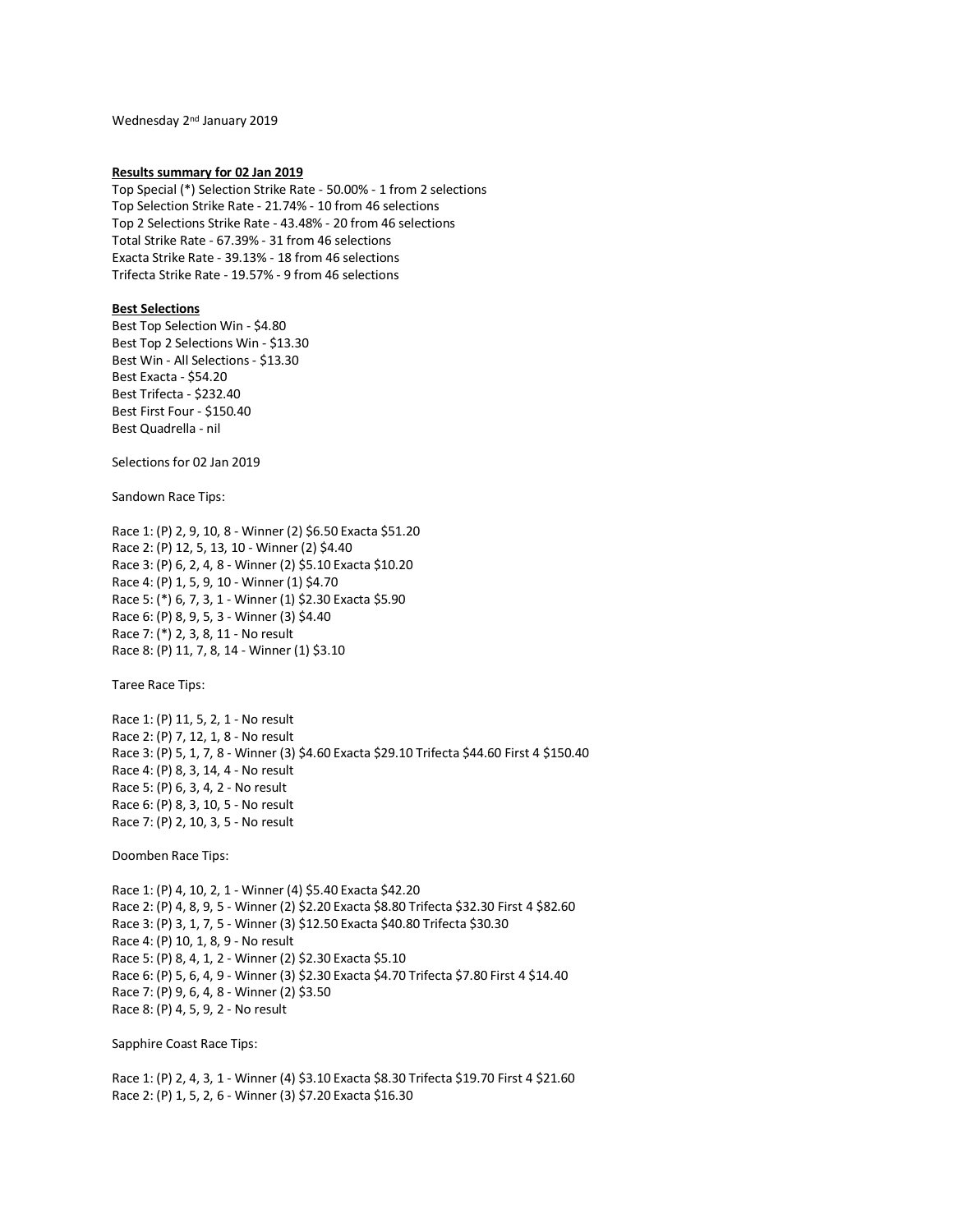Wednesday 2nd January 2019

**Results summary for 02 Jan 2019**

Top Special (*) Selection Strike Rate - 50.00% - 1 from 2 selections
Top Selection Strike Rate - 21.74% - 10 from 46 selections
Top 2 Selections Strike Rate - 43.48% - 20 from 46 selections
Total Strike Rate - 67.39% - 31 from 46 selections
Exacta Strike Rate - 39.13% - 18 from 46 selections
Trifecta Strike Rate - 19.57% - 9 from 46 selections

**Best Selections**

Best Top Selection Win - $4.80
Best Top 2 Selections Win - $13.30
Best Win - All Selections - $13.30
Best Exacta - $54.20
Best Trifecta - $232.40
Best First Four - $150.40
Best Quadrella - nil

Selections for 02 Jan 2019

Sandown Race Tips:

Race 1: (P) 2, 9, 10, 8 - Winner (2) $6.50 Exacta $51.20
Race 2: (P) 12, 5, 13, 10 - Winner (2) $4.40
Race 3: (P) 6, 2, 4, 8 - Winner (2) $5.10 Exacta $10.20
Race 4: (P) 1, 5, 9, 10 - Winner (1) $4.70
Race 5: (*) 6, 7, 3, 1 - Winner (1) $2.30 Exacta $5.90
Race 6: (P) 8, 9, 5, 3 - Winner (3) $4.40
Race 7: (*) 2, 3, 8, 11 - No result
Race 8: (P) 11, 7, 8, 14 - Winner (1) $3.10

Taree Race Tips:

Race 1: (P) 11, 5, 2, 1 - No result
Race 2: (P) 7, 12, 1, 8 - No result
Race 3: (P) 5, 1, 7, 8 - Winner (3) $4.60 Exacta $29.10 Trifecta $44.60 First 4 $150.40
Race 4: (P) 8, 3, 14, 4 - No result
Race 5: (P) 6, 3, 4, 2 - No result
Race 6: (P) 8, 3, 10, 5 - No result
Race 7: (P) 2, 10, 3, 5 - No result

Doomben Race Tips:

Race 1: (P) 4, 10, 2, 1 - Winner (4) $5.40 Exacta $42.20
Race 2: (P) 4, 8, 9, 5 - Winner (2) $2.20 Exacta $8.80 Trifecta $32.30 First 4 $82.60
Race 3: (P) 3, 1, 7, 5 - Winner (3) $12.50 Exacta $40.80 Trifecta $30.30
Race 4: (P) 10, 1, 8, 9 - No result
Race 5: (P) 8, 4, 1, 2 - Winner (2) $2.30 Exacta $5.10
Race 6: (P) 5, 6, 4, 9 - Winner (3) $2.30 Exacta $4.70 Trifecta $7.80 First 4 $14.40
Race 7: (P) 9, 6, 4, 8 - Winner (2) $3.50
Race 8: (P) 4, 5, 9, 2 - No result

Sapphire Coast Race Tips:

Race 1: (P) 2, 4, 3, 1 - Winner (4) $3.10 Exacta $8.30 Trifecta $19.70 First 4 $21.60
Race 2: (P) 1, 5, 2, 6 - Winner (3) $7.20 Exacta $16.30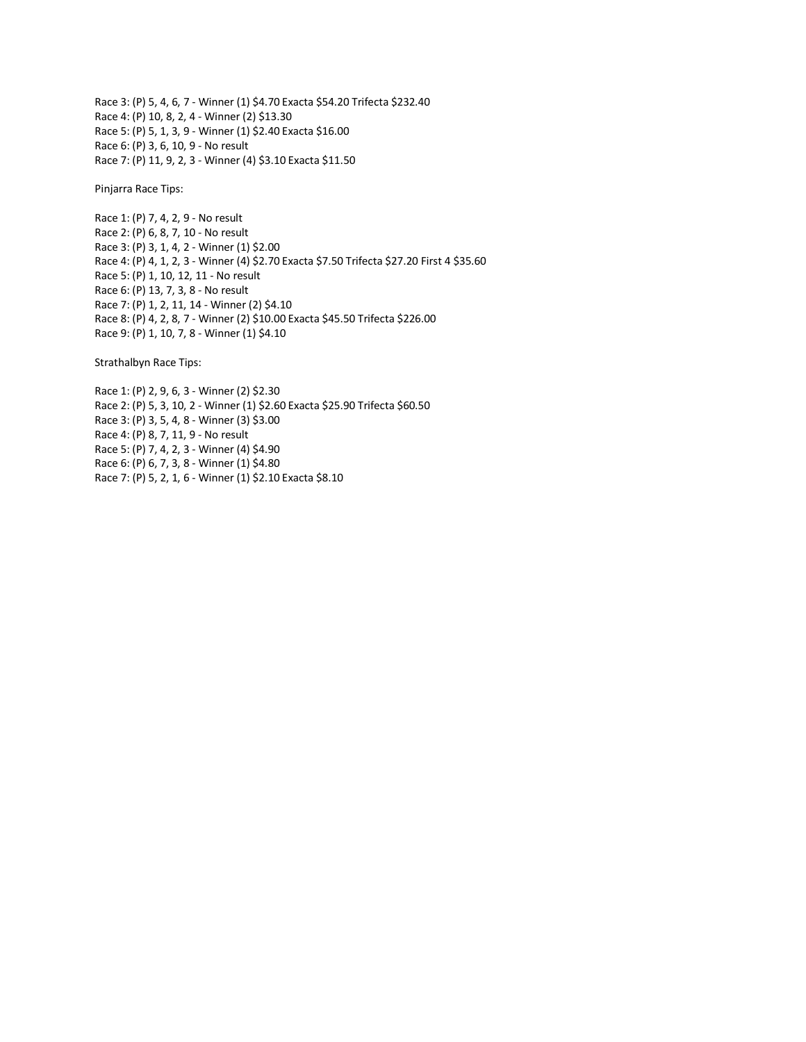Race 3: (P) 5, 4, 6, 7 - Winner (1) $4.70 Exacta $54.20 Trifecta $232.40
Race 4: (P) 10, 8, 2, 4 - Winner (2) $13.30
Race 5: (P) 5, 1, 3, 9 - Winner (1) $2.40 Exacta $16.00
Race 6: (P) 3, 6, 10, 9 - No result
Race 7: (P) 11, 9, 2, 3 - Winner (4) $3.10 Exacta $11.50

Pinjarra Race Tips:

Race 1: (P) 7, 4, 2, 9 - No result
Race 2: (P) 6, 8, 7, 10 - No result
Race 3: (P) 3, 1, 4, 2 - Winner (1) $2.00
Race 4: (P) 4, 1, 2, 3 - Winner (4) $2.70 Exacta $7.50 Trifecta $27.20 First 4 $35.60
Race 5: (P) 1, 10, 12, 11 - No result
Race 6: (P) 13, 7, 3, 8 - No result
Race 7: (P) 1, 2, 11, 14 - Winner (2) $4.10
Race 8: (P) 4, 2, 8, 7 - Winner (2) $10.00 Exacta $45.50 Trifecta $226.00
Race 9: (P) 1, 10, 7, 8 - Winner (1) $4.10

Strathalbyn Race Tips:

Race 1: (P) 2, 9, 6, 3 - Winner (2) $2.30
Race 2: (P) 5, 3, 10, 2 - Winner (1) $2.60 Exacta $25.90 Trifecta $60.50
Race 3: (P) 3, 5, 4, 8 - Winner (3) $3.00
Race 4: (P) 8, 7, 11, 9 - No result
Race 5: (P) 7, 4, 2, 3 - Winner (4) $4.90
Race 6: (P) 6, 7, 3, 8 - Winner (1) $4.80
Race 7: (P) 5, 2, 1, 6 - Winner (1) $2.10 Exacta $8.10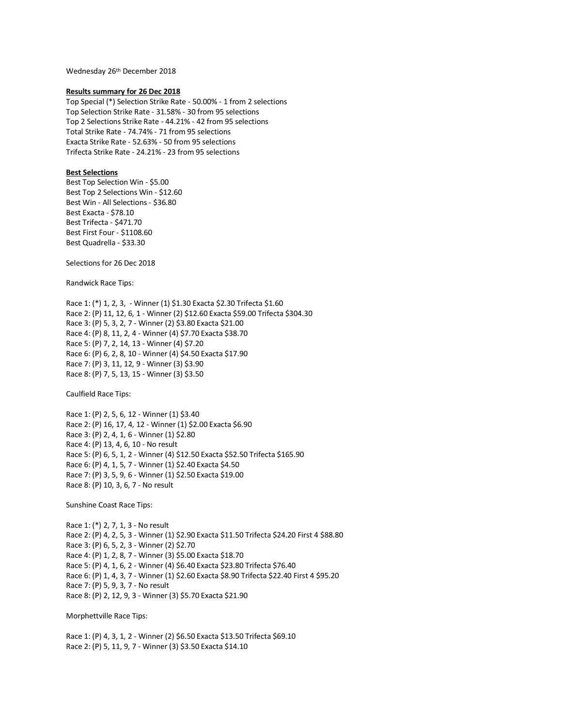Wednesday 26th December 2018

**Results summary for 26 Dec 2018**

Top Special (*) Selection Strike Rate - 50.00% - 1 from 2 selections
Top Selection Strike Rate - 31.58% - 30 from 95 selections
Top 2 Selections Strike Rate - 44.21% - 42 from 95 selections
Total Strike Rate - 74.74% - 71 from 95 selections
Exacta Strike Rate - 52.63% - 50 from 95 selections
Trifecta Strike Rate - 24.21% - 23 from 95 selections

**Best Selections**

Best Top Selection Win - $5.00
Best Top 2 Selections Win - $12.60
Best Win - All Selections - $36.80
Best Exacta - $78.10
Best Trifecta - $471.70
Best First Four - $1108.60
Best Quadrella - $33.30

Selections for 26 Dec 2018

Randwick Race Tips:

Race 1: (*) 1, 2, 3, - Winner (1) $1.30 Exacta $2.30 Trifecta $1.60
Race 2: (P) 11, 12, 6, 1 - Winner (2) $12.60 Exacta $59.00 Trifecta $304.30
Race 3: (P) 5, 3, 2, 7 - Winner (2) $3.80 Exacta $21.00
Race 4: (P) 8, 11, 2, 4 - Winner (4) $7.70 Exacta $38.70
Race 5: (P) 7, 2, 14, 13 - Winner (4) $7.20
Race 6: (P) 6, 2, 8, 10 - Winner (4) $4.50 Exacta $17.90
Race 7: (P) 3, 11, 12, 9 - Winner (3) $3.90
Race 8: (P) 7, 5, 13, 15 - Winner (3) $3.50

Caulfield Race Tips:

Race 1: (P) 2, 5, 6, 12 - Winner (1) $3.40
Race 2: (P) 16, 17, 4, 12 - Winner (1) $2.00 Exacta $6.90
Race 3: (P) 2, 4, 1, 6 - Winner (1) $2.80
Race 4: (P) 13, 4, 6, 10 - No result
Race 5: (P) 6, 5, 1, 2 - Winner (4) $12.50 Exacta $52.50 Trifecta $165.90
Race 6: (P) 4, 1, 5, 7 - Winner (1) $2.40 Exacta $4.50
Race 7: (P) 3, 5, 9, 6 - Winner (1) $2.50 Exacta $19.00
Race 8: (P) 10, 3, 6, 7 - No result

Sunshine Coast Race Tips:

Race 1: (*) 2, 7, 1, 3 - No result
Race 2: (P) 4, 2, 5, 3 - Winner (1) $2.90 Exacta $11.50 Trifecta $24.20 First 4 $88.80
Race 3: (P) 6, 5, 2, 3 - Winner (2) $2.70
Race 4: (P) 1, 2, 8, 7 - Winner (3) $5.00 Exacta $18.70
Race 5: (P) 4, 1, 6, 2 - Winner (4) $6.40 Exacta $23.80 Trifecta $76.40
Race 6: (P) 1, 4, 3, 7 - Winner (1) $2.60 Exacta $8.90 Trifecta $22.40 First 4 $95.20
Race 7: (P) 5, 9, 3, 7 - No result
Race 8: (P) 2, 12, 9, 3 - Winner (3) $5.70 Exacta $21.90

Morphettville Race Tips:

Race 1: (P) 4, 3, 1, 2 - Winner (2) $6.50 Exacta $13.50 Trifecta $69.10
Race 2: (P) 5, 11, 9, 7 - Winner (3) $3.50 Exacta $14.10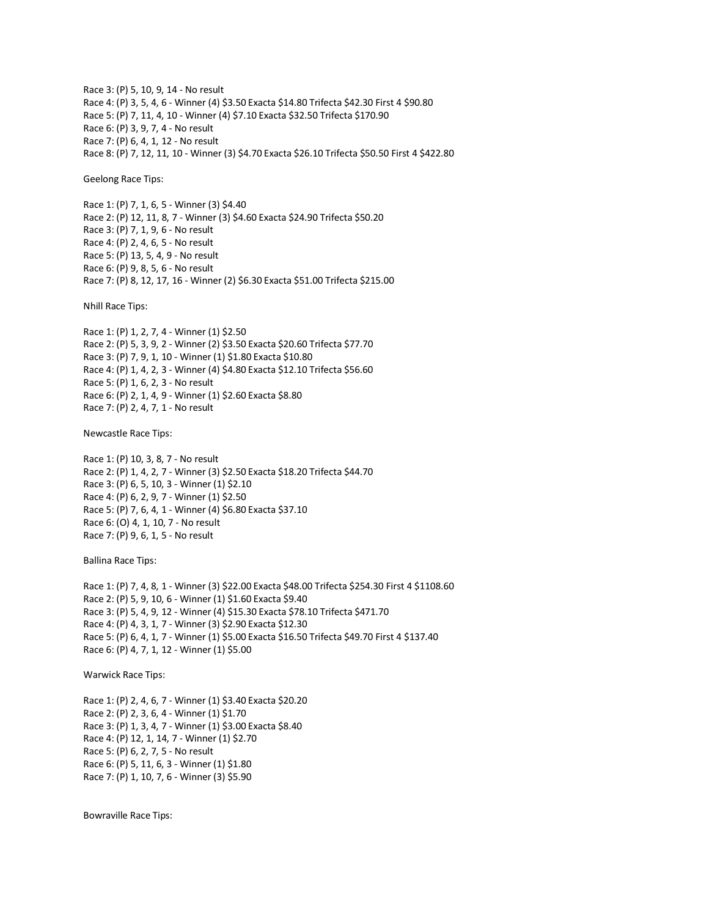Race 3: (P) 5, 10, 9, 14 - No result
Race 4: (P) 3, 5, 4, 6 - Winner (4) $3.50 Exacta $14.80 Trifecta $42.30 First 4 $90.80
Race 5: (P) 7, 11, 4, 10 - Winner (4) $7.10 Exacta $32.50 Trifecta $170.90
Race 6: (P) 3, 9, 7, 4 - No result
Race 7: (P) 6, 4, 1, 12 - No result
Race 8: (P) 7, 12, 11, 10 - Winner (3) $4.70 Exacta $26.10 Trifecta $50.50 First 4 $422.80

Geelong Race Tips:

Race 1: (P) 7, 1, 6, 5 - Winner (3) $4.40
Race 2: (P) 12, 11, 8, 7 - Winner (3) $4.60 Exacta $24.90 Trifecta $50.20
Race 3: (P) 7, 1, 9, 6 - No result
Race 4: (P) 2, 4, 6, 5 - No result
Race 5: (P) 13, 5, 4, 9 - No result
Race 6: (P) 9, 8, 5, 6 - No result
Race 7: (P) 8, 12, 17, 16 - Winner (2) $6.30 Exacta $51.00 Trifecta $215.00

Nhill Race Tips:

Race 1: (P) 1, 2, 7, 4 - Winner (1) $2.50
Race 2: (P) 5, 3, 9, 2 - Winner (2) $3.50 Exacta $20.60 Trifecta $77.70
Race 3: (P) 7, 9, 1, 10 - Winner (1) $1.80 Exacta $10.80
Race 4: (P) 1, 4, 2, 3 - Winner (4) $4.80 Exacta $12.10 Trifecta $56.60
Race 5: (P) 1, 6, 2, 3 - No result
Race 6: (P) 2, 1, 4, 9 - Winner (1) $2.60 Exacta $8.80
Race 7: (P) 2, 4, 7, 1 - No result

Newcastle Race Tips:

Race 1: (P) 10, 3, 8, 7 - No result
Race 2: (P) 1, 4, 2, 7 - Winner (3) $2.50 Exacta $18.20 Trifecta $44.70
Race 3: (P) 6, 5, 10, 3 - Winner (1) $2.10
Race 4: (P) 6, 2, 9, 7 - Winner (1) $2.50
Race 5: (P) 7, 6, 4, 1 - Winner (4) $6.80 Exacta $37.10
Race 6: (O) 4, 1, 10, 7 - No result
Race 7: (P) 9, 6, 1, 5 - No result

Ballina Race Tips:

Race 1: (P) 7, 4, 8, 1 - Winner (3) $22.00 Exacta $48.00 Trifecta $254.30 First 4 $1108.60
Race 2: (P) 5, 9, 10, 6 - Winner (1) $1.60 Exacta $9.40
Race 3: (P) 5, 4, 9, 12 - Winner (4) $15.30 Exacta $78.10 Trifecta $471.70
Race 4: (P) 4, 3, 1, 7 - Winner (3) $2.90 Exacta $12.30
Race 5: (P) 6, 4, 1, 7 - Winner (1) $5.00 Exacta $16.50 Trifecta $49.70 First 4 $137.40
Race 6: (P) 4, 7, 1, 12 - Winner (1) $5.00

Warwick Race Tips:

Race 1: (P) 2, 4, 6, 7 - Winner (1) $3.40 Exacta $20.20
Race 2: (P) 2, 3, 6, 4 - Winner (1) $1.70
Race 3: (P) 1, 3, 4, 7 - Winner (1) $3.00 Exacta $8.40
Race 4: (P) 12, 1, 14, 7 - Winner (1) $2.70
Race 5: (P) 6, 2, 7, 5 - No result
Race 6: (P) 5, 11, 6, 3 - Winner (1) $1.80
Race 7: (P) 1, 10, 7, 6 - Winner (3) $5.90

Bowraville Race Tips: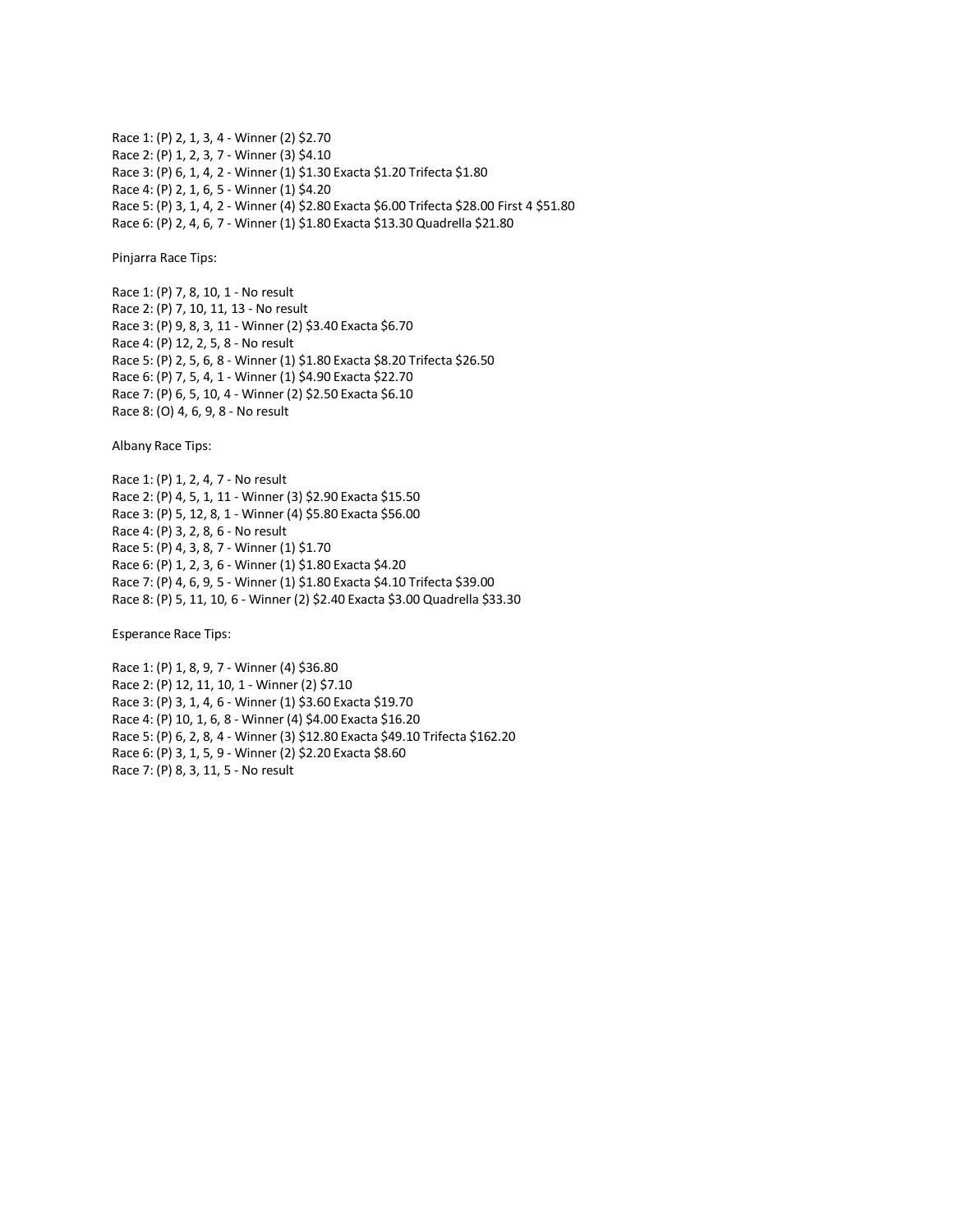Race 1: (P) 2, 1, 3, 4 - Winner (2) $2.70
Race 2: (P) 1, 2, 3, 7 - Winner (3) $4.10
Race 3: (P) 6, 1, 4, 2 - Winner (1) $1.30 Exacta $1.20 Trifecta $1.80
Race 4: (P) 2, 1, 6, 5 - Winner (1) $4.20
Race 5: (P) 3, 1, 4, 2 - Winner (4) $2.80 Exacta $6.00 Trifecta $28.00 First 4 $51.80
Race 6: (P) 2, 4, 6, 7 - Winner (1) $1.80 Exacta $13.30 Quadrella $21.80

Pinjarra Race Tips:

Race 1: (P) 7, 8, 10, 1 - No result
Race 2: (P) 7, 10, 11, 13 - No result
Race 3: (P) 9, 8, 3, 11 - Winner (2) $3.40 Exacta $6.70
Race 4: (P) 12, 2, 5, 8 - No result
Race 5: (P) 2, 5, 6, 8 - Winner (1) $1.80 Exacta $8.20 Trifecta $26.50
Race 6: (P) 7, 5, 4, 1 - Winner (1) $4.90 Exacta $22.70
Race 7: (P) 6, 5, 10, 4 - Winner (2) $2.50 Exacta $6.10
Race 8: (O) 4, 6, 9, 8 - No result

Albany Race Tips:

Race 1: (P) 1, 2, 4, 7 - No result
Race 2: (P) 4, 5, 1, 11 - Winner (3) $2.90 Exacta $15.50
Race 3: (P) 5, 12, 8, 1 - Winner (4) $5.80 Exacta $56.00
Race 4: (P) 3, 2, 8, 6 - No result
Race 5: (P) 4, 3, 8, 7 - Winner (1) $1.70
Race 6: (P) 1, 2, 3, 6 - Winner (1) $1.80 Exacta $4.20
Race 7: (P) 4, 6, 9, 5 - Winner (1) $1.80 Exacta $4.10 Trifecta $39.00
Race 8: (P) 5, 11, 10, 6 - Winner (2) $2.40 Exacta $3.00 Quadrella $33.30

Esperance Race Tips:

Race 1: (P) 1, 8, 9, 7 - Winner (4) $36.80
Race 2: (P) 12, 11, 10, 1 - Winner (2) $7.10
Race 3: (P) 3, 1, 4, 6 - Winner (1) $3.60 Exacta $19.70
Race 4: (P) 10, 1, 6, 8 - Winner (4) $4.00 Exacta $16.20
Race 5: (P) 6, 2, 8, 4 - Winner (3) $12.80 Exacta $49.10 Trifecta $162.20
Race 6: (P) 3, 1, 5, 9 - Winner (2) $2.20 Exacta $8.60
Race 7: (P) 8, 3, 11, 5 - No result